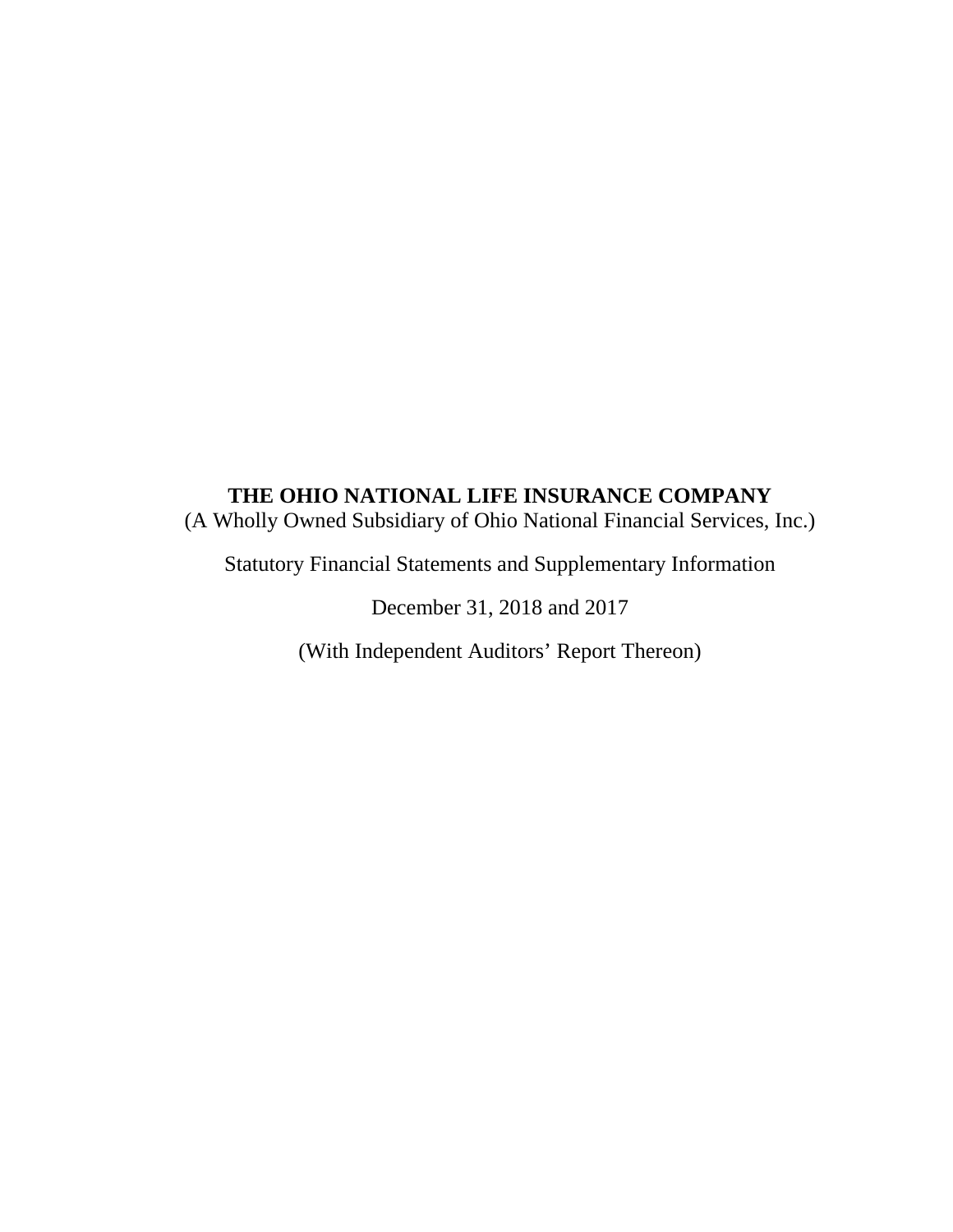**THE OHIO NATIONAL LIFE INSURANCE COMPANY**

(A Wholly Owned Subsidiary of Ohio National Financial Services, Inc.)

Statutory Financial Statements and Supplementary Information

December 31, 2018 and 2017

(With Independent Auditors' Report Thereon)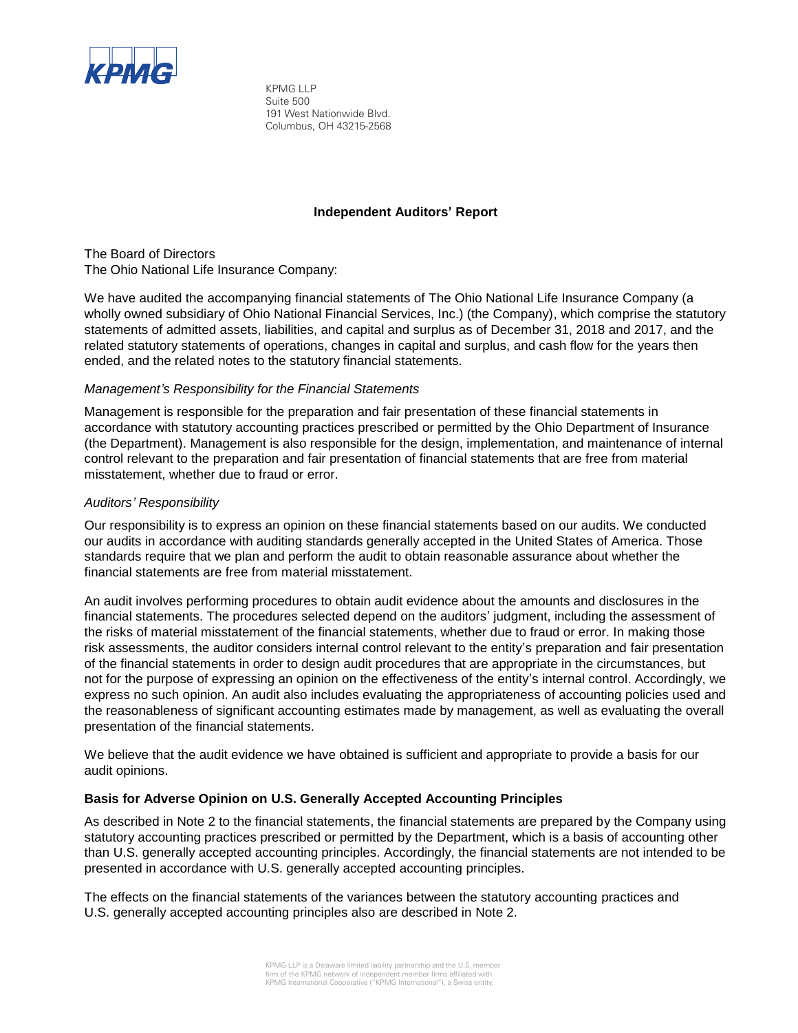KPMG LLP
Suite 500
191 West Nationwide Blvd.
Columbus, OH 43215-2568

## Independent Auditors' Report

The Board of Directors
The Ohio National Life Insurance Company:

We have audited the accompanying financial statements of The Ohio National Life Insurance Company (a wholly owned subsidiary of Ohio National Financial Services, Inc.) (the Company), which comprise the statutory statements of admitted assets, liabilities, and capital and surplus as of December 31, 2018 and 2017, and the related statutory statements of operations, changes in capital and surplus, and cash flow for the years then ended, and the related notes to the statutory financial statements.

*Management's Responsibility for the Financial Statements*

Management is responsible for the preparation and fair presentation of these financial statements in accordance with statutory accounting practices prescribed or permitted by the Ohio Department of Insurance (the Department). Management is also responsible for the design, implementation, and maintenance of internal control relevant to the preparation and fair presentation of financial statements that are free from material misstatement, whether due to fraud or error.

*Auditors' Responsibility*

Our responsibility is to express an opinion on these financial statements based on our audits. We conducted our audits in accordance with auditing standards generally accepted in the United States of America. Those standards require that we plan and perform the audit to obtain reasonable assurance about whether the financial statements are free from material misstatement.

An audit involves performing procedures to obtain audit evidence about the amounts and disclosures in the financial statements. The procedures selected depend on the auditors' judgment, including the assessment of the risks of material misstatement of the financial statements, whether due to fraud or error. In making those risk assessments, the auditor considers internal control relevant to the entity's preparation and fair presentation of the financial statements in order to design audit procedures that are appropriate in the circumstances, but not for the purpose of expressing an opinion on the effectiveness of the entity's internal control. Accordingly, we express no such opinion. An audit also includes evaluating the appropriateness of accounting policies used and the reasonableness of significant accounting estimates made by management, as well as evaluating the overall presentation of the financial statements.

We believe that the audit evidence we have obtained is sufficient and appropriate to provide a basis for our audit opinions.

**Basis for Adverse Opinion on U.S. Generally Accepted Accounting Principles**

As described in Note 2 to the financial statements, the financial statements are prepared by the Company using statutory accounting practices prescribed or permitted by the Department, which is a basis of accounting other than U.S. generally accepted accounting principles. Accordingly, the financial statements are not intended to be presented in accordance with U.S. generally accepted accounting principles.

The effects on the financial statements of the variances between the statutory accounting practices and U.S. generally accepted accounting principles also are described in Note 2.

KPMG LLP is a Delaware limited liability partnership and the U.S. member firm of the KPMG network of independent member firms affiliated with KPMG International Cooperative ("KPMG International"), a Swiss entity.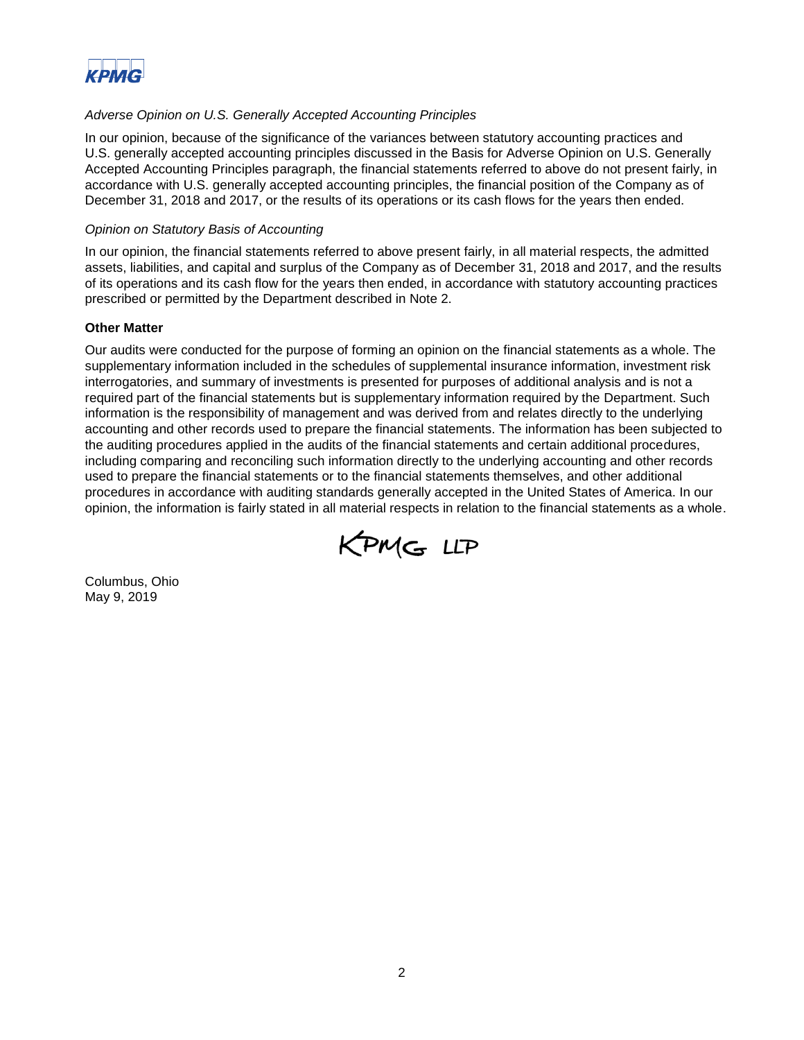*Adverse Opinion on U.S. Generally Accepted Accounting Principles*

In our opinion, because of the significance of the variances between statutory accounting practices and U.S. generally accepted accounting principles discussed in the Basis for Adverse Opinion on U.S. Generally Accepted Accounting Principles paragraph, the financial statements referred to above do not present fairly, in accordance with U.S. generally accepted accounting principles, the financial position of the Company as of December 31, 2018 and 2017, or the results of its operations or its cash flows for the years then ended.

*Opinion on Statutory Basis of Accounting*

In our opinion, the financial statements referred to above present fairly, in all material respects, the admitted assets, liabilities, and capital and surplus of the Company as of December 31, 2018 and 2017, and the results of its operations and its cash flow for the years then ended, in accordance with statutory accounting practices prescribed or permitted by the Department described in Note 2.

**Other Matter**

Our audits were conducted for the purpose of forming an opinion on the financial statements as a whole. The supplementary information included in the schedules of supplemental insurance information, investment risk interrogatories, and summary of investments is presented for purposes of additional analysis and is not a required part of the financial statements but is supplementary information required by the Department. Such information is the responsibility of management and was derived from and relates directly to the underlying accounting and other records used to prepare the financial statements. The information has been subjected to the auditing procedures applied in the audits of the financial statements and certain additional procedures, including comparing and reconciling such information directly to the underlying accounting and other records used to prepare the financial statements or to the financial statements themselves, and other additional procedures in accordance with auditing standards generally accepted in the United States of America. In our opinion, the information is fairly stated in all material respects in relation to the financial statements as a whole.

KPMG LLP

Columbus, Ohio
May 9, 2019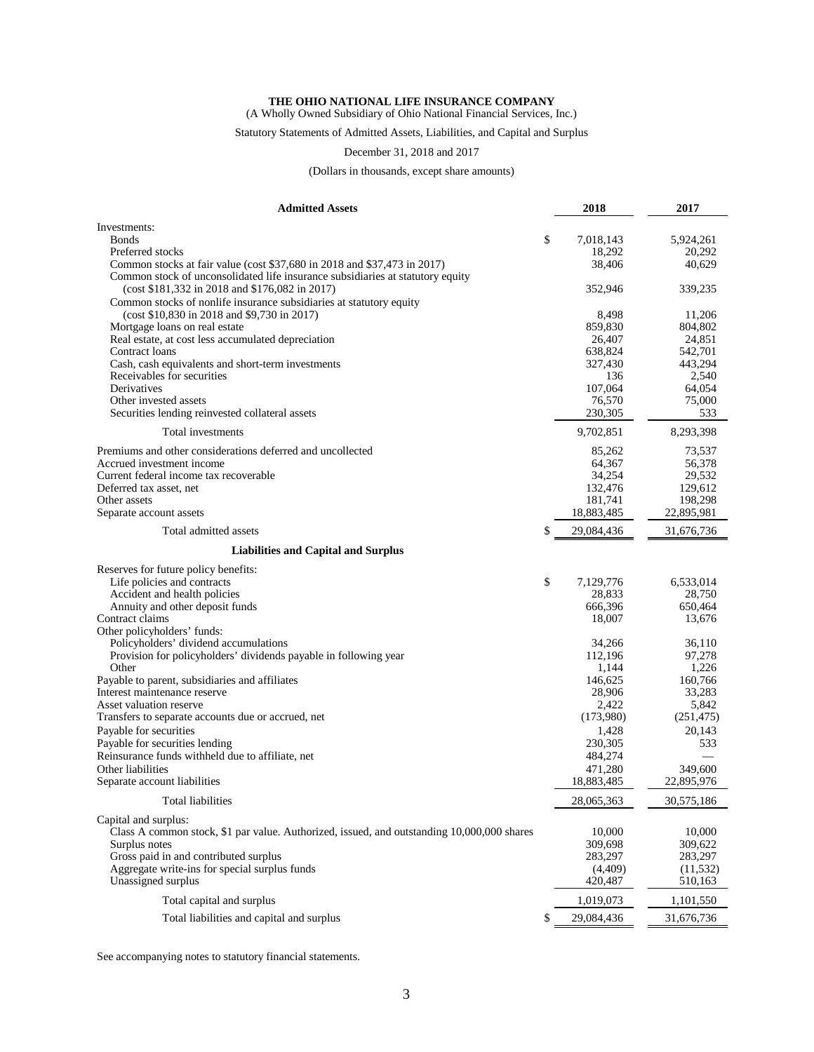**THE OHIO NATIONAL LIFE INSURANCE COMPANY**

(A Wholly Owned Subsidiary of Ohio National Financial Services, Inc.)

Statutory Statements of Admitted Assets, Liabilities, and Capital and Surplus

December 31, 2018 and 2017

(Dollars in thousands, except share amounts)

| **Admitted Assets** | **2018** | **2017** |
|---|---|---|
| Investments: | | |
| Bonds | $ 7,018,143 | 5,924,261 |
| Preferred stocks | 18,292 | 20,292 |
| Common stocks at fair value (cost $37,680 in 2018 and $37,473 in 2017) | 38,406 | 40,629 |
| Common stock of unconsolidated life insurance subsidiaries at statutory equity (cost $181,332 in 2018 and $176,082 in 2017) | 352,946 | 339,235 |
| Common stocks of nonlife insurance subsidiaries at statutory equity (cost $10,830 in 2018 and $9,730 in 2017) | 8,498 | 11,206 |
| Mortgage loans on real estate | 859,830 | 804,802 |
| Real estate, at cost less accumulated depreciation | 26,407 | 24,851 |
| Contract loans | 638,824 | 542,701 |
| Cash, cash equivalents and short-term investments | 327,430 | 443,294 |
| Receivables for securities | 136 | 2,540 |
| Derivatives | 107,064 | 64,054 |
| Other invested assets | 76,570 | 75,000 |
| Securities lending reinvested collateral assets | 230,305 | 533 |
| Total investments | 9,702,851 | 8,293,398 |
| Premiums and other considerations deferred and uncollected | 85,262 | 73,537 |
| Accrued investment income | 64,367 | 56,378 |
| Current federal income tax recoverable | 34,254 | 29,532 |
| Deferred tax asset, net | 132,476 | 129,612 |
| Other assets | 181,741 | 198,298 |
| Separate account assets | 18,883,485 | 22,895,981 |
| Total admitted assets | $ 29,084,436 | 31,676,736 |
| **Liabilities and Capital and Surplus** | | |
| Reserves for future policy benefits: | | |
| Life policies and contracts | $ 7,129,776 | 6,533,014 |
| Accident and health policies | 28,833 | 28,750 |
| Annuity and other deposit funds | 666,396 | 650,464 |
| Contract claims | 18,007 | 13,676 |
| Other policyholders' funds: | | |
| Policyholders' dividend accumulations | 34,266 | 36,110 |
| Provision for policyholders' dividends payable in following year | 112,196 | 97,278 |
| Other | 1,144 | 1,226 |
| Payable to parent, subsidiaries and affiliates | 146,625 | 160,766 |
| Interest maintenance reserve | 28,906 | 33,283 |
| Asset valuation reserve | 2,422 | 5,842 |
| Transfers to separate accounts due or accrued, net | (173,980) | (251,475) |
| Payable for securities | 1,428 | 20,143 |
| Payable for securities lending | 230,305 | 533 |
| Reinsurance funds withheld due to affiliate, net | 484,274 | — |
| Other liabilities | 471,280 | 349,600 |
| Separate account liabilities | 18,883,485 | 22,895,976 |
| Total liabilities | 28,065,363 | 30,575,186 |
| Capital and surplus: | | |
| Class A common stock, $1 par value. Authorized, issued, and outstanding 10,000,000 shares | 10,000 | 10,000 |
| Surplus notes | 309,698 | 309,622 |
| Gross paid in and contributed surplus | 283,297 | 283,297 |
| Aggregate write-ins for special surplus funds | (4,409) | (11,532) |
| Unassigned surplus | 420,487 | 510,163 |
| Total capital and surplus | 1,019,073 | 1,101,550 |
| Total liabilities and capital and surplus | $ 29,084,436 | 31,676,736 |

See accompanying notes to statutory financial statements.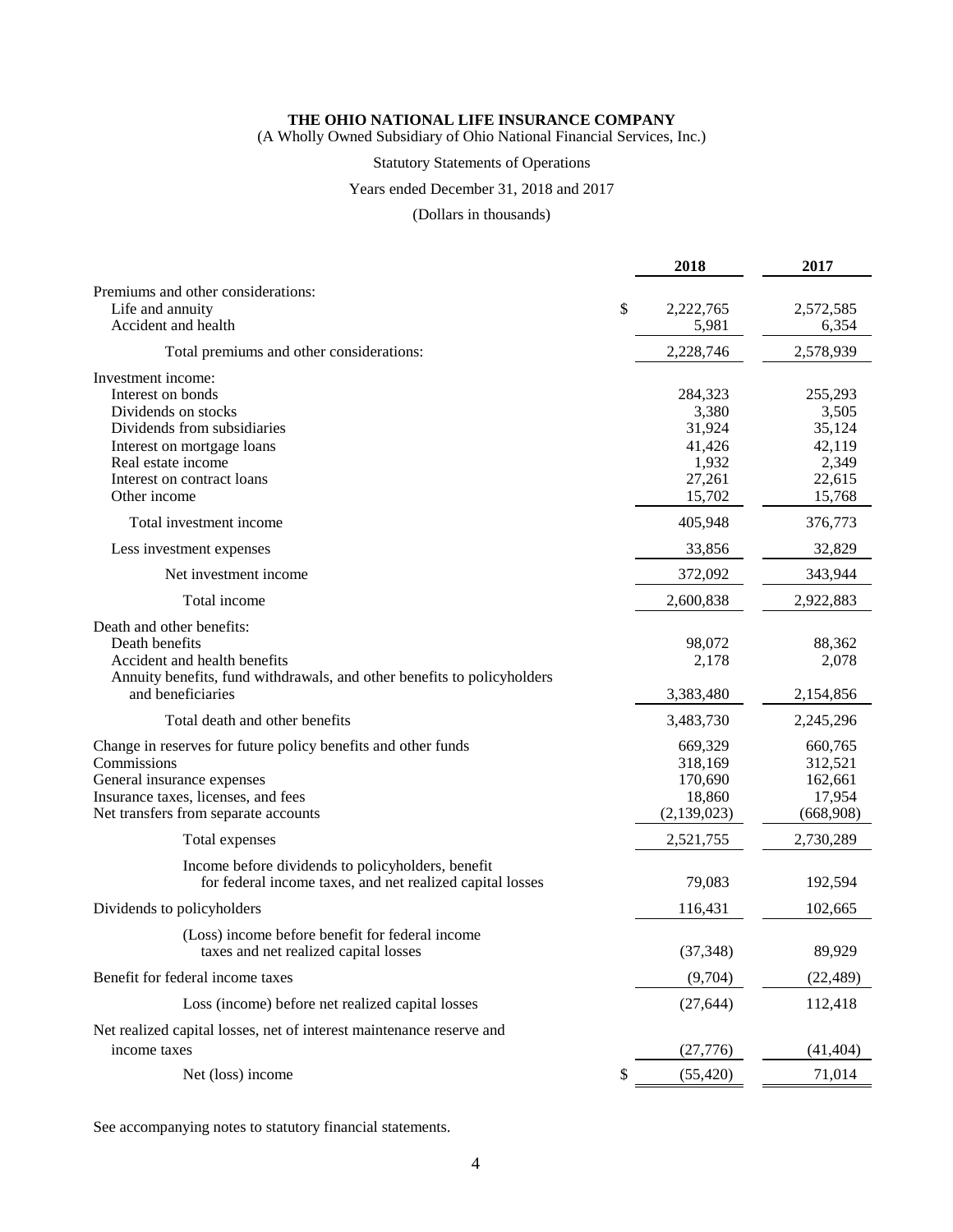**THE OHIO NATIONAL LIFE INSURANCE COMPANY**

(A Wholly Owned Subsidiary of Ohio National Financial Services, Inc.)

Statutory Statements of Operations

Years ended December 31, 2018 and 2017

(Dollars in thousands)

| | 2018 | 2017 |
|---|---|---|
| Premiums and other considerations: | | |
| Life and annuity | $ 2,222,765 | 2,572,585 |
| Accident and health | 5,981 | 6,354 |
| Total premiums and other considerations: | 2,228,746 | 2,578,939 |
| Investment income: | | |
| Interest on bonds | 284,323 | 255,293 |
| Dividends on stocks | 3,380 | 3,505 |
| Dividends from subsidiaries | 31,924 | 35,124 |
| Interest on mortgage loans | 41,426 | 42,119 |
| Real estate income | 1,932 | 2,349 |
| Interest on contract loans | 27,261 | 22,615 |
| Other income | 15,702 | 15,768 |
| Total investment income | 405,948 | 376,773 |
| Less investment expenses | 33,856 | 32,829 |
| Net investment income | 372,092 | 343,944 |
| Total income | 2,600,838 | 2,922,883 |
| Death and other benefits: | | |
| Death benefits | 98,072 | 88,362 |
| Accident and health benefits | 2,178 | 2,078 |
| Annuity benefits, fund withdrawals, and other benefits to policyholders and beneficiaries | 3,383,480 | 2,154,856 |
| Total death and other benefits | 3,483,730 | 2,245,296 |
| Change in reserves for future policy benefits and other funds | 669,329 | 660,765 |
| Commissions | 318,169 | 312,521 |
| General insurance expenses | 170,690 | 162,661 |
| Insurance taxes, licenses, and fees | 18,860 | 17,954 |
| Net transfers from separate accounts | (2,139,023) | (668,908) |
| Total expenses | 2,521,755 | 2,730,289 |
| Income before dividends to policyholders, benefit for federal income taxes, and net realized capital losses | 79,083 | 192,594 |
| Dividends to policyholders | 116,431 | 102,665 |
| (Loss) income before benefit for federal income taxes and net realized capital losses | (37,348) | 89,929 |
| Benefit for federal income taxes | (9,704) | (22,489) |
| Loss (income) before net realized capital losses | (27,644) | 112,418 |
| Net realized capital losses, net of interest maintenance reserve and income taxes | (27,776) | (41,404) |
| Net (loss) income | $ (55,420) | 71,014 |

See accompanying notes to statutory financial statements.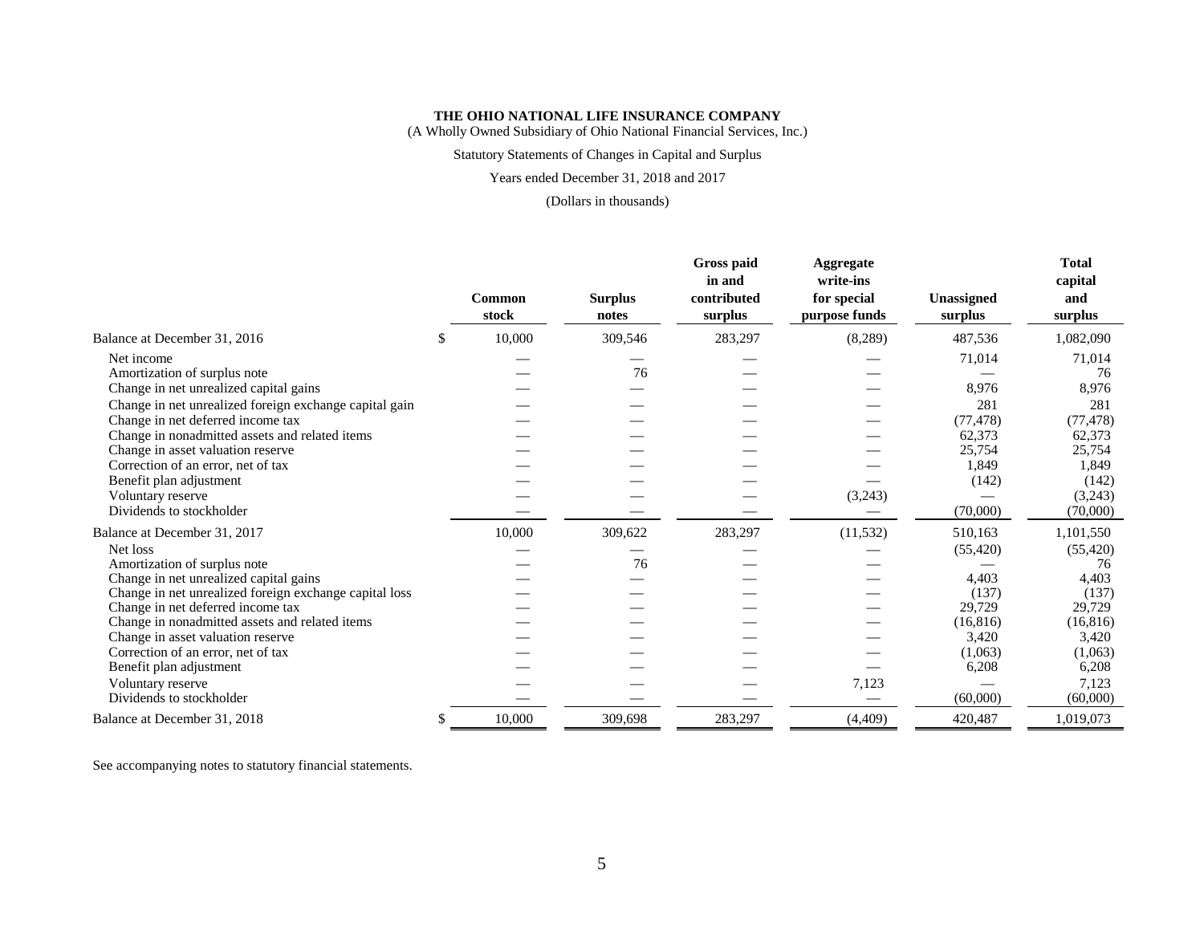**THE OHIO NATIONAL LIFE INSURANCE COMPANY**

(A Wholly Owned Subsidiary of Ohio National Financial Services, Inc.)

Statutory Statements of Changes in Capital and Surplus

Years ended December 31, 2018 and 2017

(Dollars in thousands)

| | Common stock | Surplus notes | Gross paid in and contributed surplus | Aggregate write-ins for special purpose funds | Unassigned surplus | Total capital and surplus |
|---|---|---|---|---|---|---|
| Balance at December 31, 2016 | $ 10,000 | 309,546 | 283,297 | (8,289) | 487,536 | 1,082,090 |
| Net income | — | — | — | — | 71,014 | 71,014 |
| Amortization of surplus note | — | 76 | — | — | — | 76 |
| Change in net unrealized capital gains | — | — | — | — | 8,976 | 8,976 |
| Change in net unrealized foreign exchange capital gain | — | — | — | — | 281 | 281 |
| Change in net deferred income tax | — | — | — | — | (77,478) | (77,478) |
| Change in nonadmitted assets and related items | — | — | — | — | 62,373 | 62,373 |
| Change in asset valuation reserve | — | — | — | — | 25,754 | 25,754 |
| Correction of an error, net of tax | — | — | — | — | 1,849 | 1,849 |
| Benefit plan adjustment | — | — | — | — | (142) | (142) |
| Voluntary reserve | — | — | — | (3,243) | — | (3,243) |
| Dividends to stockholder | — | — | — | — | (70,000) | (70,000) |
| Balance at December 31, 2017 | 10,000 | 309,622 | 283,297 | (11,532) | 510,163 | 1,101,550 |
| Net loss | — | — | — | — | (55,420) | (55,420) |
| Amortization of surplus note | — | 76 | — | — | — | 76 |
| Change in net unrealized capital gains | — | — | — | — | 4,403 | 4,403 |
| Change in net unrealized foreign exchange capital loss | — | — | — | — | (137) | (137) |
| Change in net deferred income tax | — | — | — | — | 29,729 | 29,729 |
| Change in nonadmitted assets and related items | — | — | — | — | (16,816) | (16,816) |
| Change in asset valuation reserve | — | — | — | — | 3,420 | 3,420 |
| Correction of an error, net of tax | — | — | — | — | (1,063) | (1,063) |
| Benefit plan adjustment | — | — | — | — | 6,208 | 6,208 |
| Voluntary reserve | — | — | — | 7,123 | — | 7,123 |
| Dividends to stockholder | — | — | — | — | (60,000) | (60,000) |
| Balance at December 31, 2018 | $ 10,000 | 309,698 | 283,297 | (4,409) | 420,487 | 1,019,073 |

See accompanying notes to statutory financial statements.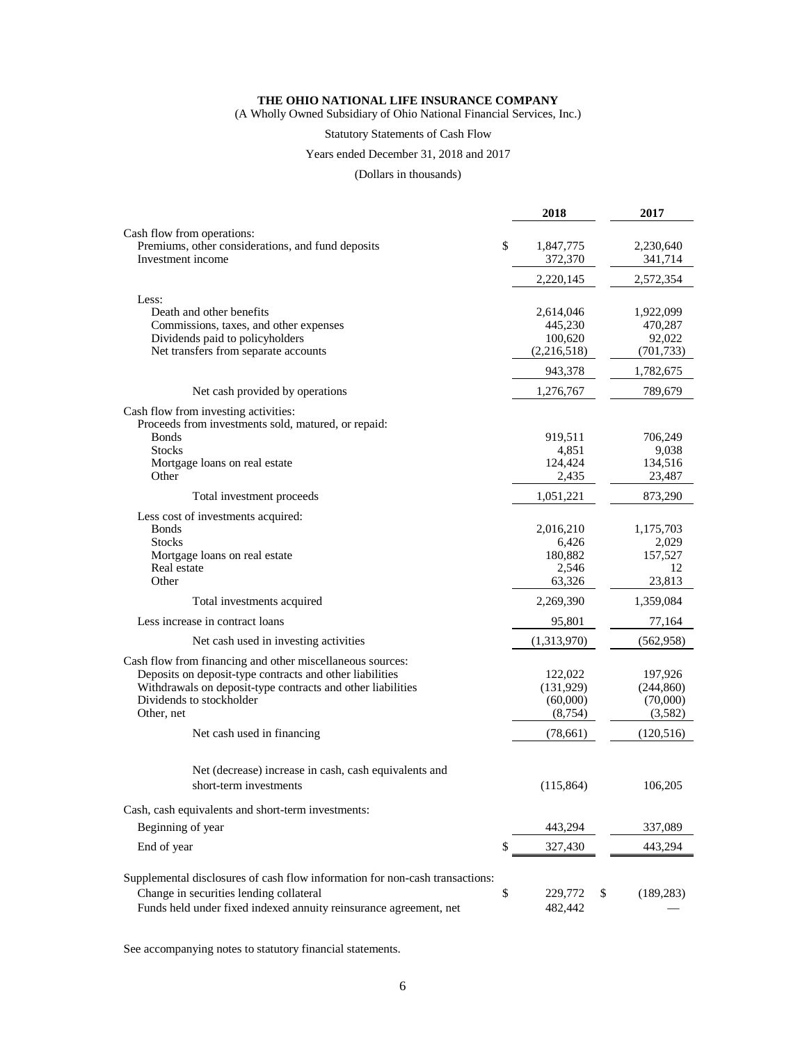**THE OHIO NATIONAL LIFE INSURANCE COMPANY**

(A Wholly Owned Subsidiary of Ohio National Financial Services, Inc.)

Statutory Statements of Cash Flow

Years ended December 31, 2018 and 2017

(Dollars in thousands)

| | 2018 | 2017 |
|---|---|---|
| Cash flow from operations: | | |
| Premiums, other considerations, and fund deposits | $ 1,847,775 | 2,230,640 |
| Investment income | 372,370 | 341,714 |
| | 2,220,145 | 2,572,354 |
| Less: | | |
| Death and other benefits | 2,614,046 | 1,922,099 |
| Commissions, taxes, and other expenses | 445,230 | 470,287 |
| Dividends paid to policyholders | 100,620 | 92,022 |
| Net transfers from separate accounts | (2,216,518) | (701,733) |
| | 943,378 | 1,782,675 |
| Net cash provided by operations | 1,276,767 | 789,679 |
| Cash flow from investing activities: | | |
| Proceeds from investments sold, matured, or repaid: | | |
| Bonds | 919,511 | 706,249 |
| Stocks | 4,851 | 9,038 |
| Mortgage loans on real estate | 124,424 | 134,516 |
| Other | 2,435 | 23,487 |
| Total investment proceeds | 1,051,221 | 873,290 |
| Less cost of investments acquired: | | |
| Bonds | 2,016,210 | 1,175,703 |
| Stocks | 6,426 | 2,029 |
| Mortgage loans on real estate | 180,882 | 157,527 |
| Real estate | 2,546 | 12 |
| Other | 63,326 | 23,813 |
| Total investments acquired | 2,269,390 | 1,359,084 |
| Less increase in contract loans | 95,801 | 77,164 |
| Net cash used in investing activities | (1,313,970) | (562,958) |
| Cash flow from financing and other miscellaneous sources: | | |
| Deposits on deposit-type contracts and other liabilities | 122,022 | 197,926 |
| Withdrawals on deposit-type contracts and other liabilities | (131,929) | (244,860) |
| Dividends to stockholder | (60,000) | (70,000) |
| Other, net | (8,754) | (3,582) |
| Net cash used in financing | (78,661) | (120,516) |
| Net (decrease) increase in cash, cash equivalents and short-term investments | (115,864) | 106,205 |
| Cash, cash equivalents and short-term investments: | | |
| Beginning of year | 443,294 | 337,089 |
| End of year | $ 327,430 | 443,294 |
| Supplemental disclosures of cash flow information for non-cash transactions: | | |
| Change in securities lending collateral | $ 229,772 | $ (189,283) |
| Funds held under fixed indexed annuity reinsurance agreement, net | 482,442 | — |

See accompanying notes to statutory financial statements.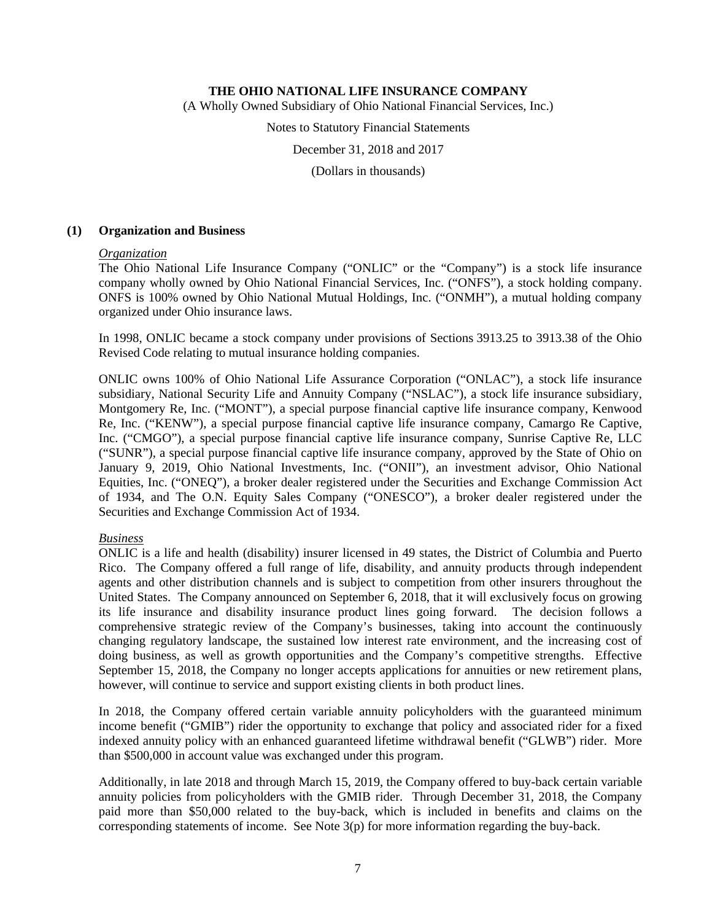**THE OHIO NATIONAL LIFE INSURANCE COMPANY**

(A Wholly Owned Subsidiary of Ohio National Financial Services, Inc.)

Notes to Statutory Financial Statements

December 31, 2018 and 2017

(Dollars in thousands)

## (1) Organization and Business

*Organization*

The Ohio National Life Insurance Company ("ONLIC" or the "Company") is a stock life insurance company wholly owned by Ohio National Financial Services, Inc. ("ONFS"), a stock holding company. ONFS is 100% owned by Ohio National Mutual Holdings, Inc. ("ONMH"), a mutual holding company organized under Ohio insurance laws.

In 1998, ONLIC became a stock company under provisions of Sections 3913.25 to 3913.38 of the Ohio Revised Code relating to mutual insurance holding companies.

ONLIC owns 100% of Ohio National Life Assurance Corporation ("ONLAC"), a stock life insurance subsidiary, National Security Life and Annuity Company ("NSLAC"), a stock life insurance subsidiary, Montgomery Re, Inc. ("MONT"), a special purpose financial captive life insurance company, Kenwood Re, Inc. ("KENW"), a special purpose financial captive life insurance company, Camargo Re Captive, Inc. ("CMGO"), a special purpose financial captive life insurance company, Sunrise Captive Re, LLC ("SUNR"), a special purpose financial captive life insurance company, approved by the State of Ohio on January 9, 2019, Ohio National Investments, Inc. ("ONII"), an investment advisor, Ohio National Equities, Inc. ("ONEQ"), a broker dealer registered under the Securities and Exchange Commission Act of 1934, and The O.N. Equity Sales Company ("ONESCO"), a broker dealer registered under the Securities and Exchange Commission Act of 1934.

*Business*

ONLIC is a life and health (disability) insurer licensed in 49 states, the District of Columbia and Puerto Rico. The Company offered a full range of life, disability, and annuity products through independent agents and other distribution channels and is subject to competition from other insurers throughout the United States. The Company announced on September 6, 2018, that it will exclusively focus on growing its life insurance and disability insurance product lines going forward. The decision follows a comprehensive strategic review of the Company's businesses, taking into account the continuously changing regulatory landscape, the sustained low interest rate environment, and the increasing cost of doing business, as well as growth opportunities and the Company's competitive strengths. Effective September 15, 2018, the Company no longer accepts applications for annuities or new retirement plans, however, will continue to service and support existing clients in both product lines.

In 2018, the Company offered certain variable annuity policyholders with the guaranteed minimum income benefit ("GMIB") rider the opportunity to exchange that policy and associated rider for a fixed indexed annuity policy with an enhanced guaranteed lifetime withdrawal benefit ("GLWB") rider. More than $500,000 in account value was exchanged under this program.

Additionally, in late 2018 and through March 15, 2019, the Company offered to buy-back certain variable annuity policies from policyholders with the GMIB rider. Through December 31, 2018, the Company paid more than $50,000 related to the buy-back, which is included in benefits and claims on the corresponding statements of income. See Note 3(p) for more information regarding the buy-back.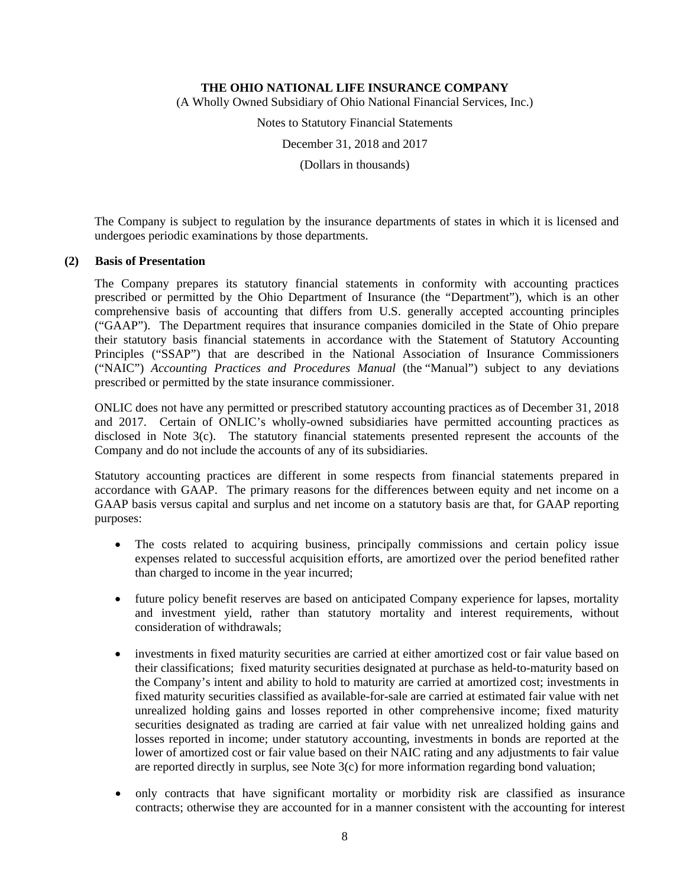The Company is subject to regulation by the insurance departments of states in which it is licensed and undergoes periodic examinations by those departments.

## (2) Basis of Presentation

The Company prepares its statutory financial statements in conformity with accounting practices prescribed or permitted by the Ohio Department of Insurance (the "Department"), which is an other comprehensive basis of accounting that differs from U.S. generally accepted accounting principles ("GAAP"). The Department requires that insurance companies domiciled in the State of Ohio prepare their statutory basis financial statements in accordance with the Statement of Statutory Accounting Principles ("SSAP") that are described in the National Association of Insurance Commissioners ("NAIC") *Accounting Practices and Procedures Manual* (the "Manual") subject to any deviations prescribed or permitted by the state insurance commissioner.

ONLIC does not have any permitted or prescribed statutory accounting practices as of December 31, 2018 and 2017. Certain of ONLIC's wholly-owned subsidiaries have permitted accounting practices as disclosed in Note 3(c). The statutory financial statements presented represent the accounts of the Company and do not include the accounts of any of its subsidiaries.

Statutory accounting practices are different in some respects from financial statements prepared in accordance with GAAP. The primary reasons for the differences between equity and net income on a GAAP basis versus capital and surplus and net income on a statutory basis are that, for GAAP reporting purposes:

- The costs related to acquiring business, principally commissions and certain policy issue expenses related to successful acquisition efforts, are amortized over the period benefited rather than charged to income in the year incurred;

- future policy benefit reserves are based on anticipated Company experience for lapses, mortality and investment yield, rather than statutory mortality and interest requirements, without consideration of withdrawals;

- investments in fixed maturity securities are carried at either amortized cost or fair value based on their classifications; fixed maturity securities designated at purchase as held-to-maturity based on the Company's intent and ability to hold to maturity are carried at amortized cost; investments in fixed maturity securities classified as available-for-sale are carried at estimated fair value with net unrealized holding gains and losses reported in other comprehensive income; fixed maturity securities designated as trading are carried at fair value with net unrealized holding gains and losses reported in income; under statutory accounting, investments in bonds are reported at the lower of amortized cost or fair value based on their NAIC rating and any adjustments to fair value are reported directly in surplus, see Note 3(c) for more information regarding bond valuation;

- only contracts that have significant mortality or morbidity risk are classified as insurance contracts; otherwise they are accounted for in a manner consistent with the accounting for interest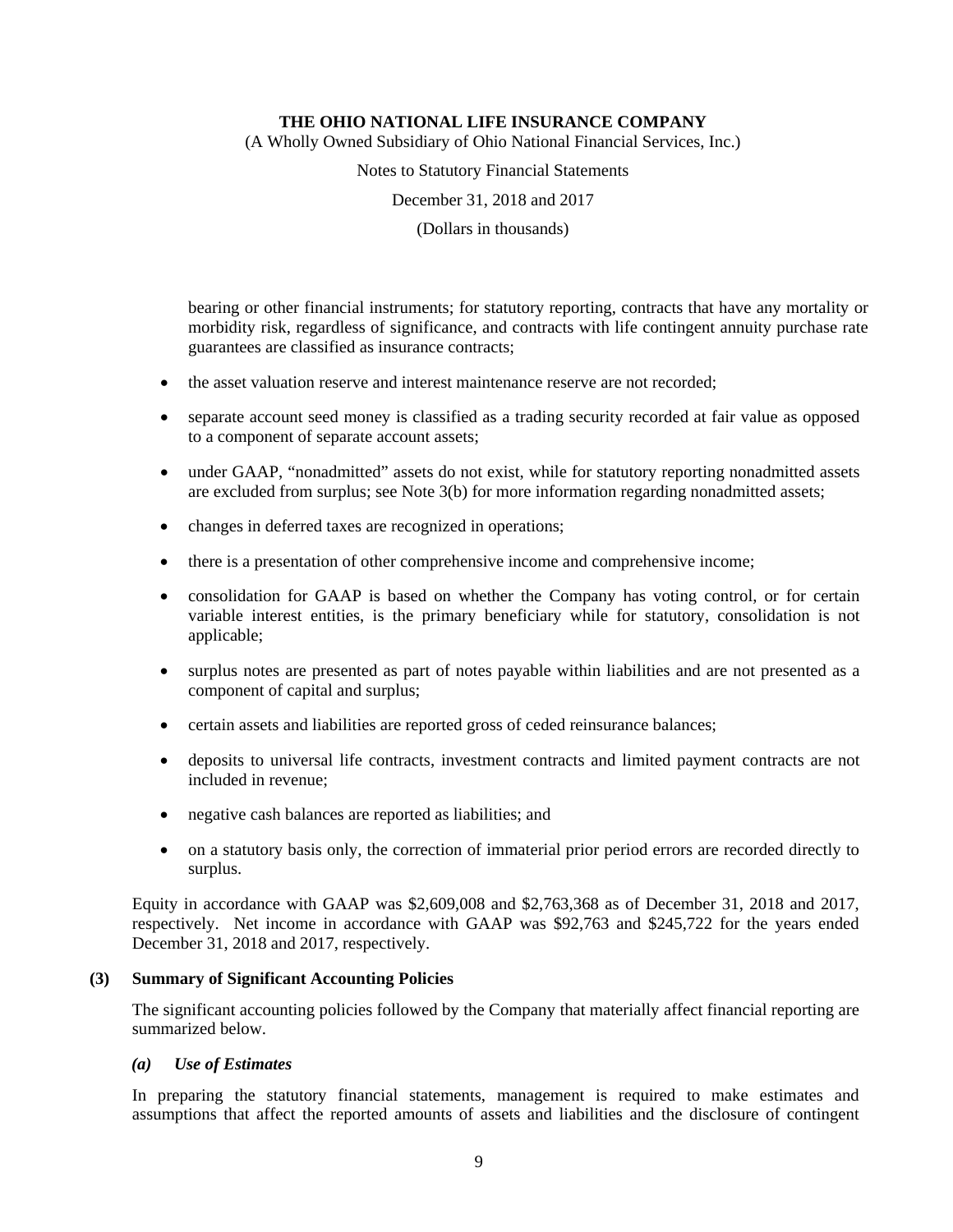bearing or other financial instruments; for statutory reporting, contracts that have any mortality or morbidity risk, regardless of significance, and contracts with life contingent annuity purchase rate guarantees are classified as insurance contracts;

- the asset valuation reserve and interest maintenance reserve are not recorded;
- separate account seed money is classified as a trading security recorded at fair value as opposed to a component of separate account assets;
- under GAAP, "nonadmitted" assets do not exist, while for statutory reporting nonadmitted assets are excluded from surplus; see Note 3(b) for more information regarding nonadmitted assets;
- changes in deferred taxes are recognized in operations;
- there is a presentation of other comprehensive income and comprehensive income;
- consolidation for GAAP is based on whether the Company has voting control, or for certain variable interest entities, is the primary beneficiary while for statutory, consolidation is not applicable;
- surplus notes are presented as part of notes payable within liabilities and are not presented as a component of capital and surplus;
- certain assets and liabilities are reported gross of ceded reinsurance balances;
- deposits to universal life contracts, investment contracts and limited payment contracts are not included in revenue;
- negative cash balances are reported as liabilities; and
- on a statutory basis only, the correction of immaterial prior period errors are recorded directly to surplus.

Equity in accordance with GAAP was $2,609,008 and $2,763,368 as of December 31, 2018 and 2017, respectively. Net income in accordance with GAAP was $92,763 and $245,722 for the years ended December 31, 2018 and 2017, respectively.

## (3) Summary of Significant Accounting Policies

The significant accounting policies followed by the Company that materially affect financial reporting are summarized below.

### *(a) Use of Estimates*

In preparing the statutory financial statements, management is required to make estimates and assumptions that affect the reported amounts of assets and liabilities and the disclosure of contingent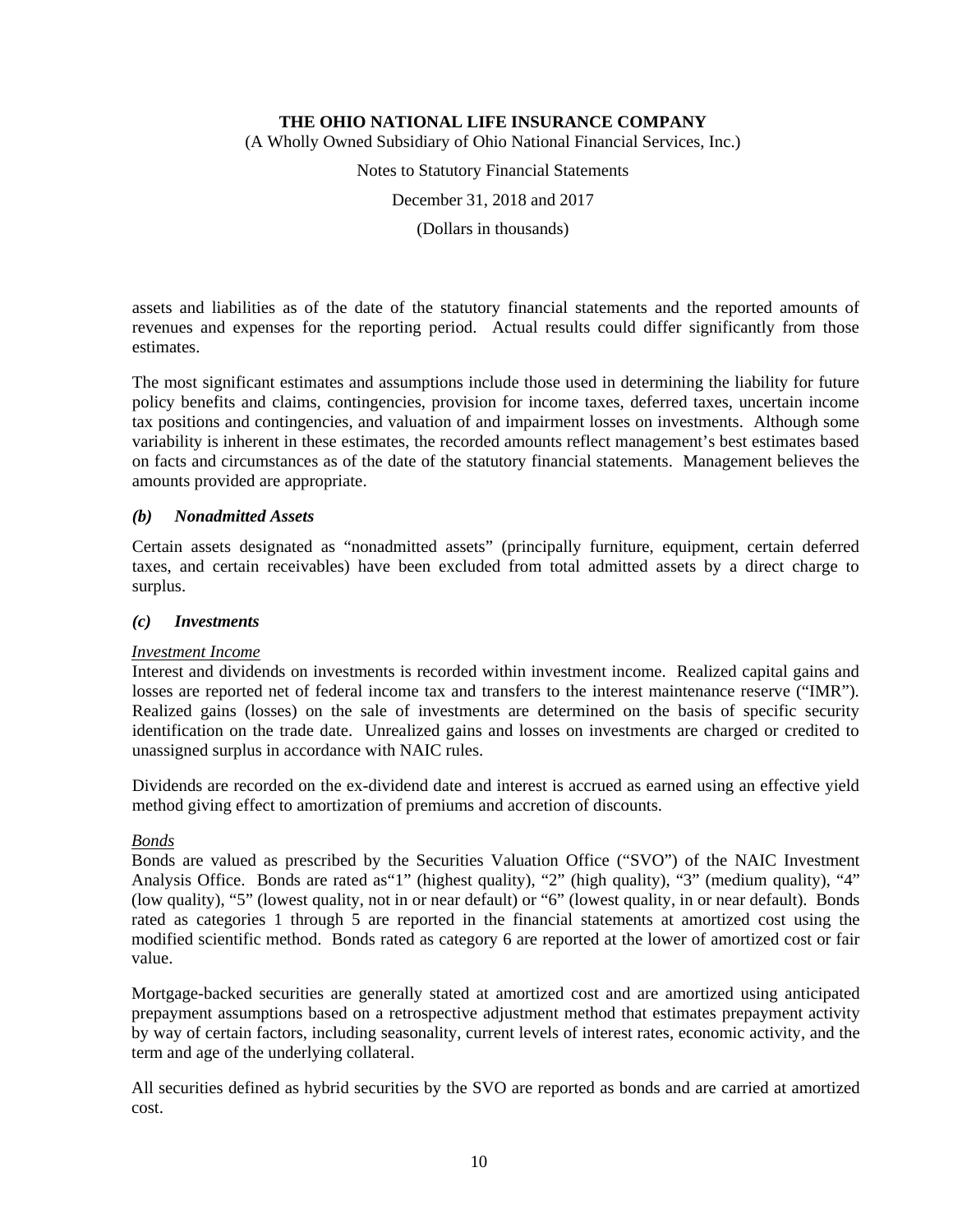assets and liabilities as of the date of the statutory financial statements and the reported amounts of revenues and expenses for the reporting period. Actual results could differ significantly from those estimates.

The most significant estimates and assumptions include those used in determining the liability for future policy benefits and claims, contingencies, provision for income taxes, deferred taxes, uncertain income tax positions and contingencies, and valuation of and impairment losses on investments. Although some variability is inherent in these estimates, the recorded amounts reflect management's best estimates based on facts and circumstances as of the date of the statutory financial statements. Management believes the amounts provided are appropriate.

### *(b) Nonadmitted Assets*

Certain assets designated as "nonadmitted assets" (principally furniture, equipment, certain deferred taxes, and certain receivables) have been excluded from total admitted assets by a direct charge to surplus.

### *(c) Investments*

*Investment Income*

Interest and dividends on investments is recorded within investment income. Realized capital gains and losses are reported net of federal income tax and transfers to the interest maintenance reserve ("IMR"). Realized gains (losses) on the sale of investments are determined on the basis of specific security identification on the trade date. Unrealized gains and losses on investments are charged or credited to unassigned surplus in accordance with NAIC rules.

Dividends are recorded on the ex-dividend date and interest is accrued as earned using an effective yield method giving effect to amortization of premiums and accretion of discounts.

*Bonds*

Bonds are valued as prescribed by the Securities Valuation Office ("SVO") of the NAIC Investment Analysis Office. Bonds are rated as"1" (highest quality), "2" (high quality), "3" (medium quality), "4" (low quality), "5" (lowest quality, not in or near default) or "6" (lowest quality, in or near default). Bonds rated as categories 1 through 5 are reported in the financial statements at amortized cost using the modified scientific method. Bonds rated as category 6 are reported at the lower of amortized cost or fair value.

Mortgage-backed securities are generally stated at amortized cost and are amortized using anticipated prepayment assumptions based on a retrospective adjustment method that estimates prepayment activity by way of certain factors, including seasonality, current levels of interest rates, economic activity, and the term and age of the underlying collateral.

All securities defined as hybrid securities by the SVO are reported as bonds and are carried at amortized cost.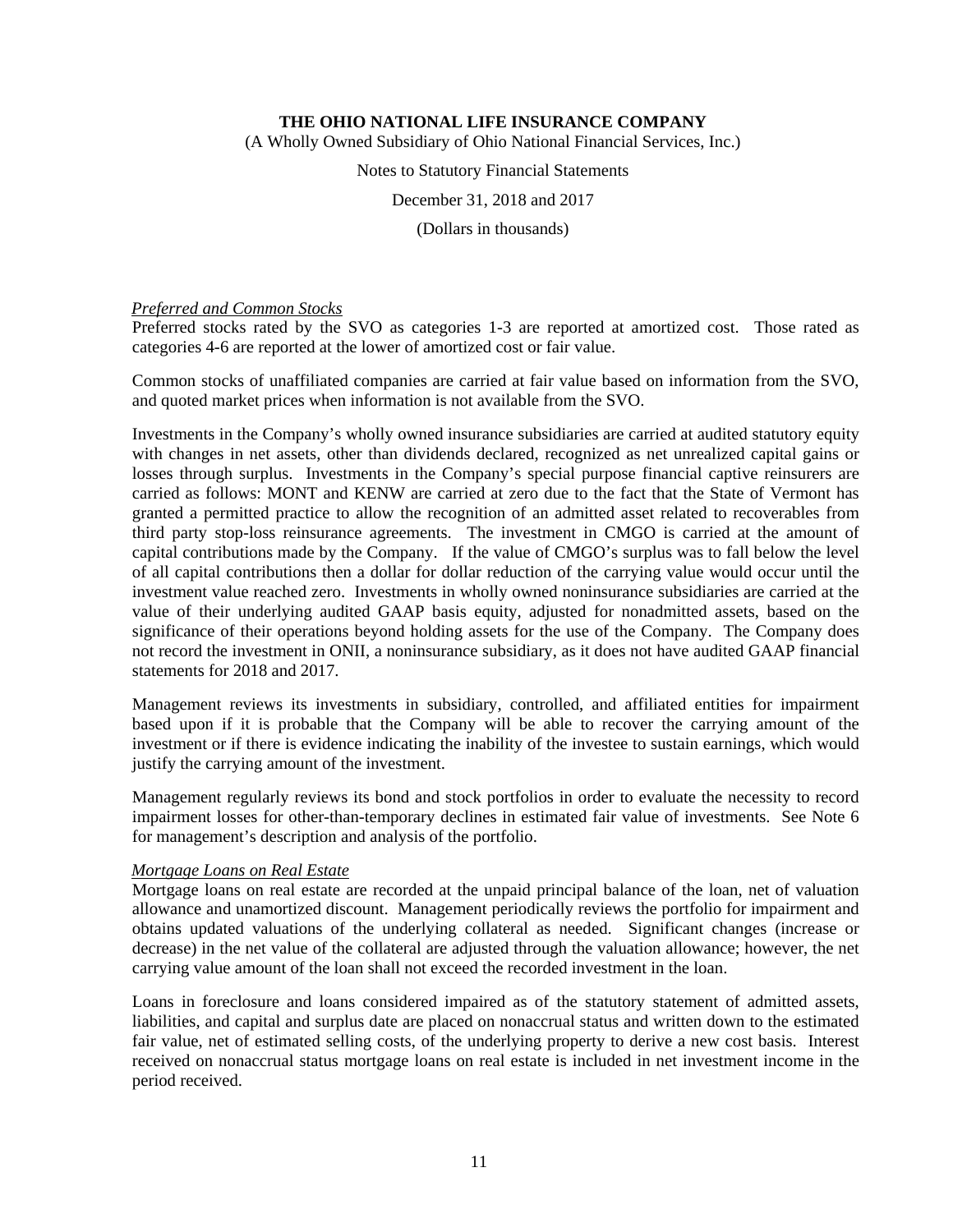*Preferred and Common Stocks*
Preferred stocks rated by the SVO as categories 1-3 are reported at amortized cost. Those rated as categories 4-6 are reported at the lower of amortized cost or fair value.

Common stocks of unaffiliated companies are carried at fair value based on information from the SVO, and quoted market prices when information is not available from the SVO.

Investments in the Company's wholly owned insurance subsidiaries are carried at audited statutory equity with changes in net assets, other than dividends declared, recognized as net unrealized capital gains or losses through surplus. Investments in the Company's special purpose financial captive reinsurers are carried as follows: MONT and KENW are carried at zero due to the fact that the State of Vermont has granted a permitted practice to allow the recognition of an admitted asset related to recoverables from third party stop-loss reinsurance agreements. The investment in CMGO is carried at the amount of capital contributions made by the Company. If the value of CMGO's surplus was to fall below the level of all capital contributions then a dollar for dollar reduction of the carrying value would occur until the investment value reached zero. Investments in wholly owned noninsurance subsidiaries are carried at the value of their underlying audited GAAP basis equity, adjusted for nonadmitted assets, based on the significance of their operations beyond holding assets for the use of the Company. The Company does not record the investment in ONII, a noninsurance subsidiary, as it does not have audited GAAP financial statements for 2018 and 2017.

Management reviews its investments in subsidiary, controlled, and affiliated entities for impairment based upon if it is probable that the Company will be able to recover the carrying amount of the investment or if there is evidence indicating the inability of the investee to sustain earnings, which would justify the carrying amount of the investment.

Management regularly reviews its bond and stock portfolios in order to evaluate the necessity to record impairment losses for other-than-temporary declines in estimated fair value of investments. See Note 6 for management's description and analysis of the portfolio.

*Mortgage Loans on Real Estate*
Mortgage loans on real estate are recorded at the unpaid principal balance of the loan, net of valuation allowance and unamortized discount. Management periodically reviews the portfolio for impairment and obtains updated valuations of the underlying collateral as needed. Significant changes (increase or decrease) in the net value of the collateral are adjusted through the valuation allowance; however, the net carrying value amount of the loan shall not exceed the recorded investment in the loan.

Loans in foreclosure and loans considered impaired as of the statutory statement of admitted assets, liabilities, and capital and surplus date are placed on nonaccrual status and written down to the estimated fair value, net of estimated selling costs, of the underlying property to derive a new cost basis. Interest received on nonaccrual status mortgage loans on real estate is included in net investment income in the period received.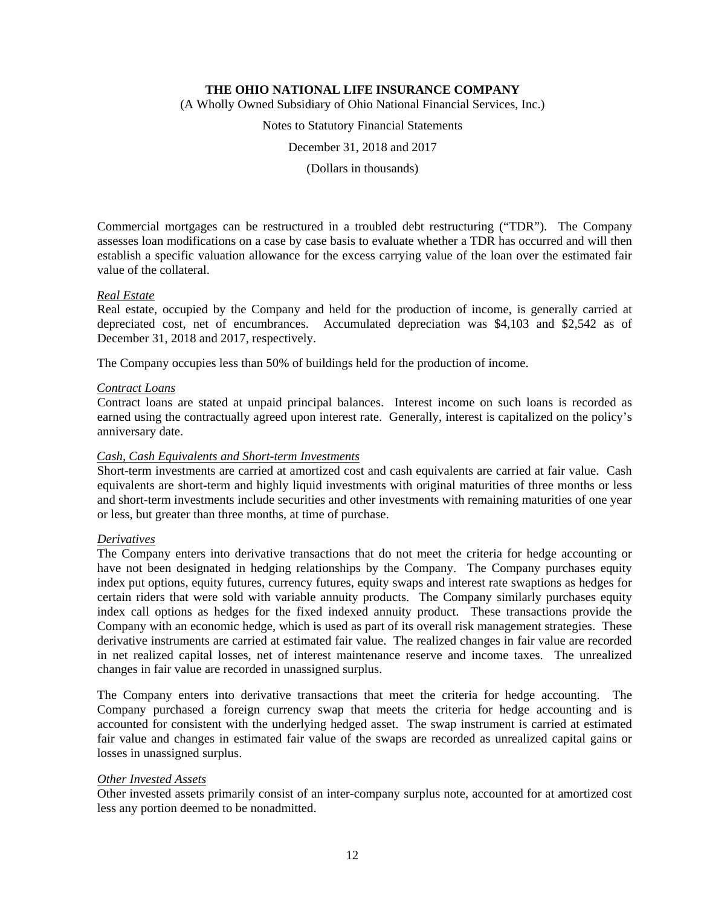Commercial mortgages can be restructured in a troubled debt restructuring ("TDR"). The Company assesses loan modifications on a case by case basis to evaluate whether a TDR has occurred and will then establish a specific valuation allowance for the excess carrying value of the loan over the estimated fair value of the collateral.

*Real Estate*

Real estate, occupied by the Company and held for the production of income, is generally carried at depreciated cost, net of encumbrances. Accumulated depreciation was $4,103 and $2,542 as of December 31, 2018 and 2017, respectively.

The Company occupies less than 50% of buildings held for the production of income.

*Contract Loans*

Contract loans are stated at unpaid principal balances. Interest income on such loans is recorded as earned using the contractually agreed upon interest rate. Generally, interest is capitalized on the policy's anniversary date.

*Cash, Cash Equivalents and Short-term Investments*

Short-term investments are carried at amortized cost and cash equivalents are carried at fair value. Cash equivalents are short-term and highly liquid investments with original maturities of three months or less and short-term investments include securities and other investments with remaining maturities of one year or less, but greater than three months, at time of purchase.

*Derivatives*

The Company enters into derivative transactions that do not meet the criteria for hedge accounting or have not been designated in hedging relationships by the Company. The Company purchases equity index put options, equity futures, currency futures, equity swaps and interest rate swaptions as hedges for certain riders that were sold with variable annuity products. The Company similarly purchases equity index call options as hedges for the fixed indexed annuity product. These transactions provide the Company with an economic hedge, which is used as part of its overall risk management strategies. These derivative instruments are carried at estimated fair value. The realized changes in fair value are recorded in net realized capital losses, net of interest maintenance reserve and income taxes. The unrealized changes in fair value are recorded in unassigned surplus.

The Company enters into derivative transactions that meet the criteria for hedge accounting. The Company purchased a foreign currency swap that meets the criteria for hedge accounting and is accounted for consistent with the underlying hedged asset. The swap instrument is carried at estimated fair value and changes in estimated fair value of the swaps are recorded as unrealized capital gains or losses in unassigned surplus.

*Other Invested Assets*

Other invested assets primarily consist of an inter-company surplus note, accounted for at amortized cost less any portion deemed to be nonadmitted.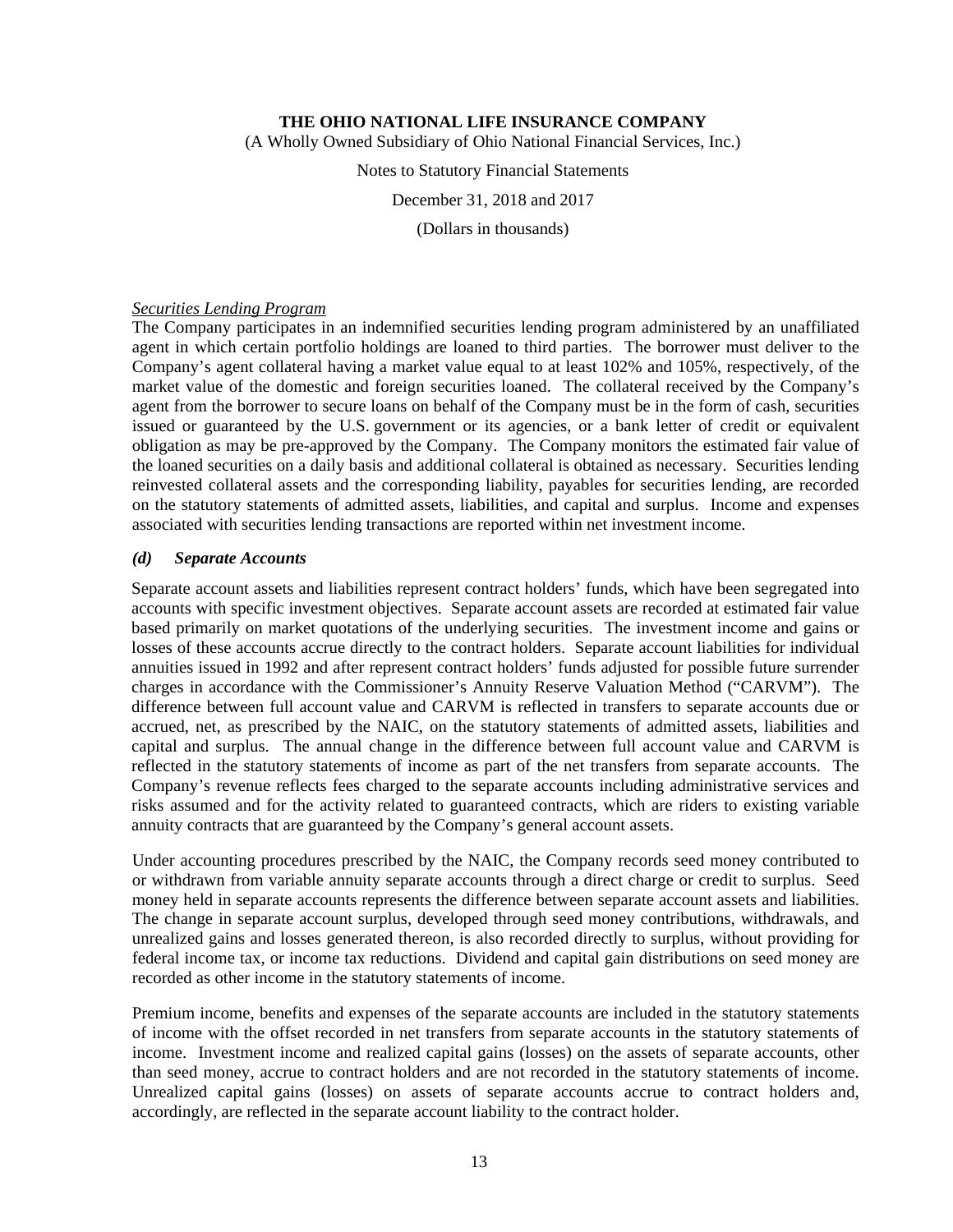*Securities Lending Program*

The Company participates in an indemnified securities lending program administered by an unaffiliated agent in which certain portfolio holdings are loaned to third parties. The borrower must deliver to the Company's agent collateral having a market value equal to at least 102% and 105%, respectively, of the market value of the domestic and foreign securities loaned. The collateral received by the Company's agent from the borrower to secure loans on behalf of the Company must be in the form of cash, securities issued or guaranteed by the U.S. government or its agencies, or a bank letter of credit or equivalent obligation as may be pre-approved by the Company. The Company monitors the estimated fair value of the loaned securities on a daily basis and additional collateral is obtained as necessary. Securities lending reinvested collateral assets and the corresponding liability, payables for securities lending, are recorded on the statutory statements of admitted assets, liabilities, and capital and surplus. Income and expenses associated with securities lending transactions are reported within net investment income.

### *(d) Separate Accounts*

Separate account assets and liabilities represent contract holders' funds, which have been segregated into accounts with specific investment objectives. Separate account assets are recorded at estimated fair value based primarily on market quotations of the underlying securities. The investment income and gains or losses of these accounts accrue directly to the contract holders. Separate account liabilities for individual annuities issued in 1992 and after represent contract holders' funds adjusted for possible future surrender charges in accordance with the Commissioner's Annuity Reserve Valuation Method ("CARVM"). The difference between full account value and CARVM is reflected in transfers to separate accounts due or accrued, net, as prescribed by the NAIC, on the statutory statements of admitted assets, liabilities and capital and surplus. The annual change in the difference between full account value and CARVM is reflected in the statutory statements of income as part of the net transfers from separate accounts. The Company's revenue reflects fees charged to the separate accounts including administrative services and risks assumed and for the activity related to guaranteed contracts, which are riders to existing variable annuity contracts that are guaranteed by the Company's general account assets.

Under accounting procedures prescribed by the NAIC, the Company records seed money contributed to or withdrawn from variable annuity separate accounts through a direct charge or credit to surplus. Seed money held in separate accounts represents the difference between separate account assets and liabilities. The change in separate account surplus, developed through seed money contributions, withdrawals, and unrealized gains and losses generated thereon, is also recorded directly to surplus, without providing for federal income tax, or income tax reductions. Dividend and capital gain distributions on seed money are recorded as other income in the statutory statements of income.

Premium income, benefits and expenses of the separate accounts are included in the statutory statements of income with the offset recorded in net transfers from separate accounts in the statutory statements of income. Investment income and realized capital gains (losses) on the assets of separate accounts, other than seed money, accrue to contract holders and are not recorded in the statutory statements of income. Unrealized capital gains (losses) on assets of separate accounts accrue to contract holders and, accordingly, are reflected in the separate account liability to the contract holder.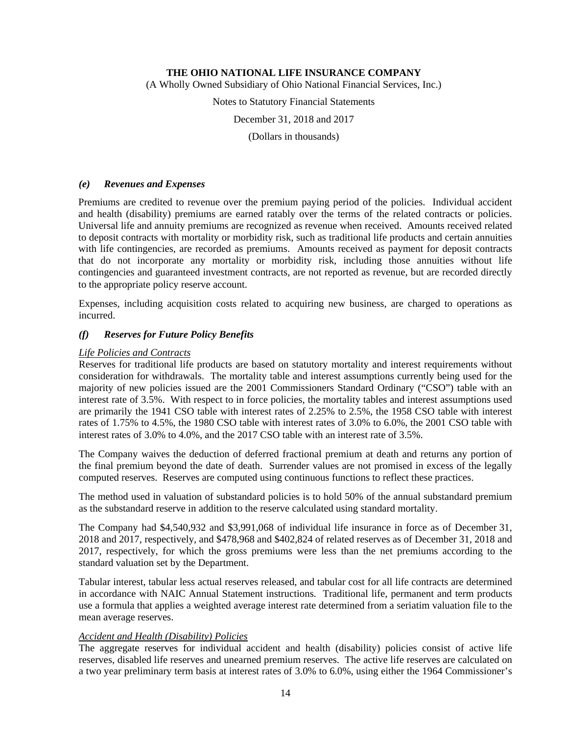### *(e) Revenues and Expenses*

Premiums are credited to revenue over the premium paying period of the policies. Individual accident and health (disability) premiums are earned ratably over the terms of the related contracts or policies. Universal life and annuity premiums are recognized as revenue when received. Amounts received related to deposit contracts with mortality or morbidity risk, such as traditional life products and certain annuities with life contingencies, are recorded as premiums. Amounts received as payment for deposit contracts that do not incorporate any mortality or morbidity risk, including those annuities without life contingencies and guaranteed investment contracts, are not reported as revenue, but are recorded directly to the appropriate policy reserve account.

Expenses, including acquisition costs related to acquiring new business, are charged to operations as incurred.

### *(f) Reserves for Future Policy Benefits*

*Life Policies and Contracts*

Reserves for traditional life products are based on statutory mortality and interest requirements without consideration for withdrawals. The mortality table and interest assumptions currently being used for the majority of new policies issued are the 2001 Commissioners Standard Ordinary ("CSO") table with an interest rate of 3.5%. With respect to in force policies, the mortality tables and interest assumptions used are primarily the 1941 CSO table with interest rates of 2.25% to 2.5%, the 1958 CSO table with interest rates of 1.75% to 4.5%, the 1980 CSO table with interest rates of 3.0% to 6.0%, the 2001 CSO table with interest rates of 3.0% to 4.0%, and the 2017 CSO table with an interest rate of 3.5%.

The Company waives the deduction of deferred fractional premium at death and returns any portion of the final premium beyond the date of death. Surrender values are not promised in excess of the legally computed reserves. Reserves are computed using continuous functions to reflect these practices.

The method used in valuation of substandard policies is to hold 50% of the annual substandard premium as the substandard reserve in addition to the reserve calculated using standard mortality.

The Company had $4,540,932 and $3,991,068 of individual life insurance in force as of December 31, 2018 and 2017, respectively, and $478,968 and $402,824 of related reserves as of December 31, 2018 and 2017, respectively, for which the gross premiums were less than the net premiums according to the standard valuation set by the Department.

Tabular interest, tabular less actual reserves released, and tabular cost for all life contracts are determined in accordance with NAIC Annual Statement instructions. Traditional life, permanent and term products use a formula that applies a weighted average interest rate determined from a seriatim valuation file to the mean average reserves.

*Accident and Health (Disability) Policies*

The aggregate reserves for individual accident and health (disability) policies consist of active life reserves, disabled life reserves and unearned premium reserves. The active life reserves are calculated on a two year preliminary term basis at interest rates of 3.0% to 6.0%, using either the 1964 Commissioner's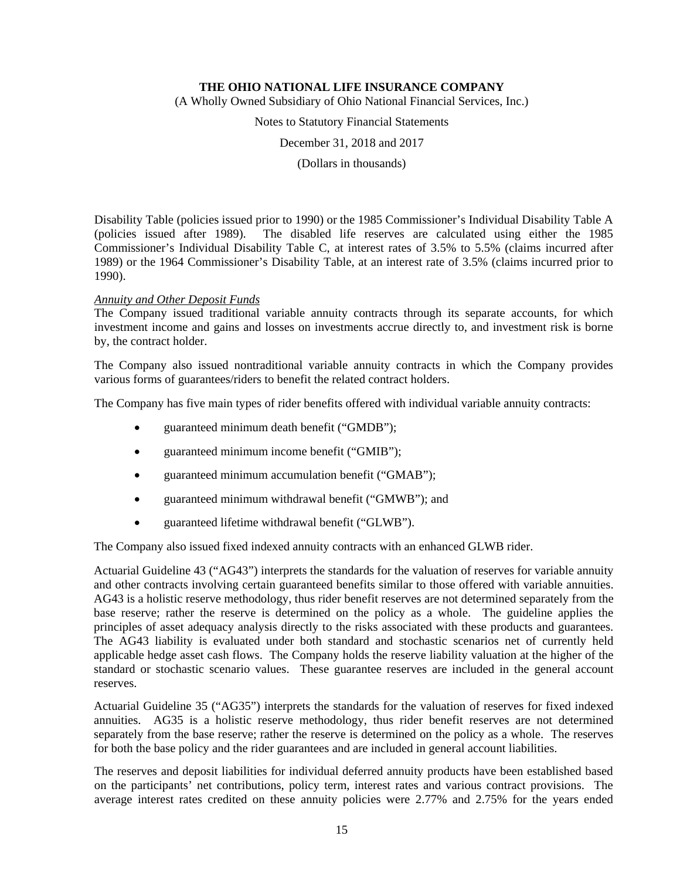Disability Table (policies issued prior to 1990) or the 1985 Commissioner's Individual Disability Table A (policies issued after 1989). The disabled life reserves are calculated using either the 1985 Commissioner's Individual Disability Table C, at interest rates of 3.5% to 5.5% (claims incurred after 1989) or the 1964 Commissioner's Disability Table, at an interest rate of 3.5% (claims incurred prior to 1990).

*Annuity and Other Deposit Funds*

The Company issued traditional variable annuity contracts through its separate accounts, for which investment income and gains and losses on investments accrue directly to, and investment risk is borne by, the contract holder.

The Company also issued nontraditional variable annuity contracts in which the Company provides various forms of guarantees/riders to benefit the related contract holders.

The Company has five main types of rider benefits offered with individual variable annuity contracts:

- guaranteed minimum death benefit ("GMDB");
- guaranteed minimum income benefit ("GMIB");
- guaranteed minimum accumulation benefit ("GMAB");
- guaranteed minimum withdrawal benefit ("GMWB"); and
- guaranteed lifetime withdrawal benefit ("GLWB").

The Company also issued fixed indexed annuity contracts with an enhanced GLWB rider.

Actuarial Guideline 43 ("AG43") interprets the standards for the valuation of reserves for variable annuity and other contracts involving certain guaranteed benefits similar to those offered with variable annuities. AG43 is a holistic reserve methodology, thus rider benefit reserves are not determined separately from the base reserve; rather the reserve is determined on the policy as a whole. The guideline applies the principles of asset adequacy analysis directly to the risks associated with these products and guarantees. The AG43 liability is evaluated under both standard and stochastic scenarios net of currently held applicable hedge asset cash flows. The Company holds the reserve liability valuation at the higher of the standard or stochastic scenario values. These guarantee reserves are included in the general account reserves.

Actuarial Guideline 35 ("AG35") interprets the standards for the valuation of reserves for fixed indexed annuities. AG35 is a holistic reserve methodology, thus rider benefit reserves are not determined separately from the base reserve; rather the reserve is determined on the policy as a whole. The reserves for both the base policy and the rider guarantees and are included in general account liabilities.

The reserves and deposit liabilities for individual deferred annuity products have been established based on the participants' net contributions, policy term, interest rates and various contract provisions. The average interest rates credited on these annuity policies were 2.77% and 2.75% for the years ended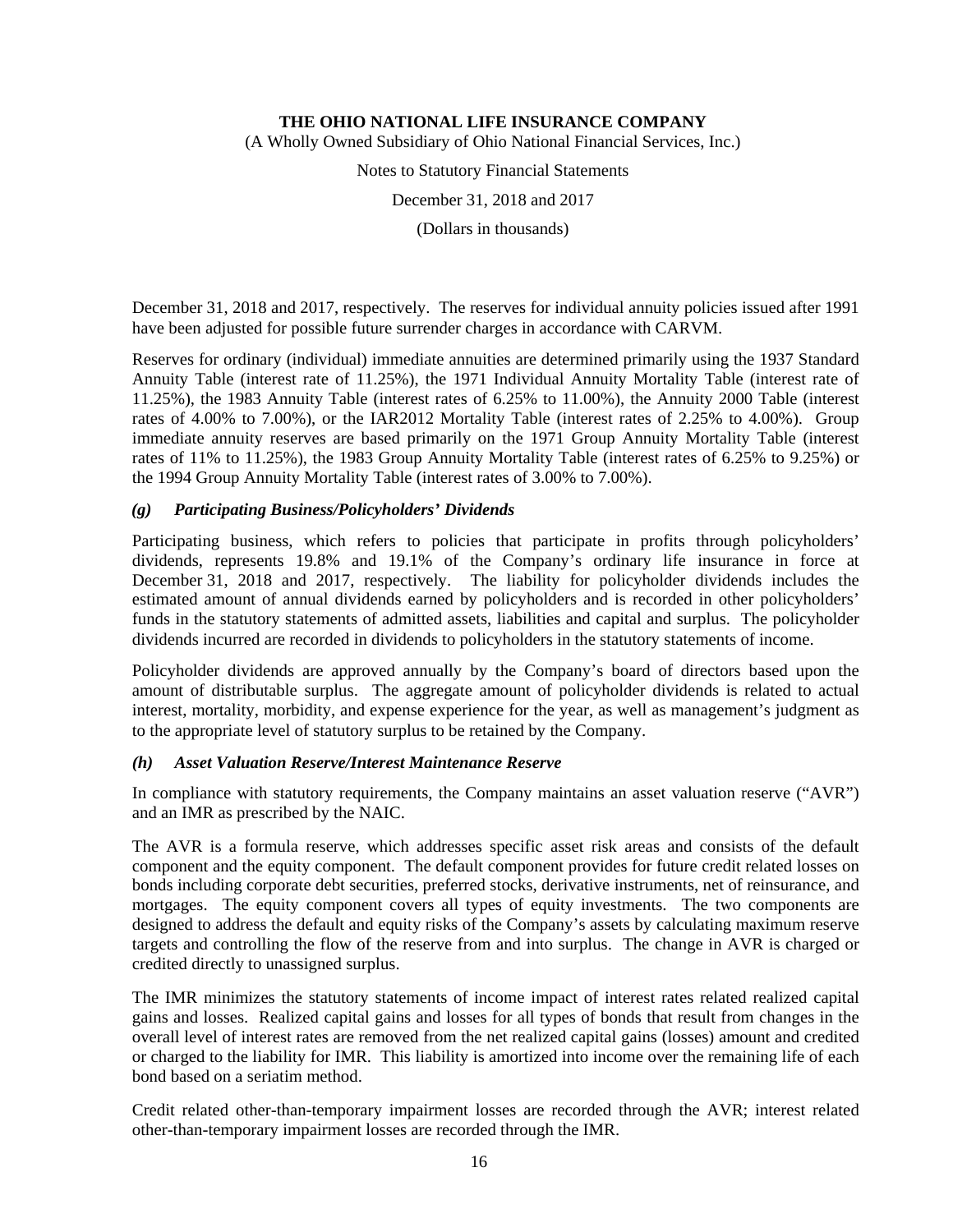December 31, 2018 and 2017, respectively. The reserves for individual annuity policies issued after 1991 have been adjusted for possible future surrender charges in accordance with CARVM.

Reserves for ordinary (individual) immediate annuities are determined primarily using the 1937 Standard Annuity Table (interest rate of 11.25%), the 1971 Individual Annuity Mortality Table (interest rate of 11.25%), the 1983 Annuity Table (interest rates of 6.25% to 11.00%), the Annuity 2000 Table (interest rates of 4.00% to 7.00%), or the IAR2012 Mortality Table (interest rates of 2.25% to 4.00%). Group immediate annuity reserves are based primarily on the 1971 Group Annuity Mortality Table (interest rates of 11% to 11.25%), the 1983 Group Annuity Mortality Table (interest rates of 6.25% to 9.25%) or the 1994 Group Annuity Mortality Table (interest rates of 3.00% to 7.00%).

### *(g) Participating Business/Policyholders' Dividends*

Participating business, which refers to policies that participate in profits through policyholders' dividends, represents 19.8% and 19.1% of the Company's ordinary life insurance in force at December 31, 2018 and 2017, respectively. The liability for policyholder dividends includes the estimated amount of annual dividends earned by policyholders and is recorded in other policyholders' funds in the statutory statements of admitted assets, liabilities and capital and surplus. The policyholder dividends incurred are recorded in dividends to policyholders in the statutory statements of income.

Policyholder dividends are approved annually by the Company's board of directors based upon the amount of distributable surplus. The aggregate amount of policyholder dividends is related to actual interest, mortality, morbidity, and expense experience for the year, as well as management's judgment as to the appropriate level of statutory surplus to be retained by the Company.

### *(h) Asset Valuation Reserve/Interest Maintenance Reserve*

In compliance with statutory requirements, the Company maintains an asset valuation reserve ("AVR") and an IMR as prescribed by the NAIC.

The AVR is a formula reserve, which addresses specific asset risk areas and consists of the default component and the equity component. The default component provides for future credit related losses on bonds including corporate debt securities, preferred stocks, derivative instruments, net of reinsurance, and mortgages. The equity component covers all types of equity investments. The two components are designed to address the default and equity risks of the Company's assets by calculating maximum reserve targets and controlling the flow of the reserve from and into surplus. The change in AVR is charged or credited directly to unassigned surplus.

The IMR minimizes the statutory statements of income impact of interest rates related realized capital gains and losses. Realized capital gains and losses for all types of bonds that result from changes in the overall level of interest rates are removed from the net realized capital gains (losses) amount and credited or charged to the liability for IMR. This liability is amortized into income over the remaining life of each bond based on a seriatim method.

Credit related other-than-temporary impairment losses are recorded through the AVR; interest related other-than-temporary impairment losses are recorded through the IMR.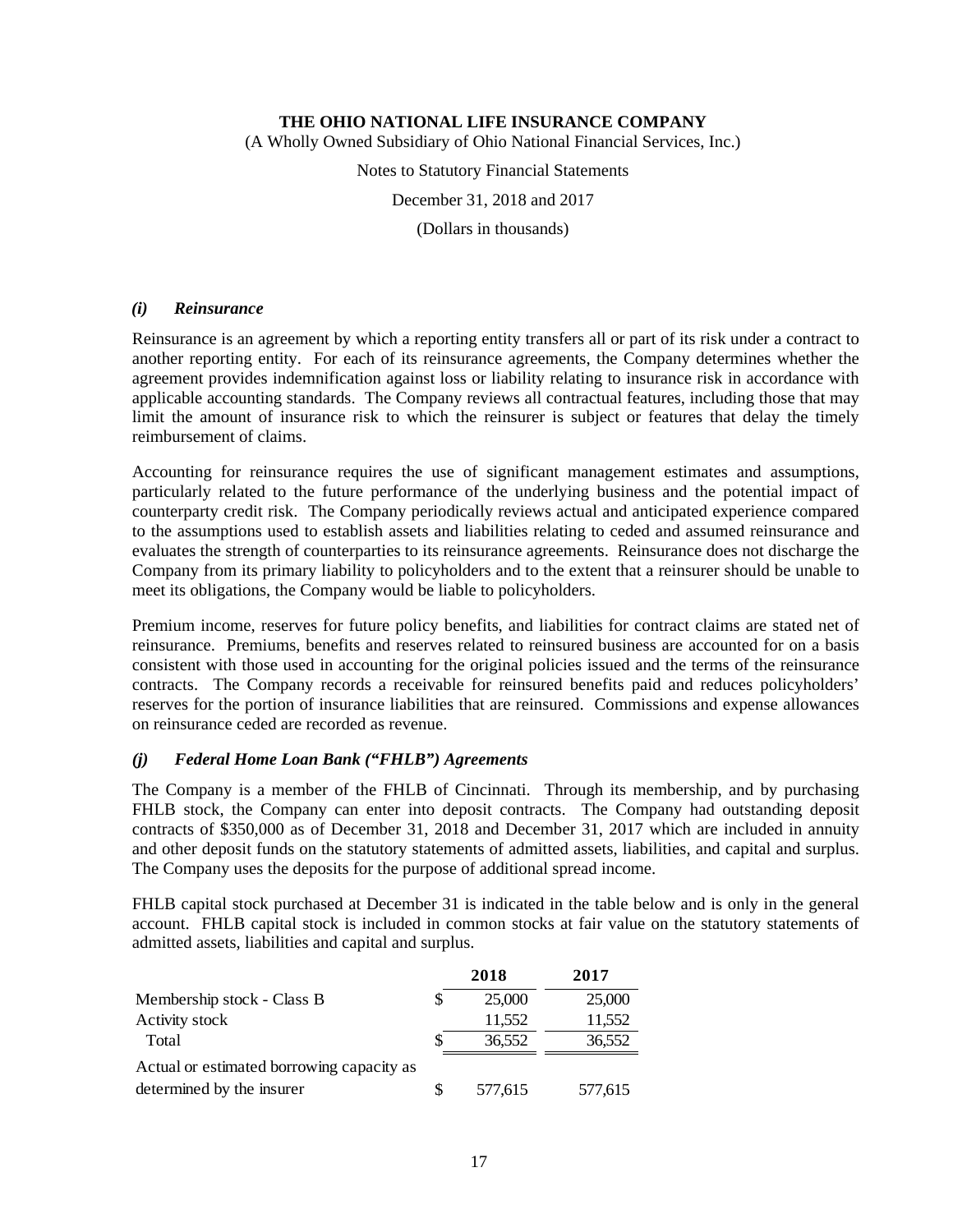### *(i) Reinsurance*

Reinsurance is an agreement by which a reporting entity transfers all or part of its risk under a contract to another reporting entity. For each of its reinsurance agreements, the Company determines whether the agreement provides indemnification against loss or liability relating to insurance risk in accordance with applicable accounting standards. The Company reviews all contractual features, including those that may limit the amount of insurance risk to which the reinsurer is subject or features that delay the timely reimbursement of claims.

Accounting for reinsurance requires the use of significant management estimates and assumptions, particularly related to the future performance of the underlying business and the potential impact of counterparty credit risk. The Company periodically reviews actual and anticipated experience compared to the assumptions used to establish assets and liabilities relating to ceded and assumed reinsurance and evaluates the strength of counterparties to its reinsurance agreements. Reinsurance does not discharge the Company from its primary liability to policyholders and to the extent that a reinsurer should be unable to meet its obligations, the Company would be liable to policyholders.

Premium income, reserves for future policy benefits, and liabilities for contract claims are stated net of reinsurance. Premiums, benefits and reserves related to reinsured business are accounted for on a basis consistent with those used in accounting for the original policies issued and the terms of the reinsurance contracts. The Company records a receivable for reinsured benefits paid and reduces policyholders' reserves for the portion of insurance liabilities that are reinsured. Commissions and expense allowances on reinsurance ceded are recorded as revenue.

### *(j) Federal Home Loan Bank ("FHLB") Agreements*

The Company is a member of the FHLB of Cincinnati. Through its membership, and by purchasing FHLB stock, the Company can enter into deposit contracts. The Company had outstanding deposit contracts of $350,000 as of December 31, 2018 and December 31, 2017 which are included in annuity and other deposit funds on the statutory statements of admitted assets, liabilities, and capital and surplus. The Company uses the deposits for the purpose of additional spread income.

FHLB capital stock purchased at December 31 is indicated in the table below and is only in the general account. FHLB capital stock is included in common stocks at fair value on the statutory statements of admitted assets, liabilities and capital and surplus.

| | 2018 | 2017 |
|---|---|---|
| Membership stock - Class B | $ 25,000 | 25,000 |
| Activity stock | 11,552 | 11,552 |
| Total | $ 36,552 | 36,552 |
| Actual or estimated borrowing capacity as determined by the insurer | $ 577,615 | 577,615 |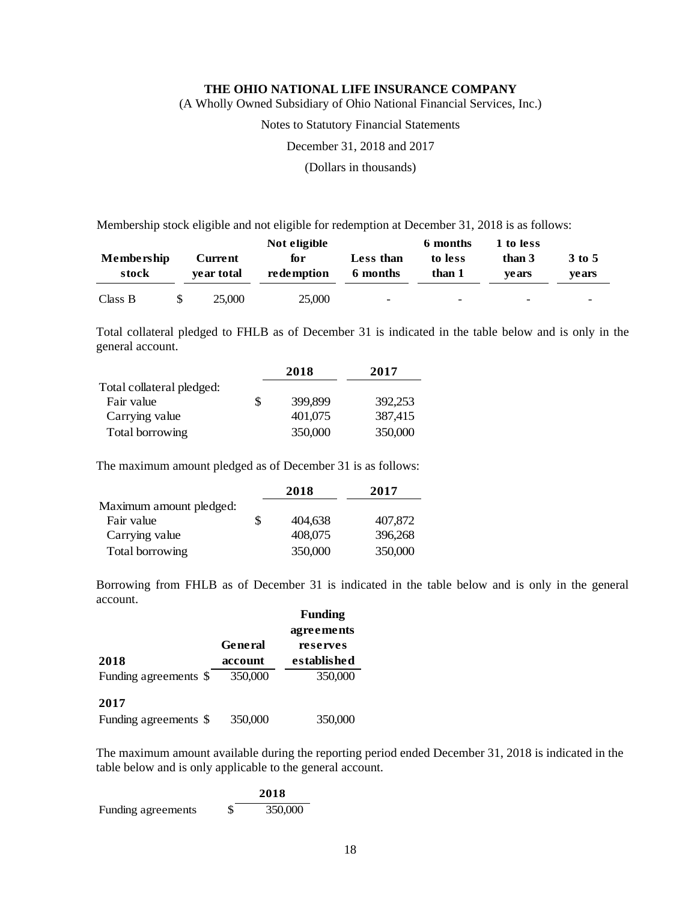Membership stock eligible and not eligible for redemption at December 31, 2018 is as follows:

| Membership stock | Current year total | Not eligible for redemption | Less than 6 months | 6 months to less than 1 | 1 to less than 3 years | 3 to 5 years |
|---|---|---|---|---|---|---|
| Class B | $ 25,000 | 25,000 | - | - | - | - |

Total collateral pledged to FHLB as of December 31 is indicated in the table below and is only in the general account.

| | 2018 | 2017 |
|---|---|---|
| Total collateral pledged: | | |
| Fair value | $ 399,899 | 392,253 |
| Carrying value | 401,075 | 387,415 |
| Total borrowing | 350,000 | 350,000 |

The maximum amount pledged as of December 31 is as follows:

| | 2018 | 2017 |
|---|---|---|
| Maximum amount pledged: | | |
| Fair value | $ 404,638 | 407,872 |
| Carrying value | 408,075 | 396,268 |
| Total borrowing | 350,000 | 350,000 |

Borrowing from FHLB as of December 31 is indicated in the table below and is only in the general account.

| 2018 | General account | Funding agreements reserves established |
|---|---|---|
| Funding agreements | $ 350,000 | 350,000 |
| **2017** | | |
| Funding agreements | $ 350,000 | 350,000 |

The maximum amount available during the reporting period ended December 31, 2018 is indicated in the table below and is only applicable to the general account.

| | 2018 |
|---|---|
| Funding agreements | $ 350,000 |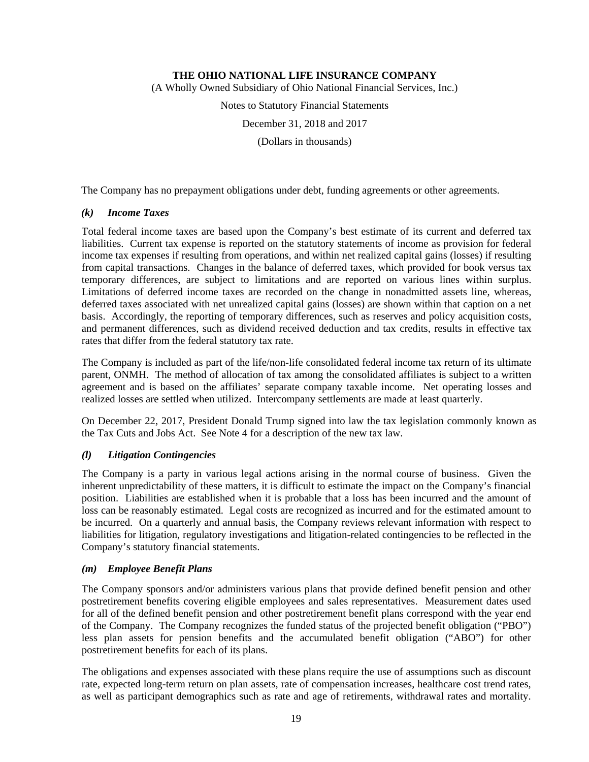The Company has no prepayment obligations under debt, funding agreements or other agreements.

### *(k) Income Taxes*

Total federal income taxes are based upon the Company's best estimate of its current and deferred tax liabilities. Current tax expense is reported on the statutory statements of income as provision for federal income tax expenses if resulting from operations, and within net realized capital gains (losses) if resulting from capital transactions. Changes in the balance of deferred taxes, which provided for book versus tax temporary differences, are subject to limitations and are reported on various lines within surplus. Limitations of deferred income taxes are recorded on the change in nonadmitted assets line, whereas, deferred taxes associated with net unrealized capital gains (losses) are shown within that caption on a net basis. Accordingly, the reporting of temporary differences, such as reserves and policy acquisition costs, and permanent differences, such as dividend received deduction and tax credits, results in effective tax rates that differ from the federal statutory tax rate.

The Company is included as part of the life/non-life consolidated federal income tax return of its ultimate parent, ONMH. The method of allocation of tax among the consolidated affiliates is subject to a written agreement and is based on the affiliates' separate company taxable income. Net operating losses and realized losses are settled when utilized. Intercompany settlements are made at least quarterly.

On December 22, 2017, President Donald Trump signed into law the tax legislation commonly known as the Tax Cuts and Jobs Act. See Note 4 for a description of the new tax law.

### *(l) Litigation Contingencies*

The Company is a party in various legal actions arising in the normal course of business. Given the inherent unpredictability of these matters, it is difficult to estimate the impact on the Company's financial position. Liabilities are established when it is probable that a loss has been incurred and the amount of loss can be reasonably estimated. Legal costs are recognized as incurred and for the estimated amount to be incurred. On a quarterly and annual basis, the Company reviews relevant information with respect to liabilities for litigation, regulatory investigations and litigation-related contingencies to be reflected in the Company's statutory financial statements.

### *(m) Employee Benefit Plans*

The Company sponsors and/or administers various plans that provide defined benefit pension and other postretirement benefits covering eligible employees and sales representatives. Measurement dates used for all of the defined benefit pension and other postretirement benefit plans correspond with the year end of the Company. The Company recognizes the funded status of the projected benefit obligation ("PBO") less plan assets for pension benefits and the accumulated benefit obligation ("ABO") for other postretirement benefits for each of its plans.

The obligations and expenses associated with these plans require the use of assumptions such as discount rate, expected long-term return on plan assets, rate of compensation increases, healthcare cost trend rates, as well as participant demographics such as rate and age of retirements, withdrawal rates and mortality.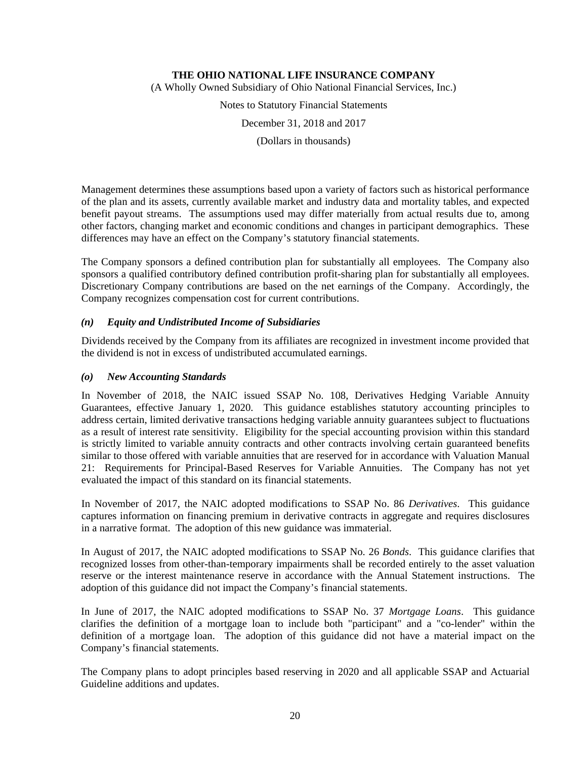Management determines these assumptions based upon a variety of factors such as historical performance of the plan and its assets, currently available market and industry data and mortality tables, and expected benefit payout streams. The assumptions used may differ materially from actual results due to, among other factors, changing market and economic conditions and changes in participant demographics. These differences may have an effect on the Company's statutory financial statements.

The Company sponsors a defined contribution plan for substantially all employees. The Company also sponsors a qualified contributory defined contribution profit-sharing plan for substantially all employees. Discretionary Company contributions are based on the net earnings of the Company. Accordingly, the Company recognizes compensation cost for current contributions.

### *(n) Equity and Undistributed Income of Subsidiaries*

Dividends received by the Company from its affiliates are recognized in investment income provided that the dividend is not in excess of undistributed accumulated earnings.

### *(o) New Accounting Standards*

In November of 2018, the NAIC issued SSAP No. 108, Derivatives Hedging Variable Annuity Guarantees, effective January 1, 2020. This guidance establishes statutory accounting principles to address certain, limited derivative transactions hedging variable annuity guarantees subject to fluctuations as a result of interest rate sensitivity. Eligibility for the special accounting provision within this standard is strictly limited to variable annuity contracts and other contracts involving certain guaranteed benefits similar to those offered with variable annuities that are reserved for in accordance with Valuation Manual 21: Requirements for Principal-Based Reserves for Variable Annuities. The Company has not yet evaluated the impact of this standard on its financial statements.

In November of 2017, the NAIC adopted modifications to SSAP No. 86 *Derivatives*. This guidance captures information on financing premium in derivative contracts in aggregate and requires disclosures in a narrative format. The adoption of this new guidance was immaterial.

In August of 2017, the NAIC adopted modifications to SSAP No. 26 *Bonds*. This guidance clarifies that recognized losses from other-than-temporary impairments shall be recorded entirely to the asset valuation reserve or the interest maintenance reserve in accordance with the Annual Statement instructions. The adoption of this guidance did not impact the Company's financial statements.

In June of 2017, the NAIC adopted modifications to SSAP No. 37 *Mortgage Loans*. This guidance clarifies the definition of a mortgage loan to include both "participant" and a "co-lender" within the definition of a mortgage loan. The adoption of this guidance did not have a material impact on the Company's financial statements.

The Company plans to adopt principles based reserving in 2020 and all applicable SSAP and Actuarial Guideline additions and updates.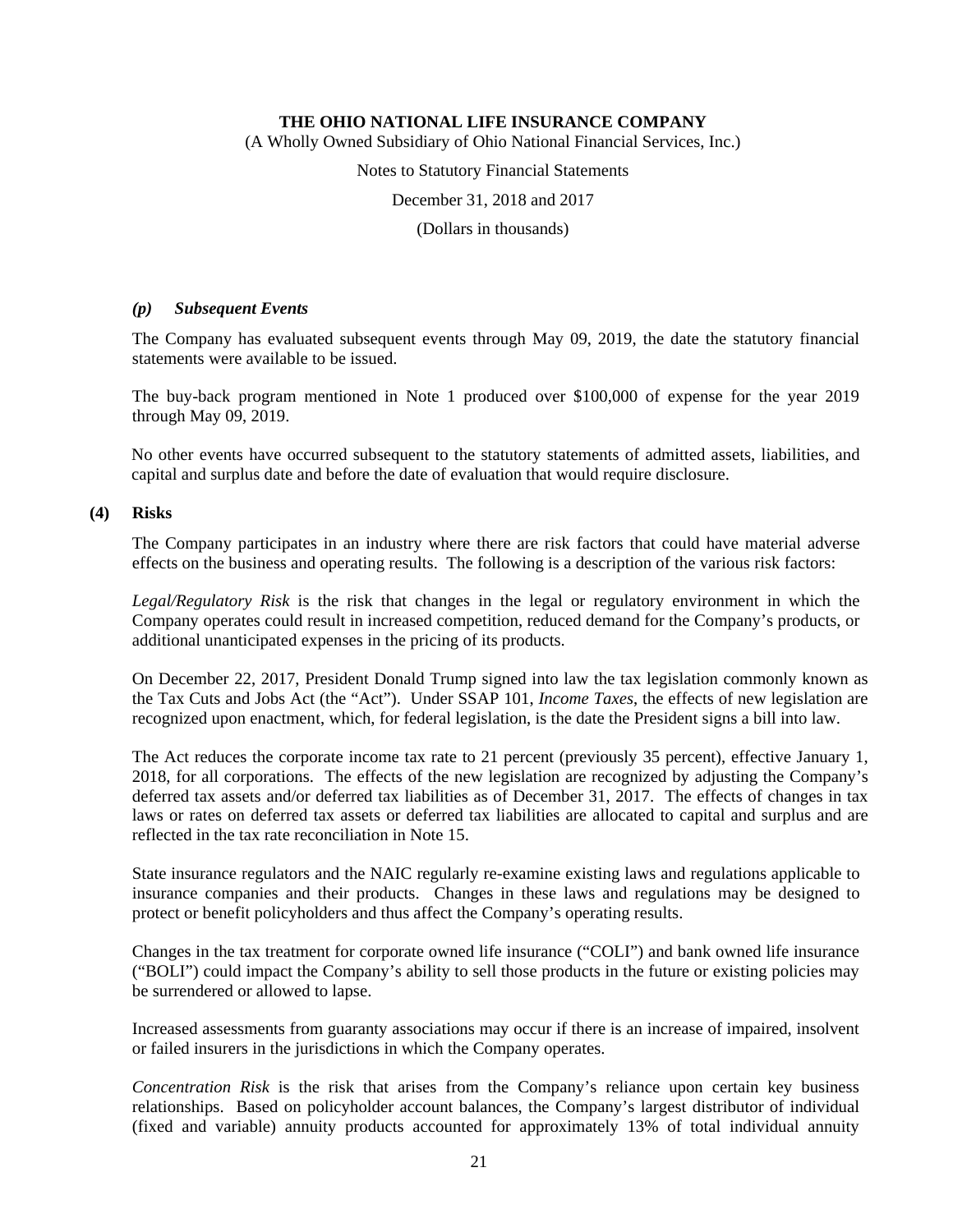### *(p) Subsequent Events*

The Company has evaluated subsequent events through May 09, 2019, the date the statutory financial statements were available to be issued.

The buy-back program mentioned in Note 1 produced over $100,000 of expense for the year 2019 through May 09, 2019.

No other events have occurred subsequent to the statutory statements of admitted assets, liabilities, and capital and surplus date and before the date of evaluation that would require disclosure.

## (4) Risks

The Company participates in an industry where there are risk factors that could have material adverse effects on the business and operating results. The following is a description of the various risk factors:

*Legal/Regulatory Risk* is the risk that changes in the legal or regulatory environment in which the Company operates could result in increased competition, reduced demand for the Company's products, or additional unanticipated expenses in the pricing of its products.

On December 22, 2017, President Donald Trump signed into law the tax legislation commonly known as the Tax Cuts and Jobs Act (the "Act"). Under SSAP 101, *Income Taxes*, the effects of new legislation are recognized upon enactment, which, for federal legislation, is the date the President signs a bill into law.

The Act reduces the corporate income tax rate to 21 percent (previously 35 percent), effective January 1, 2018, for all corporations. The effects of the new legislation are recognized by adjusting the Company's deferred tax assets and/or deferred tax liabilities as of December 31, 2017. The effects of changes in tax laws or rates on deferred tax assets or deferred tax liabilities are allocated to capital and surplus and are reflected in the tax rate reconciliation in Note 15.

State insurance regulators and the NAIC regularly re-examine existing laws and regulations applicable to insurance companies and their products. Changes in these laws and regulations may be designed to protect or benefit policyholders and thus affect the Company's operating results.

Changes in the tax treatment for corporate owned life insurance ("COLI") and bank owned life insurance ("BOLI") could impact the Company's ability to sell those products in the future or existing policies may be surrendered or allowed to lapse.

Increased assessments from guaranty associations may occur if there is an increase of impaired, insolvent or failed insurers in the jurisdictions in which the Company operates.

*Concentration Risk* is the risk that arises from the Company's reliance upon certain key business relationships. Based on policyholder account balances, the Company's largest distributor of individual (fixed and variable) annuity products accounted for approximately 13% of total individual annuity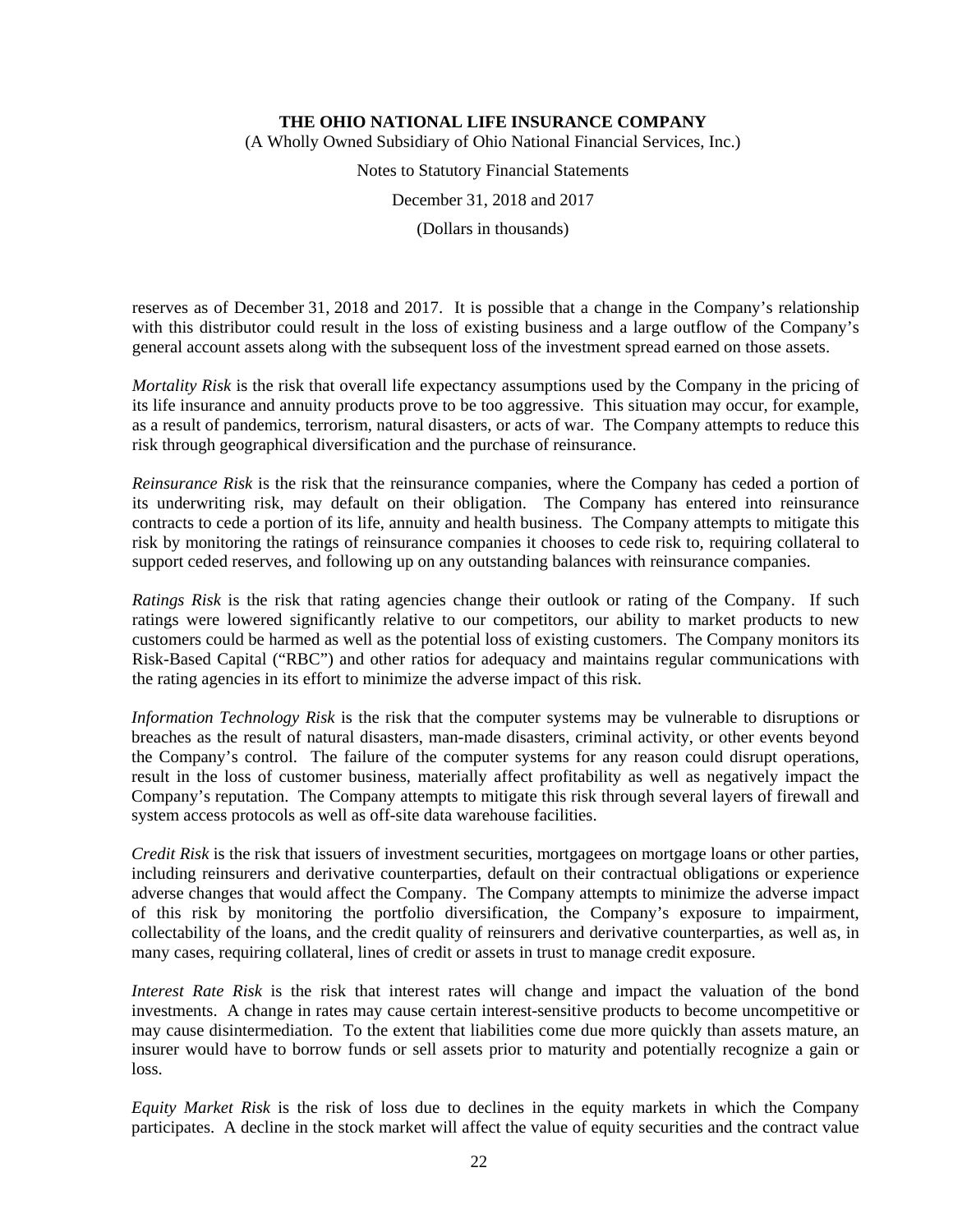reserves as of December 31, 2018 and 2017. It is possible that a change in the Company's relationship with this distributor could result in the loss of existing business and a large outflow of the Company's general account assets along with the subsequent loss of the investment spread earned on those assets.

*Mortality Risk* is the risk that overall life expectancy assumptions used by the Company in the pricing of its life insurance and annuity products prove to be too aggressive. This situation may occur, for example, as a result of pandemics, terrorism, natural disasters, or acts of war. The Company attempts to reduce this risk through geographical diversification and the purchase of reinsurance.

*Reinsurance Risk* is the risk that the reinsurance companies, where the Company has ceded a portion of its underwriting risk, may default on their obligation. The Company has entered into reinsurance contracts to cede a portion of its life, annuity and health business. The Company attempts to mitigate this risk by monitoring the ratings of reinsurance companies it chooses to cede risk to, requiring collateral to support ceded reserves, and following up on any outstanding balances with reinsurance companies.

*Ratings Risk* is the risk that rating agencies change their outlook or rating of the Company. If such ratings were lowered significantly relative to our competitors, our ability to market products to new customers could be harmed as well as the potential loss of existing customers. The Company monitors its Risk-Based Capital ("RBC") and other ratios for adequacy and maintains regular communications with the rating agencies in its effort to minimize the adverse impact of this risk.

*Information Technology Risk* is the risk that the computer systems may be vulnerable to disruptions or breaches as the result of natural disasters, man-made disasters, criminal activity, or other events beyond the Company's control. The failure of the computer systems for any reason could disrupt operations, result in the loss of customer business, materially affect profitability as well as negatively impact the Company's reputation. The Company attempts to mitigate this risk through several layers of firewall and system access protocols as well as off-site data warehouse facilities.

*Credit Risk* is the risk that issuers of investment securities, mortgagees on mortgage loans or other parties, including reinsurers and derivative counterparties, default on their contractual obligations or experience adverse changes that would affect the Company. The Company attempts to minimize the adverse impact of this risk by monitoring the portfolio diversification, the Company's exposure to impairment, collectability of the loans, and the credit quality of reinsurers and derivative counterparties, as well as, in many cases, requiring collateral, lines of credit or assets in trust to manage credit exposure.

*Interest Rate Risk* is the risk that interest rates will change and impact the valuation of the bond investments. A change in rates may cause certain interest-sensitive products to become uncompetitive or may cause disintermediation. To the extent that liabilities come due more quickly than assets mature, an insurer would have to borrow funds or sell assets prior to maturity and potentially recognize a gain or loss.

*Equity Market Risk* is the risk of loss due to declines in the equity markets in which the Company participates. A decline in the stock market will affect the value of equity securities and the contract value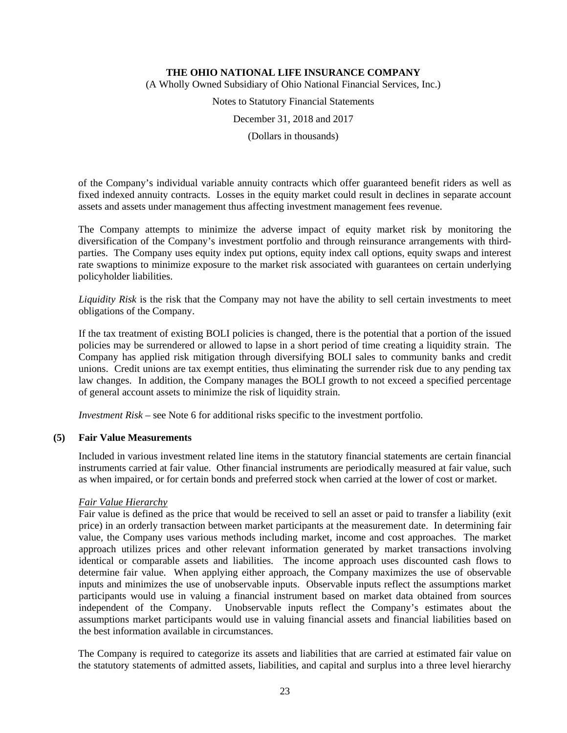of the Company's individual variable annuity contracts which offer guaranteed benefit riders as well as fixed indexed annuity contracts. Losses in the equity market could result in declines in separate account assets and assets under management thus affecting investment management fees revenue.

The Company attempts to minimize the adverse impact of equity market risk by monitoring the diversification of the Company's investment portfolio and through reinsurance arrangements with third-parties. The Company uses equity index put options, equity index call options, equity swaps and interest rate swaptions to minimize exposure to the market risk associated with guarantees on certain underlying policyholder liabilities.

*Liquidity Risk* is the risk that the Company may not have the ability to sell certain investments to meet obligations of the Company.

If the tax treatment of existing BOLI policies is changed, there is the potential that a portion of the issued policies may be surrendered or allowed to lapse in a short period of time creating a liquidity strain. The Company has applied risk mitigation through diversifying BOLI sales to community banks and credit unions. Credit unions are tax exempt entities, thus eliminating the surrender risk due to any pending tax law changes. In addition, the Company manages the BOLI growth to not exceed a specified percentage of general account assets to minimize the risk of liquidity strain.

*Investment Risk* – see Note 6 for additional risks specific to the investment portfolio.

## (5) Fair Value Measurements

Included in various investment related line items in the statutory financial statements are certain financial instruments carried at fair value. Other financial instruments are periodically measured at fair value, such as when impaired, or for certain bonds and preferred stock when carried at the lower of cost or market.

*Fair Value Hierarchy*

Fair value is defined as the price that would be received to sell an asset or paid to transfer a liability (exit price) in an orderly transaction between market participants at the measurement date. In determining fair value, the Company uses various methods including market, income and cost approaches. The market approach utilizes prices and other relevant information generated by market transactions involving identical or comparable assets and liabilities. The income approach uses discounted cash flows to determine fair value. When applying either approach, the Company maximizes the use of observable inputs and minimizes the use of unobservable inputs. Observable inputs reflect the assumptions market participants would use in valuing a financial instrument based on market data obtained from sources independent of the Company. Unobservable inputs reflect the Company's estimates about the assumptions market participants would use in valuing financial assets and financial liabilities based on the best information available in circumstances.

The Company is required to categorize its assets and liabilities that are carried at estimated fair value on the statutory statements of admitted assets, liabilities, and capital and surplus into a three level hierarchy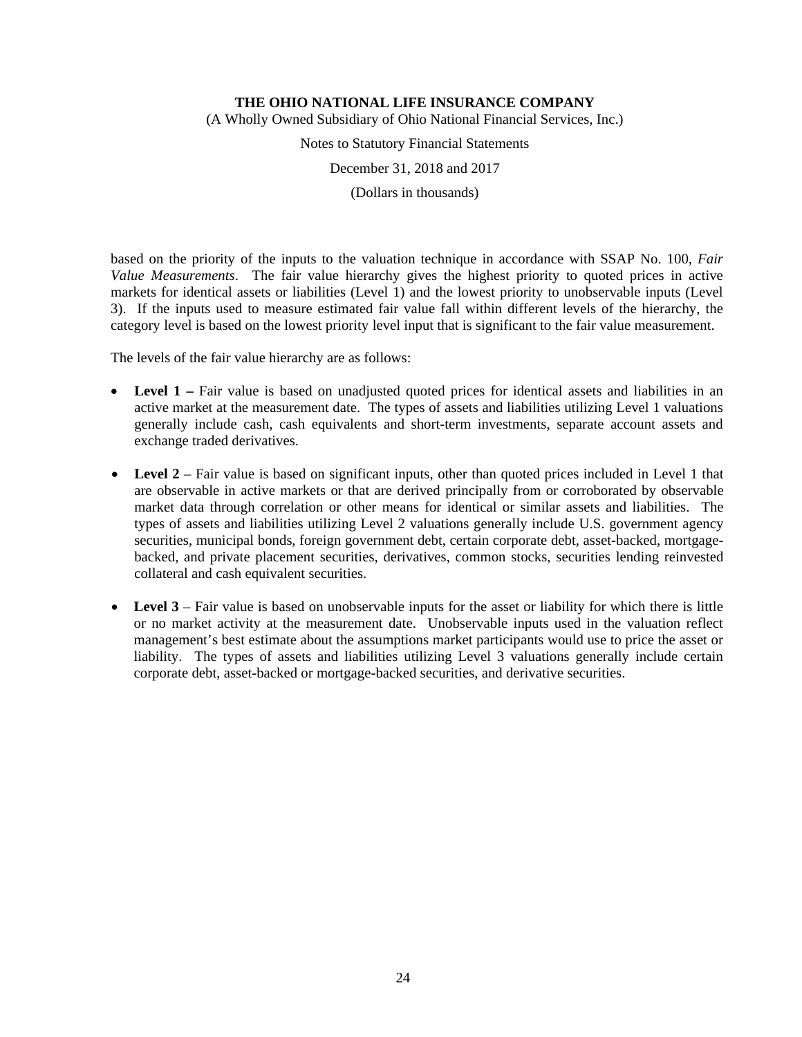based on the priority of the inputs to the valuation technique in accordance with SSAP No. 100, *Fair Value Measurements*. The fair value hierarchy gives the highest priority to quoted prices in active markets for identical assets or liabilities (Level 1) and the lowest priority to unobservable inputs (Level 3). If the inputs used to measure estimated fair value fall within different levels of the hierarchy, the category level is based on the lowest priority level input that is significant to the fair value measurement.

The levels of the fair value hierarchy are as follows:

- **Level 1 –** Fair value is based on unadjusted quoted prices for identical assets and liabilities in an active market at the measurement date. The types of assets and liabilities utilizing Level 1 valuations generally include cash, cash equivalents and short-term investments, separate account assets and exchange traded derivatives.

- **Level 2** – Fair value is based on significant inputs, other than quoted prices included in Level 1 that are observable in active markets or that are derived principally from or corroborated by observable market data through correlation or other means for identical or similar assets and liabilities. The types of assets and liabilities utilizing Level 2 valuations generally include U.S. government agency securities, municipal bonds, foreign government debt, certain corporate debt, asset-backed, mortgage-backed, and private placement securities, derivatives, common stocks, securities lending reinvested collateral and cash equivalent securities.

- **Level 3** – Fair value is based on unobservable inputs for the asset or liability for which there is little or no market activity at the measurement date. Unobservable inputs used in the valuation reflect management's best estimate about the assumptions market participants would use to price the asset or liability. The types of assets and liabilities utilizing Level 3 valuations generally include certain corporate debt, asset-backed or mortgage-backed securities, and derivative securities.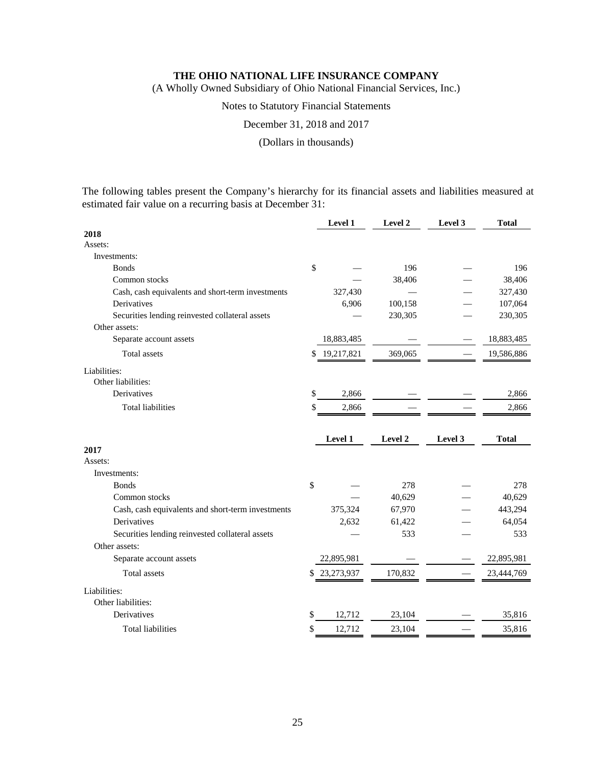**THE OHIO NATIONAL LIFE INSURANCE COMPANY**
(A Wholly Owned Subsidiary of Ohio National Financial Services, Inc.)

Notes to Statutory Financial Statements

December 31, 2018 and 2017

(Dollars in thousands)

The following tables present the Company's hierarchy for its financial assets and liabilities measured at estimated fair value on a recurring basis at December 31:

| | Level 1 | Level 2 | Level 3 | Total |
|---|---|---|---|---|
| **2018** | | | | |
| Assets: | | | | |
| Investments: | | | | |
| Bonds | $ — | 196 | — | 196 |
| Common stocks | — | 38,406 | — | 38,406 |
| Cash, cash equivalents and short-term investments | 327,430 | — | — | 327,430 |
| Derivatives | 6,906 | 100,158 | — | 107,064 |
| Securities lending reinvested collateral assets | — | 230,305 | — | 230,305 |
| Other assets: | | | | |
| Separate account assets | 18,883,485 | — | — | 18,883,485 |
| Total assets | $ 19,217,821 | 369,065 | — | 19,586,886 |
| Liabilities: | | | | |
| Other liabilities: | | | | |
| Derivatives | $ 2,866 | — | — | 2,866 |
| Total liabilities | $ 2,866 | — | — | 2,866 |

| | Level 1 | Level 2 | Level 3 | Total |
|---|---|---|---|---|
| **2017** | | | | |
| Assets: | | | | |
| Investments: | | | | |
| Bonds | $ — | 278 | — | 278 |
| Common stocks | — | 40,629 | — | 40,629 |
| Cash, cash equivalents and short-term investments | 375,324 | 67,970 | — | 443,294 |
| Derivatives | 2,632 | 61,422 | — | 64,054 |
| Securities lending reinvested collateral assets | — | 533 | — | 533 |
| Other assets: | | | | |
| Separate account assets | 22,895,981 | — | — | 22,895,981 |
| Total assets | $ 23,273,937 | 170,832 | — | 23,444,769 |
| Liabilities: | | | | |
| Other liabilities: | | | | |
| Derivatives | $ 12,712 | 23,104 | — | 35,816 |
| Total liabilities | $ 12,712 | 23,104 | — | 35,816 |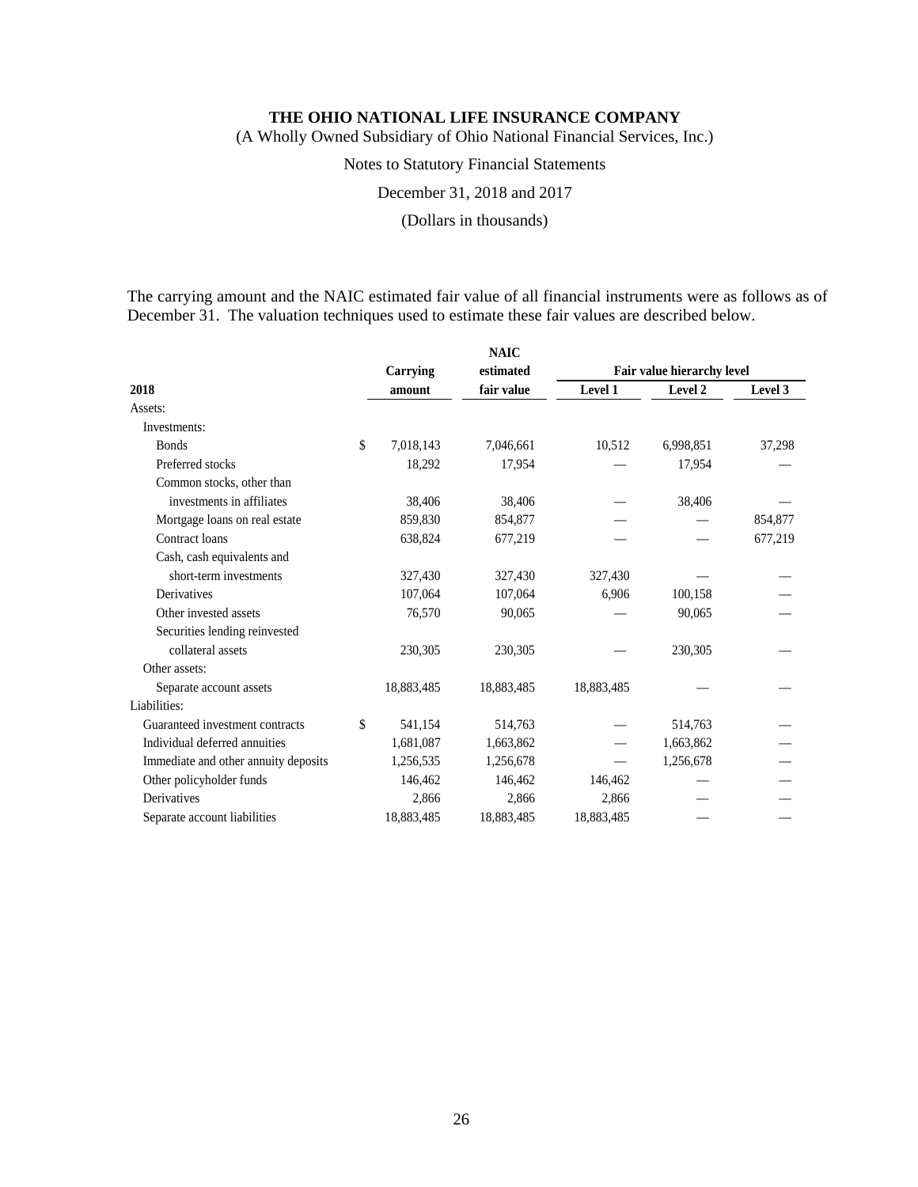The carrying amount and the NAIC estimated fair value of all financial instruments were as follows as of December 31. The valuation techniques used to estimate these fair values are described below.

| 2018 | | Carrying amount | NAIC estimated fair value | Fair value hierarchy level | | |
|---|---|---|---|---|---|---|
| | | | | Level 1 | Level 2 | Level 3 |
| Assets: | | | | | | |
| Investments: | | | | | | |
| Bonds | $ | 7,018,143 | 7,046,661 | 10,512 | 6,998,851 | 37,298 |
| Preferred stocks | | 18,292 | 17,954 | — | 17,954 | — |
| Common stocks, other than investments in affiliates | | 38,406 | 38,406 | — | 38,406 | — |
| Mortgage loans on real estate | | 859,830 | 854,877 | — | — | 854,877 |
| Contract loans | | 638,824 | 677,219 | — | — | 677,219 |
| Cash, cash equivalents and short-term investments | | 327,430 | 327,430 | 327,430 | — | — |
| Derivatives | | 107,064 | 107,064 | 6,906 | 100,158 | — |
| Other invested assets | | 76,570 | 90,065 | — | 90,065 | — |
| Securities lending reinvested collateral assets | | 230,305 | 230,305 | — | 230,305 | — |
| Other assets: | | | | | | |
| Separate account assets | | 18,883,485 | 18,883,485 | 18,883,485 | — | — |
| Liabilities: | | | | | | |
| Guaranteed investment contracts | $ | 541,154 | 514,763 | — | 514,763 | — |
| Individual deferred annuities | | 1,681,087 | 1,663,862 | — | 1,663,862 | — |
| Immediate and other annuity deposits | | 1,256,535 | 1,256,678 | — | 1,256,678 | — |
| Other policyholder funds | | 146,462 | 146,462 | 146,462 | — | — |
| Derivatives | | 2,866 | 2,866 | 2,866 | — | — |
| Separate account liabilities | | 18,883,485 | 18,883,485 | 18,883,485 | — | — |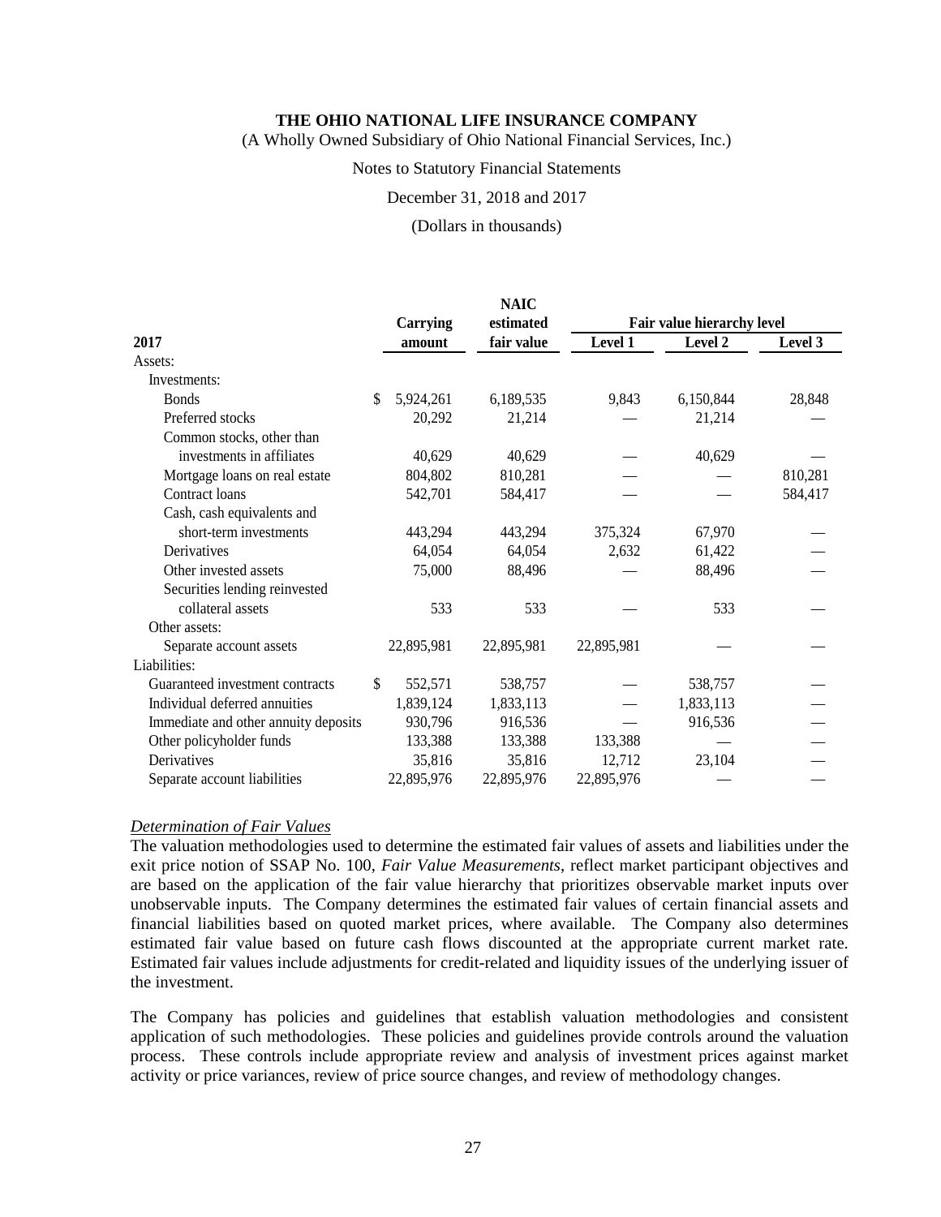| 2017 | Carrying amount | NAIC estimated fair value | Fair value hierarchy level | | |
|---|---|---|---|---|---|
| | | | Level 1 | Level 2 | Level 3 |
| Assets: | | | | | |
| Investments: | | | | | |
| Bonds | $ 5,924,261 | 6,189,535 | 9,843 | 6,150,844 | 28,848 |
| Preferred stocks | 20,292 | 21,214 | — | 21,214 | — |
| Common stocks, other than investments in affiliates | 40,629 | 40,629 | — | 40,629 | — |
| Mortgage loans on real estate | 804,802 | 810,281 | — | — | 810,281 |
| Contract loans | 542,701 | 584,417 | — | — | 584,417 |
| Cash, cash equivalents and short-term investments | 443,294 | 443,294 | 375,324 | 67,970 | — |
| Derivatives | 64,054 | 64,054 | 2,632 | 61,422 | — |
| Other invested assets | 75,000 | 88,496 | — | 88,496 | — |
| Securities lending reinvested collateral assets | 533 | 533 | — | 533 | — |
| Other assets: | | | | | |
| Separate account assets | 22,895,981 | 22,895,981 | 22,895,981 | — | — |
| Liabilities: | | | | | |
| Guaranteed investment contracts | $ 552,571 | 538,757 | — | 538,757 | — |
| Individual deferred annuities | 1,839,124 | 1,833,113 | — | 1,833,113 | — |
| Immediate and other annuity deposits | 930,796 | 916,536 | — | 916,536 | — |
| Other policyholder funds | 133,388 | 133,388 | 133,388 | — | — |
| Derivatives | 35,816 | 35,816 | 12,712 | 23,104 | — |
| Separate account liabilities | 22,895,976 | 22,895,976 | 22,895,976 | — | — |

*Determination of Fair Values*

The valuation methodologies used to determine the estimated fair values of assets and liabilities under the exit price notion of SSAP No. 100, *Fair Value Measurements*, reflect market participant objectives and are based on the application of the fair value hierarchy that prioritizes observable market inputs over unobservable inputs. The Company determines the estimated fair values of certain financial assets and financial liabilities based on quoted market prices, where available. The Company also determines estimated fair value based on future cash flows discounted at the appropriate current market rate. Estimated fair values include adjustments for credit-related and liquidity issues of the underlying issuer of the investment.

The Company has policies and guidelines that establish valuation methodologies and consistent application of such methodologies. These policies and guidelines provide controls around the valuation process. These controls include appropriate review and analysis of investment prices against market activity or price variances, review of price source changes, and review of methodology changes.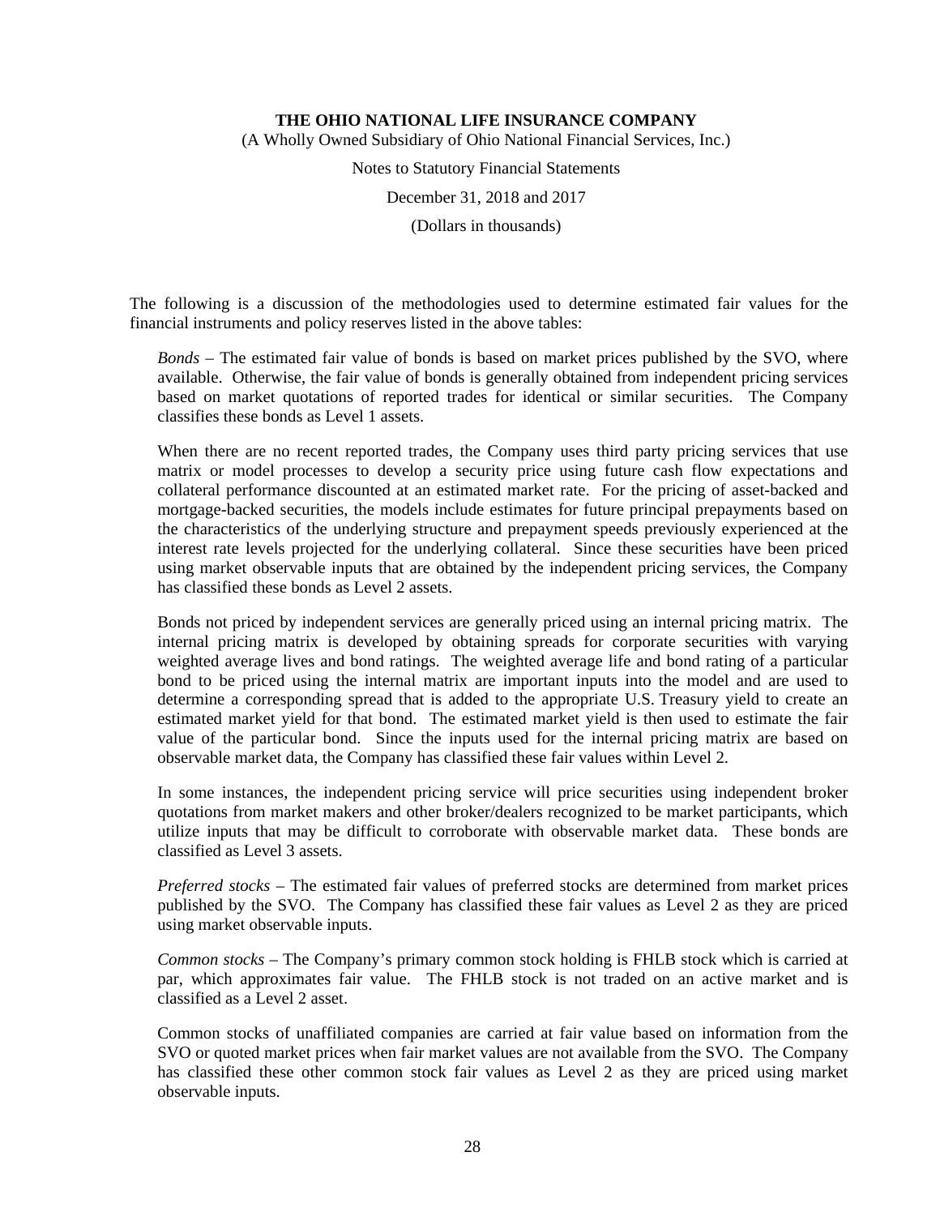The following is a discussion of the methodologies used to determine estimated fair values for the financial instruments and policy reserves listed in the above tables:

*Bonds* – The estimated fair value of bonds is based on market prices published by the SVO, where available. Otherwise, the fair value of bonds is generally obtained from independent pricing services based on market quotations of reported trades for identical or similar securities. The Company classifies these bonds as Level 1 assets.

When there are no recent reported trades, the Company uses third party pricing services that use matrix or model processes to develop a security price using future cash flow expectations and collateral performance discounted at an estimated market rate. For the pricing of asset-backed and mortgage-backed securities, the models include estimates for future principal prepayments based on the characteristics of the underlying structure and prepayment speeds previously experienced at the interest rate levels projected for the underlying collateral. Since these securities have been priced using market observable inputs that are obtained by the independent pricing services, the Company has classified these bonds as Level 2 assets.

Bonds not priced by independent services are generally priced using an internal pricing matrix. The internal pricing matrix is developed by obtaining spreads for corporate securities with varying weighted average lives and bond ratings. The weighted average life and bond rating of a particular bond to be priced using the internal matrix are important inputs into the model and are used to determine a corresponding spread that is added to the appropriate U.S. Treasury yield to create an estimated market yield for that bond. The estimated market yield is then used to estimate the fair value of the particular bond. Since the inputs used for the internal pricing matrix are based on observable market data, the Company has classified these fair values within Level 2.

In some instances, the independent pricing service will price securities using independent broker quotations from market makers and other broker/dealers recognized to be market participants, which utilize inputs that may be difficult to corroborate with observable market data. These bonds are classified as Level 3 assets.

*Preferred stocks* – The estimated fair values of preferred stocks are determined from market prices published by the SVO. The Company has classified these fair values as Level 2 as they are priced using market observable inputs.

*Common stocks* – The Company's primary common stock holding is FHLB stock which is carried at par, which approximates fair value. The FHLB stock is not traded on an active market and is classified as a Level 2 asset.

Common stocks of unaffiliated companies are carried at fair value based on information from the SVO or quoted market prices when fair market values are not available from the SVO. The Company has classified these other common stock fair values as Level 2 as they are priced using market observable inputs.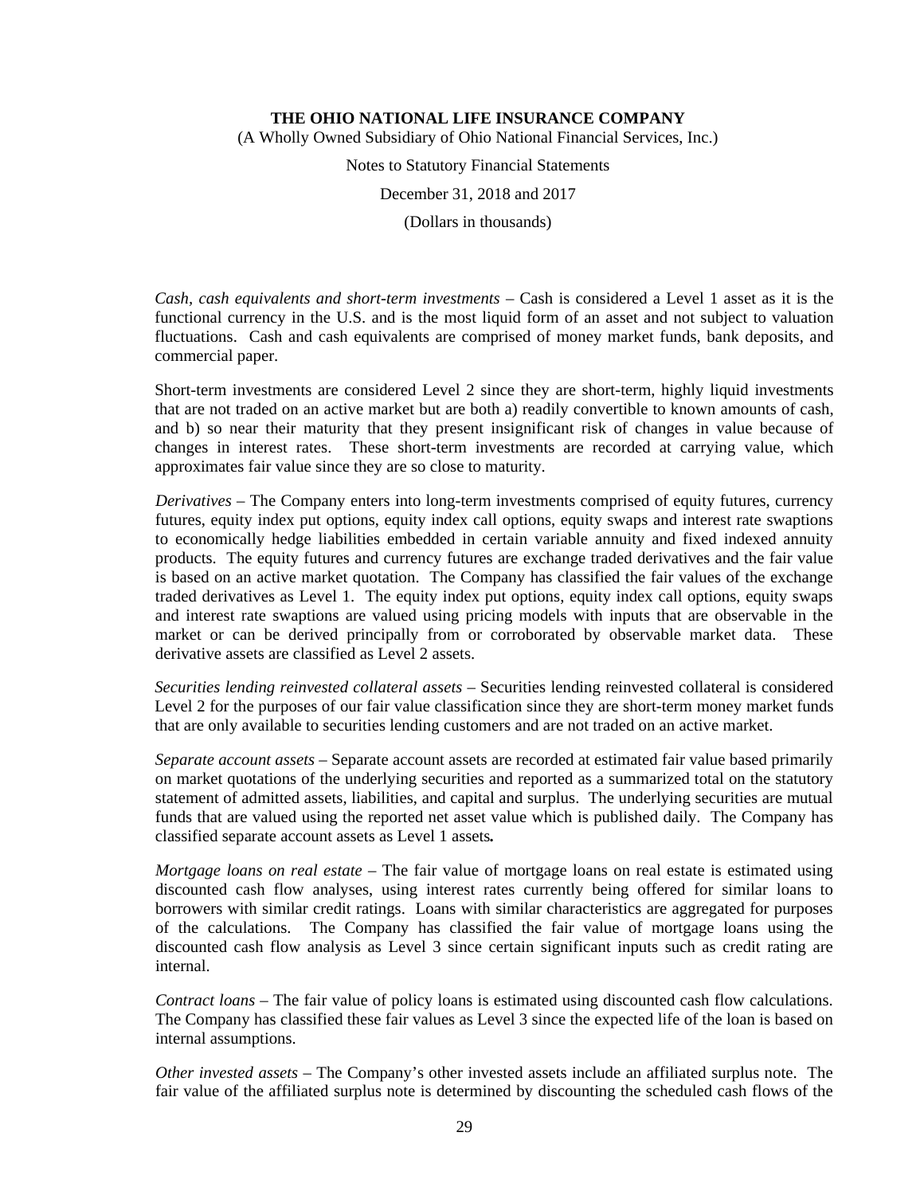*Cash, cash equivalents and short-term investments* – Cash is considered a Level 1 asset as it is the functional currency in the U.S. and is the most liquid form of an asset and not subject to valuation fluctuations. Cash and cash equivalents are comprised of money market funds, bank deposits, and commercial paper.

Short-term investments are considered Level 2 since they are short-term, highly liquid investments that are not traded on an active market but are both a) readily convertible to known amounts of cash, and b) so near their maturity that they present insignificant risk of changes in value because of changes in interest rates. These short-term investments are recorded at carrying value, which approximates fair value since they are so close to maturity.

*Derivatives* – The Company enters into long-term investments comprised of equity futures, currency futures, equity index put options, equity index call options, equity swaps and interest rate swaptions to economically hedge liabilities embedded in certain variable annuity and fixed indexed annuity products. The equity futures and currency futures are exchange traded derivatives and the fair value is based on an active market quotation. The Company has classified the fair values of the exchange traded derivatives as Level 1. The equity index put options, equity index call options, equity swaps and interest rate swaptions are valued using pricing models with inputs that are observable in the market or can be derived principally from or corroborated by observable market data. These derivative assets are classified as Level 2 assets.

*Securities lending reinvested collateral assets* – Securities lending reinvested collateral is considered Level 2 for the purposes of our fair value classification since they are short-term money market funds that are only available to securities lending customers and are not traded on an active market.

*Separate account assets* – Separate account assets are recorded at estimated fair value based primarily on market quotations of the underlying securities and reported as a summarized total on the statutory statement of admitted assets, liabilities, and capital and surplus. The underlying securities are mutual funds that are valued using the reported net asset value which is published daily. The Company has classified separate account assets as Level 1 assets**.**

*Mortgage loans on real estate* – The fair value of mortgage loans on real estate is estimated using discounted cash flow analyses, using interest rates currently being offered for similar loans to borrowers with similar credit ratings. Loans with similar characteristics are aggregated for purposes of the calculations. The Company has classified the fair value of mortgage loans using the discounted cash flow analysis as Level 3 since certain significant inputs such as credit rating are internal.

*Contract loans* – The fair value of policy loans is estimated using discounted cash flow calculations. The Company has classified these fair values as Level 3 since the expected life of the loan is based on internal assumptions.

*Other invested assets* – The Company's other invested assets include an affiliated surplus note. The fair value of the affiliated surplus note is determined by discounting the scheduled cash flows of the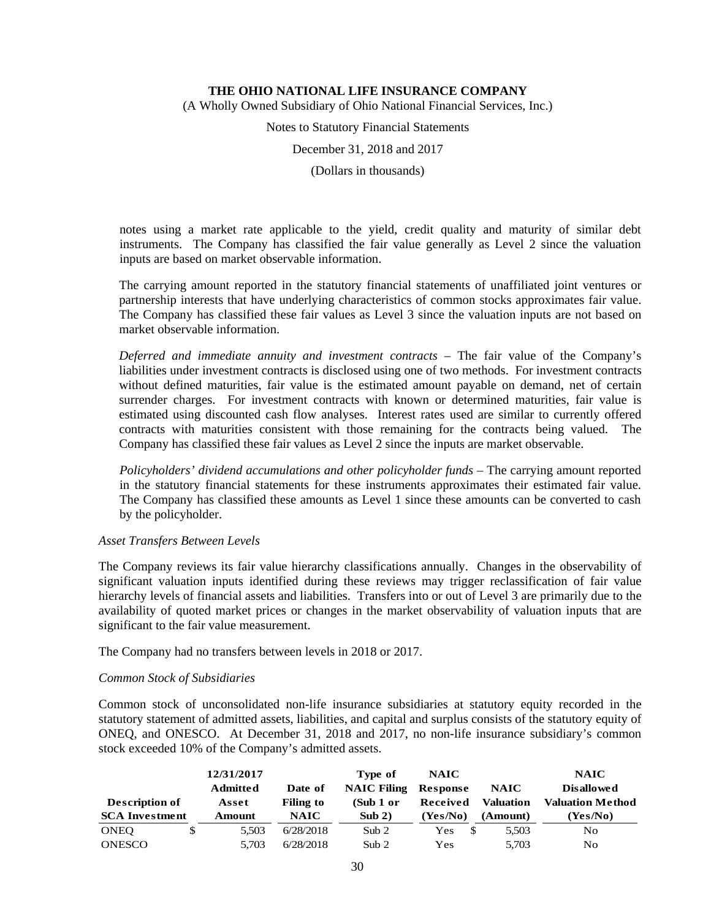notes using a market rate applicable to the yield, credit quality and maturity of similar debt instruments. The Company has classified the fair value generally as Level 2 since the valuation inputs are based on market observable information.

The carrying amount reported in the statutory financial statements of unaffiliated joint ventures or partnership interests that have underlying characteristics of common stocks approximates fair value. The Company has classified these fair values as Level 3 since the valuation inputs are not based on market observable information.

*Deferred and immediate annuity and investment contracts* – The fair value of the Company's liabilities under investment contracts is disclosed using one of two methods. For investment contracts without defined maturities, fair value is the estimated amount payable on demand, net of certain surrender charges. For investment contracts with known or determined maturities, fair value is estimated using discounted cash flow analyses. Interest rates used are similar to currently offered contracts with maturities consistent with those remaining for the contracts being valued. The Company has classified these fair values as Level 2 since the inputs are market observable.

*Policyholders' dividend accumulations and other policyholder funds* – The carrying amount reported in the statutory financial statements for these instruments approximates their estimated fair value. The Company has classified these amounts as Level 1 since these amounts can be converted to cash by the policyholder.

*Asset Transfers Between Levels*

The Company reviews its fair value hierarchy classifications annually. Changes in the observability of significant valuation inputs identified during these reviews may trigger reclassification of fair value hierarchy levels of financial assets and liabilities. Transfers into or out of Level 3 are primarily due to the availability of quoted market prices or changes in the market observability of valuation inputs that are significant to the fair value measurement.

The Company had no transfers between levels in 2018 or 2017.

*Common Stock of Subsidiaries*

Common stock of unconsolidated non-life insurance subsidiaries at statutory equity recorded in the statutory statement of admitted assets, liabilities, and capital and surplus consists of the statutory equity of ONEQ, and ONESCO. At December 31, 2018 and 2017, no non-life insurance subsidiary's common stock exceeded 10% of the Company's admitted assets.

| Description of SCA Investment | 12/31/2017 Admitted Asset Amount | Date of Filing to NAIC | Type of NAIC Filing (Sub 1 or Sub 2) | NAIC Response Received (Yes/No) | NAIC Valuation (Amount) | NAIC Disallowed Valuation Method (Yes/No) |
|---|---|---|---|---|---|---|
| ONEQ | $ 5,503 | 6/28/2018 | Sub 2 | Yes | $ 5,503 | No |
| ONESCO | 5,703 | 6/28/2018 | Sub 2 | Yes | 5,703 | No |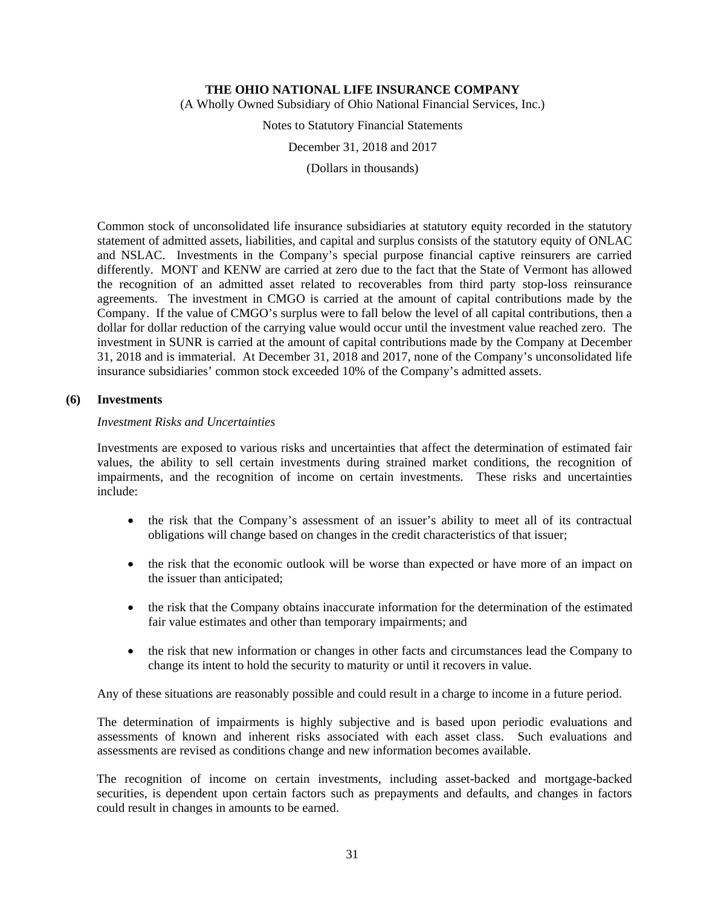Common stock of unconsolidated life insurance subsidiaries at statutory equity recorded in the statutory statement of admitted assets, liabilities, and capital and surplus consists of the statutory equity of ONLAC and NSLAC. Investments in the Company's special purpose financial captive reinsurers are carried differently. MONT and KENW are carried at zero due to the fact that the State of Vermont has allowed the recognition of an admitted asset related to recoverables from third party stop-loss reinsurance agreements. The investment in CMGO is carried at the amount of capital contributions made by the Company. If the value of CMGO's surplus were to fall below the level of all capital contributions, then a dollar for dollar reduction of the carrying value would occur until the investment value reached zero. The investment in SUNR is carried at the amount of capital contributions made by the Company at December 31, 2018 and is immaterial. At December 31, 2018 and 2017, none of the Company's unconsolidated life insurance subsidiaries' common stock exceeded 10% of the Company's admitted assets.

## (6) Investments

*Investment Risks and Uncertainties*

Investments are exposed to various risks and uncertainties that affect the determination of estimated fair values, the ability to sell certain investments during strained market conditions, the recognition of impairments, and the recognition of income on certain investments. These risks and uncertainties include:

- the risk that the Company's assessment of an issuer's ability to meet all of its contractual obligations will change based on changes in the credit characteristics of that issuer;
- the risk that the economic outlook will be worse than expected or have more of an impact on the issuer than anticipated;
- the risk that the Company obtains inaccurate information for the determination of the estimated fair value estimates and other than temporary impairments; and
- the risk that new information or changes in other facts and circumstances lead the Company to change its intent to hold the security to maturity or until it recovers in value.

Any of these situations are reasonably possible and could result in a charge to income in a future period.

The determination of impairments is highly subjective and is based upon periodic evaluations and assessments of known and inherent risks associated with each asset class. Such evaluations and assessments are revised as conditions change and new information becomes available.

The recognition of income on certain investments, including asset-backed and mortgage-backed securities, is dependent upon certain factors such as prepayments and defaults, and changes in factors could result in changes in amounts to be earned.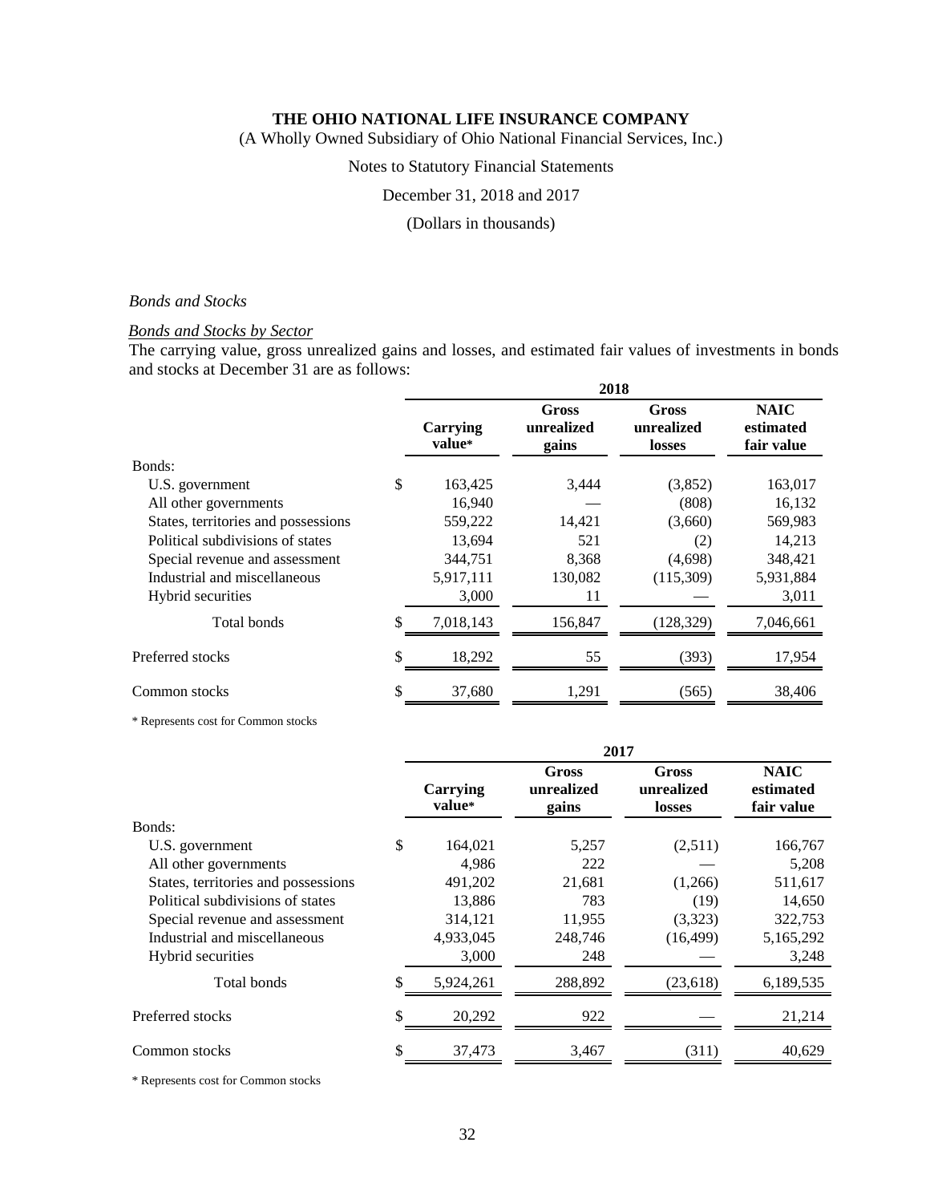THE OHIO NATIONAL LIFE INSURANCE COMPANY

(A Wholly Owned Subsidiary of Ohio National Financial Services, Inc.)

Notes to Statutory Financial Statements

December 31, 2018 and 2017

(Dollars in thousands)

*Bonds and Stocks*

*Bonds and Stocks by Sector*

The carrying value, gross unrealized gains and losses, and estimated fair values of investments in bonds and stocks at December 31 are as follows:

| | 2018 | | | |
|---|---|---|---|---|
| | Carrying value* | Gross unrealized gains | Gross unrealized losses | NAIC estimated fair value |
| Bonds: | | | | |
| U.S. government | $ 163,425 | 3,444 | (3,852) | 163,017 |
| All other governments | 16,940 | — | (808) | 16,132 |
| States, territories and possessions | 559,222 | 14,421 | (3,660) | 569,983 |
| Political subdivisions of states | 13,694 | 521 | (2) | 14,213 |
| Special revenue and assessment | 344,751 | 8,368 | (4,698) | 348,421 |
| Industrial and miscellaneous | 5,917,111 | 130,082 | (115,309) | 5,931,884 |
| Hybrid securities | 3,000 | 11 | — | 3,011 |
| Total bonds | $ 7,018,143 | 156,847 | (128,329) | 7,046,661 |
| Preferred stocks | $ 18,292 | 55 | (393) | 17,954 |
| Common stocks | $ 37,680 | 1,291 | (565) | 38,406 |

\* Represents cost for Common stocks

| | 2017 | | | |
|---|---|---|---|---|
| | Carrying value* | Gross unrealized gains | Gross unrealized losses | NAIC estimated fair value |
| Bonds: | | | | |
| U.S. government | $ 164,021 | 5,257 | (2,511) | 166,767 |
| All other governments | 4,986 | 222 | — | 5,208 |
| States, territories and possessions | 491,202 | 21,681 | (1,266) | 511,617 |
| Political subdivisions of states | 13,886 | 783 | (19) | 14,650 |
| Special revenue and assessment | 314,121 | 11,955 | (3,323) | 322,753 |
| Industrial and miscellaneous | 4,933,045 | 248,746 | (16,499) | 5,165,292 |
| Hybrid securities | 3,000 | 248 | — | 3,248 |
| Total bonds | $ 5,924,261 | 288,892 | (23,618) | 6,189,535 |
| Preferred stocks | $ 20,292 | 922 | — | 21,214 |
| Common stocks | $ 37,473 | 3,467 | (311) | 40,629 |

\* Represents cost for Common stocks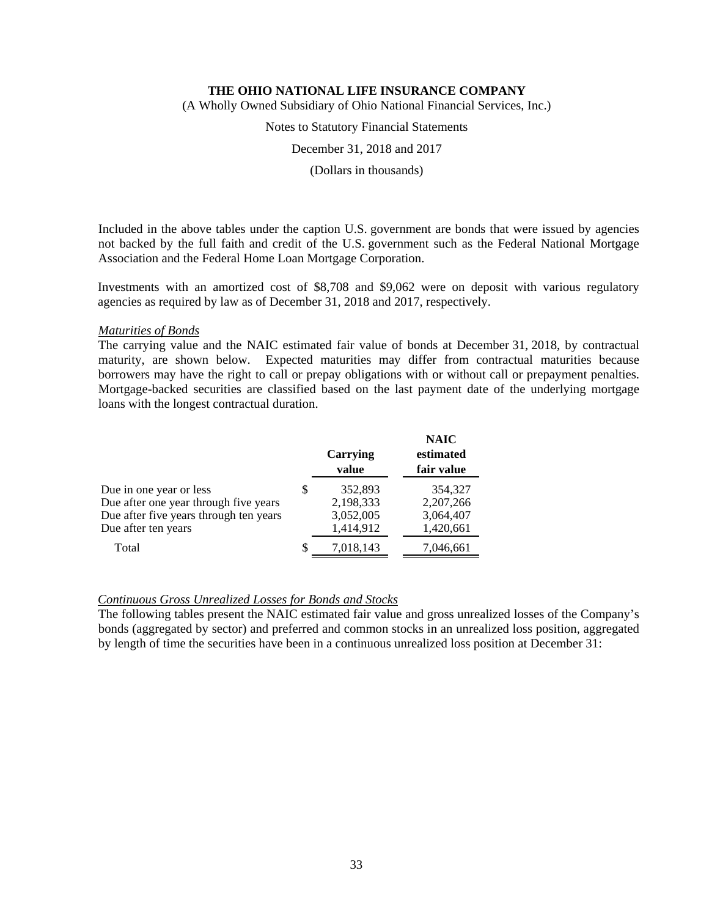Included in the above tables under the caption U.S. government are bonds that were issued by agencies not backed by the full faith and credit of the U.S. government such as the Federal National Mortgage Association and the Federal Home Loan Mortgage Corporation.

Investments with an amortized cost of $8,708 and $9,062 were on deposit with various regulatory agencies as required by law as of December 31, 2018 and 2017, respectively.

*Maturities of Bonds*

The carrying value and the NAIC estimated fair value of bonds at December 31, 2018, by contractual maturity, are shown below. Expected maturities may differ from contractual maturities because borrowers may have the right to call or prepay obligations with or without call or prepayment penalties. Mortgage-backed securities are classified based on the last payment date of the underlying mortgage loans with the longest contractual duration.

| | Carrying value | NAIC estimated fair value |
|---|---|---|
| Due in one year or less | $ 352,893 | 354,327 |
| Due after one year through five years | 2,198,333 | 2,207,266 |
| Due after five years through ten years | 3,052,005 | 3,064,407 |
| Due after ten years | 1,414,912 | 1,420,661 |
| Total | $ 7,018,143 | 7,046,661 |

*Continuous Gross Unrealized Losses for Bonds and Stocks*

The following tables present the NAIC estimated fair value and gross unrealized losses of the Company's bonds (aggregated by sector) and preferred and common stocks in an unrealized loss position, aggregated by length of time the securities have been in a continuous unrealized loss position at December 31: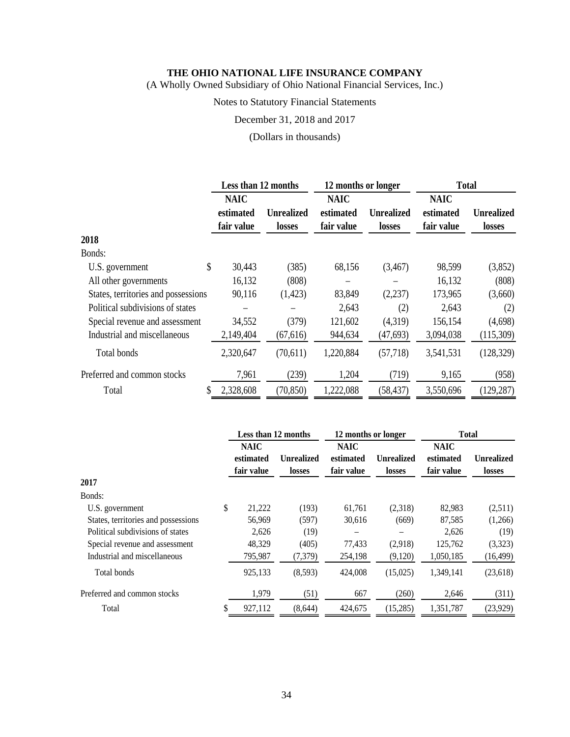**THE OHIO NATIONAL LIFE INSURANCE COMPANY**
(A Wholly Owned Subsidiary of Ohio National Financial Services, Inc.)

Notes to Statutory Financial Statements

December 31, 2018 and 2017

(Dollars in thousands)

| | Less than 12 months | | 12 months or longer | | Total | |
|---|---|---|---|---|---|---|
| | NAIC estimated fair value | Unrealized losses | NAIC estimated fair value | Unrealized losses | NAIC estimated fair value | Unrealized losses |
| **2018** | | | | | | |
| Bonds: | | | | | | |
| U.S. government | $ 30,443 | (385) | 68,156 | (3,467) | 98,599 | (3,852) |
| All other governments | 16,132 | (808) | – | – | 16,132 | (808) |
| States, territories and possessions | 90,116 | (1,423) | 83,849 | (2,237) | 173,965 | (3,660) |
| Political subdivisions of states | – | – | 2,643 | (2) | 2,643 | (2) |
| Special revenue and assessment | 34,552 | (379) | 121,602 | (4,319) | 156,154 | (4,698) |
| Industrial and miscellaneous | 2,149,404 | (67,616) | 944,634 | (47,693) | 3,094,038 | (115,309) |
| Total bonds | 2,320,647 | (70,611) | 1,220,884 | (57,718) | 3,541,531 | (128,329) |
| Preferred and common stocks | 7,961 | (239) | 1,204 | (719) | 9,165 | (958) |
| Total | $ 2,328,608 | (70,850) | 1,222,088 | (58,437) | 3,550,696 | (129,287) |

| | Less than 12 months | | 12 months or longer | | Total | |
|---|---|---|---|---|---|---|
| | NAIC estimated fair value | Unrealized losses | NAIC estimated fair value | Unrealized losses | NAIC estimated fair value | Unrealized losses |
| **2017** | | | | | | |
| Bonds: | | | | | | |
| U.S. government | $ 21,222 | (193) | 61,761 | (2,318) | 82,983 | (2,511) |
| States, territories and possessions | 56,969 | (597) | 30,616 | (669) | 87,585 | (1,266) |
| Political subdivisions of states | 2,626 | (19) | – | – | 2,626 | (19) |
| Special revenue and assessment | 48,329 | (405) | 77,433 | (2,918) | 125,762 | (3,323) |
| Industrial and miscellaneous | 795,987 | (7,379) | 254,198 | (9,120) | 1,050,185 | (16,499) |
| Total bonds | 925,133 | (8,593) | 424,008 | (15,025) | 1,349,141 | (23,618) |
| Preferred and common stocks | 1,979 | (51) | 667 | (260) | 2,646 | (311) |
| Total | $ 927,112 | (8,644) | 424,675 | (15,285) | 1,351,787 | (23,929) |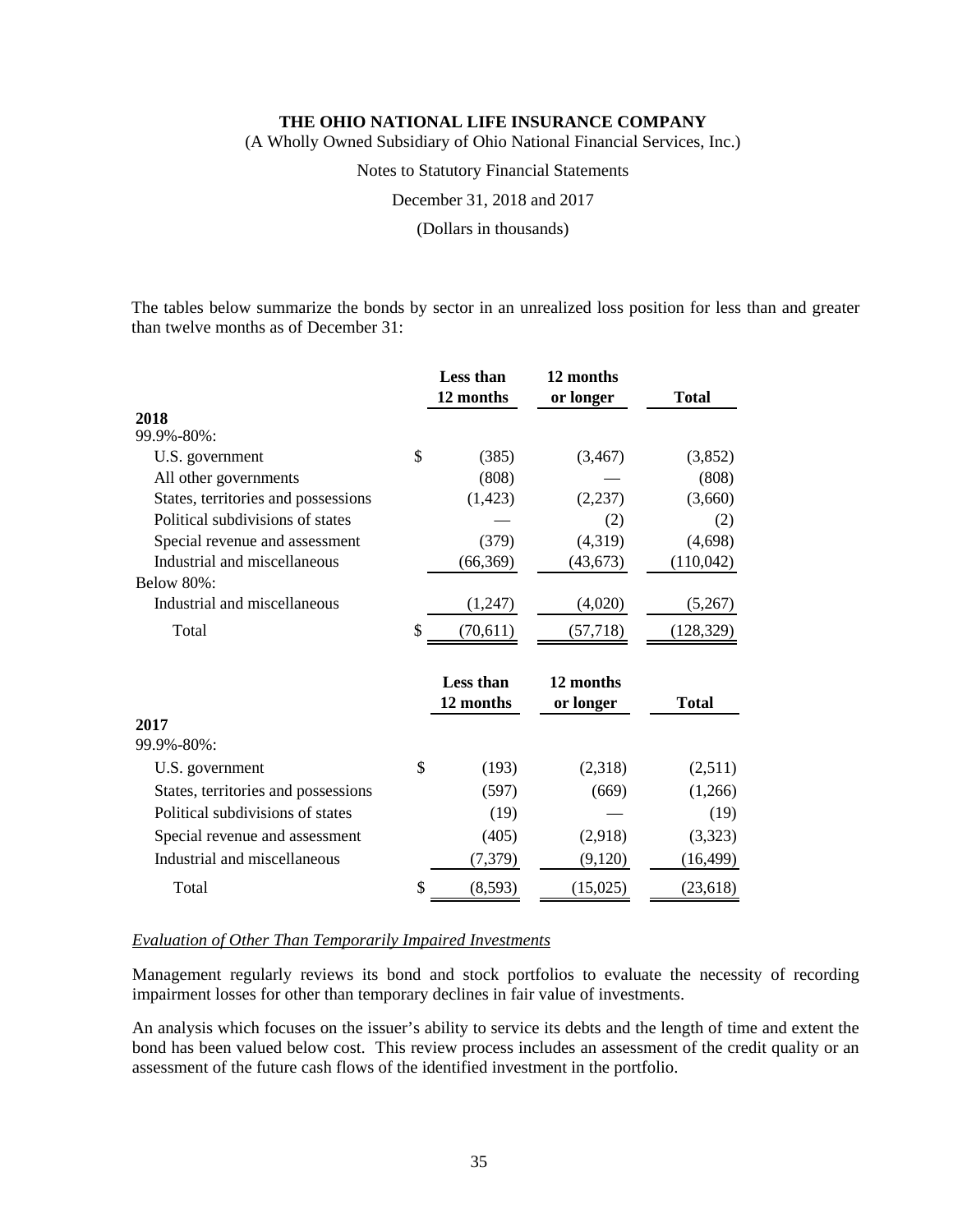The tables below summarize the bonds by sector in an unrealized loss position for less than and greater than twelve months as of December 31:

| | Less than 12 months | 12 months or longer | Total |
|---|---|---|---|
| **2018** | | | |
| 99.9%-80%: | | | |
| U.S. government | $ (385) | (3,467) | (3,852) |
| All other governments | (808) | — | (808) |
| States, territories and possessions | (1,423) | (2,237) | (3,660) |
| Political subdivisions of states | — | (2) | (2) |
| Special revenue and assessment | (379) | (4,319) | (4,698) |
| Industrial and miscellaneous | (66,369) | (43,673) | (110,042) |
| Below 80%: | | | |
| Industrial and miscellaneous | (1,247) | (4,020) | (5,267) |
| Total | $ (70,611) | (57,718) | (128,329) |

| | Less than 12 months | 12 months or longer | Total |
|---|---|---|---|
| **2017** | | | |
| 99.9%-80%: | | | |
| U.S. government | $ (193) | (2,318) | (2,511) |
| States, territories and possessions | (597) | (669) | (1,266) |
| Political subdivisions of states | (19) | — | (19) |
| Special revenue and assessment | (405) | (2,918) | (3,323) |
| Industrial and miscellaneous | (7,379) | (9,120) | (16,499) |
| Total | $ (8,593) | (15,025) | (23,618) |

*Evaluation of Other Than Temporarily Impaired Investments*

Management regularly reviews its bond and stock portfolios to evaluate the necessity of recording impairment losses for other than temporary declines in fair value of investments.

An analysis which focuses on the issuer's ability to service its debts and the length of time and extent the bond has been valued below cost. This review process includes an assessment of the credit quality or an assessment of the future cash flows of the identified investment in the portfolio.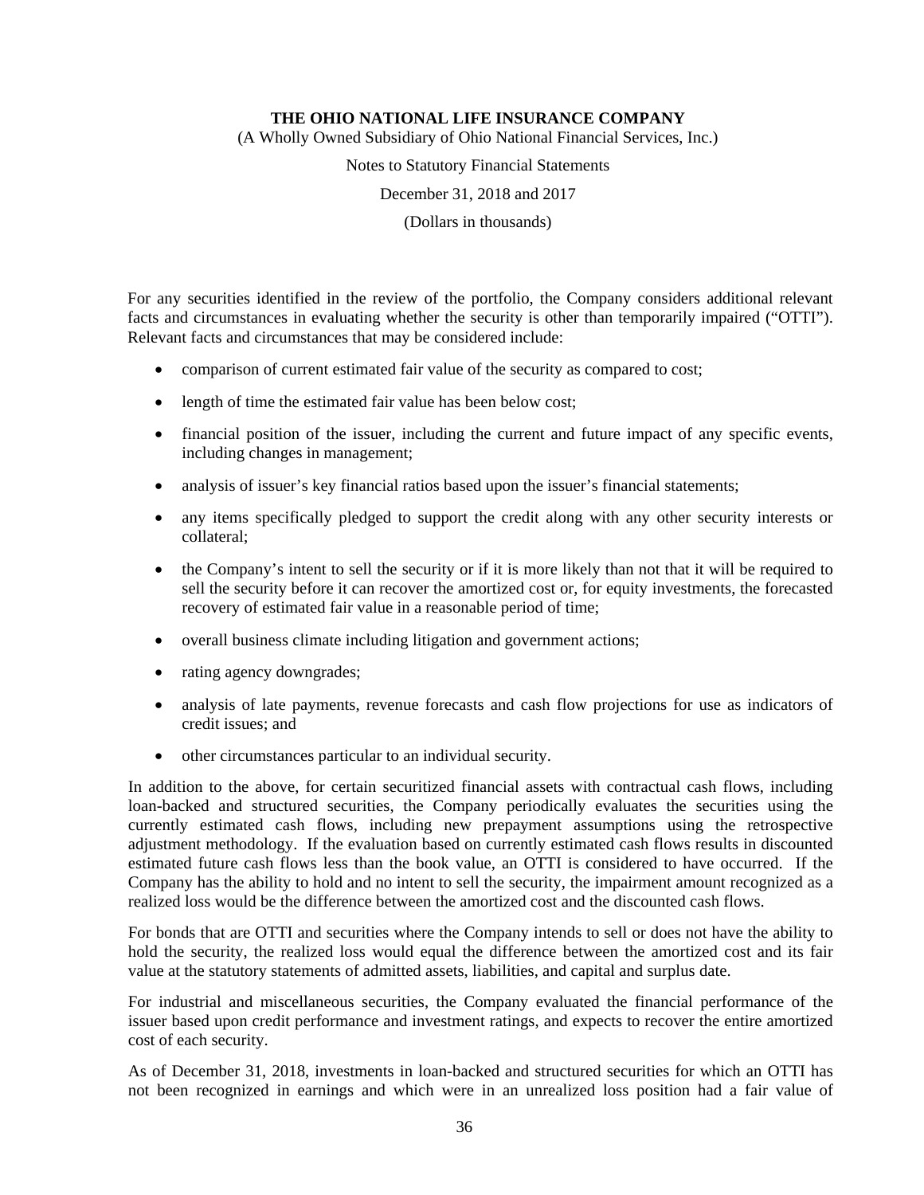For any securities identified in the review of the portfolio, the Company considers additional relevant facts and circumstances in evaluating whether the security is other than temporarily impaired ("OTTI"). Relevant facts and circumstances that may be considered include:

- comparison of current estimated fair value of the security as compared to cost;
- length of time the estimated fair value has been below cost;
- financial position of the issuer, including the current and future impact of any specific events, including changes in management;
- analysis of issuer's key financial ratios based upon the issuer's financial statements;
- any items specifically pledged to support the credit along with any other security interests or collateral;
- the Company's intent to sell the security or if it is more likely than not that it will be required to sell the security before it can recover the amortized cost or, for equity investments, the forecasted recovery of estimated fair value in a reasonable period of time;
- overall business climate including litigation and government actions;
- rating agency downgrades;
- analysis of late payments, revenue forecasts and cash flow projections for use as indicators of credit issues; and
- other circumstances particular to an individual security.

In addition to the above, for certain securitized financial assets with contractual cash flows, including loan-backed and structured securities, the Company periodically evaluates the securities using the currently estimated cash flows, including new prepayment assumptions using the retrospective adjustment methodology. If the evaluation based on currently estimated cash flows results in discounted estimated future cash flows less than the book value, an OTTI is considered to have occurred. If the Company has the ability to hold and no intent to sell the security, the impairment amount recognized as a realized loss would be the difference between the amortized cost and the discounted cash flows.

For bonds that are OTTI and securities where the Company intends to sell or does not have the ability to hold the security, the realized loss would equal the difference between the amortized cost and its fair value at the statutory statements of admitted assets, liabilities, and capital and surplus date.

For industrial and miscellaneous securities, the Company evaluated the financial performance of the issuer based upon credit performance and investment ratings, and expects to recover the entire amortized cost of each security.

As of December 31, 2018, investments in loan-backed and structured securities for which an OTTI has not been recognized in earnings and which were in an unrealized loss position had a fair value of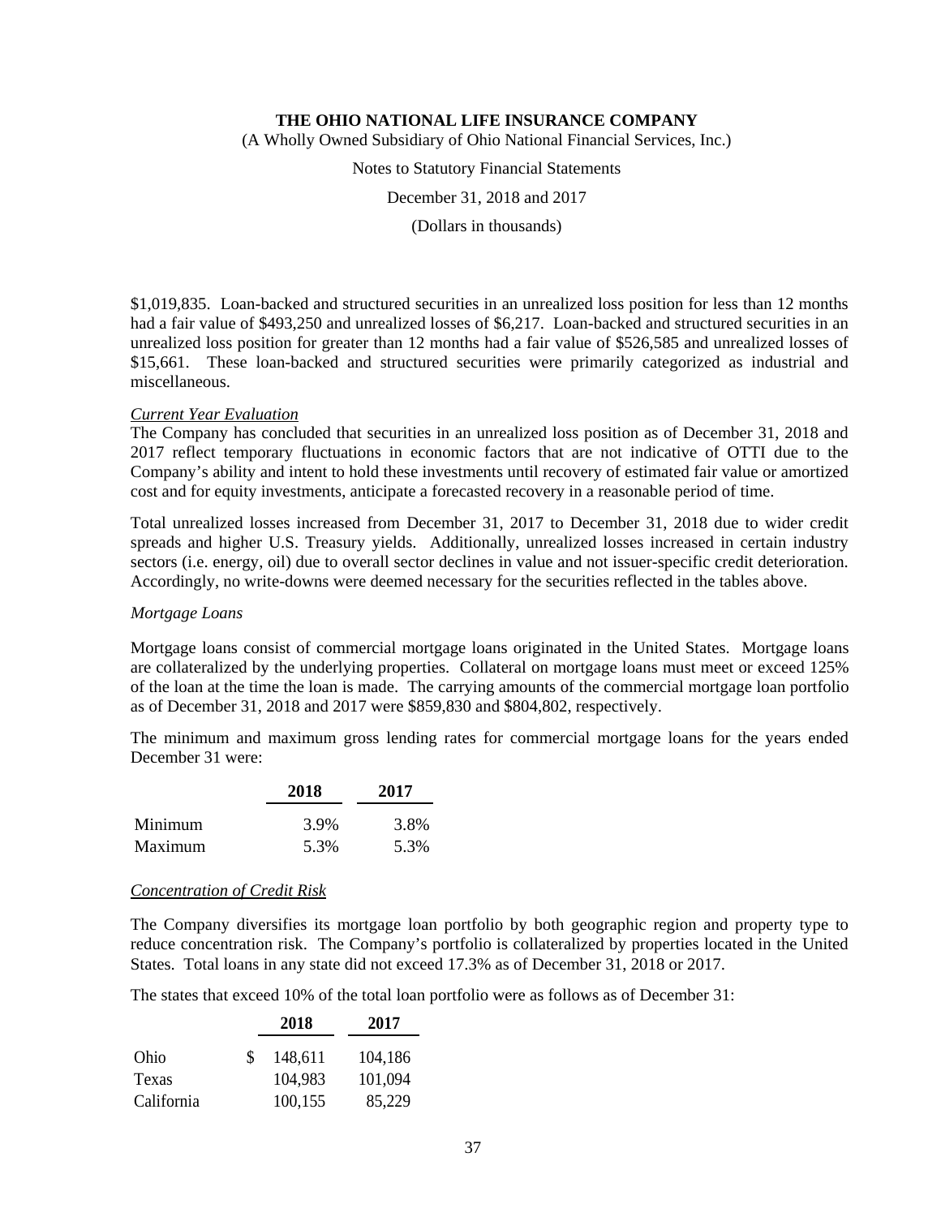$1,019,835. Loan-backed and structured securities in an unrealized loss position for less than 12 months had a fair value of $493,250 and unrealized losses of $6,217. Loan-backed and structured securities in an unrealized loss position for greater than 12 months had a fair value of $526,585 and unrealized losses of $15,661. These loan-backed and structured securities were primarily categorized as industrial and miscellaneous.

*Current Year Evaluation*

The Company has concluded that securities in an unrealized loss position as of December 31, 2018 and 2017 reflect temporary fluctuations in economic factors that are not indicative of OTTI due to the Company's ability and intent to hold these investments until recovery of estimated fair value or amortized cost and for equity investments, anticipate a forecasted recovery in a reasonable period of time.

Total unrealized losses increased from December 31, 2017 to December 31, 2018 due to wider credit spreads and higher U.S. Treasury yields. Additionally, unrealized losses increased in certain industry sectors (i.e. energy, oil) due to overall sector declines in value and not issuer-specific credit deterioration. Accordingly, no write-downs were deemed necessary for the securities reflected in the tables above.

*Mortgage Loans*

Mortgage loans consist of commercial mortgage loans originated in the United States. Mortgage loans are collateralized by the underlying properties. Collateral on mortgage loans must meet or exceed 125% of the loan at the time the loan is made. The carrying amounts of the commercial mortgage loan portfolio as of December 31, 2018 and 2017 were $859,830 and $804,802, respectively.

The minimum and maximum gross lending rates for commercial mortgage loans for the years ended December 31 were:

| | 2018 | 2017 |
|---|---|---|
| Minimum | 3.9% | 3.8% |
| Maximum | 5.3% | 5.3% |

*Concentration of Credit Risk*

The Company diversifies its mortgage loan portfolio by both geographic region and property type to reduce concentration risk. The Company's portfolio is collateralized by properties located in the United States. Total loans in any state did not exceed 17.3% as of December 31, 2018 or 2017.

The states that exceed 10% of the total loan portfolio were as follows as of December 31:

| | 2018 | 2017 |
|---|---|---|
| Ohio | $ 148,611 | 104,186 |
| Texas | 104,983 | 101,094 |
| California | 100,155 | 85,229 |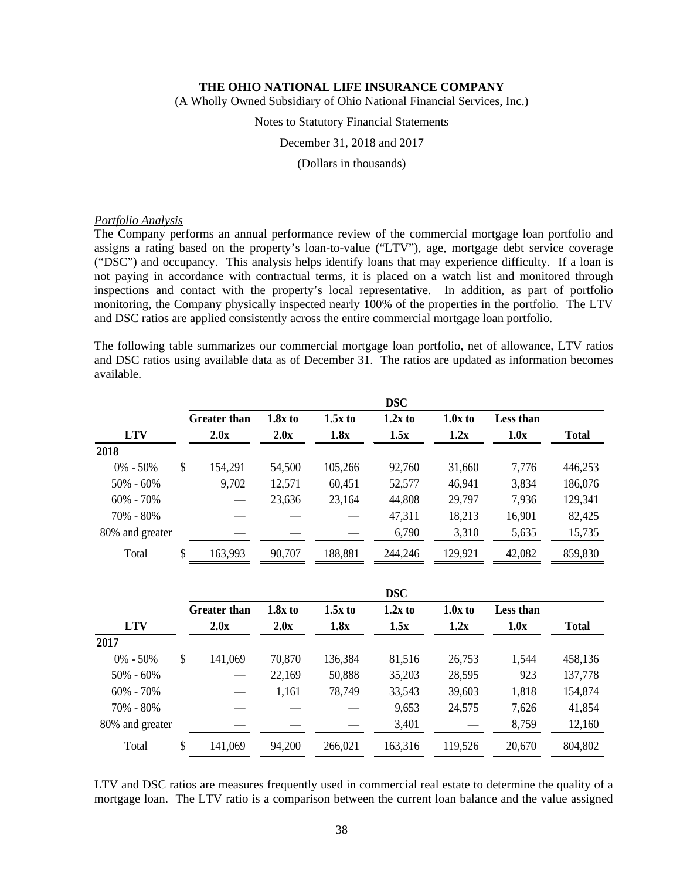*Portfolio Analysis*
The Company performs an annual performance review of the commercial mortgage loan portfolio and assigns a rating based on the property's loan-to-value ("LTV"), age, mortgage debt service coverage ("DSC") and occupancy. This analysis helps identify loans that may experience difficulty. If a loan is not paying in accordance with contractual terms, it is placed on a watch list and monitored through inspections and contact with the property's local representative. In addition, as part of portfolio monitoring, the Company physically inspected nearly 100% of the properties in the portfolio. The LTV and DSC ratios are applied consistently across the entire commercial mortgage loan portfolio.

The following table summarizes our commercial mortgage loan portfolio, net of allowance, LTV ratios and DSC ratios using available data as of December 31. The ratios are updated as information becomes available.

| | DSC | | | | | | |
|---|---|---|---|---|---|---|---|
| **LTV** | **Greater than 2.0x** | **1.8x to 2.0x** | **1.5x to 1.8x** | **1.2x to 1.5x** | **1.0x to 1.2x** | **Less than 1.0x** | **Total** |
| **2018** | | | | | | | |
| 0% - 50% | $ 154,291 | 54,500 | 105,266 | 92,760 | 31,660 | 7,776 | 446,253 |
| 50% - 60% | 9,702 | 12,571 | 60,451 | 52,577 | 46,941 | 3,834 | 186,076 |
| 60% - 70% | — | 23,636 | 23,164 | 44,808 | 29,797 | 7,936 | 129,341 |
| 70% - 80% | — | — | — | 47,311 | 18,213 | 16,901 | 82,425 |
| 80% and greater | — | — | — | 6,790 | 3,310 | 5,635 | 15,735 |
| Total | $ 163,993 | 90,707 | 188,881 | 244,246 | 129,921 | 42,082 | 859,830 |

| | DSC | | | | | | |
|---|---|---|---|---|---|---|---|
| **LTV** | **Greater than 2.0x** | **1.8x to 2.0x** | **1.5x to 1.8x** | **1.2x to 1.5x** | **1.0x to 1.2x** | **Less than 1.0x** | **Total** |
| **2017** | | | | | | | |
| 0% - 50% | $ 141,069 | 70,870 | 136,384 | 81,516 | 26,753 | 1,544 | 458,136 |
| 50% - 60% | — | 22,169 | 50,888 | 35,203 | 28,595 | 923 | 137,778 |
| 60% - 70% | — | 1,161 | 78,749 | 33,543 | 39,603 | 1,818 | 154,874 |
| 70% - 80% | — | — | — | 9,653 | 24,575 | 7,626 | 41,854 |
| 80% and greater | — | — | — | 3,401 | — | 8,759 | 12,160 |
| Total | $ 141,069 | 94,200 | 266,021 | 163,316 | 119,526 | 20,670 | 804,802 |

LTV and DSC ratios are measures frequently used in commercial real estate to determine the quality of a mortgage loan. The LTV ratio is a comparison between the current loan balance and the value assigned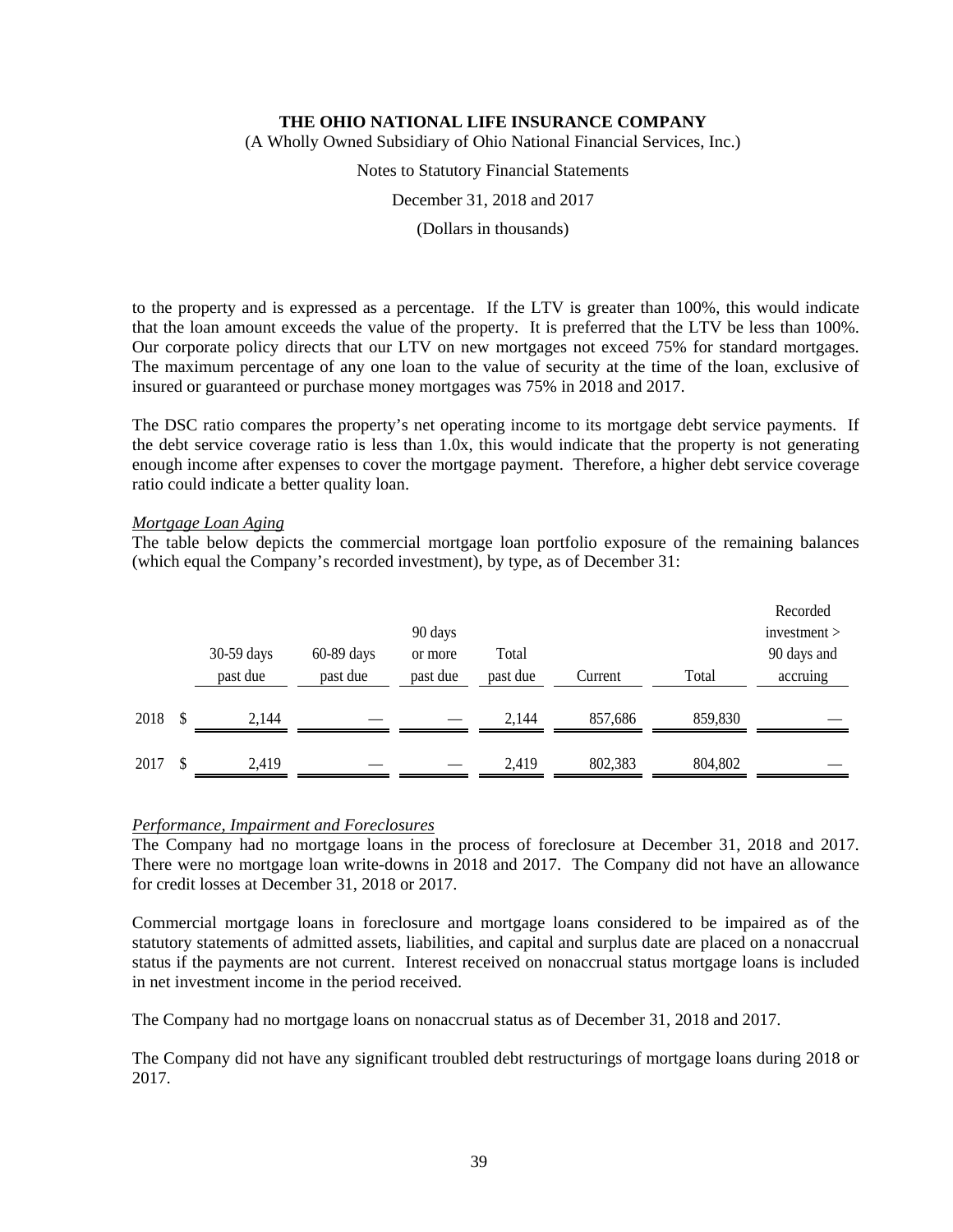to the property and is expressed as a percentage. If the LTV is greater than 100%, this would indicate that the loan amount exceeds the value of the property. It is preferred that the LTV be less than 100%. Our corporate policy directs that our LTV on new mortgages not exceed 75% for standard mortgages. The maximum percentage of any one loan to the value of security at the time of the loan, exclusive of insured or guaranteed or purchase money mortgages was 75% in 2018 and 2017.

The DSC ratio compares the property's net operating income to its mortgage debt service payments. If the debt service coverage ratio is less than 1.0x, this would indicate that the property is not generating enough income after expenses to cover the mortgage payment. Therefore, a higher debt service coverage ratio could indicate a better quality loan.

*Mortgage Loan Aging*

The table below depicts the commercial mortgage loan portfolio exposure of the remaining balances (which equal the Company's recorded investment), by type, as of December 31:

| | 30-59 days past due | 60-89 days past due | 90 days or more past due | Total past due | Current | Total | Recorded investment > 90 days and accruing |
|---|---|---|---|---|---|---|---|
| 2018 | $ 2,144 | — | — | 2,144 | 857,686 | 859,830 | — |
| 2017 | $ 2,419 | — | — | 2,419 | 802,383 | 804,802 | — |

*Performance, Impairment and Foreclosures*

The Company had no mortgage loans in the process of foreclosure at December 31, 2018 and 2017. There were no mortgage loan write-downs in 2018 and 2017. The Company did not have an allowance for credit losses at December 31, 2018 or 2017.

Commercial mortgage loans in foreclosure and mortgage loans considered to be impaired as of the statutory statements of admitted assets, liabilities, and capital and surplus date are placed on a nonaccrual status if the payments are not current. Interest received on nonaccrual status mortgage loans is included in net investment income in the period received.

The Company had no mortgage loans on nonaccrual status as of December 31, 2018 and 2017.

The Company did not have any significant troubled debt restructurings of mortgage loans during 2018 or 2017.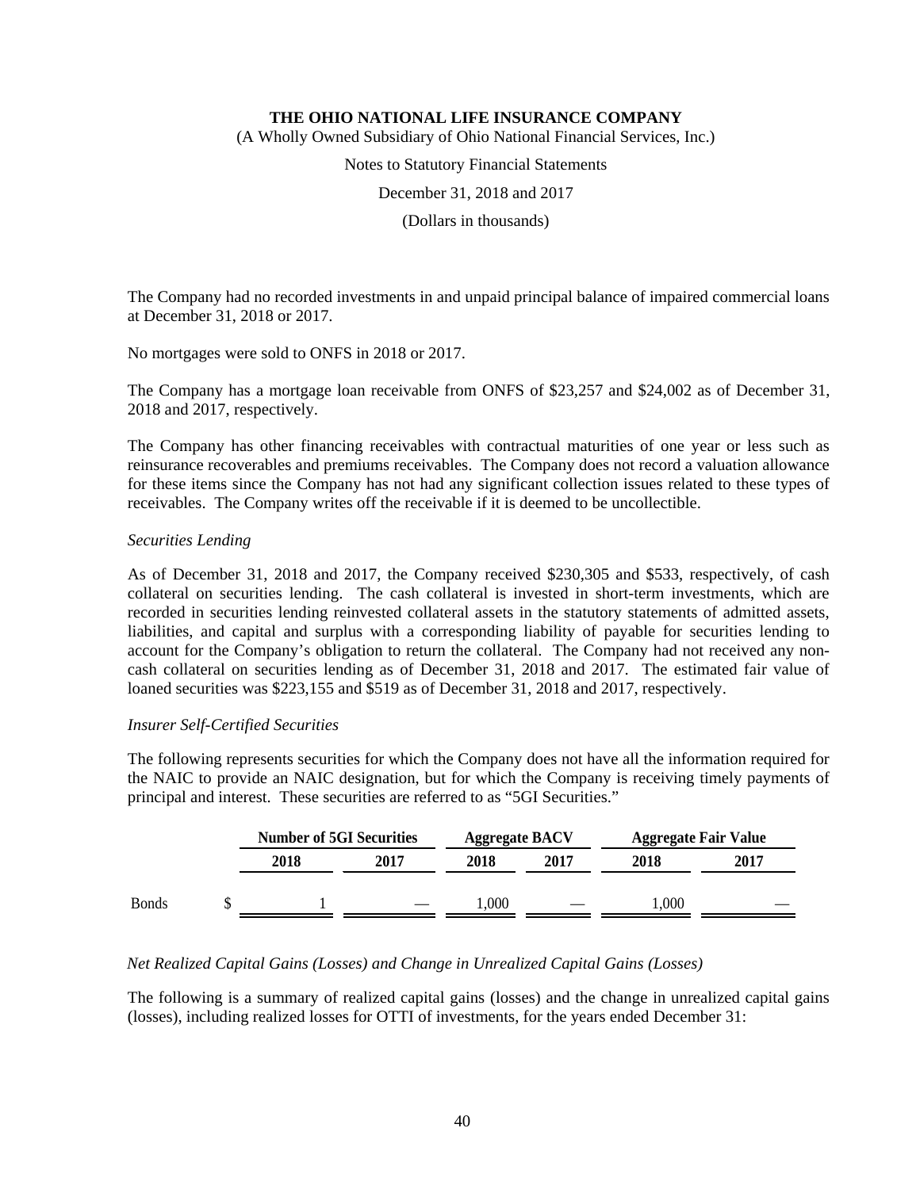The Company had no recorded investments in and unpaid principal balance of impaired commercial loans at December 31, 2018 or 2017.

No mortgages were sold to ONFS in 2018 or 2017.

The Company has a mortgage loan receivable from ONFS of $23,257 and $24,002 as of December 31, 2018 and 2017, respectively.

The Company has other financing receivables with contractual maturities of one year or less such as reinsurance recoverables and premiums receivables. The Company does not record a valuation allowance for these items since the Company has not had any significant collection issues related to these types of receivables. The Company writes off the receivable if it is deemed to be uncollectible.

*Securities Lending*

As of December 31, 2018 and 2017, the Company received $230,305 and $533, respectively, of cash collateral on securities lending. The cash collateral is invested in short-term investments, which are recorded in securities lending reinvested collateral assets in the statutory statements of admitted assets, liabilities, and capital and surplus with a corresponding liability of payable for securities lending to account for the Company's obligation to return the collateral. The Company had not received any non-cash collateral on securities lending as of December 31, 2018 and 2017. The estimated fair value of loaned securities was $223,155 and $519 as of December 31, 2018 and 2017, respectively.

*Insurer Self-Certified Securities*

The following represents securities for which the Company does not have all the information required for the NAIC to provide an NAIC designation, but for which the Company is receiving timely payments of principal and interest. These securities are referred to as "5GI Securities."

| | Number of 5GI Securities | | Aggregate BACV | | Aggregate Fair Value | |
|---|---|---|---|---|---|---|
| | 2018 | 2017 | 2018 | 2017 | 2018 | 2017 |
| Bonds | $ 1 | — | 1,000 | — | 1,000 | — |

*Net Realized Capital Gains (Losses) and Change in Unrealized Capital Gains (Losses)*

The following is a summary of realized capital gains (losses) and the change in unrealized capital gains (losses), including realized losses for OTTI of investments, for the years ended December 31: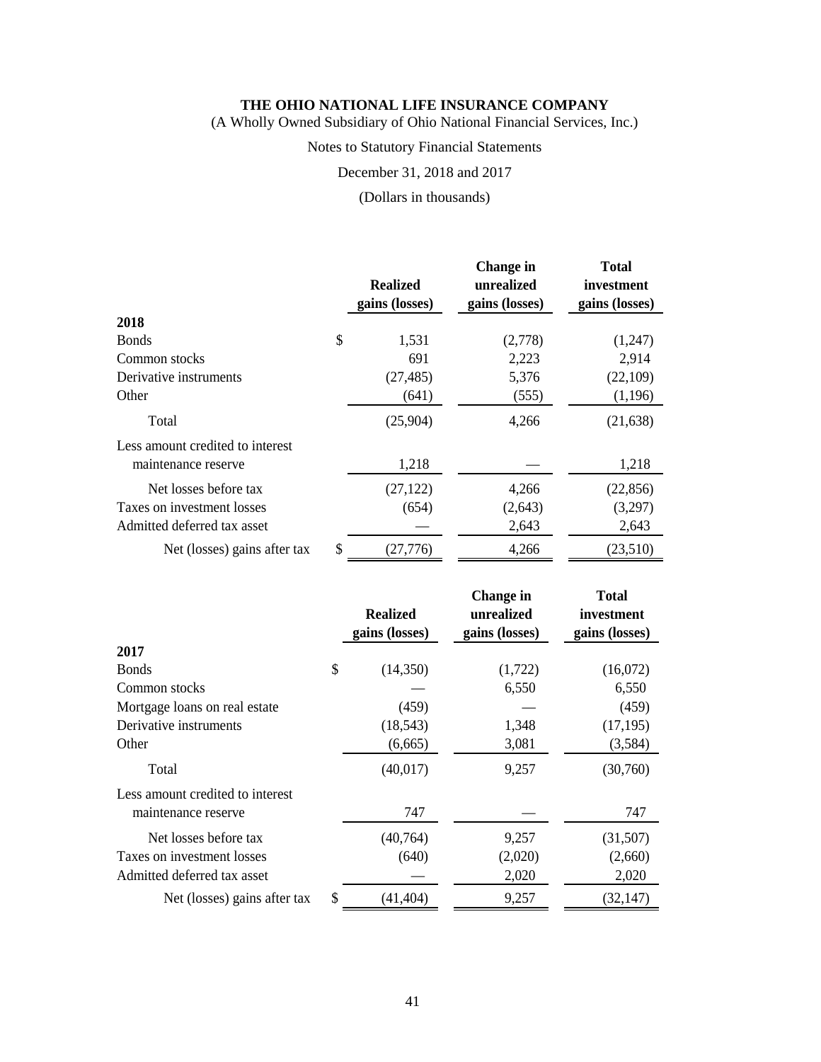**THE OHIO NATIONAL LIFE INSURANCE COMPANY**
(A Wholly Owned Subsidiary of Ohio National Financial Services, Inc.)

Notes to Statutory Financial Statements

December 31, 2018 and 2017

(Dollars in thousands)

| | Realized gains (losses) | Change in unrealized gains (losses) | Total investment gains (losses) |
|---|---|---|---|
| **2018** | | | |
| Bonds | $ 1,531 | (2,778) | (1,247) |
| Common stocks | 691 | 2,223 | 2,914 |
| Derivative instruments | (27,485) | 5,376 | (22,109) |
| Other | (641) | (555) | (1,196) |
| Total | (25,904) | 4,266 | (21,638) |
| Less amount credited to interest maintenance reserve | 1,218 | — | 1,218 |
| Net losses before tax | (27,122) | 4,266 | (22,856) |
| Taxes on investment losses | (654) | (2,643) | (3,297) |
| Admitted deferred tax asset | — | 2,643 | 2,643 |
| Net (losses) gains after tax | $ (27,776) | 4,266 | (23,510) |

| | Realized gains (losses) | Change in unrealized gains (losses) | Total investment gains (losses) |
|---|---|---|---|
| **2017** | | | |
| Bonds | $ (14,350) | (1,722) | (16,072) |
| Common stocks | — | 6,550 | 6,550 |
| Mortgage loans on real estate | (459) | — | (459) |
| Derivative instruments | (18,543) | 1,348 | (17,195) |
| Other | (6,665) | 3,081 | (3,584) |
| Total | (40,017) | 9,257 | (30,760) |
| Less amount credited to interest maintenance reserve | 747 | — | 747 |
| Net losses before tax | (40,764) | 9,257 | (31,507) |
| Taxes on investment losses | (640) | (2,020) | (2,660) |
| Admitted deferred tax asset | — | 2,020 | 2,020 |
| Net (losses) gains after tax | $ (41,404) | 9,257 | (32,147) |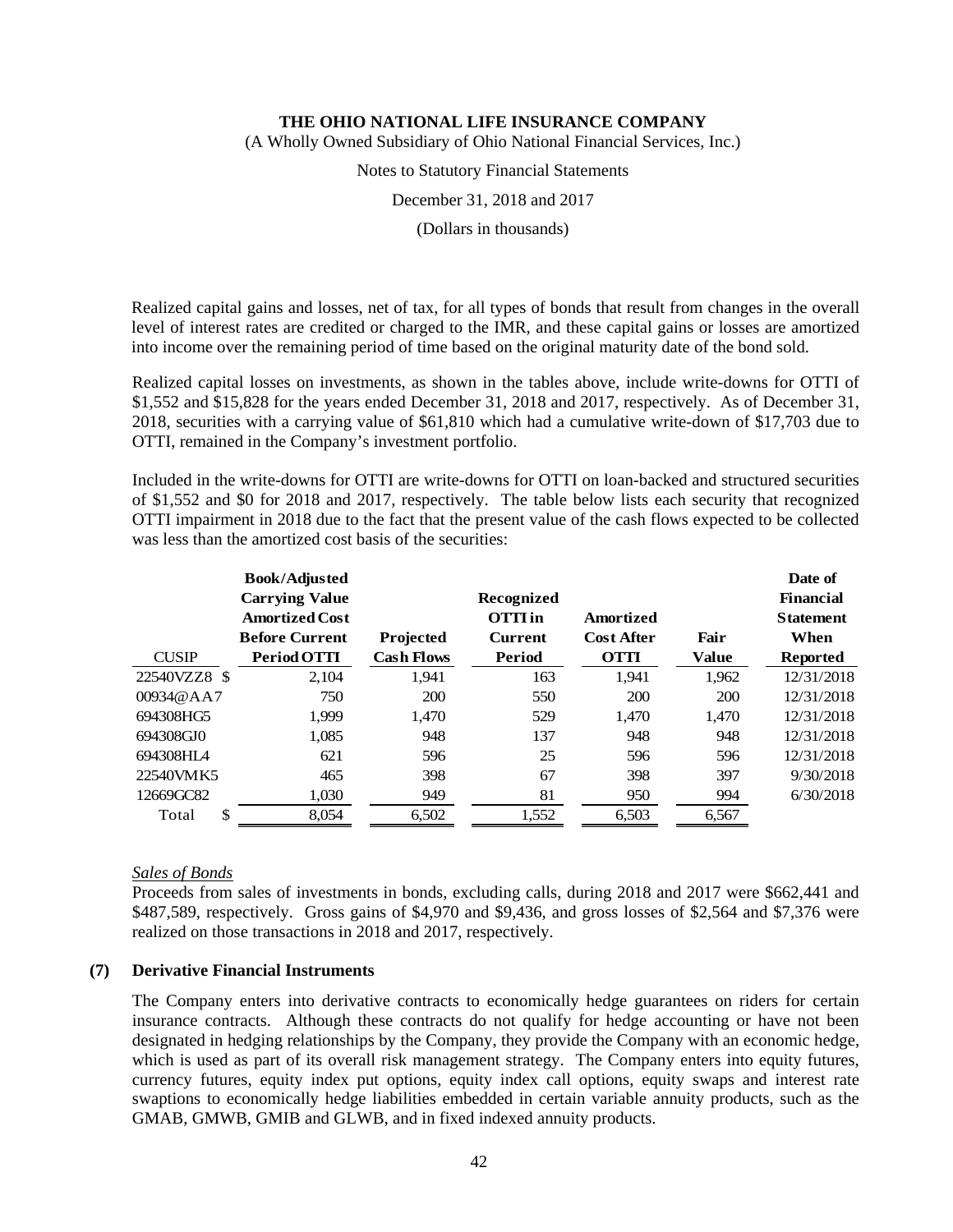Realized capital gains and losses, net of tax, for all types of bonds that result from changes in the overall level of interest rates are credited or charged to the IMR, and these capital gains or losses are amortized into income over the remaining period of time based on the original maturity date of the bond sold.

Realized capital losses on investments, as shown in the tables above, include write-downs for OTTI of $1,552 and $15,828 for the years ended December 31, 2018 and 2017, respectively. As of December 31, 2018, securities with a carrying value of $61,810 which had a cumulative write-down of $17,703 due to OTTI, remained in the Company's investment portfolio.

Included in the write-downs for OTTI are write-downs for OTTI on loan-backed and structured securities of $1,552 and $0 for 2018 and 2017, respectively. The table below lists each security that recognized OTTI impairment in 2018 due to the fact that the present value of the cash flows expected to be collected was less than the amortized cost basis of the securities:

| CUSIP | Book/Adjusted Carrying Value Amortized Cost Before Current Period OTTI | Projected Cash Flows | Recognized OTTI in Current Period | Amortized Cost After OTTI | Fair Value | Date of Financial Statement When Reported |
|---|---|---|---|---|---|---|
| 22540VZZ8 | $ 2,104 | 1,941 | 163 | 1,941 | 1,962 | 12/31/2018 |
| 00934@AA7 | 750 | 200 | 550 | 200 | 200 | 12/31/2018 |
| 694308HG5 | 1,999 | 1,470 | 529 | 1,470 | 1,470 | 12/31/2018 |
| 694308GJ0 | 1,085 | 948 | 137 | 948 | 948 | 12/31/2018 |
| 694308HL4 | 621 | 596 | 25 | 596 | 596 | 12/31/2018 |
| 22540VMK5 | 465 | 398 | 67 | 398 | 397 | 9/30/2018 |
| 12669GC82 | 1,030 | 949 | 81 | 950 | 994 | 6/30/2018 |
| Total | $ 8,054 | 6,502 | 1,552 | 6,503 | 6,567 | |

*Sales of Bonds*

Proceeds from sales of investments in bonds, excluding calls, during 2018 and 2017 were $662,441 and $487,589, respectively. Gross gains of $4,970 and $9,436, and gross losses of $2,564 and $7,376 were realized on those transactions in 2018 and 2017, respectively.

## (7) Derivative Financial Instruments

The Company enters into derivative contracts to economically hedge guarantees on riders for certain insurance contracts. Although these contracts do not qualify for hedge accounting or have not been designated in hedging relationships by the Company, they provide the Company with an economic hedge, which is used as part of its overall risk management strategy. The Company enters into equity futures, currency futures, equity index put options, equity index call options, equity swaps and interest rate swaptions to economically hedge liabilities embedded in certain variable annuity products, such as the GMAB, GMWB, GMIB and GLWB, and in fixed indexed annuity products.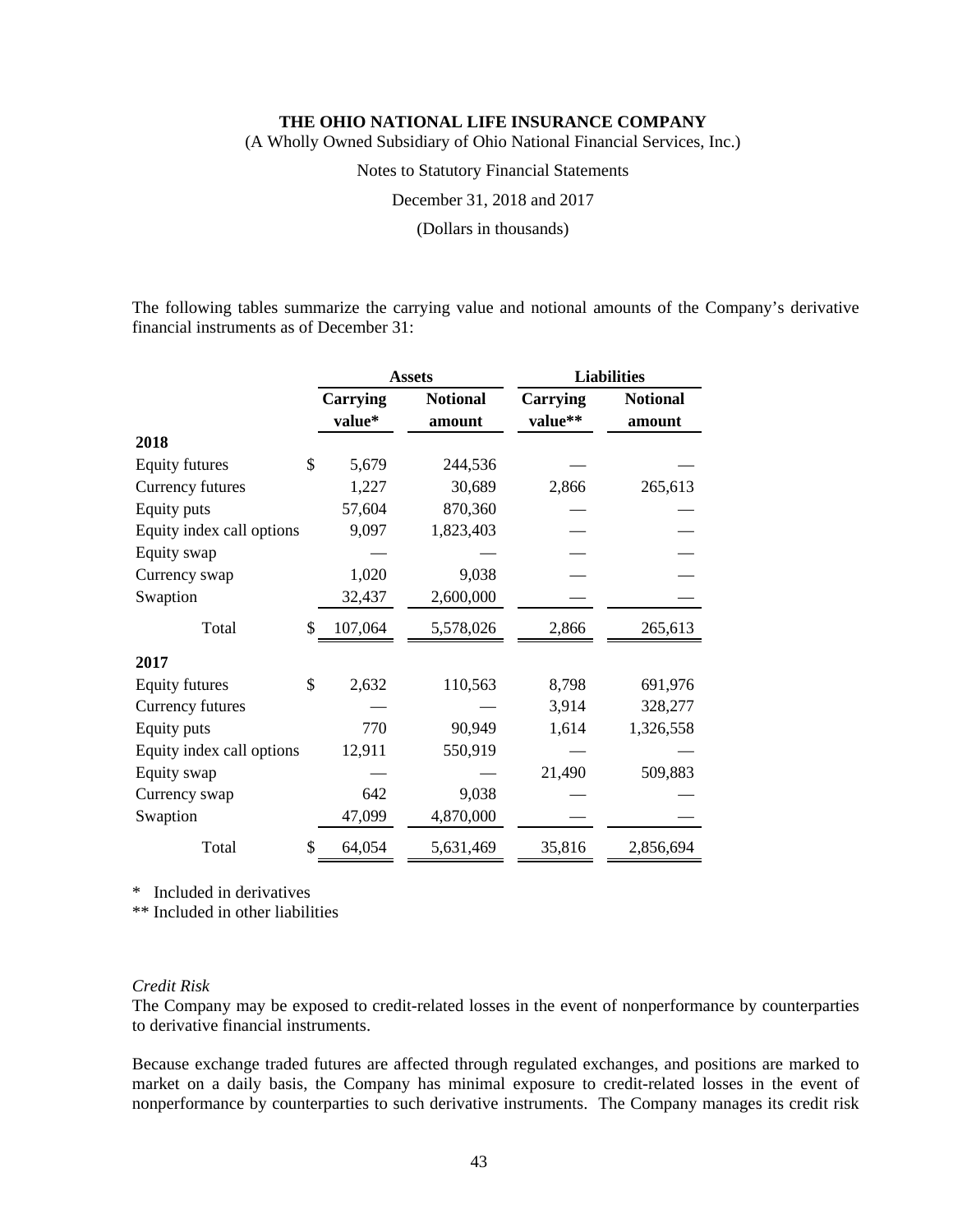The following tables summarize the carrying value and notional amounts of the Company's derivative financial instruments as of December 31:

| | Assets | | Liabilities | |
|---|---|---|---|---|
| | Carrying value* | Notional amount | Carrying value** | Notional amount |
| **2018** | | | | |
| Equity futures | $ 5,679 | 244,536 | — | — |
| Currency futures | 1,227 | 30,689 | 2,866 | 265,613 |
| Equity puts | 57,604 | 870,360 | — | — |
| Equity index call options | 9,097 | 1,823,403 | — | — |
| Equity swap | — | — | — | — |
| Currency swap | 1,020 | 9,038 | — | — |
| Swaption | 32,437 | 2,600,000 | — | — |
| Total | $ 107,064 | 5,578,026 | 2,866 | 265,613 |
| **2017** | | | | |
| Equity futures | $ 2,632 | 110,563 | 8,798 | 691,976 |
| Currency futures | — | — | 3,914 | 328,277 |
| Equity puts | 770 | 90,949 | 1,614 | 1,326,558 |
| Equity index call options | 12,911 | 550,919 | — | — |
| Equity swap | — | — | 21,490 | 509,883 |
| Currency swap | 642 | 9,038 | — | — |
| Swaption | 47,099 | 4,870,000 | — | — |
| Total | $ 64,054 | 5,631,469 | 35,816 | 2,856,694 |

\* Included in derivatives
** Included in other liabilities

*Credit Risk*
The Company may be exposed to credit-related losses in the event of nonperformance by counterparties to derivative financial instruments.

Because exchange traded futures are affected through regulated exchanges, and positions are marked to market on a daily basis, the Company has minimal exposure to credit-related losses in the event of nonperformance by counterparties to such derivative instruments. The Company manages its credit risk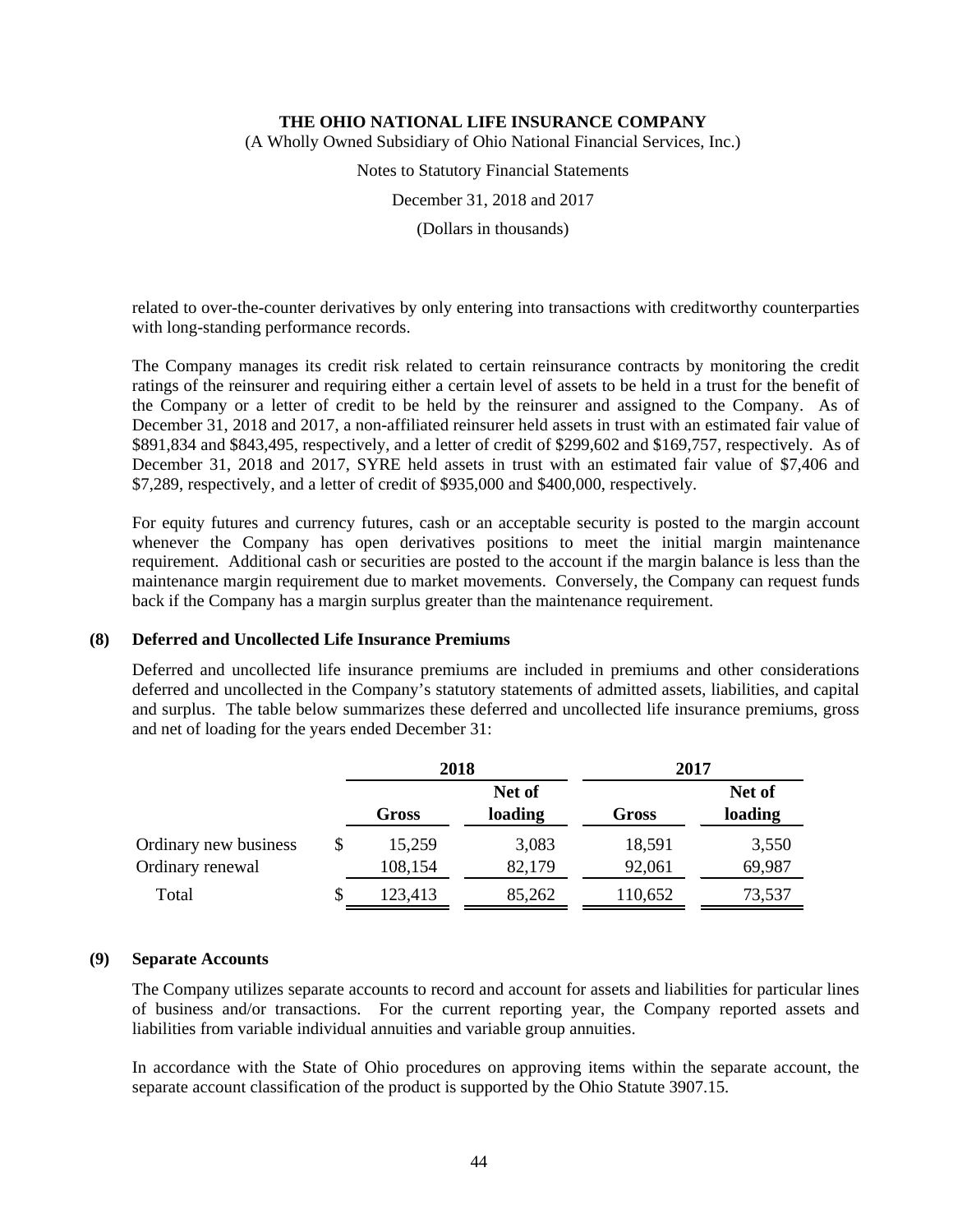related to over-the-counter derivatives by only entering into transactions with creditworthy counterparties with long-standing performance records.

The Company manages its credit risk related to certain reinsurance contracts by monitoring the credit ratings of the reinsurer and requiring either a certain level of assets to be held in a trust for the benefit of the Company or a letter of credit to be held by the reinsurer and assigned to the Company. As of December 31, 2018 and 2017, a non-affiliated reinsurer held assets in trust with an estimated fair value of $891,834 and $843,495, respectively, and a letter of credit of $299,602 and $169,757, respectively. As of December 31, 2018 and 2017, SYRE held assets in trust with an estimated fair value of $7,406 and $7,289, respectively, and a letter of credit of $935,000 and $400,000, respectively.

For equity futures and currency futures, cash or an acceptable security is posted to the margin account whenever the Company has open derivatives positions to meet the initial margin maintenance requirement. Additional cash or securities are posted to the account if the margin balance is less than the maintenance margin requirement due to market movements. Conversely, the Company can request funds back if the Company has a margin surplus greater than the maintenance requirement.

## (8) Deferred and Uncollected Life Insurance Premiums

Deferred and uncollected life insurance premiums are included in premiums and other considerations deferred and uncollected in the Company's statutory statements of admitted assets, liabilities, and capital and surplus. The table below summarizes these deferred and uncollected life insurance premiums, gross and net of loading for the years ended December 31:

| | 2018 | | 2017 | |
|---|---|---|---|---|
| | **Gross** | **Net of loading** | **Gross** | **Net of loading** |
| Ordinary new business | $ 15,259 | 3,083 | 18,591 | 3,550 |
| Ordinary renewal | 108,154 | 82,179 | 92,061 | 69,987 |
| Total | $ 123,413 | 85,262 | 110,652 | 73,537 |

## (9) Separate Accounts

The Company utilizes separate accounts to record and account for assets and liabilities for particular lines of business and/or transactions. For the current reporting year, the Company reported assets and liabilities from variable individual annuities and variable group annuities.

In accordance with the State of Ohio procedures on approving items within the separate account, the separate account classification of the product is supported by the Ohio Statute 3907.15.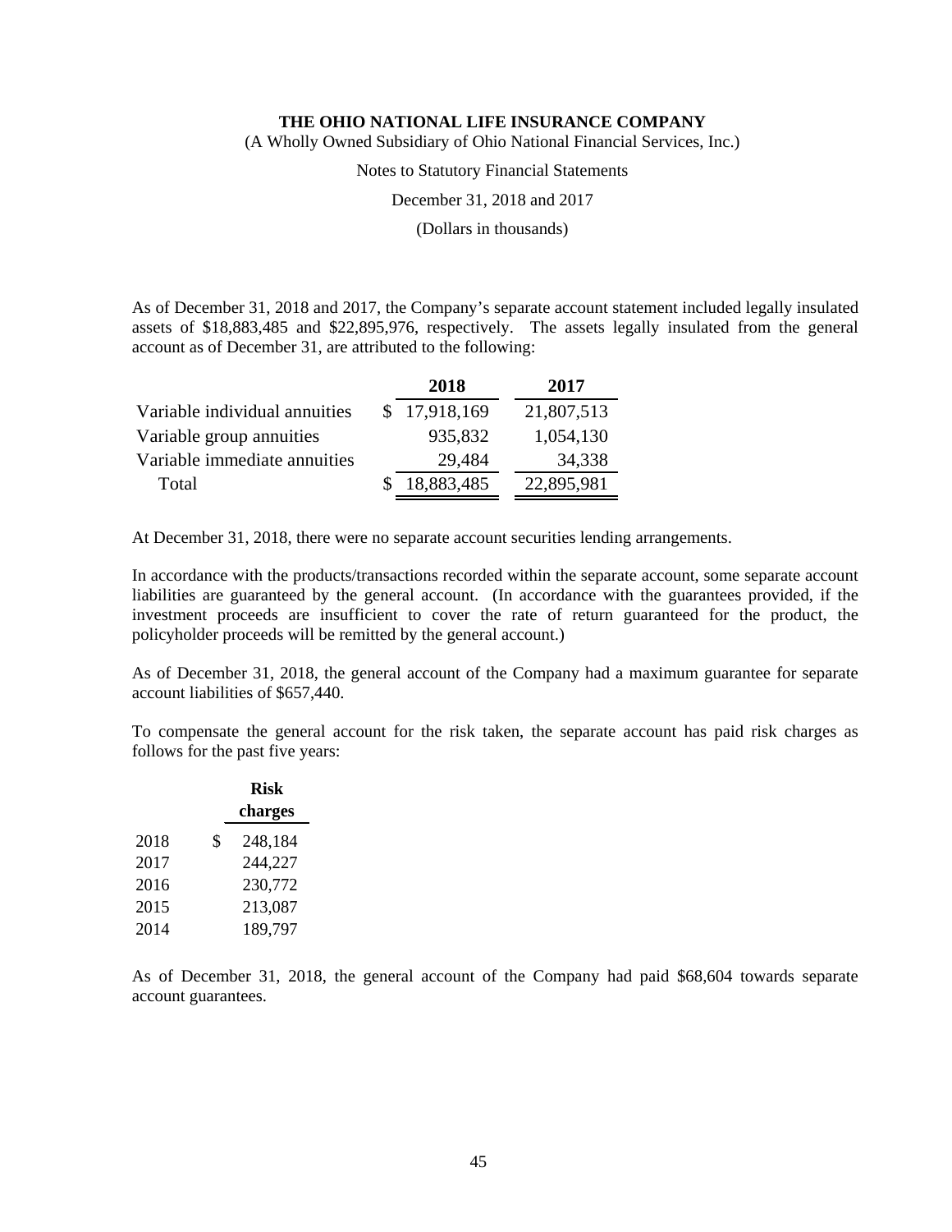As of December 31, 2018 and 2017, the Company's separate account statement included legally insulated assets of $18,883,485 and $22,895,976, respectively. The assets legally insulated from the general account as of December 31, are attributed to the following:

| | 2018 | 2017 |
|---|---|---|
| Variable individual annuities | $ 17,918,169 | 21,807,513 |
| Variable group annuities | 935,832 | 1,054,130 |
| Variable immediate annuities | 29,484 | 34,338 |
| Total | $ 18,883,485 | 22,895,981 |

At December 31, 2018, there were no separate account securities lending arrangements.

In accordance with the products/transactions recorded within the separate account, some separate account liabilities are guaranteed by the general account. (In accordance with the guarantees provided, if the investment proceeds are insufficient to cover the rate of return guaranteed for the product, the policyholder proceeds will be remitted by the general account.)

As of December 31, 2018, the general account of the Company had a maximum guarantee for separate account liabilities of $657,440.

To compensate the general account for the risk taken, the separate account has paid risk charges as follows for the past five years:

| | Risk charges |
|---|---|
| 2018 | $ 248,184 |
| 2017 | 244,227 |
| 2016 | 230,772 |
| 2015 | 213,087 |
| 2014 | 189,797 |

As of December 31, 2018, the general account of the Company had paid $68,604 towards separate account guarantees.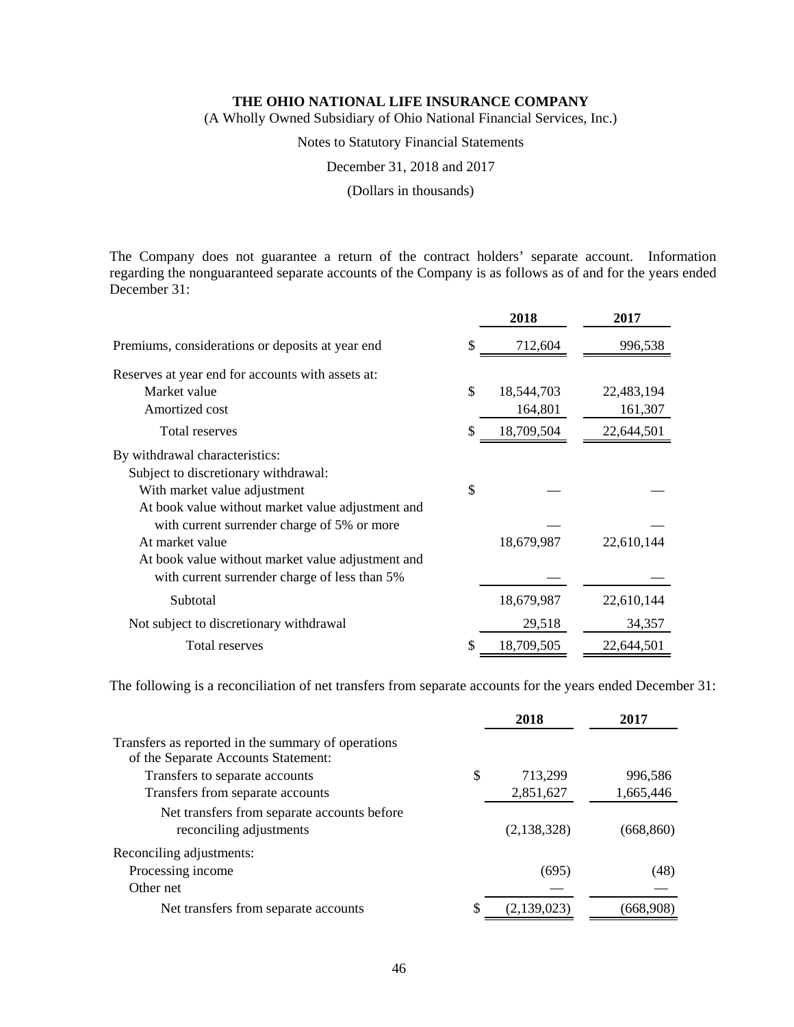**THE OHIO NATIONAL LIFE INSURANCE COMPANY**

(A Wholly Owned Subsidiary of Ohio National Financial Services, Inc.)

Notes to Statutory Financial Statements

December 31, 2018 and 2017

(Dollars in thousands)

The Company does not guarantee a return of the contract holders' separate account. Information regarding the nonguaranteed separate accounts of the Company is as follows as of and for the years ended December 31:

| | 2018 | 2017 |
|---|---|---|
| Premiums, considerations or deposits at year end | $ 712,604 | 996,538 |
| Reserves at year end for accounts with assets at: | | |
| Market value | $ 18,544,703 | 22,483,194 |
| Amortized cost | 164,801 | 161,307 |
| Total reserves | $ 18,709,504 | 22,644,501 |
| By withdrawal characteristics: | | |
| Subject to discretionary withdrawal: | | |
| With market value adjustment | $ — | — |
| At book value without market value adjustment and with current surrender charge of 5% or more | — | — |
| At market value | 18,679,987 | 22,610,144 |
| At book value without market value adjustment and with current surrender charge of less than 5% | — | — |
| Subtotal | 18,679,987 | 22,610,144 |
| Not subject to discretionary withdrawal | 29,518 | 34,357 |
| Total reserves | $ 18,709,505 | 22,644,501 |

The following is a reconciliation of net transfers from separate accounts for the years ended December 31:

| | 2018 | 2017 |
|---|---|---|
| Transfers as reported in the summary of operations of the Separate Accounts Statement: | | |
| Transfers to separate accounts | $ 713,299 | 996,586 |
| Transfers from separate accounts | 2,851,627 | 1,665,446 |
| Net transfers from separate accounts before reconciling adjustments | (2,138,328) | (668,860) |
| Reconciling adjustments: | | |
| Processing income | (695) | (48) |
| Other net | — | — |
| Net transfers from separate accounts | $ (2,139,023) | (668,908) |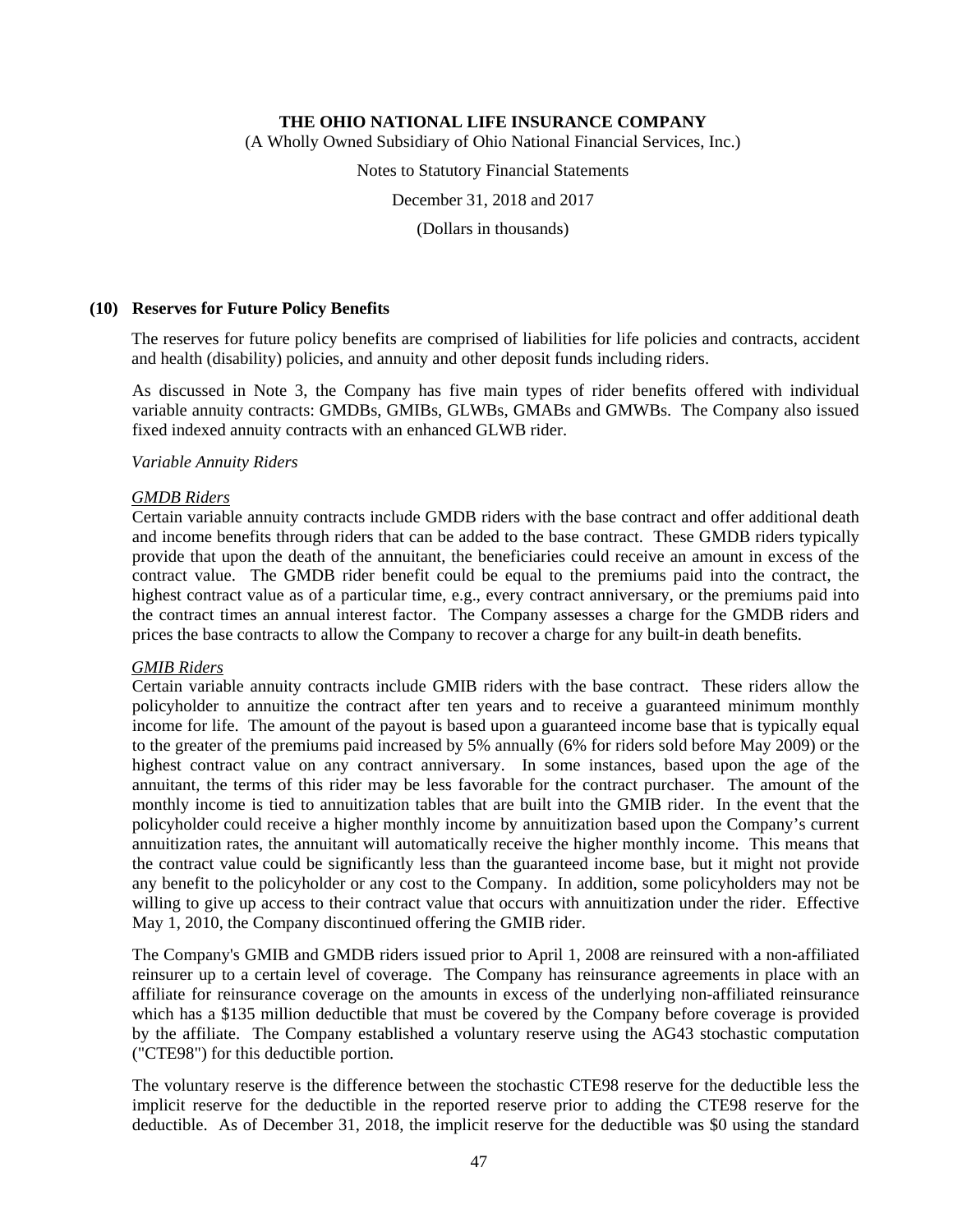## (10) Reserves for Future Policy Benefits

The reserves for future policy benefits are comprised of liabilities for life policies and contracts, accident and health (disability) policies, and annuity and other deposit funds including riders.

As discussed in Note 3, the Company has five main types of rider benefits offered with individual variable annuity contracts: GMDBs, GMIBs, GLWBs, GMABs and GMWBs. The Company also issued fixed indexed annuity contracts with an enhanced GLWB rider.

*Variable Annuity Riders*

*GMDB Riders*

Certain variable annuity contracts include GMDB riders with the base contract and offer additional death and income benefits through riders that can be added to the base contract. These GMDB riders typically provide that upon the death of the annuitant, the beneficiaries could receive an amount in excess of the contract value. The GMDB rider benefit could be equal to the premiums paid into the contract, the highest contract value as of a particular time, e.g., every contract anniversary, or the premiums paid into the contract times an annual interest factor. The Company assesses a charge for the GMDB riders and prices the base contracts to allow the Company to recover a charge for any built-in death benefits.

*GMIB Riders*

Certain variable annuity contracts include GMIB riders with the base contract. These riders allow the policyholder to annuitize the contract after ten years and to receive a guaranteed minimum monthly income for life. The amount of the payout is based upon a guaranteed income base that is typically equal to the greater of the premiums paid increased by 5% annually (6% for riders sold before May 2009) or the highest contract value on any contract anniversary. In some instances, based upon the age of the annuitant, the terms of this rider may be less favorable for the contract purchaser. The amount of the monthly income is tied to annuitization tables that are built into the GMIB rider. In the event that the policyholder could receive a higher monthly income by annuitization based upon the Company's current annuitization rates, the annuitant will automatically receive the higher monthly income. This means that the contract value could be significantly less than the guaranteed income base, but it might not provide any benefit to the policyholder or any cost to the Company. In addition, some policyholders may not be willing to give up access to their contract value that occurs with annuitization under the rider. Effective May 1, 2010, the Company discontinued offering the GMIB rider.

The Company's GMIB and GMDB riders issued prior to April 1, 2008 are reinsured with a non-affiliated reinsurer up to a certain level of coverage. The Company has reinsurance agreements in place with an affiliate for reinsurance coverage on the amounts in excess of the underlying non-affiliated reinsurance which has a $135 million deductible that must be covered by the Company before coverage is provided by the affiliate. The Company established a voluntary reserve using the AG43 stochastic computation ("CTE98") for this deductible portion.

The voluntary reserve is the difference between the stochastic CTE98 reserve for the deductible less the implicit reserve for the deductible in the reported reserve prior to adding the CTE98 reserve for the deductible. As of December 31, 2018, the implicit reserve for the deductible was $0 using the standard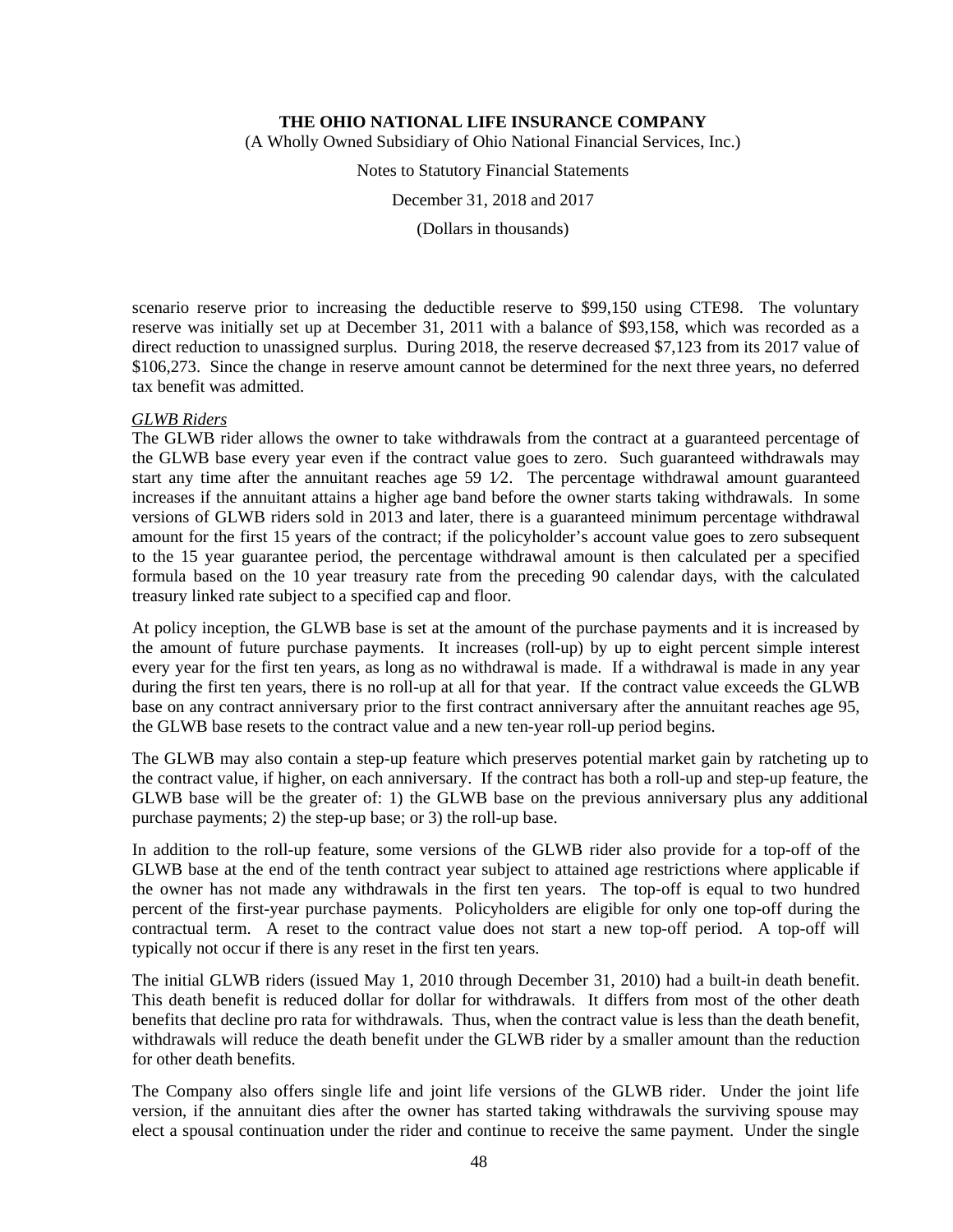scenario reserve prior to increasing the deductible reserve to $99,150 using CTE98. The voluntary reserve was initially set up at December 31, 2011 with a balance of $93,158, which was recorded as a direct reduction to unassigned surplus. During 2018, the reserve decreased $7,123 from its 2017 value of $106,273. Since the change in reserve amount cannot be determined for the next three years, no deferred tax benefit was admitted.

*GLWB Riders*

The GLWB rider allows the owner to take withdrawals from the contract at a guaranteed percentage of the GLWB base every year even if the contract value goes to zero. Such guaranteed withdrawals may start any time after the annuitant reaches age 59 1⁄2. The percentage withdrawal amount guaranteed increases if the annuitant attains a higher age band before the owner starts taking withdrawals. In some versions of GLWB riders sold in 2013 and later, there is a guaranteed minimum percentage withdrawal amount for the first 15 years of the contract; if the policyholder's account value goes to zero subsequent to the 15 year guarantee period, the percentage withdrawal amount is then calculated per a specified formula based on the 10 year treasury rate from the preceding 90 calendar days, with the calculated treasury linked rate subject to a specified cap and floor.

At policy inception, the GLWB base is set at the amount of the purchase payments and it is increased by the amount of future purchase payments. It increases (roll-up) by up to eight percent simple interest every year for the first ten years, as long as no withdrawal is made. If a withdrawal is made in any year during the first ten years, there is no roll-up at all for that year. If the contract value exceeds the GLWB base on any contract anniversary prior to the first contract anniversary after the annuitant reaches age 95, the GLWB base resets to the contract value and a new ten-year roll-up period begins.

The GLWB may also contain a step-up feature which preserves potential market gain by ratcheting up to the contract value, if higher, on each anniversary. If the contract has both a roll-up and step-up feature, the GLWB base will be the greater of: 1) the GLWB base on the previous anniversary plus any additional purchase payments; 2) the step-up base; or 3) the roll-up base.

In addition to the roll-up feature, some versions of the GLWB rider also provide for a top-off of the GLWB base at the end of the tenth contract year subject to attained age restrictions where applicable if the owner has not made any withdrawals in the first ten years. The top-off is equal to two hundred percent of the first-year purchase payments. Policyholders are eligible for only one top-off during the contractual term. A reset to the contract value does not start a new top-off period. A top-off will typically not occur if there is any reset in the first ten years.

The initial GLWB riders (issued May 1, 2010 through December 31, 2010) had a built-in death benefit. This death benefit is reduced dollar for dollar for withdrawals. It differs from most of the other death benefits that decline pro rata for withdrawals. Thus, when the contract value is less than the death benefit, withdrawals will reduce the death benefit under the GLWB rider by a smaller amount than the reduction for other death benefits.

The Company also offers single life and joint life versions of the GLWB rider. Under the joint life version, if the annuitant dies after the owner has started taking withdrawals the surviving spouse may elect a spousal continuation under the rider and continue to receive the same payment. Under the single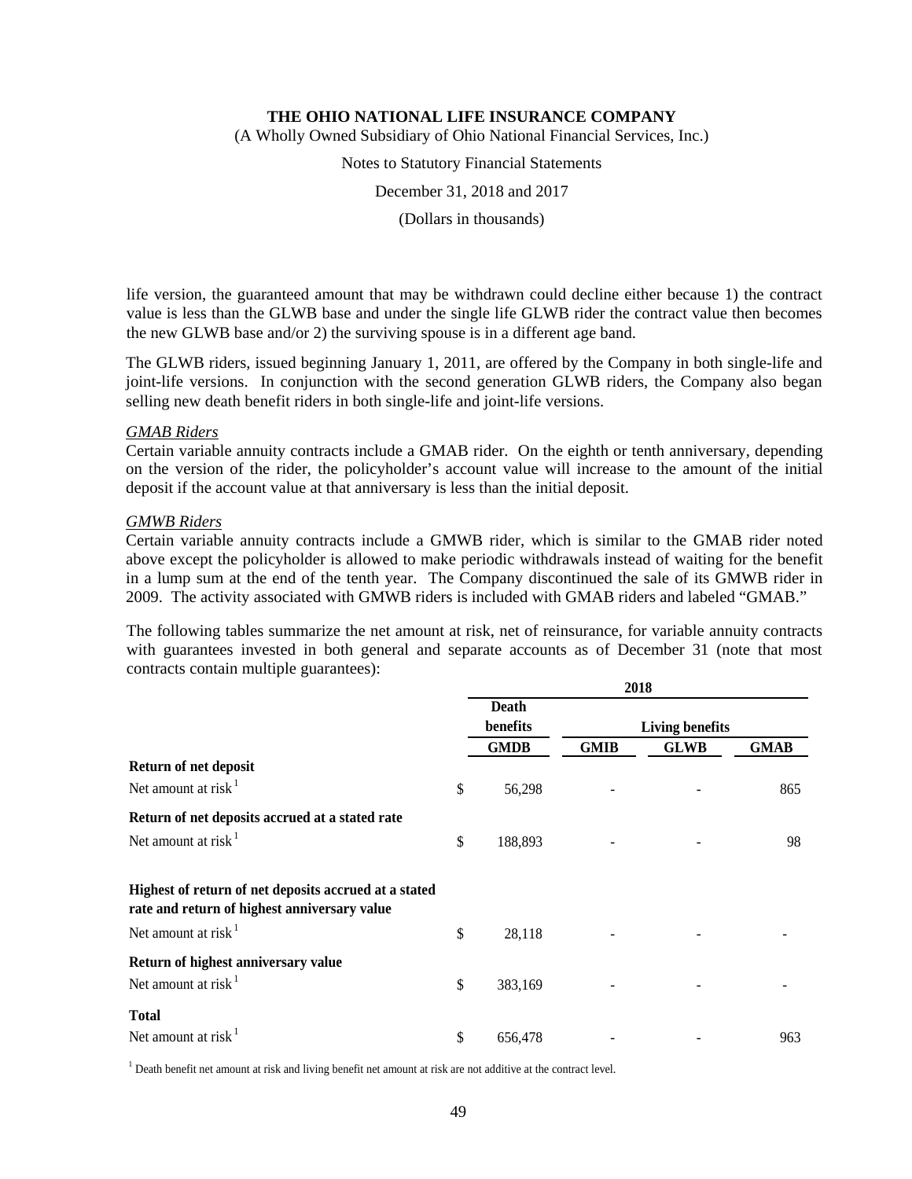life version, the guaranteed amount that may be withdrawn could decline either because 1) the contract value is less than the GLWB base and under the single life GLWB rider the contract value then becomes the new GLWB base and/or 2) the surviving spouse is in a different age band.

The GLWB riders, issued beginning January 1, 2011, are offered by the Company in both single-life and joint-life versions. In conjunction with the second generation GLWB riders, the Company also began selling new death benefit riders in both single-life and joint-life versions.

*GMAB Riders*
Certain variable annuity contracts include a GMAB rider. On the eighth or tenth anniversary, depending on the version of the rider, the policyholder's account value will increase to the amount of the initial deposit if the account value at that anniversary is less than the initial deposit.

*GMWB Riders*
Certain variable annuity contracts include a GMWB rider, which is similar to the GMAB rider noted above except the policyholder is allowed to make periodic withdrawals instead of waiting for the benefit in a lump sum at the end of the tenth year. The Company discontinued the sale of its GMWB rider in 2009. The activity associated with GMWB riders is included with GMAB riders and labeled "GMAB."

The following tables summarize the net amount at risk, net of reinsurance, for variable annuity contracts with guarantees invested in both general and separate accounts as of December 31 (note that most contracts contain multiple guarantees):

| | 2018 | | | |
|---|---|---|---|---|
| | Death benefits | Living benefits | | |
| | GMDB | GMIB | GLWB | GMAB |
| **Return of net deposit** | | | | |
| Net amount at risk[1] | $ 56,298 | - | - | 865 |
| **Return of net deposits accrued at a stated rate** | | | | |
| Net amount at risk[1] | $ 188,893 | - | - | 98 |
| **Highest of return of net deposits accrued at a stated rate and return of highest anniversary value** | | | | |
| Net amount at risk[1] | $ 28,118 | - | - | - |
| **Return of highest anniversary value** | | | | |
| Net amount at risk[1] | $ 383,169 | - | - | - |
| **Total** | | | | |
| Net amount at risk[1] | $ 656,478 | - | - | 963 |

[1] Death benefit net amount at risk and living benefit net amount at risk are not additive at the contract level.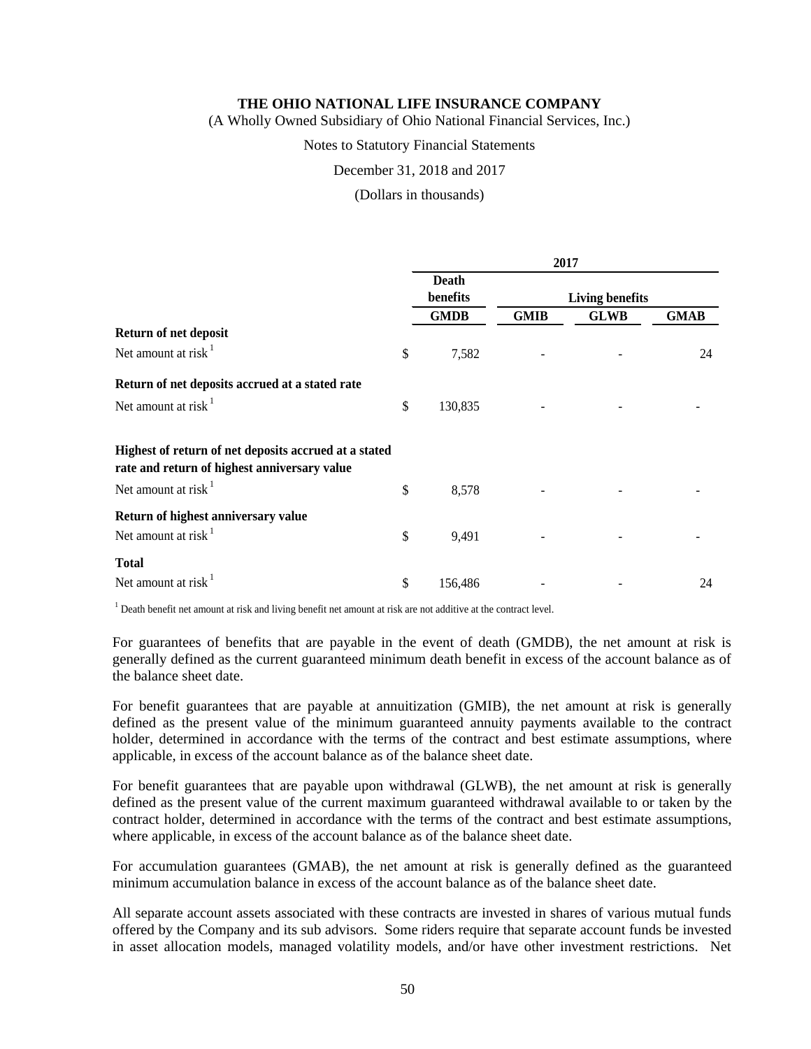| | 2017 | | | |
|---|---|---|---|---|
| | Death benefits | Living benefits | | |
| | GMDB | GMIB | GLWB | GMAB |
| **Return of net deposit** | | | | |
| Net amount at risk [1] | $ 7,582 | - | - | 24 |
| **Return of net deposits accrued at a stated rate** | | | | |
| Net amount at risk [1] | $ 130,835 | - | - | - |
| **Highest of return of net deposits accrued at a stated rate and return of highest anniversary value** | | | | |
| Net amount at risk [1] | $ 8,578 | - | - | - |
| **Return of highest anniversary value** | | | | |
| Net amount at risk [1] | $ 9,491 | - | - | - |
| **Total** | | | | |
| Net amount at risk [1] | $ 156,486 | - | - | 24 |

[1] Death benefit net amount at risk and living benefit net amount at risk are not additive at the contract level.

For guarantees of benefits that are payable in the event of death (GMDB), the net amount at risk is generally defined as the current guaranteed minimum death benefit in excess of the account balance as of the balance sheet date.

For benefit guarantees that are payable at annuitization (GMIB), the net amount at risk is generally defined as the present value of the minimum guaranteed annuity payments available to the contract holder, determined in accordance with the terms of the contract and best estimate assumptions, where applicable, in excess of the account balance as of the balance sheet date.

For benefit guarantees that are payable upon withdrawal (GLWB), the net amount at risk is generally defined as the present value of the current maximum guaranteed withdrawal available to or taken by the contract holder, determined in accordance with the terms of the contract and best estimate assumptions, where applicable, in excess of the account balance as of the balance sheet date.

For accumulation guarantees (GMAB), the net amount at risk is generally defined as the guaranteed minimum accumulation balance in excess of the account balance as of the balance sheet date.

All separate account assets associated with these contracts are invested in shares of various mutual funds offered by the Company and its sub advisors. Some riders require that separate account funds be invested in asset allocation models, managed volatility models, and/or have other investment restrictions. Net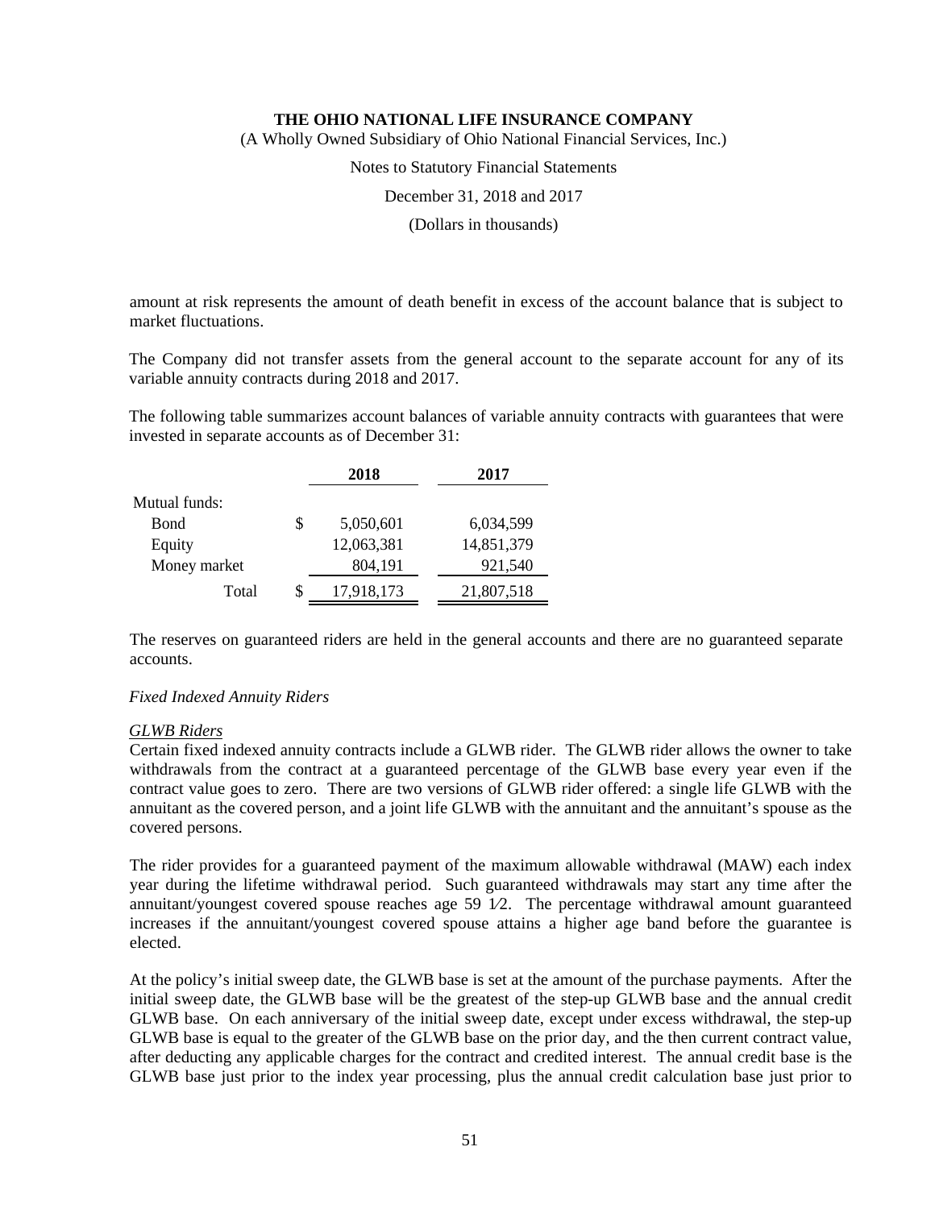amount at risk represents the amount of death benefit in excess of the account balance that is subject to market fluctuations.

The Company did not transfer assets from the general account to the separate account for any of its variable annuity contracts during 2018 and 2017.

The following table summarizes account balances of variable annuity contracts with guarantees that were invested in separate accounts as of December 31:

| | 2018 | 2017 |
|---|---|---|
| Mutual funds: | | |
| Bond | $ 5,050,601 | 6,034,599 |
| Equity | 12,063,381 | 14,851,379 |
| Money market | 804,191 | 921,540 |
| Total | $ 17,918,173 | 21,807,518 |

The reserves on guaranteed riders are held in the general accounts and there are no guaranteed separate accounts.

*Fixed Indexed Annuity Riders*

*GLWB Riders*

Certain fixed indexed annuity contracts include a GLWB rider. The GLWB rider allows the owner to take withdrawals from the contract at a guaranteed percentage of the GLWB base every year even if the contract value goes to zero. There are two versions of GLWB rider offered: a single life GLWB with the annuitant as the covered person, and a joint life GLWB with the annuitant and the annuitant's spouse as the covered persons.

The rider provides for a guaranteed payment of the maximum allowable withdrawal (MAW) each index year during the lifetime withdrawal period. Such guaranteed withdrawals may start any time after the annuitant/youngest covered spouse reaches age 59 1⁄2. The percentage withdrawal amount guaranteed increases if the annuitant/youngest covered spouse attains a higher age band before the guarantee is elected.

At the policy's initial sweep date, the GLWB base is set at the amount of the purchase payments. After the initial sweep date, the GLWB base will be the greatest of the step-up GLWB base and the annual credit GLWB base. On each anniversary of the initial sweep date, except under excess withdrawal, the step-up GLWB base is equal to the greater of the GLWB base on the prior day, and the then current contract value, after deducting any applicable charges for the contract and credited interest. The annual credit base is the GLWB base just prior to the index year processing, plus the annual credit calculation base just prior to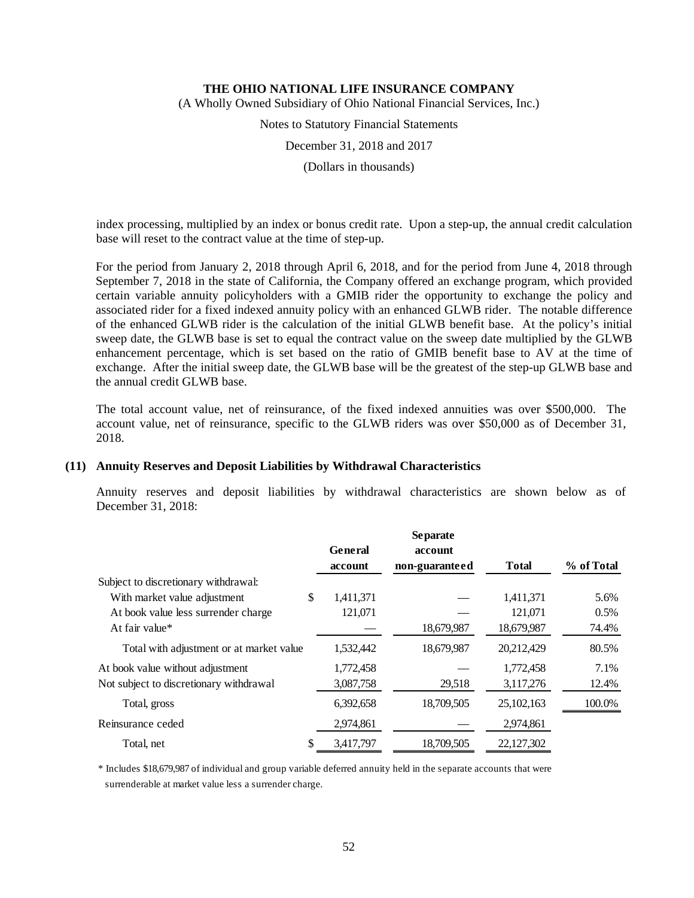index processing, multiplied by an index or bonus credit rate. Upon a step-up, the annual credit calculation base will reset to the contract value at the time of step-up.

For the period from January 2, 2018 through April 6, 2018, and for the period from June 4, 2018 through September 7, 2018 in the state of California, the Company offered an exchange program, which provided certain variable annuity policyholders with a GMIB rider the opportunity to exchange the policy and associated rider for a fixed indexed annuity policy with an enhanced GLWB rider. The notable difference of the enhanced GLWB rider is the calculation of the initial GLWB benefit base. At the policy's initial sweep date, the GLWB base is set to equal the contract value on the sweep date multiplied by the GLWB enhancement percentage, which is set based on the ratio of GMIB benefit base to AV at the time of exchange. After the initial sweep date, the GLWB base will be the greatest of the step-up GLWB base and the annual credit GLWB base.

The total account value, net of reinsurance, of the fixed indexed annuities was over $500,000. The account value, net of reinsurance, specific to the GLWB riders was over $50,000 as of December 31, 2018.

## (11) Annuity Reserves and Deposit Liabilities by Withdrawal Characteristics

Annuity reserves and deposit liabilities by withdrawal characteristics are shown below as of December 31, 2018:

| | General account | Separate account non-guaranteed | Total | % of Total |
|---|---|---|---|---|
| Subject to discretionary withdrawal: | | | | |
| With market value adjustment | $ 1,411,371 | — | 1,411,371 | 5.6% |
| At book value less surrender charge | 121,071 | — | 121,071 | 0.5% |
| At fair value* | — | 18,679,987 | 18,679,987 | 74.4% |
| Total with adjustment or at market value | 1,532,442 | 18,679,987 | 20,212,429 | 80.5% |
| At book value without adjustment | 1,772,458 | — | 1,772,458 | 7.1% |
| Not subject to discretionary withdrawal | 3,087,758 | 29,518 | 3,117,276 | 12.4% |
| Total, gross | 6,392,658 | 18,709,505 | 25,102,163 | 100.0% |
| Reinsurance ceded | 2,974,861 | — | 2,974,861 | |
| Total, net | $ 3,417,797 | 18,709,505 | 22,127,302 | |

\* Includes $18,679,987 of individual and group variable deferred annuity held in the separate accounts that were surrenderable at market value less a surrender charge.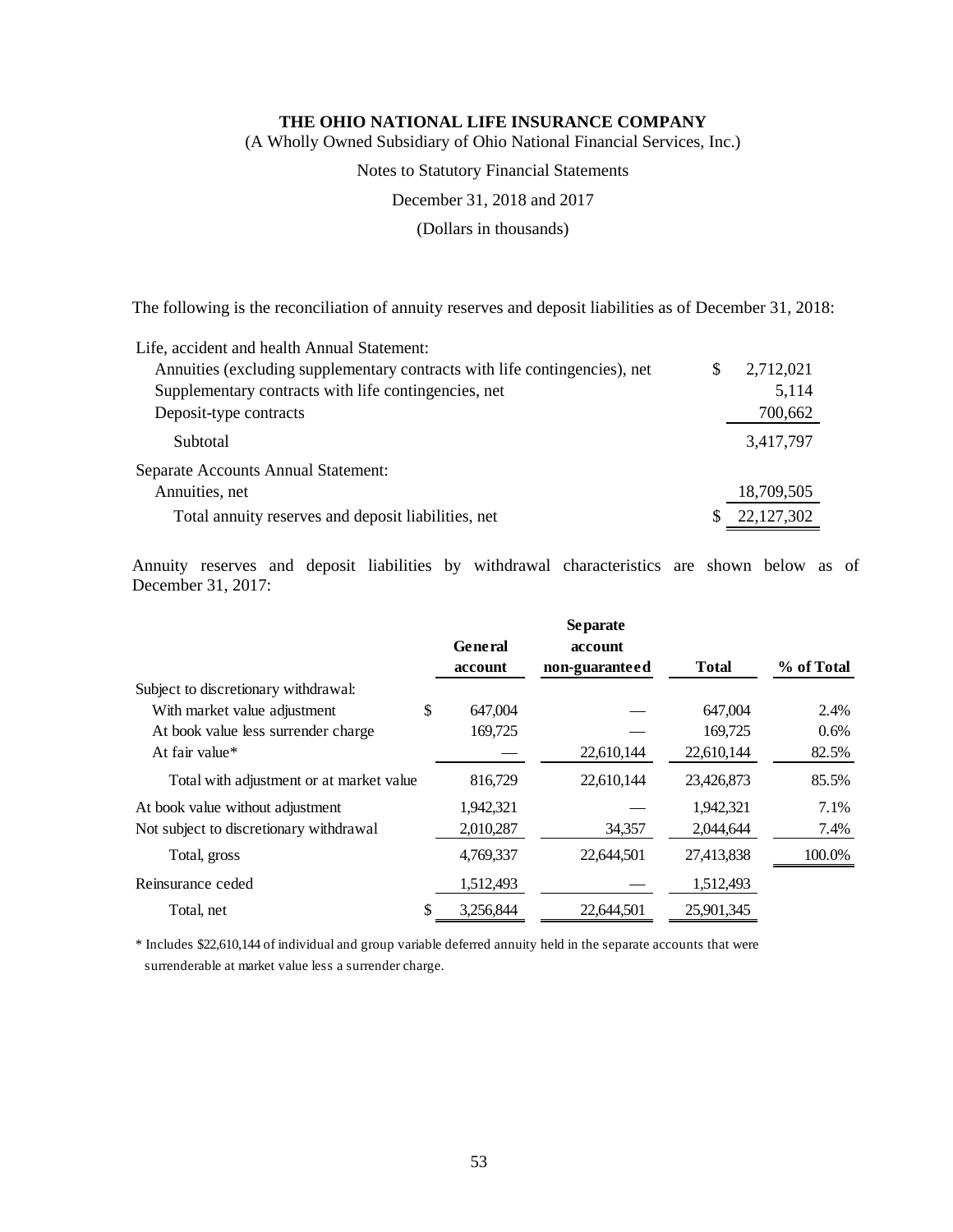**THE OHIO NATIONAL LIFE INSURANCE COMPANY**
(A Wholly Owned Subsidiary of Ohio National Financial Services, Inc.)

Notes to Statutory Financial Statements

December 31, 2018 and 2017

(Dollars in thousands)

The following is the reconciliation of annuity reserves and deposit liabilities as of December 31, 2018:

| | | |
|---|---|---|
| Life, accident and health Annual Statement: | | |
| Annuities (excluding supplementary contracts with life contingencies), net | $ | 2,712,021 |
| Supplementary contracts with life contingencies, net | | 5,114 |
| Deposit-type contracts | | 700,662 |
| Subtotal | | 3,417,797 |
| Separate Accounts Annual Statement: | | |
| Annuities, net | | 18,709,505 |
| Total annuity reserves and deposit liabilities, net | $ | 22,127,302 |

Annuity reserves and deposit liabilities by withdrawal characteristics are shown below as of December 31, 2017:

| | General account | Separate account non-guaranteed | Total | % of Total |
|---|---|---|---|---|
| Subject to discretionary withdrawal: | | | | |
| With market value adjustment | $ 647,004 | — | 647,004 | 2.4% |
| At book value less surrender charge | 169,725 | — | 169,725 | 0.6% |
| At fair value* | — | 22,610,144 | 22,610,144 | 82.5% |
| Total with adjustment or at market value | 816,729 | 22,610,144 | 23,426,873 | 85.5% |
| At book value without adjustment | 1,942,321 | — | 1,942,321 | 7.1% |
| Not subject to discretionary withdrawal | 2,010,287 | 34,357 | 2,044,644 | 7.4% |
| Total, gross | 4,769,337 | 22,644,501 | 27,413,838 | 100.0% |
| Reinsurance ceded | 1,512,493 | — | 1,512,493 | |
| Total, net | $ 3,256,844 | 22,644,501 | 25,901,345 | |

* Includes $22,610,144 of individual and group variable deferred annuity held in the separate accounts that were surrenderable at market value less a surrender charge.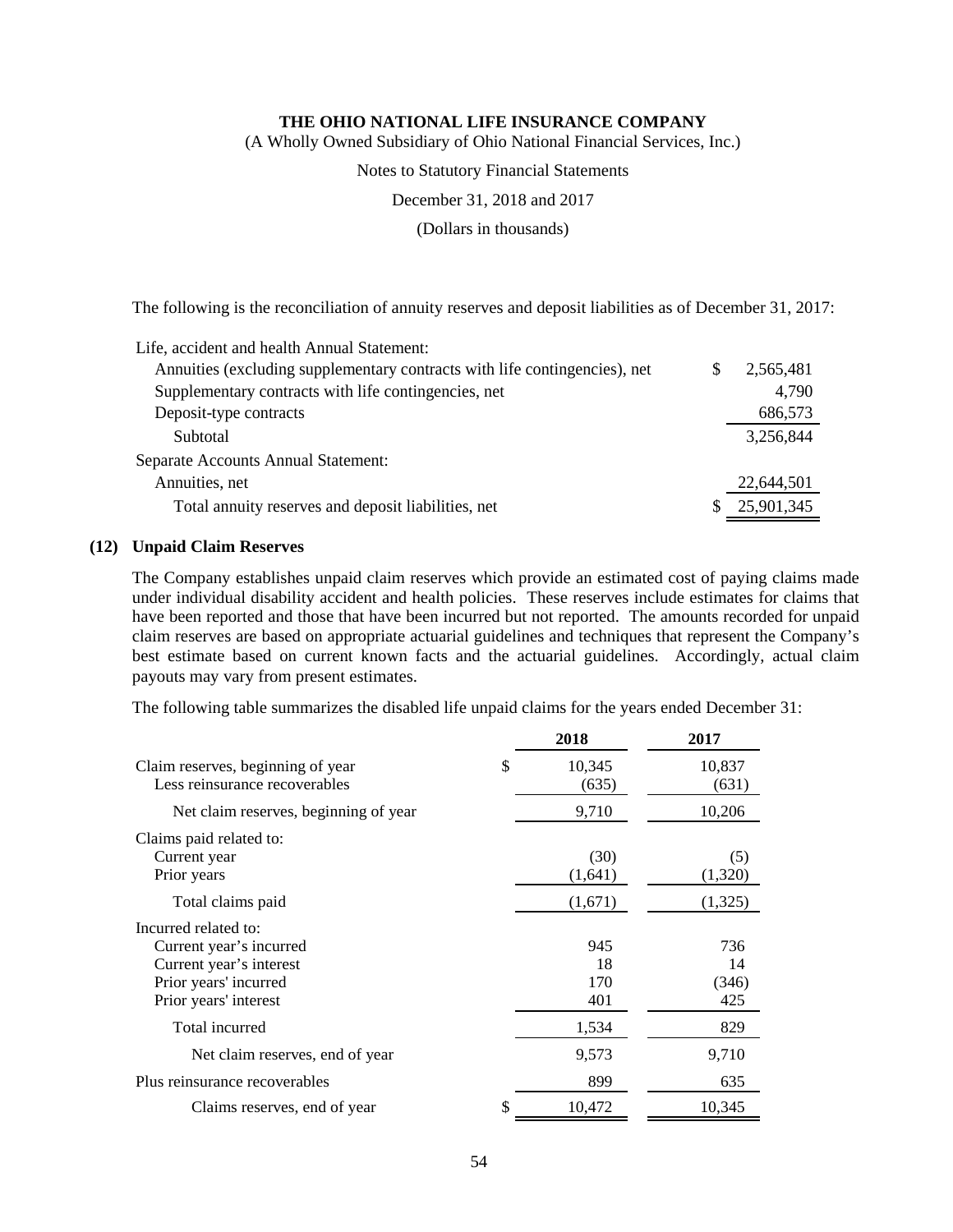The following is the reconciliation of annuity reserves and deposit liabilities as of December 31, 2017:

| | |
|---|---|
| Life, accident and health Annual Statement: | |
| Annuities (excluding supplementary contracts with life contingencies), net | $ 2,565,481 |
| Supplementary contracts with life contingencies, net | 4,790 |
| Deposit-type contracts | 686,573 |
| Subtotal | 3,256,844 |
| Separate Accounts Annual Statement: | |
| Annuities, net | 22,644,501 |
| Total annuity reserves and deposit liabilities, net | $ 25,901,345 |

## (12) Unpaid Claim Reserves

The Company establishes unpaid claim reserves which provide an estimated cost of paying claims made under individual disability accident and health policies. These reserves include estimates for claims that have been reported and those that have been incurred but not reported. The amounts recorded for unpaid claim reserves are based on appropriate actuarial guidelines and techniques that represent the Company's best estimate based on current known facts and the actuarial guidelines. Accordingly, actual claim payouts may vary from present estimates.

The following table summarizes the disabled life unpaid claims for the years ended December 31:

| | 2018 | 2017 |
|---|---|---|
| Claim reserves, beginning of year | $ 10,345 | 10,837 |
| Less reinsurance recoverables | (635) | (631) |
| Net claim reserves, beginning of year | 9,710 | 10,206 |
| Claims paid related to: | | |
| Current year | (30) | (5) |
| Prior years | (1,641) | (1,320) |
| Total claims paid | (1,671) | (1,325) |
| Incurred related to: | | |
| Current year's incurred | 945 | 736 |
| Current year's interest | 18 | 14 |
| Prior years' incurred | 170 | (346) |
| Prior years' interest | 401 | 425 |
| Total incurred | 1,534 | 829 |
| Net claim reserves, end of year | 9,573 | 9,710 |
| Plus reinsurance recoverables | 899 | 635 |
| Claims reserves, end of year | $ 10,472 | 10,345 |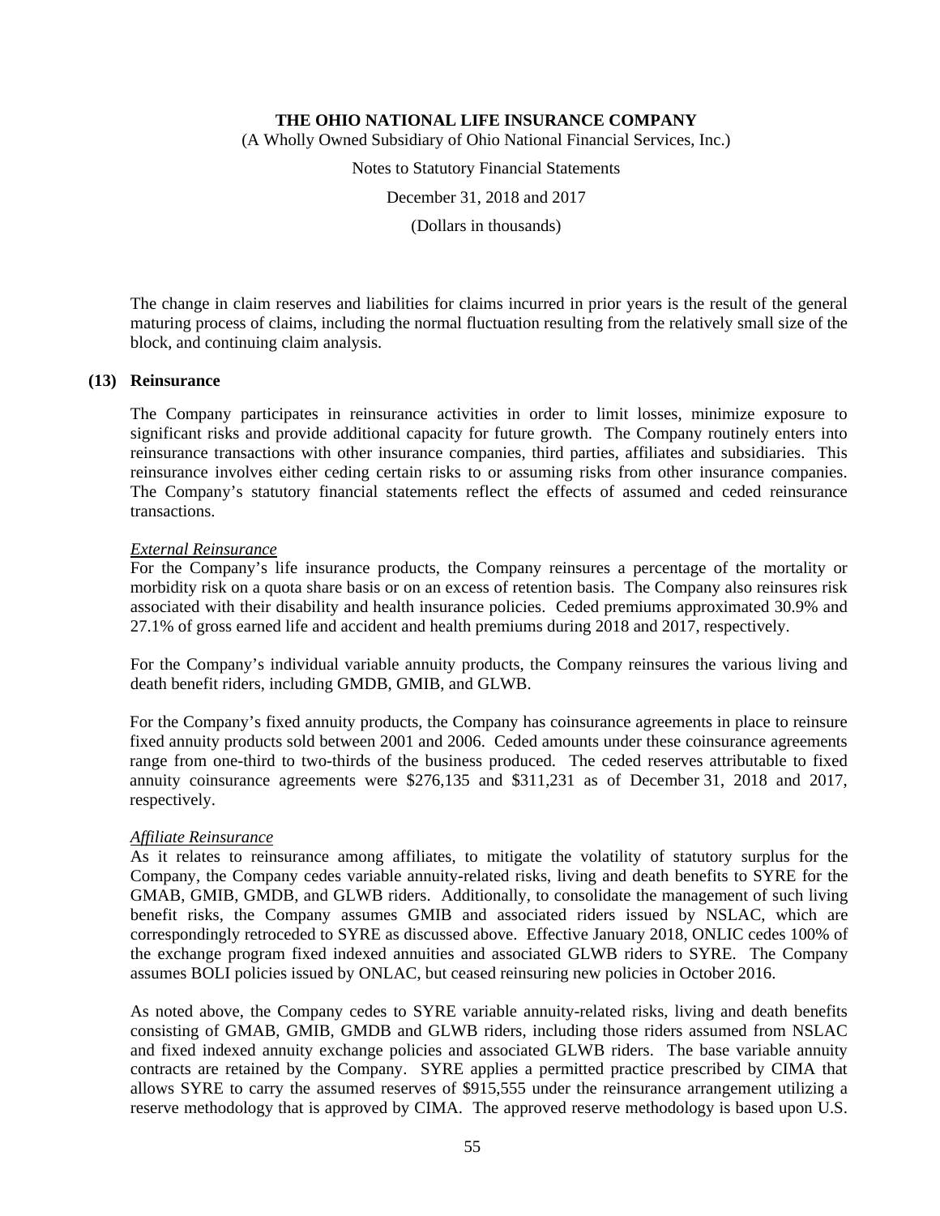The change in claim reserves and liabilities for claims incurred in prior years is the result of the general maturing process of claims, including the normal fluctuation resulting from the relatively small size of the block, and continuing claim analysis.

## (13) Reinsurance

The Company participates in reinsurance activities in order to limit losses, minimize exposure to significant risks and provide additional capacity for future growth. The Company routinely enters into reinsurance transactions with other insurance companies, third parties, affiliates and subsidiaries. This reinsurance involves either ceding certain risks to or assuming risks from other insurance companies. The Company's statutory financial statements reflect the effects of assumed and ceded reinsurance transactions.

*External Reinsurance*
For the Company's life insurance products, the Company reinsures a percentage of the mortality or morbidity risk on a quota share basis or on an excess of retention basis. The Company also reinsures risk associated with their disability and health insurance policies. Ceded premiums approximated 30.9% and 27.1% of gross earned life and accident and health premiums during 2018 and 2017, respectively.

For the Company's individual variable annuity products, the Company reinsures the various living and death benefit riders, including GMDB, GMIB, and GLWB.

For the Company's fixed annuity products, the Company has coinsurance agreements in place to reinsure fixed annuity products sold between 2001 and 2006. Ceded amounts under these coinsurance agreements range from one-third to two-thirds of the business produced. The ceded reserves attributable to fixed annuity coinsurance agreements were $276,135 and $311,231 as of December 31, 2018 and 2017, respectively.

*Affiliate Reinsurance*
As it relates to reinsurance among affiliates, to mitigate the volatility of statutory surplus for the Company, the Company cedes variable annuity-related risks, living and death benefits to SYRE for the GMAB, GMIB, GMDB, and GLWB riders. Additionally, to consolidate the management of such living benefit risks, the Company assumes GMIB and associated riders issued by NSLAC, which are correspondingly retroceded to SYRE as discussed above. Effective January 2018, ONLIC cedes 100% of the exchange program fixed indexed annuities and associated GLWB riders to SYRE. The Company assumes BOLI policies issued by ONLAC, but ceased reinsuring new policies in October 2016.

As noted above, the Company cedes to SYRE variable annuity-related risks, living and death benefits consisting of GMAB, GMIB, GMDB and GLWB riders, including those riders assumed from NSLAC and fixed indexed annuity exchange policies and associated GLWB riders. The base variable annuity contracts are retained by the Company. SYRE applies a permitted practice prescribed by CIMA that allows SYRE to carry the assumed reserves of $915,555 under the reinsurance arrangement utilizing a reserve methodology that is approved by CIMA. The approved reserve methodology is based upon U.S.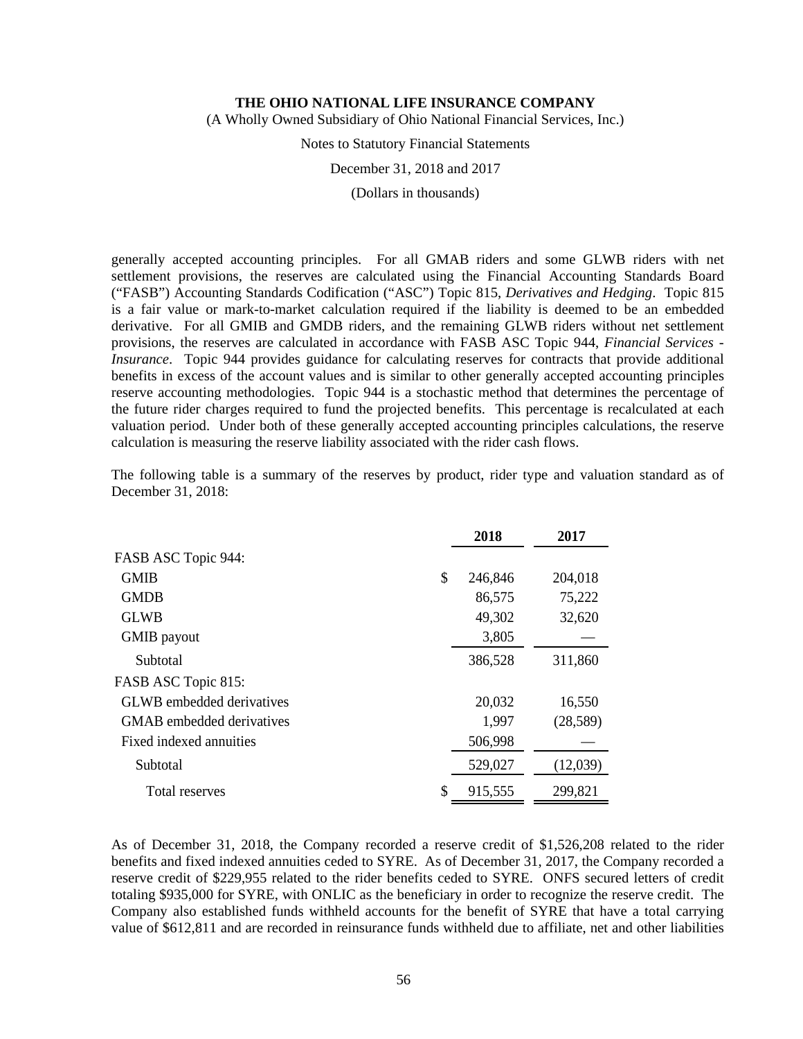generally accepted accounting principles. For all GMAB riders and some GLWB riders with net settlement provisions, the reserves are calculated using the Financial Accounting Standards Board ("FASB") Accounting Standards Codification ("ASC") Topic 815, *Derivatives and Hedging*. Topic 815 is a fair value or mark-to-market calculation required if the liability is deemed to be an embedded derivative. For all GMIB and GMDB riders, and the remaining GLWB riders without net settlement provisions, the reserves are calculated in accordance with FASB ASC Topic 944, *Financial Services - Insurance*. Topic 944 provides guidance for calculating reserves for contracts that provide additional benefits in excess of the account values and is similar to other generally accepted accounting principles reserve accounting methodologies. Topic 944 is a stochastic method that determines the percentage of the future rider charges required to fund the projected benefits. This percentage is recalculated at each valuation period. Under both of these generally accepted accounting principles calculations, the reserve calculation is measuring the reserve liability associated with the rider cash flows.

The following table is a summary of the reserves by product, rider type and valuation standard as of December 31, 2018:

| | 2018 | 2017 |
|---|---|---|
| FASB ASC Topic 944: | | |
| GMIB | $ 246,846 | 204,018 |
| GMDB | 86,575 | 75,222 |
| GLWB | 49,302 | 32,620 |
| GMIB payout | 3,805 | — |
| Subtotal | 386,528 | 311,860 |
| FASB ASC Topic 815: | | |
| GLWB embedded derivatives | 20,032 | 16,550 |
| GMAB embedded derivatives | 1,997 | (28,589) |
| Fixed indexed annuities | 506,998 | — |
| Subtotal | 529,027 | (12,039) |
| Total reserves | $ 915,555 | 299,821 |

As of December 31, 2018, the Company recorded a reserve credit of $1,526,208 related to the rider benefits and fixed indexed annuities ceded to SYRE. As of December 31, 2017, the Company recorded a reserve credit of $229,955 related to the rider benefits ceded to SYRE. ONFS secured letters of credit totaling $935,000 for SYRE, with ONLIC as the beneficiary in order to recognize the reserve credit. The Company also established funds withheld accounts for the benefit of SYRE that have a total carrying value of $612,811 and are recorded in reinsurance funds withheld due to affiliate, net and other liabilities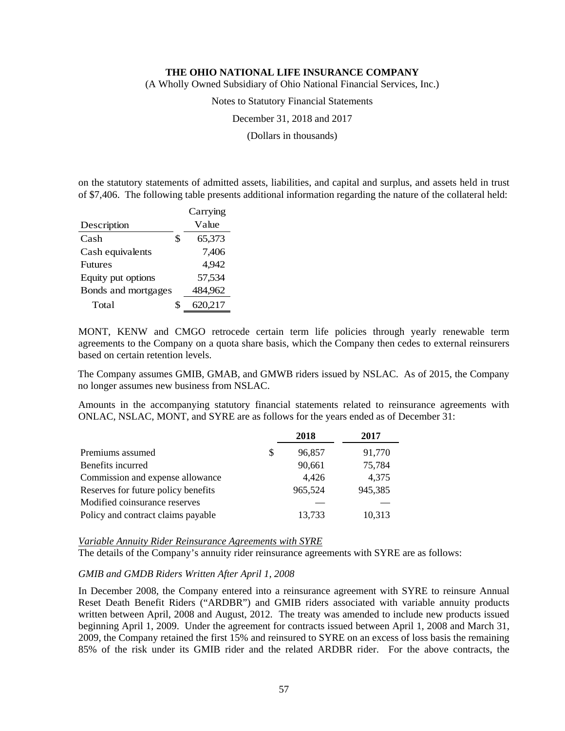on the statutory statements of admitted assets, liabilities, and capital and surplus, and assets held in trust of $7,406. The following table presents additional information regarding the nature of the collateral held:

| Description | Carrying Value |
|---|---|
| Cash | $ 65,373 |
| Cash equivalents | 7,406 |
| Futures | 4,942 |
| Equity put options | 57,534 |
| Bonds and mortgages | 484,962 |
| Total | $ 620,217 |

MONT, KENW and CMGO retrocede certain term life policies through yearly renewable term agreements to the Company on a quota share basis, which the Company then cedes to external reinsurers based on certain retention levels.

The Company assumes GMIB, GMAB, and GMWB riders issued by NSLAC. As of 2015, the Company no longer assumes new business from NSLAC.

Amounts in the accompanying statutory financial statements related to reinsurance agreements with ONLAC, NSLAC, MONT, and SYRE are as follows for the years ended as of December 31:

| | 2018 | 2017 |
|---|---|---|
| Premiums assumed | $ 96,857 | 91,770 |
| Benefits incurred | 90,661 | 75,784 |
| Commission and expense allowance | 4,426 | 4,375 |
| Reserves for future policy benefits | 965,524 | 945,385 |
| Modified coinsurance reserves | — | — |
| Policy and contract claims payable | 13,733 | 10,313 |

*Variable Annuity Rider Reinsurance Agreements with SYRE*

The details of the Company's annuity rider reinsurance agreements with SYRE are as follows:

*GMIB and GMDB Riders Written After April 1, 2008*

In December 2008, the Company entered into a reinsurance agreement with SYRE to reinsure Annual Reset Death Benefit Riders ("ARDBR") and GMIB riders associated with variable annuity products written between April, 2008 and August, 2012. The treaty was amended to include new products issued beginning April 1, 2009. Under the agreement for contracts issued between April 1, 2008 and March 31, 2009, the Company retained the first 15% and reinsured to SYRE on an excess of loss basis the remaining 85% of the risk under its GMIB rider and the related ARDBR rider. For the above contracts, the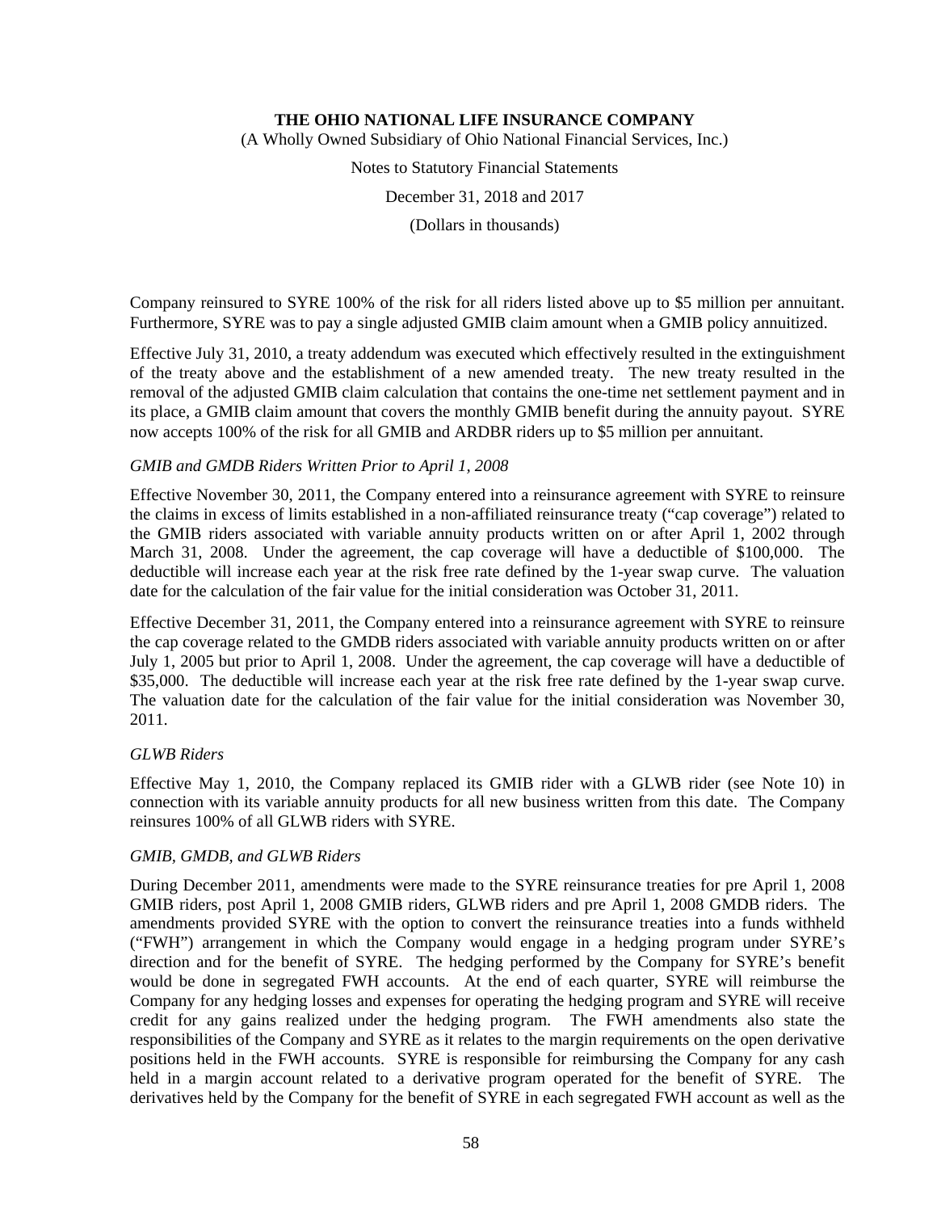Company reinsured to SYRE 100% of the risk for all riders listed above up to $5 million per annuitant. Furthermore, SYRE was to pay a single adjusted GMIB claim amount when a GMIB policy annuitized.

Effective July 31, 2010, a treaty addendum was executed which effectively resulted in the extinguishment of the treaty above and the establishment of a new amended treaty. The new treaty resulted in the removal of the adjusted GMIB claim calculation that contains the one-time net settlement payment and in its place, a GMIB claim amount that covers the monthly GMIB benefit during the annuity payout. SYRE now accepts 100% of the risk for all GMIB and ARDBR riders up to $5 million per annuitant.

*GMIB and GMDB Riders Written Prior to April 1, 2008*

Effective November 30, 2011, the Company entered into a reinsurance agreement with SYRE to reinsure the claims in excess of limits established in a non-affiliated reinsurance treaty ("cap coverage") related to the GMIB riders associated with variable annuity products written on or after April 1, 2002 through March 31, 2008. Under the agreement, the cap coverage will have a deductible of $100,000. The deductible will increase each year at the risk free rate defined by the 1-year swap curve. The valuation date for the calculation of the fair value for the initial consideration was October 31, 2011.

Effective December 31, 2011, the Company entered into a reinsurance agreement with SYRE to reinsure the cap coverage related to the GMDB riders associated with variable annuity products written on or after July 1, 2005 but prior to April 1, 2008. Under the agreement, the cap coverage will have a deductible of $35,000. The deductible will increase each year at the risk free rate defined by the 1-year swap curve. The valuation date for the calculation of the fair value for the initial consideration was November 30, 2011.

*GLWB Riders*

Effective May 1, 2010, the Company replaced its GMIB rider with a GLWB rider (see Note 10) in connection with its variable annuity products for all new business written from this date. The Company reinsures 100% of all GLWB riders with SYRE.

*GMIB, GMDB, and GLWB Riders*

During December 2011, amendments were made to the SYRE reinsurance treaties for pre April 1, 2008 GMIB riders, post April 1, 2008 GMIB riders, GLWB riders and pre April 1, 2008 GMDB riders. The amendments provided SYRE with the option to convert the reinsurance treaties into a funds withheld ("FWH") arrangement in which the Company would engage in a hedging program under SYRE's direction and for the benefit of SYRE. The hedging performed by the Company for SYRE's benefit would be done in segregated FWH accounts. At the end of each quarter, SYRE will reimburse the Company for any hedging losses and expenses for operating the hedging program and SYRE will receive credit for any gains realized under the hedging program. The FWH amendments also state the responsibilities of the Company and SYRE as it relates to the margin requirements on the open derivative positions held in the FWH accounts. SYRE is responsible for reimbursing the Company for any cash held in a margin account related to a derivative program operated for the benefit of SYRE. The derivatives held by the Company for the benefit of SYRE in each segregated FWH account as well as the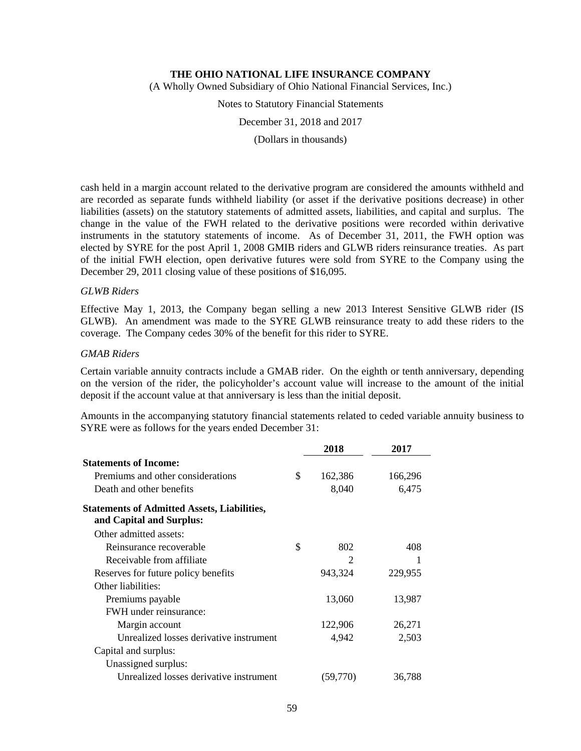cash held in a margin account related to the derivative program are considered the amounts withheld and are recorded as separate funds withheld liability (or asset if the derivative positions decrease) in other liabilities (assets) on the statutory statements of admitted assets, liabilities, and capital and surplus. The change in the value of the FWH related to the derivative positions were recorded within derivative instruments in the statutory statements of income. As of December 31, 2011, the FWH option was elected by SYRE for the post April 1, 2008 GMIB riders and GLWB riders reinsurance treaties. As part of the initial FWH election, open derivative futures were sold from SYRE to the Company using the December 29, 2011 closing value of these positions of $16,095.

*GLWB Riders*

Effective May 1, 2013, the Company began selling a new 2013 Interest Sensitive GLWB rider (IS GLWB). An amendment was made to the SYRE GLWB reinsurance treaty to add these riders to the coverage. The Company cedes 30% of the benefit for this rider to SYRE.

*GMAB Riders*

Certain variable annuity contracts include a GMAB rider. On the eighth or tenth anniversary, depending on the version of the rider, the policyholder's account value will increase to the amount of the initial deposit if the account value at that anniversary is less than the initial deposit.

Amounts in the accompanying statutory financial statements related to ceded variable annuity business to SYRE were as follows for the years ended December 31:

| | | 2018 | 2017 |
|---|---|---|---|
| **Statements of Income:** | | | |
| Premiums and other considerations | $ | 162,386 | 166,296 |
| Death and other benefits | | 8,040 | 6,475 |
| **Statements of Admitted Assets, Liabilities, and Capital and Surplus:** | | | |
| Other admitted assets: | | | |
| Reinsurance recoverable | $ | 802 | 408 |
| Receivable from affiliate | | 2 | 1 |
| Reserves for future policy benefits | | 943,324 | 229,955 |
| Other liabilities: | | | |
| Premiums payable | | 13,060 | 13,987 |
| FWH under reinsurance: | | | |
| Margin account | | 122,906 | 26,271 |
| Unrealized losses derivative instrument | | 4,942 | 2,503 |
| Capital and surplus: | | | |
| Unassigned surplus: | | | |
| Unrealized losses derivative instrument | | (59,770) | 36,788 |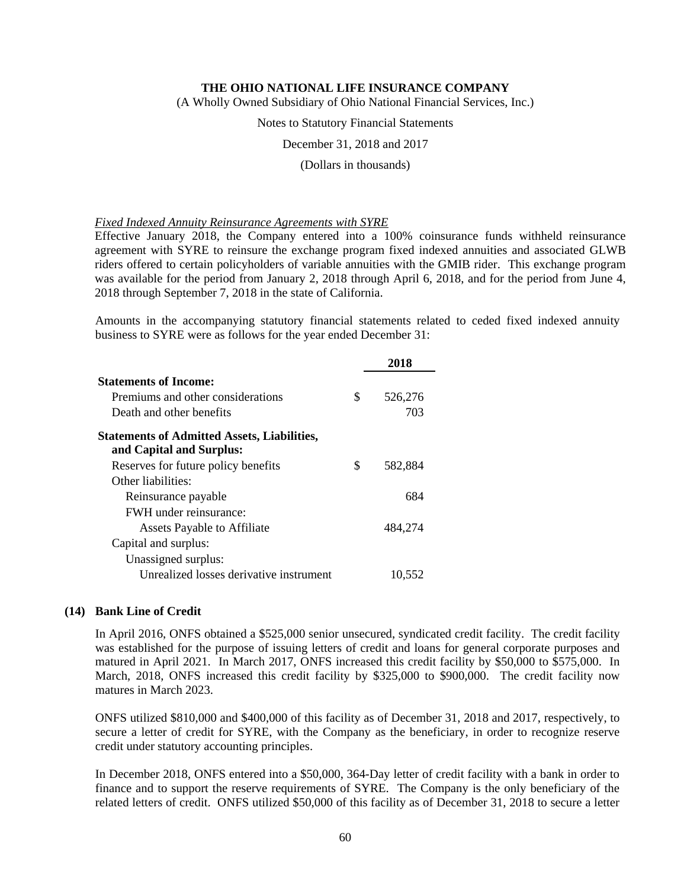*Fixed Indexed Annuity Reinsurance Agreements with SYRE*

Effective January 2018, the Company entered into a 100% coinsurance funds withheld reinsurance agreement with SYRE to reinsure the exchange program fixed indexed annuities and associated GLWB riders offered to certain policyholders of variable annuities with the GMIB rider. This exchange program was available for the period from January 2, 2018 through April 6, 2018, and for the period from June 4, 2018 through September 7, 2018 in the state of California.

Amounts in the accompanying statutory financial statements related to ceded fixed indexed annuity business to SYRE were as follows for the year ended December 31:

| | | 2018 |
|---|---|---|
| **Statements of Income:** | | |
| Premiums and other considerations | $ | 526,276 |
| Death and other benefits | | 703 |
| **Statements of Admitted Assets, Liabilities, and Capital and Surplus:** | | |
| Reserves for future policy benefits | $ | 582,884 |
| Other liabilities: | | |
| Reinsurance payable | | 684 |
| FWH under reinsurance: | | |
| Assets Payable to Affiliate | | 484,274 |
| Capital and surplus: | | |
| Unassigned surplus: | | |
| Unrealized losses derivative instrument | | 10,552 |

## (14) Bank Line of Credit

In April 2016, ONFS obtained a $525,000 senior unsecured, syndicated credit facility. The credit facility was established for the purpose of issuing letters of credit and loans for general corporate purposes and matured in April 2021. In March 2017, ONFS increased this credit facility by $50,000 to $575,000. In March, 2018, ONFS increased this credit facility by $325,000 to $900,000. The credit facility now matures in March 2023.

ONFS utilized $810,000 and $400,000 of this facility as of December 31, 2018 and 2017, respectively, to secure a letter of credit for SYRE, with the Company as the beneficiary, in order to recognize reserve credit under statutory accounting principles.

In December 2018, ONFS entered into a $50,000, 364-Day letter of credit facility with a bank in order to finance and to support the reserve requirements of SYRE. The Company is the only beneficiary of the related letters of credit. ONFS utilized $50,000 of this facility as of December 31, 2018 to secure a letter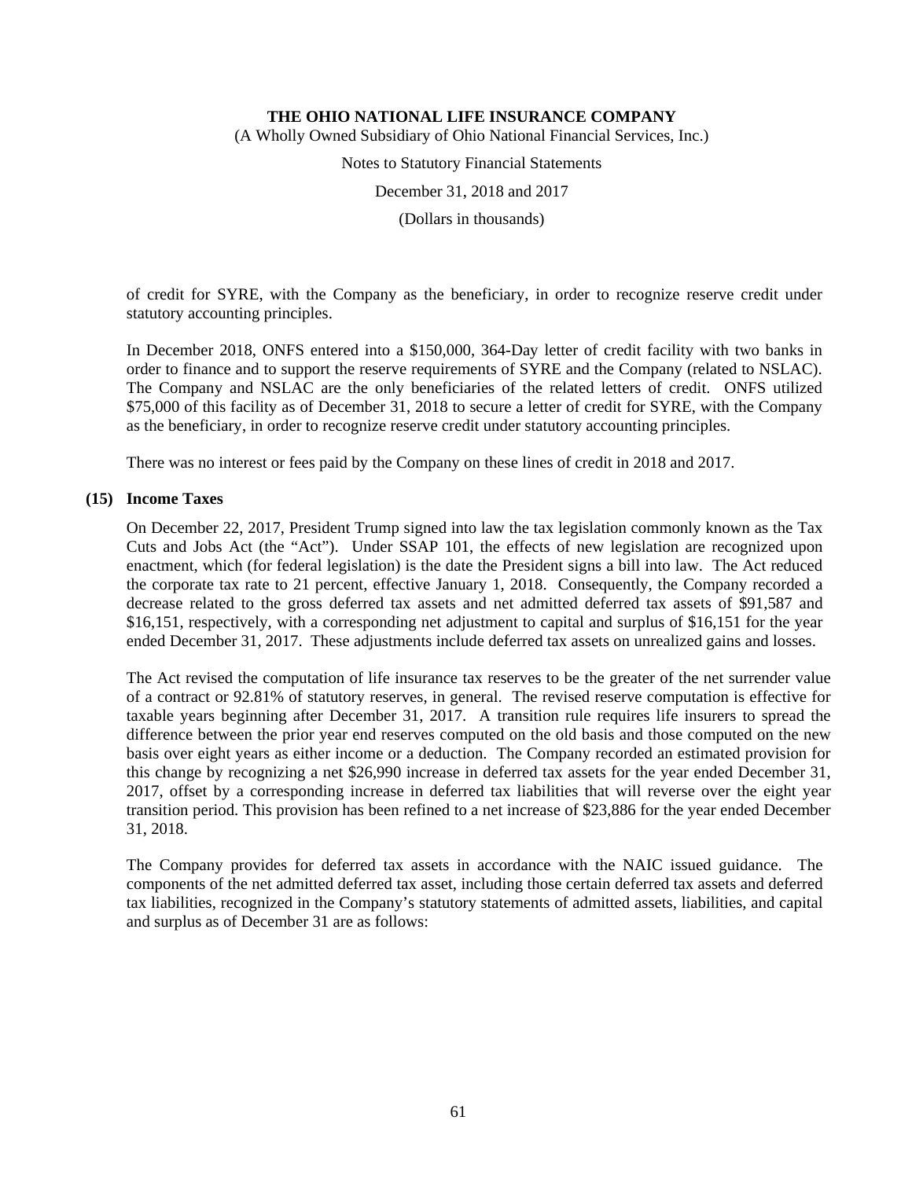of credit for SYRE, with the Company as the beneficiary, in order to recognize reserve credit under statutory accounting principles.

In December 2018, ONFS entered into a $150,000, 364-Day letter of credit facility with two banks in order to finance and to support the reserve requirements of SYRE and the Company (related to NSLAC). The Company and NSLAC are the only beneficiaries of the related letters of credit. ONFS utilized $75,000 of this facility as of December 31, 2018 to secure a letter of credit for SYRE, with the Company as the beneficiary, in order to recognize reserve credit under statutory accounting principles.

There was no interest or fees paid by the Company on these lines of credit in 2018 and 2017.

## (15) Income Taxes

On December 22, 2017, President Trump signed into law the tax legislation commonly known as the Tax Cuts and Jobs Act (the "Act"). Under SSAP 101, the effects of new legislation are recognized upon enactment, which (for federal legislation) is the date the President signs a bill into law. The Act reduced the corporate tax rate to 21 percent, effective January 1, 2018. Consequently, the Company recorded a decrease related to the gross deferred tax assets and net admitted deferred tax assets of $91,587 and $16,151, respectively, with a corresponding net adjustment to capital and surplus of $16,151 for the year ended December 31, 2017. These adjustments include deferred tax assets on unrealized gains and losses.

The Act revised the computation of life insurance tax reserves to be the greater of the net surrender value of a contract or 92.81% of statutory reserves, in general. The revised reserve computation is effective for taxable years beginning after December 31, 2017. A transition rule requires life insurers to spread the difference between the prior year end reserves computed on the old basis and those computed on the new basis over eight years as either income or a deduction. The Company recorded an estimated provision for this change by recognizing a net $26,990 increase in deferred tax assets for the year ended December 31, 2017, offset by a corresponding increase in deferred tax liabilities that will reverse over the eight year transition period. This provision has been refined to a net increase of $23,886 for the year ended December 31, 2018.

The Company provides for deferred tax assets in accordance with the NAIC issued guidance. The components of the net admitted deferred tax asset, including those certain deferred tax assets and deferred tax liabilities, recognized in the Company's statutory statements of admitted assets, liabilities, and capital and surplus as of December 31 are as follows: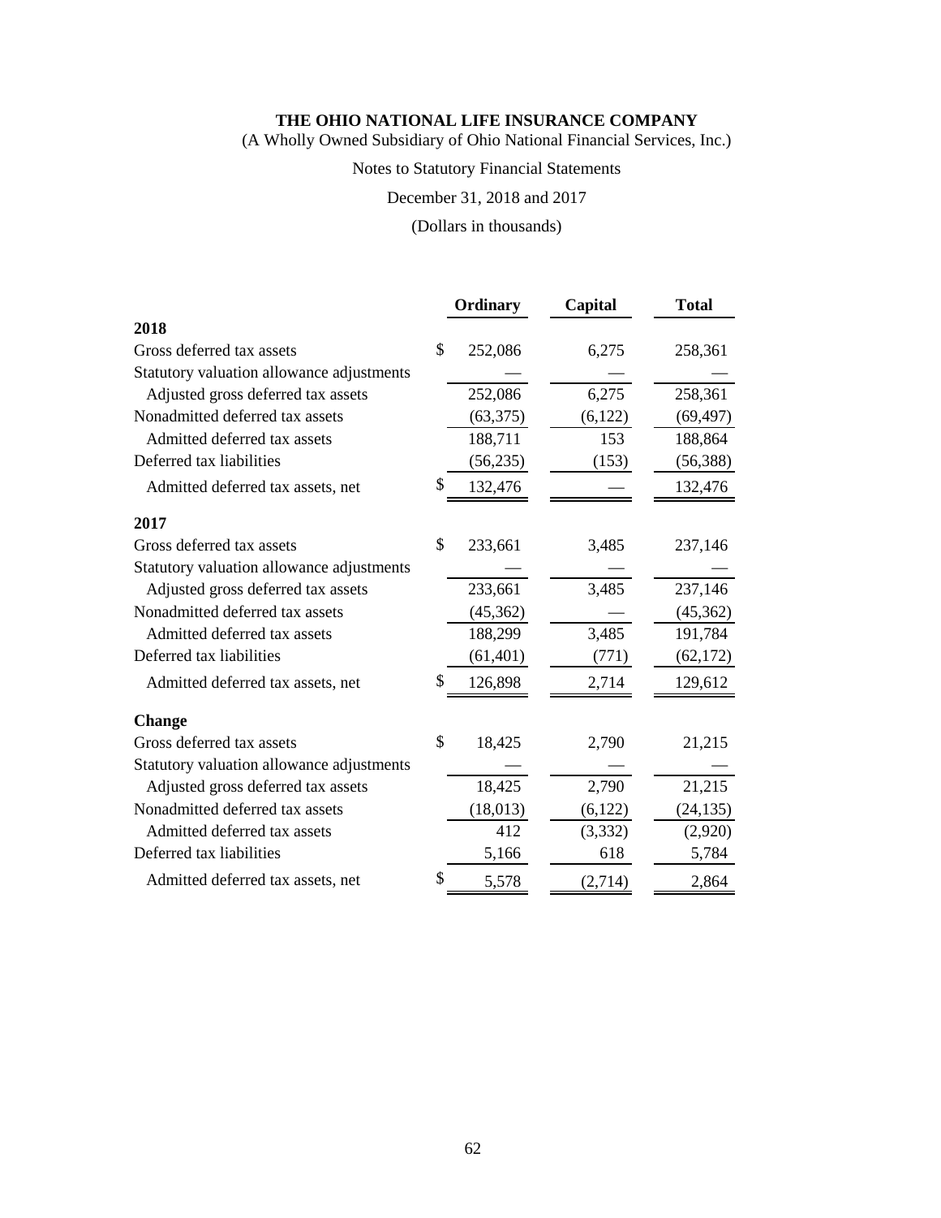**THE OHIO NATIONAL LIFE INSURANCE COMPANY**
(A Wholly Owned Subsidiary of Ohio National Financial Services, Inc.)

Notes to Statutory Financial Statements

December 31, 2018 and 2017

(Dollars in thousands)

| | Ordinary | Capital | Total |
|---|---|---|---|
| **2018** | | | |
| Gross deferred tax assets | $ 252,086 | 6,275 | 258,361 |
| Statutory valuation allowance adjustments | — | — | — |
| Adjusted gross deferred tax assets | 252,086 | 6,275 | 258,361 |
| Nonadmitted deferred tax assets | (63,375) | (6,122) | (69,497) |
| Admitted deferred tax assets | 188,711 | 153 | 188,864 |
| Deferred tax liabilities | (56,235) | (153) | (56,388) |
| Admitted deferred tax assets, net | $ 132,476 | — | 132,476 |
| **2017** | | | |
| Gross deferred tax assets | $ 233,661 | 3,485 | 237,146 |
| Statutory valuation allowance adjustments | — | — | — |
| Adjusted gross deferred tax assets | 233,661 | 3,485 | 237,146 |
| Nonadmitted deferred tax assets | (45,362) | — | (45,362) |
| Admitted deferred tax assets | 188,299 | 3,485 | 191,784 |
| Deferred tax liabilities | (61,401) | (771) | (62,172) |
| Admitted deferred tax assets, net | $ 126,898 | 2,714 | 129,612 |
| **Change** | | | |
| Gross deferred tax assets | $ 18,425 | 2,790 | 21,215 |
| Statutory valuation allowance adjustments | — | — | — |
| Adjusted gross deferred tax assets | 18,425 | 2,790 | 21,215 |
| Nonadmitted deferred tax assets | (18,013) | (6,122) | (24,135) |
| Admitted deferred tax assets | 412 | (3,332) | (2,920) |
| Deferred tax liabilities | 5,166 | 618 | 5,784 |
| Admitted deferred tax assets, net | $ 5,578 | (2,714) | 2,864 |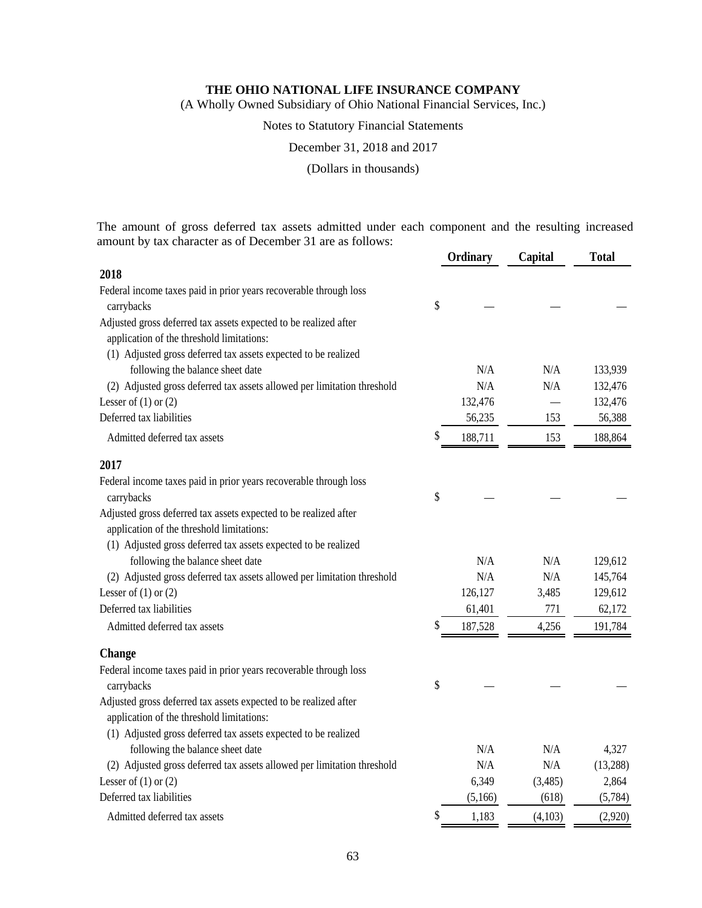The amount of gross deferred tax assets admitted under each component and the resulting increased amount by tax character as of December 31 are as follows:

| | | Ordinary | Capital | Total |
|---|---|---|---|---|
| **2018** | | | | |
| Federal income taxes paid in prior years recoverable through loss carrybacks | $ | — | — | — |
| Adjusted gross deferred tax assets expected to be realized after application of the threshold limitations: | | | | |
| (1) Adjusted gross deferred tax assets expected to be realized following the balance sheet date | | N/A | N/A | 133,939 |
| (2) Adjusted gross deferred tax assets allowed per limitation threshold | | N/A | N/A | 132,476 |
| Lesser of (1) or (2) | | 132,476 | — | 132,476 |
| Deferred tax liabilities | | 56,235 | 153 | 56,388 |
| Admitted deferred tax assets | $ | 188,711 | 153 | 188,864 |
| **2017** | | | | |
| Federal income taxes paid in prior years recoverable through loss carrybacks | $ | — | — | — |
| Adjusted gross deferred tax assets expected to be realized after application of the threshold limitations: | | | | |
| (1) Adjusted gross deferred tax assets expected to be realized following the balance sheet date | | N/A | N/A | 129,612 |
| (2) Adjusted gross deferred tax assets allowed per limitation threshold | | N/A | N/A | 145,764 |
| Lesser of (1) or (2) | | 126,127 | 3,485 | 129,612 |
| Deferred tax liabilities | | 61,401 | 771 | 62,172 |
| Admitted deferred tax assets | $ | 187,528 | 4,256 | 191,784 |
| **Change** | | | | |
| Federal income taxes paid in prior years recoverable through loss carrybacks | $ | — | — | — |
| Adjusted gross deferred tax assets expected to be realized after application of the threshold limitations: | | | | |
| (1) Adjusted gross deferred tax assets expected to be realized following the balance sheet date | | N/A | N/A | 4,327 |
| (2) Adjusted gross deferred tax assets allowed per limitation threshold | | N/A | N/A | (13,288) |
| Lesser of (1) or (2) | | 6,349 | (3,485) | 2,864 |
| Deferred tax liabilities | | (5,166) | (618) | (5,784) |
| Admitted deferred tax assets | $ | 1,183 | (4,103) | (2,920) |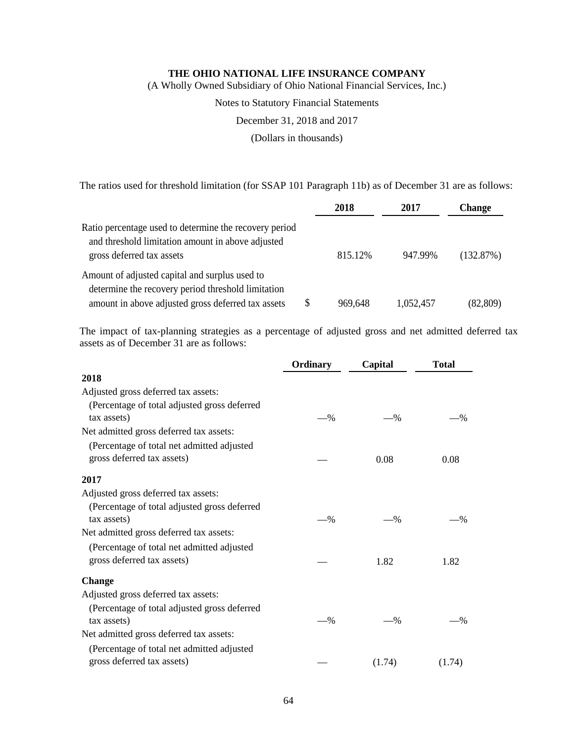**THE OHIO NATIONAL LIFE INSURANCE COMPANY**
(A Wholly Owned Subsidiary of Ohio National Financial Services, Inc.)
Notes to Statutory Financial Statements
December 31, 2018 and 2017
(Dollars in thousands)

The ratios used for threshold limitation (for SSAP 101 Paragraph 11b) as of December 31 are as follows:

| | 2018 | 2017 | Change |
|---|---|---|---|
| Ratio percentage used to determine the recovery period and threshold limitation amount in above adjusted gross deferred tax assets | 815.12% | 947.99% | (132.87%) |
| Amount of adjusted capital and surplus used to determine the recovery period threshold limitation amount in above adjusted gross deferred tax assets | $ 969,648 | 1,052,457 | (82,809) |

The impact of tax-planning strategies as a percentage of adjusted gross and net admitted deferred tax assets as of December 31 are as follows:

| | Ordinary | Capital | Total |
|---|---|---|---|
| **2018** | | | |
| Adjusted gross deferred tax assets: | | | |
| (Percentage of total adjusted gross deferred tax assets) | —% | —% | —% |
| Net admitted gross deferred tax assets: | | | |
| (Percentage of total net admitted adjusted gross deferred tax assets) | — | 0.08 | 0.08 |
| **2017** | | | |
| Adjusted gross deferred tax assets: | | | |
| (Percentage of total adjusted gross deferred tax assets) | —% | —% | —% |
| Net admitted gross deferred tax assets: | | | |
| (Percentage of total net admitted adjusted gross deferred tax assets) | — | 1.82 | 1.82 |
| **Change** | | | |
| Adjusted gross deferred tax assets: | | | |
| (Percentage of total adjusted gross deferred tax assets) | —% | —% | —% |
| Net admitted gross deferred tax assets: | | | |
| (Percentage of total net admitted adjusted gross deferred tax assets) | — | (1.74) | (1.74) |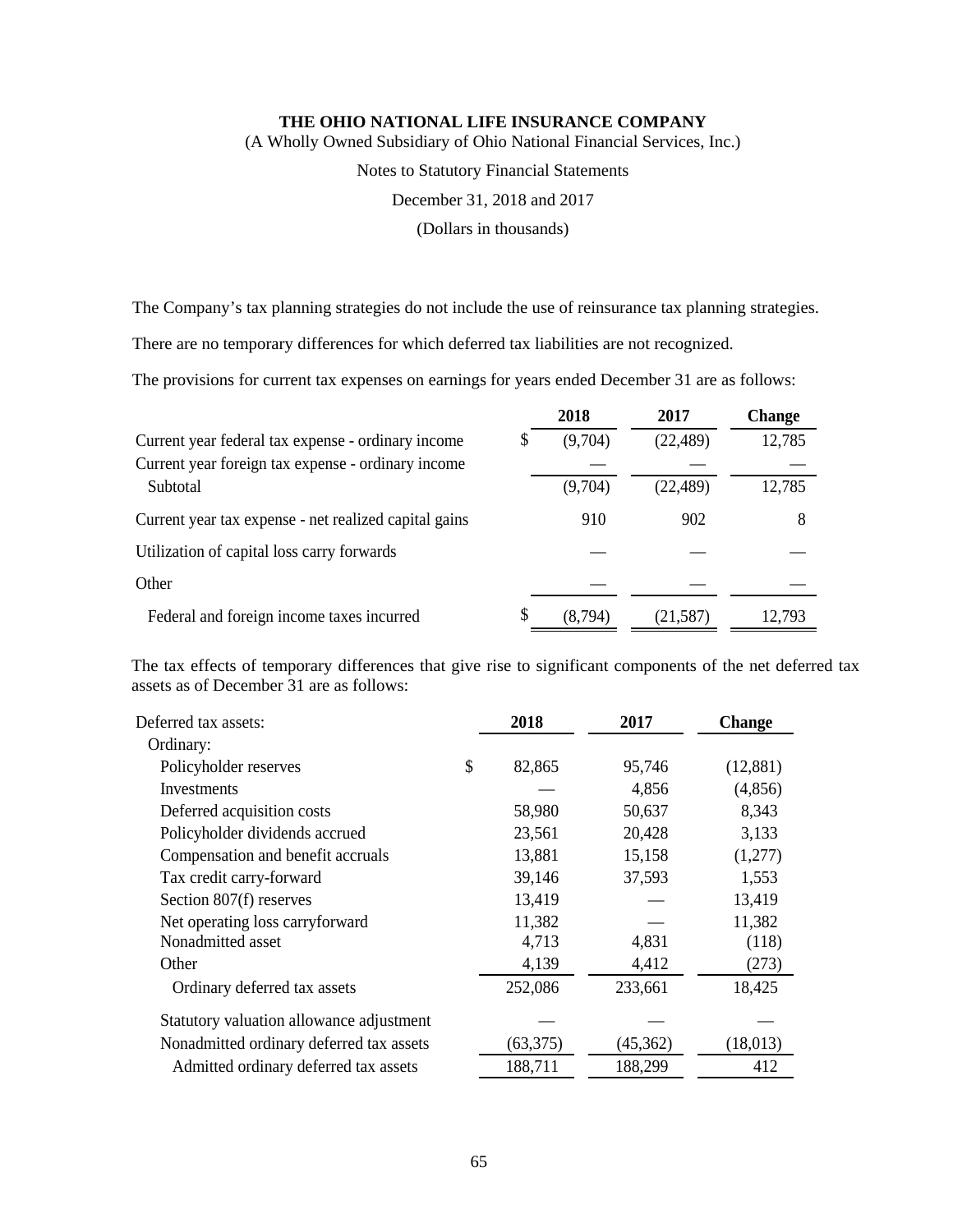The Company's tax planning strategies do not include the use of reinsurance tax planning strategies.

There are no temporary differences for which deferred tax liabilities are not recognized.

The provisions for current tax expenses on earnings for years ended December 31 are as follows:

| | 2018 | 2017 | Change |
|---|---|---|---|
| Current year federal tax expense - ordinary income | $ (9,704) | (22,489) | 12,785 |
| Current year foreign tax expense - ordinary income | — | — | — |
| Subtotal | (9,704) | (22,489) | 12,785 |
| Current year tax expense - net realized capital gains | 910 | 902 | 8 |
| Utilization of capital loss carry forwards | — | — | — |
| Other | — | — | — |
| Federal and foreign income taxes incurred | $ (8,794) | (21,587) | 12,793 |

The tax effects of temporary differences that give rise to significant components of the net deferred tax assets as of December 31 are as follows:

| Deferred tax assets: | 2018 | 2017 | Change |
|---|---|---|---|
| Ordinary: | | | |
| Policyholder reserves | $ 82,865 | 95,746 | (12,881) |
| Investments | — | 4,856 | (4,856) |
| Deferred acquisition costs | 58,980 | 50,637 | 8,343 |
| Policyholder dividends accrued | 23,561 | 20,428 | 3,133 |
| Compensation and benefit accruals | 13,881 | 15,158 | (1,277) |
| Tax credit carry-forward | 39,146 | 37,593 | 1,553 |
| Section 807(f) reserves | 13,419 | — | 13,419 |
| Net operating loss carryforward | 11,382 | — | 11,382 |
| Nonadmitted asset | 4,713 | 4,831 | (118) |
| Other | 4,139 | 4,412 | (273) |
| Ordinary deferred tax assets | 252,086 | 233,661 | 18,425 |
| Statutory valuation allowance adjustment | — | — | — |
| Nonadmitted ordinary deferred tax assets | (63,375) | (45,362) | (18,013) |
| Admitted ordinary deferred tax assets | 188,711 | 188,299 | 412 |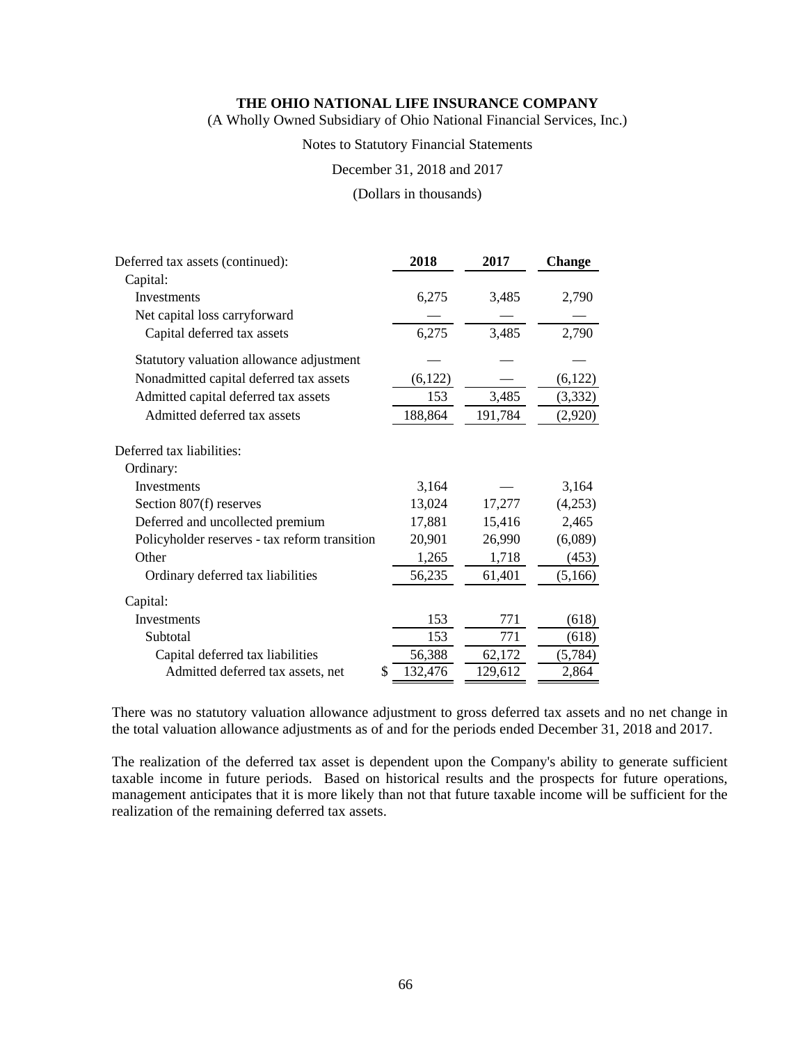**THE OHIO NATIONAL LIFE INSURANCE COMPANY**

(A Wholly Owned Subsidiary of Ohio National Financial Services, Inc.)

Notes to Statutory Financial Statements

December 31, 2018 and 2017

(Dollars in thousands)

| Deferred tax assets (continued): | 2018 | 2017 | Change |
|---|---|---|---|
| Capital: | | | |
| Investments | 6,275 | 3,485 | 2,790 |
| Net capital loss carryforward | — | — | — |
| Capital deferred tax assets | 6,275 | 3,485 | 2,790 |
| Statutory valuation allowance adjustment | — | — | — |
| Nonadmitted capital deferred tax assets | (6,122) | — | (6,122) |
| Admitted capital deferred tax assets | 153 | 3,485 | (3,332) |
| Admitted deferred tax assets | 188,864 | 191,784 | (2,920) |
| Deferred tax liabilities: | | | |
| Ordinary: | | | |
| Investments | 3,164 | — | 3,164 |
| Section 807(f) reserves | 13,024 | 17,277 | (4,253) |
| Deferred and uncollected premium | 17,881 | 15,416 | 2,465 |
| Policyholder reserves - tax reform transition | 20,901 | 26,990 | (6,089) |
| Other | 1,265 | 1,718 | (453) |
| Ordinary deferred tax liabilities | 56,235 | 61,401 | (5,166) |
| Capital: | | | |
| Investments | 153 | 771 | (618) |
| Subtotal | 153 | 771 | (618) |
| Capital deferred tax liabilities | 56,388 | 62,172 | (5,784) |
| Admitted deferred tax assets, net | $ 132,476 | 129,612 | 2,864 |

There was no statutory valuation allowance adjustment to gross deferred tax assets and no net change in the total valuation allowance adjustments as of and for the periods ended December 31, 2018 and 2017.

The realization of the deferred tax asset is dependent upon the Company's ability to generate sufficient taxable income in future periods. Based on historical results and the prospects for future operations, management anticipates that it is more likely than not that future taxable income will be sufficient for the realization of the remaining deferred tax assets.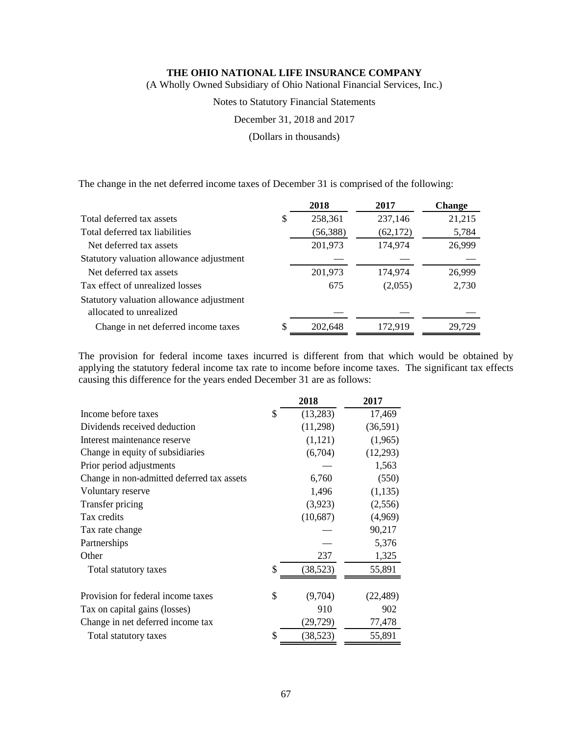**THE OHIO NATIONAL LIFE INSURANCE COMPANY**
(A Wholly Owned Subsidiary of Ohio National Financial Services, Inc.)

Notes to Statutory Financial Statements

December 31, 2018 and 2017

(Dollars in thousands)

The change in the net deferred income taxes of December 31 is comprised of the following:

| | | 2018 | 2017 | Change |
|---|---|---|---|---|
| Total deferred tax assets | $ | 258,361 | 237,146 | 21,215 |
| Total deferred tax liabilities | | (56,388) | (62,172) | 5,784 |
| Net deferred tax assets | | 201,973 | 174,974 | 26,999 |
| Statutory valuation allowance adjustment | | — | — | — |
| Net deferred tax assets | | 201,973 | 174,974 | 26,999 |
| Tax effect of unrealized losses | | 675 | (2,055) | 2,730 |
| Statutory valuation allowance adjustment allocated to unrealized | | — | — | — |
| Change in net deferred income taxes | $ | 202,648 | 172,919 | 29,729 |

The provision for federal income taxes incurred is different from that which would be obtained by applying the statutory federal income tax rate to income before income taxes. The significant tax effects causing this difference for the years ended December 31 are as follows:

| | | 2018 | 2017 |
|---|---|---|---|
| Income before taxes | $ | (13,283) | 17,469 |
| Dividends received deduction | | (11,298) | (36,591) |
| Interest maintenance reserve | | (1,121) | (1,965) |
| Change in equity of subsidiaries | | (6,704) | (12,293) |
| Prior period adjustments | | — | 1,563 |
| Change in non-admitted deferred tax assets | | 6,760 | (550) |
| Voluntary reserve | | 1,496 | (1,135) |
| Transfer pricing | | (3,923) | (2,556) |
| Tax credits | | (10,687) | (4,969) |
| Tax rate change | | — | 90,217 |
| Partnerships | | — | 5,376 |
| Other | | 237 | 1,325 |
| Total statutory taxes | $ | (38,523) | 55,891 |
| | | | |
| Provision for federal income taxes | $ | (9,704) | (22,489) |
| Tax on capital gains (losses) | | 910 | 902 |
| Change in net deferred income tax | | (29,729) | 77,478 |
| Total statutory taxes | $ | (38,523) | 55,891 |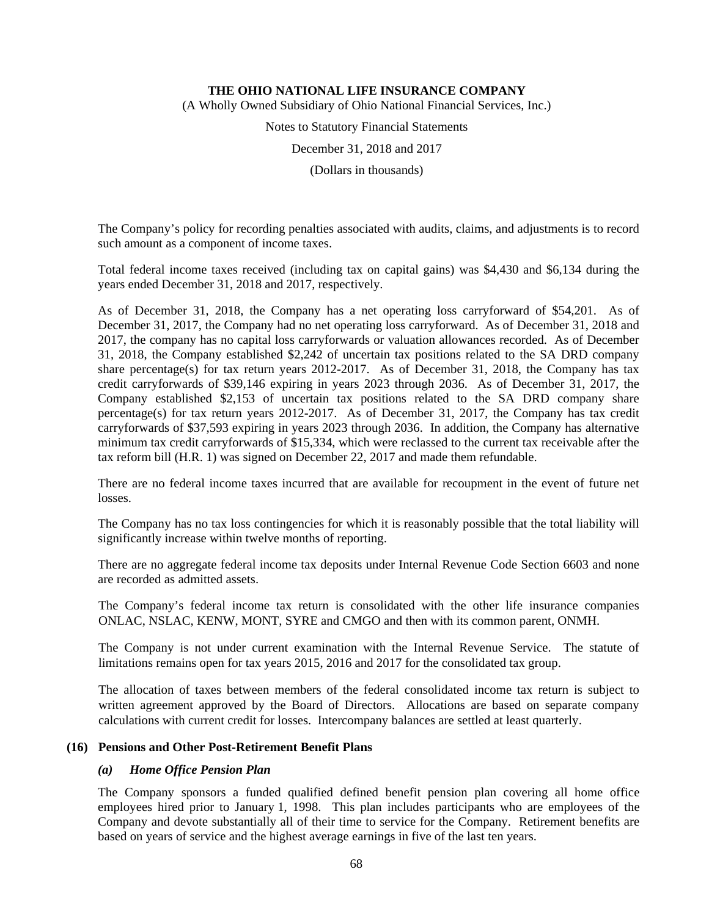The Company's policy for recording penalties associated with audits, claims, and adjustments is to record such amount as a component of income taxes.

Total federal income taxes received (including tax on capital gains) was $4,430 and $6,134 during the years ended December 31, 2018 and 2017, respectively.

As of December 31, 2018, the Company has a net operating loss carryforward of $54,201. As of December 31, 2017, the Company had no net operating loss carryforward. As of December 31, 2018 and 2017, the company has no capital loss carryforwards or valuation allowances recorded. As of December 31, 2018, the Company established $2,242 of uncertain tax positions related to the SA DRD company share percentage(s) for tax return years 2012-2017. As of December 31, 2018, the Company has tax credit carryforwards of $39,146 expiring in years 2023 through 2036. As of December 31, 2017, the Company established $2,153 of uncertain tax positions related to the SA DRD company share percentage(s) for tax return years 2012-2017. As of December 31, 2017, the Company has tax credit carryforwards of $37,593 expiring in years 2023 through 2036. In addition, the Company has alternative minimum tax credit carryforwards of $15,334, which were reclassed to the current tax receivable after the tax reform bill (H.R. 1) was signed on December 22, 2017 and made them refundable.

There are no federal income taxes incurred that are available for recoupment in the event of future net losses.

The Company has no tax loss contingencies for which it is reasonably possible that the total liability will significantly increase within twelve months of reporting.

There are no aggregate federal income tax deposits under Internal Revenue Code Section 6603 and none are recorded as admitted assets.

The Company's federal income tax return is consolidated with the other life insurance companies ONLAC, NSLAC, KENW, MONT, SYRE and CMGO and then with its common parent, ONMH.

The Company is not under current examination with the Internal Revenue Service. The statute of limitations remains open for tax years 2015, 2016 and 2017 for the consolidated tax group.

The allocation of taxes between members of the federal consolidated income tax return is subject to written agreement approved by the Board of Directors. Allocations are based on separate company calculations with current credit for losses. Intercompany balances are settled at least quarterly.

## (16) Pensions and Other Post-Retirement Benefit Plans

### *(a) Home Office Pension Plan*

The Company sponsors a funded qualified defined benefit pension plan covering all home office employees hired prior to January 1, 1998. This plan includes participants who are employees of the Company and devote substantially all of their time to service for the Company. Retirement benefits are based on years of service and the highest average earnings in five of the last ten years.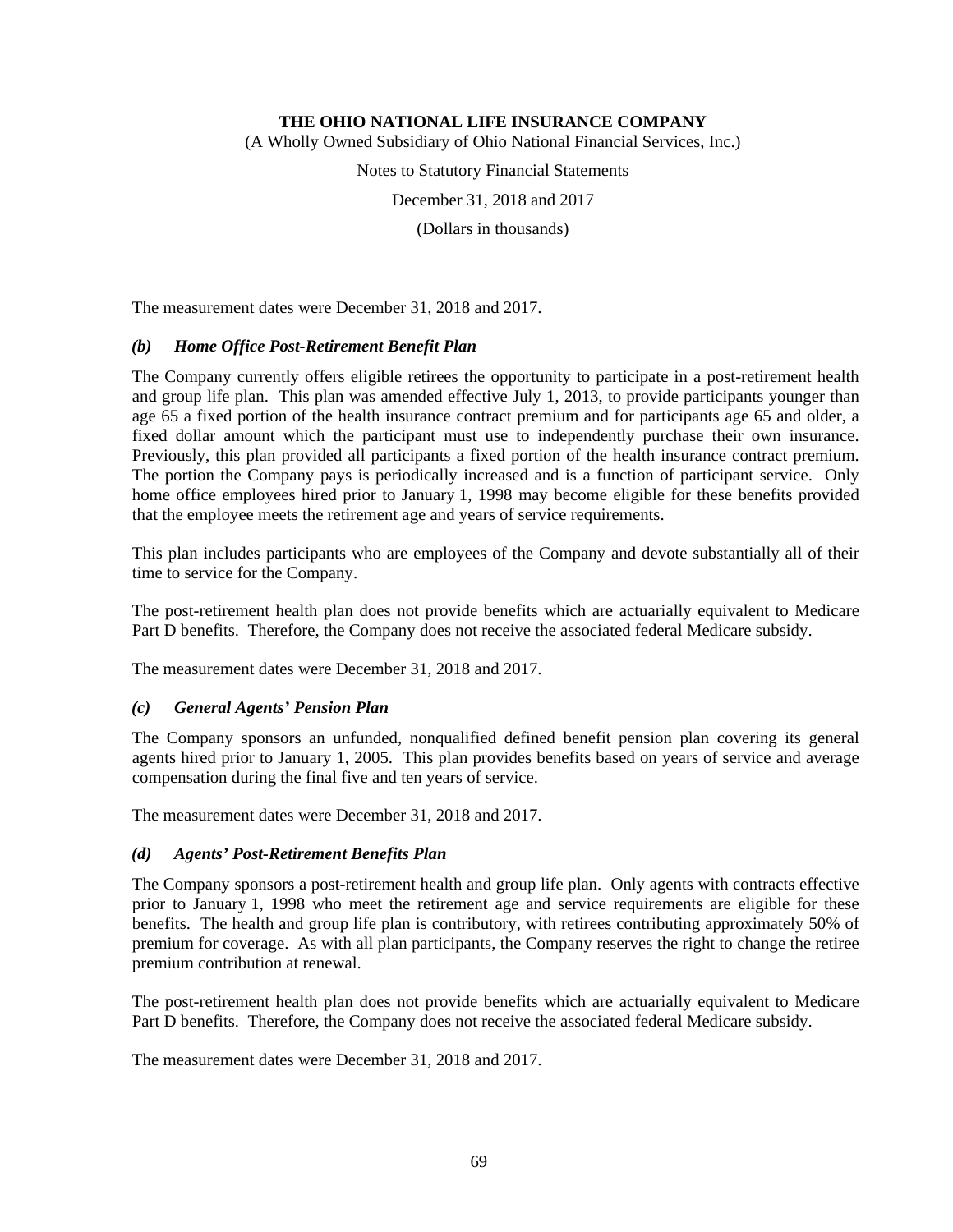The measurement dates were December 31, 2018 and 2017.

### *(b) Home Office Post-Retirement Benefit Plan*

The Company currently offers eligible retirees the opportunity to participate in a post-retirement health and group life plan. This plan was amended effective July 1, 2013, to provide participants younger than age 65 a fixed portion of the health insurance contract premium and for participants age 65 and older, a fixed dollar amount which the participant must use to independently purchase their own insurance. Previously, this plan provided all participants a fixed portion of the health insurance contract premium. The portion the Company pays is periodically increased and is a function of participant service. Only home office employees hired prior to January 1, 1998 may become eligible for these benefits provided that the employee meets the retirement age and years of service requirements.

This plan includes participants who are employees of the Company and devote substantially all of their time to service for the Company.

The post-retirement health plan does not provide benefits which are actuarially equivalent to Medicare Part D benefits. Therefore, the Company does not receive the associated federal Medicare subsidy.

The measurement dates were December 31, 2018 and 2017.

### *(c) General Agents' Pension Plan*

The Company sponsors an unfunded, nonqualified defined benefit pension plan covering its general agents hired prior to January 1, 2005. This plan provides benefits based on years of service and average compensation during the final five and ten years of service.

The measurement dates were December 31, 2018 and 2017.

### *(d) Agents' Post-Retirement Benefits Plan*

The Company sponsors a post-retirement health and group life plan. Only agents with contracts effective prior to January 1, 1998 who meet the retirement age and service requirements are eligible for these benefits. The health and group life plan is contributory, with retirees contributing approximately 50% of premium for coverage. As with all plan participants, the Company reserves the right to change the retiree premium contribution at renewal.

The post-retirement health plan does not provide benefits which are actuarially equivalent to Medicare Part D benefits. Therefore, the Company does not receive the associated federal Medicare subsidy.

The measurement dates were December 31, 2018 and 2017.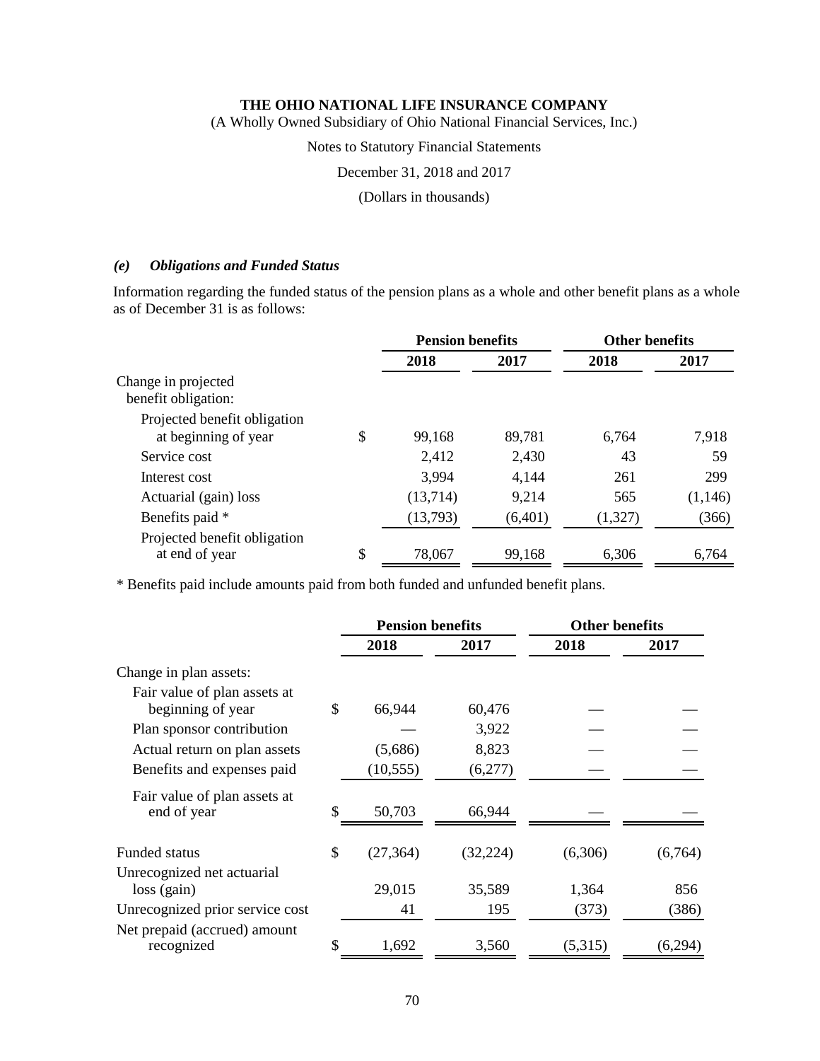# THE OHIO NATIONAL LIFE INSURANCE COMPANY

(A Wholly Owned Subsidiary of Ohio National Financial Services, Inc.)

Notes to Statutory Financial Statements

December 31, 2018 and 2017

(Dollars in thousands)

### *(e) Obligations and Funded Status*

Information regarding the funded status of the pension plans as a whole and other benefit plans as a whole as of December 31 is as follows:

| | Pension benefits | | Other benefits | |
|---|---|---|---|---|
| | 2018 | 2017 | 2018 | 2017 |
| Change in projected benefit obligation: | | | | |
| Projected benefit obligation at beginning of year | $ 99,168 | 89,781 | 6,764 | 7,918 |
| Service cost | 2,412 | 2,430 | 43 | 59 |
| Interest cost | 3,994 | 4,144 | 261 | 299 |
| Actuarial (gain) loss | (13,714) | 9,214 | 565 | (1,146) |
| Benefits paid * | (13,793) | (6,401) | (1,327) | (366) |
| Projected benefit obligation at end of year | $ 78,067 | 99,168 | 6,306 | 6,764 |

\* Benefits paid include amounts paid from both funded and unfunded benefit plans.

| | Pension benefits | | Other benefits | |
|---|---|---|---|---|
| | 2018 | 2017 | 2018 | 2017 |
| Change in plan assets: | | | | |
| Fair value of plan assets at beginning of year | $ 66,944 | 60,476 | — | — |
| Plan sponsor contribution | — | 3,922 | — | — |
| Actual return on plan assets | (5,686) | 8,823 | — | — |
| Benefits and expenses paid | (10,555) | (6,277) | — | — |
| Fair value of plan assets at end of year | $ 50,703 | 66,944 | — | — |
| Funded status | $ (27,364) | (32,224) | (6,306) | (6,764) |
| Unrecognized net actuarial loss (gain) | 29,015 | 35,589 | 1,364 | 856 |
| Unrecognized prior service cost | 41 | 195 | (373) | (386) |
| Net prepaid (accrued) amount recognized | $ 1,692 | 3,560 | (5,315) | (6,294) |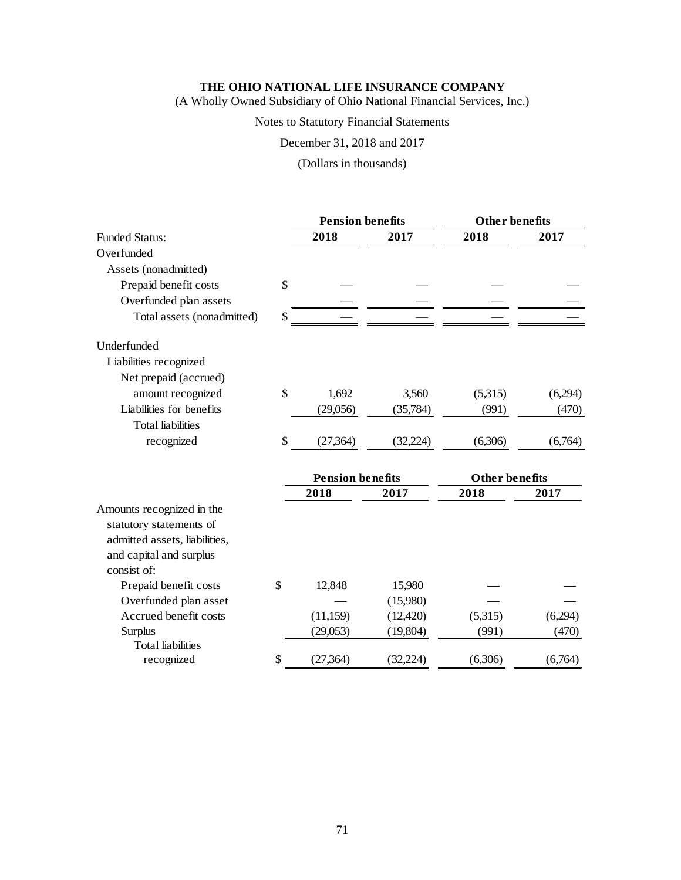**THE OHIO NATIONAL LIFE INSURANCE COMPANY**
(A Wholly Owned Subsidiary of Ohio National Financial Services, Inc.)

Notes to Statutory Financial Statements

December 31, 2018 and 2017

(Dollars in thousands)

| | | Pension benefits | | Other benefits | |
|---|---|---|---|---|---|
| Funded Status: | | 2018 | 2017 | 2018 | 2017 |
| Overfunded | | | | | |
| Assets (nonadmitted) | | | | | |
| Prepaid benefit costs | $ | — | — | — | — |
| Overfunded plan assets | | — | — | — | — |
| Total assets (nonadmitted) | $ | — | — | — | — |
| Underfunded | | | | | |
| Liabilities recognized | | | | | |
| Net prepaid (accrued) amount recognized | $ | 1,692 | 3,560 | (5,315) | (6,294) |
| Liabilities for benefits | | (29,056) | (35,784) | (991) | (470) |
| Total liabilities recognized | $ | (27,364) | (32,224) | (6,306) | (6,764) |

| | | Pension benefits | | Other benefits | |
|---|---|---|---|---|---|
| | | 2018 | 2017 | 2018 | 2017 |
| Amounts recognized in the statutory statements of admitted assets, liabilities, and capital and surplus consist of: | | | | | |
| Prepaid benefit costs | $ | 12,848 | 15,980 | — | — |
| Overfunded plan asset | | — | (15,980) | — | — |
| Accrued benefit costs | | (11,159) | (12,420) | (5,315) | (6,294) |
| Surplus | | (29,053) | (19,804) | (991) | (470) |
| Total liabilities recognized | $ | (27,364) | (32,224) | (6,306) | (6,764) |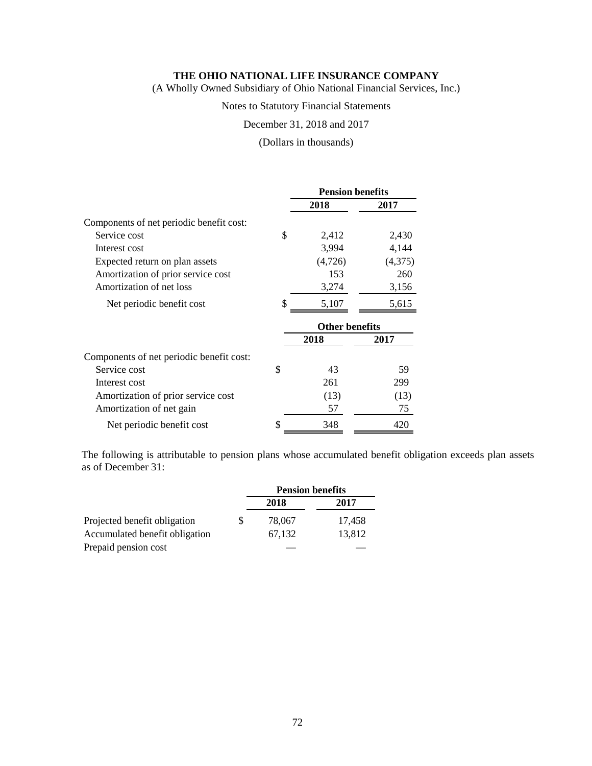**THE OHIO NATIONAL LIFE INSURANCE COMPANY**
(A Wholly Owned Subsidiary of Ohio National Financial Services, Inc.)

Notes to Statutory Financial Statements

December 31, 2018 and 2017

(Dollars in thousands)

| | Pension benefits | |
|---|---|---|
| | **2018** | **2017** |
| Components of net periodic benefit cost: | | |
| Service cost | $ 2,412 | 2,430 |
| Interest cost | 3,994 | 4,144 |
| Expected return on plan assets | (4,726) | (4,375) |
| Amortization of prior service cost | 153 | 260 |
| Amortization of net loss | 3,274 | 3,156 |
| Net periodic benefit cost | $ 5,107 | 5,615 |

| | Other benefits | |
|---|---|---|
| | **2018** | **2017** |
| Components of net periodic benefit cost: | | |
| Service cost | $ 43 | 59 |
| Interest cost | 261 | 299 |
| Amortization of prior service cost | (13) | (13) |
| Amortization of net gain | 57 | 75 |
| Net periodic benefit cost | $ 348 | 420 |

The following is attributable to pension plans whose accumulated benefit obligation exceeds plan assets as of December 31:

| | Pension benefits | |
|---|---|---|
| | **2018** | **2017** |
| Projected benefit obligation | $ 78,067 | 17,458 |
| Accumulated benefit obligation | 67,132 | 13,812 |
| Prepaid pension cost | — | — |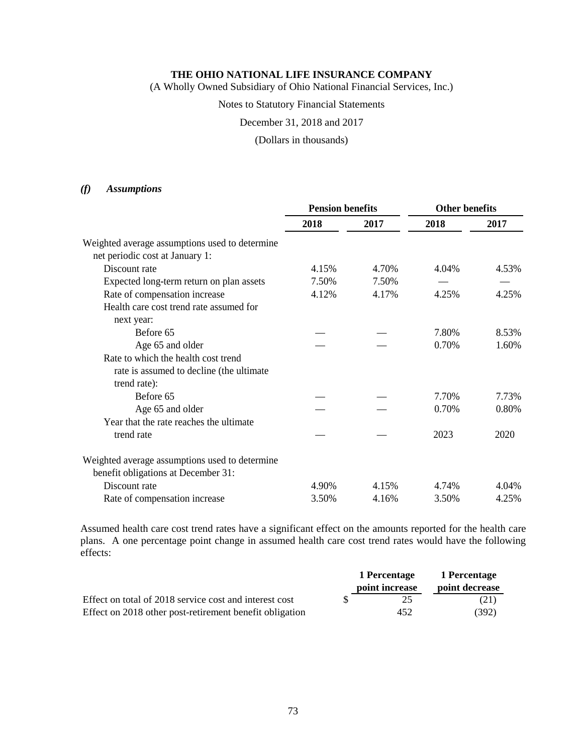#### *(f) Assumptions*

| | Pension benefits | | Other benefits | |
|---|---|---|---|---|
| | 2018 | 2017 | 2018 | 2017 |
| Weighted average assumptions used to determine net periodic cost at January 1: | | | | |
| Discount rate | 4.15% | 4.70% | 4.04% | 4.53% |
| Expected long-term return on plan assets | 7.50% | 7.50% | — | — |
| Rate of compensation increase | 4.12% | 4.17% | 4.25% | 4.25% |
| Health care cost trend rate assumed for next year: | | | | |
| Before 65 | — | — | 7.80% | 8.53% |
| Age 65 and older | — | — | 0.70% | 1.60% |
| Rate to which the health cost trend rate is assumed to decline (the ultimate trend rate): | | | | |
| Before 65 | — | — | 7.70% | 7.73% |
| Age 65 and older | — | — | 0.70% | 0.80% |
| Year that the rate reaches the ultimate trend rate | — | — | 2023 | 2020 |
| Weighted average assumptions used to determine benefit obligations at December 31: | | | | |
| Discount rate | 4.90% | 4.15% | 4.74% | 4.04% |
| Rate of compensation increase | 3.50% | 4.16% | 3.50% | 4.25% |

Assumed health care cost trend rates have a significant effect on the amounts reported for the health care plans. A one percentage point change in assumed health care cost trend rates would have the following effects:

| | 1 Percentage point increase | 1 Percentage point decrease |
|---|---|---|
| Effect on total of 2018 service cost and interest cost | $ 25 | (21) |
| Effect on 2018 other post-retirement benefit obligation | 452 | (392) |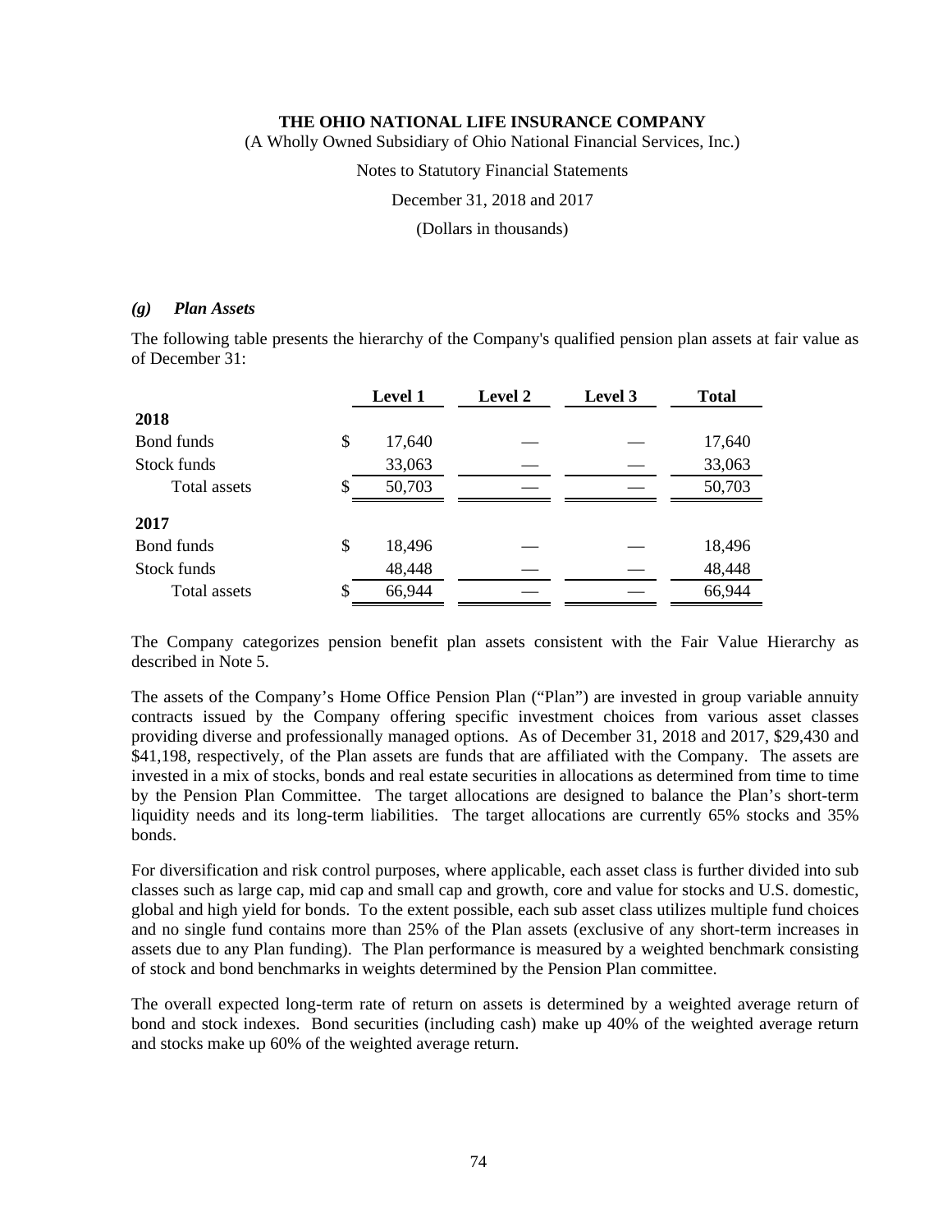**THE OHIO NATIONAL LIFE INSURANCE COMPANY**

(A Wholly Owned Subsidiary of Ohio National Financial Services, Inc.)

Notes to Statutory Financial Statements

December 31, 2018 and 2017

(Dollars in thousands)

### *(g) Plan Assets*

The following table presents the hierarchy of the Company's qualified pension plan assets at fair value as of December 31:

| | Level 1 | Level 2 | Level 3 | Total |
|---|---|---|---|---|
| **2018** | | | | |
| Bond funds | $ 17,640 | — | — | 17,640 |
| Stock funds | 33,063 | — | — | 33,063 |
| Total assets | $ 50,703 | — | — | 50,703 |
| **2017** | | | | |
| Bond funds | $ 18,496 | — | — | 18,496 |
| Stock funds | 48,448 | — | — | 48,448 |
| Total assets | $ 66,944 | — | — | 66,944 |

The Company categorizes pension benefit plan assets consistent with the Fair Value Hierarchy as described in Note 5.

The assets of the Company's Home Office Pension Plan ("Plan") are invested in group variable annuity contracts issued by the Company offering specific investment choices from various asset classes providing diverse and professionally managed options. As of December 31, 2018 and 2017, $29,430 and $41,198, respectively, of the Plan assets are funds that are affiliated with the Company. The assets are invested in a mix of stocks, bonds and real estate securities in allocations as determined from time to time by the Pension Plan Committee. The target allocations are designed to balance the Plan's short-term liquidity needs and its long-term liabilities. The target allocations are currently 65% stocks and 35% bonds.

For diversification and risk control purposes, where applicable, each asset class is further divided into sub classes such as large cap, mid cap and small cap and growth, core and value for stocks and U.S. domestic, global and high yield for bonds. To the extent possible, each sub asset class utilizes multiple fund choices and no single fund contains more than 25% of the Plan assets (exclusive of any short-term increases in assets due to any Plan funding). The Plan performance is measured by a weighted benchmark consisting of stock and bond benchmarks in weights determined by the Pension Plan committee.

The overall expected long-term rate of return on assets is determined by a weighted average return of bond and stock indexes. Bond securities (including cash) make up 40% of the weighted average return and stocks make up 60% of the weighted average return.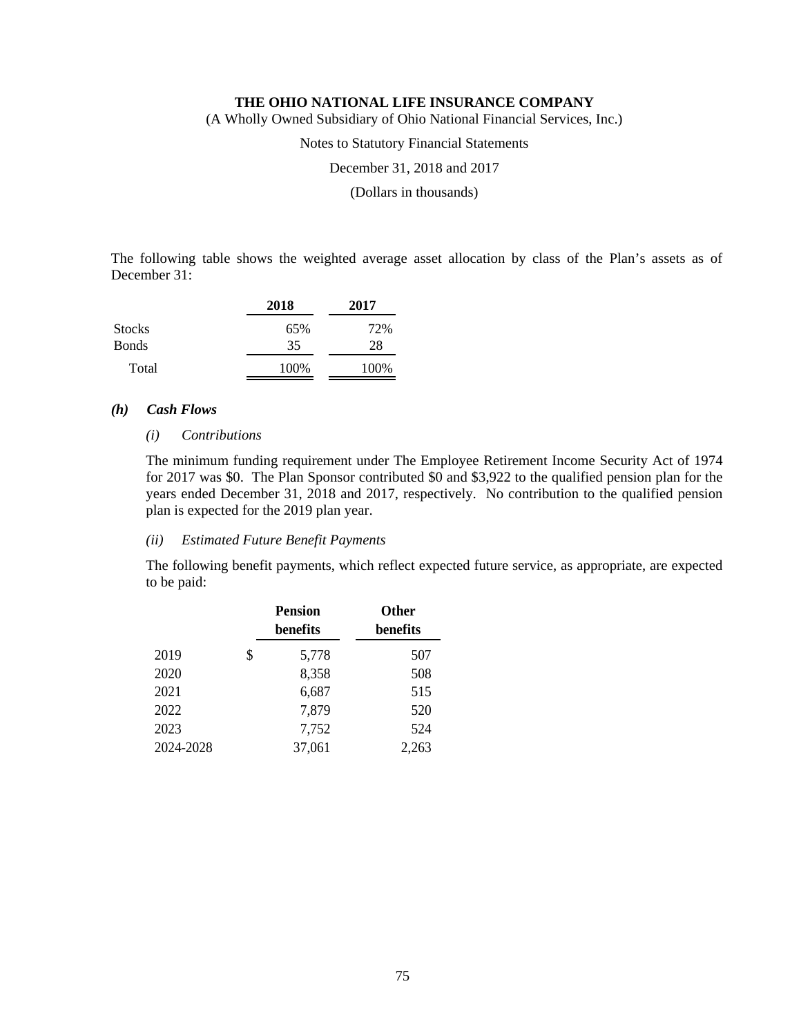The following table shows the weighted average asset allocation by class of the Plan's assets as of December 31:

| | 2018 | 2017 |
|---|---|---|
| Stocks | 65% | 72% |
| Bonds | 35 | 28 |
| Total | 100% | 100% |

### *(h) Cash Flows*

*(i) Contributions*

The minimum funding requirement under The Employee Retirement Income Security Act of 1974 for 2017 was $0. The Plan Sponsor contributed $0 and $3,922 to the qualified pension plan for the years ended December 31, 2018 and 2017, respectively. No contribution to the qualified pension plan is expected for the 2019 plan year.

*(ii) Estimated Future Benefit Payments*

The following benefit payments, which reflect expected future service, as appropriate, are expected to be paid:

| | Pension benefits | Other benefits |
|---|---|---|
| 2019 | $ 5,778 | 507 |
| 2020 | 8,358 | 508 |
| 2021 | 6,687 | 515 |
| 2022 | 7,879 | 520 |
| 2023 | 7,752 | 524 |
| 2024-2028 | 37,061 | 2,263 |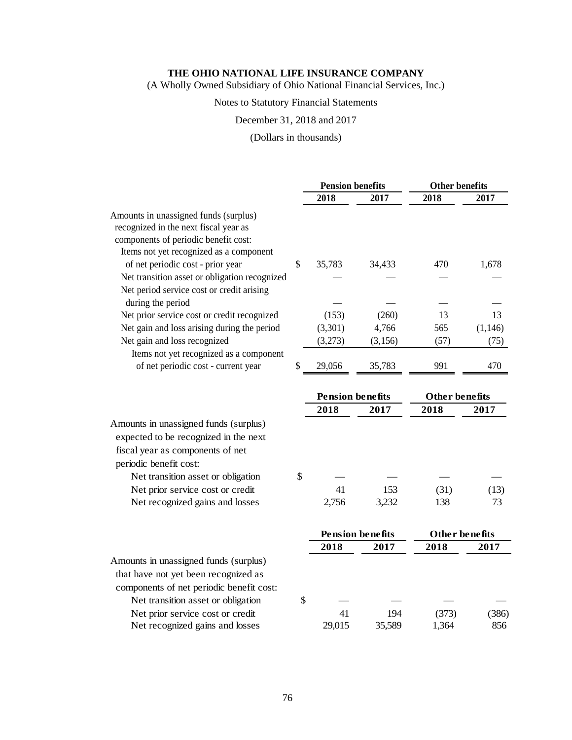**THE OHIO NATIONAL LIFE INSURANCE COMPANY**
(A Wholly Owned Subsidiary of Ohio National Financial Services, Inc.)

Notes to Statutory Financial Statements

December 31, 2018 and 2017

(Dollars in thousands)

| | Pension benefits | | Other benefits | |
|---|---|---|---|---|
| | 2018 | 2017 | 2018 | 2017 |
| Amounts in unassigned funds (surplus) recognized in the next fiscal year as components of periodic benefit cost: | | | | |
| Items not yet recognized as a component of net periodic cost - prior year | $ 35,783 | 34,433 | 470 | 1,678 |
| Net transition asset or obligation recognized | — | — | — | — |
| Net period service cost or credit arising during the period | — | — | — | — |
| Net prior service cost or credit recognized | (153) | (260) | 13 | 13 |
| Net gain and loss arising during the period | (3,301) | 4,766 | 565 | (1,146) |
| Net gain and loss recognized | (3,273) | (3,156) | (57) | (75) |
| Items not yet recognized as a component of net periodic cost - current year | $ 29,056 | 35,783 | 991 | 470 |

| | Pension benefits | | Other benefits | |
|---|---|---|---|---|
| | 2018 | 2017 | 2018 | 2017 |
| Amounts in unassigned funds (surplus) expected to be recognized in the next fiscal year as components of net periodic benefit cost: | | | | |
| Net transition asset or obligation | $ — | — | — | — |
| Net prior service cost or credit | 41 | 153 | (31) | (13) |
| Net recognized gains and losses | 2,756 | 3,232 | 138 | 73 |

| | Pension benefits | | Other benefits | |
|---|---|---|---|---|
| | 2018 | 2017 | 2018 | 2017 |
| Amounts in unassigned funds (surplus) that have not yet been recognized as components of net periodic benefit cost: | | | | |
| Net transition asset or obligation | $ — | — | — | — |
| Net prior service cost or credit | 41 | 194 | (373) | (386) |
| Net recognized gains and losses | 29,015 | 35,589 | 1,364 | 856 |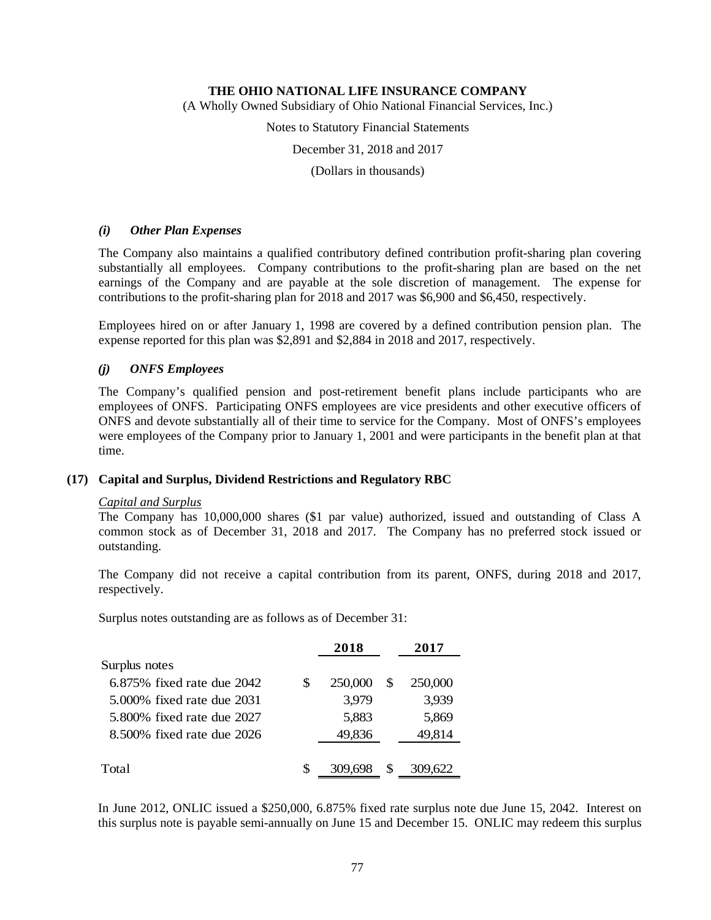### *(i) Other Plan Expenses*

The Company also maintains a qualified contributory defined contribution profit-sharing plan covering substantially all employees. Company contributions to the profit-sharing plan are based on the net earnings of the Company and are payable at the sole discretion of management. The expense for contributions to the profit-sharing plan for 2018 and 2017 was $6,900 and $6,450, respectively.

Employees hired on or after January 1, 1998 are covered by a defined contribution pension plan. The expense reported for this plan was $2,891 and $2,884 in 2018 and 2017, respectively.

### *(j) ONFS Employees*

The Company's qualified pension and post-retirement benefit plans include participants who are employees of ONFS. Participating ONFS employees are vice presidents and other executive officers of ONFS and devote substantially all of their time to service for the Company. Most of ONFS's employees were employees of the Company prior to January 1, 2001 and were participants in the benefit plan at that time.

## (17) Capital and Surplus, Dividend Restrictions and Regulatory RBC

*Capital and Surplus*

The Company has 10,000,000 shares ($1 par value) authorized, issued and outstanding of Class A common stock as of December 31, 2018 and 2017. The Company has no preferred stock issued or outstanding.

The Company did not receive a capital contribution from its parent, ONFS, during 2018 and 2017, respectively.

Surplus notes outstanding are as follows as of December 31:

| | 2018 | 2017 |
|---|---|---|
| Surplus notes | | |
| 6.875% fixed rate due 2042 | $ 250,000 | $ 250,000 |
| 5.000% fixed rate due 2031 | 3,979 | 3,939 |
| 5.800% fixed rate due 2027 | 5,883 | 5,869 |
| 8.500% fixed rate due 2026 | 49,836 | 49,814 |
| Total | $ 309,698 | $ 309,622 |

In June 2012, ONLIC issued a $250,000, 6.875% fixed rate surplus note due June 15, 2042. Interest on this surplus note is payable semi-annually on June 15 and December 15. ONLIC may redeem this surplus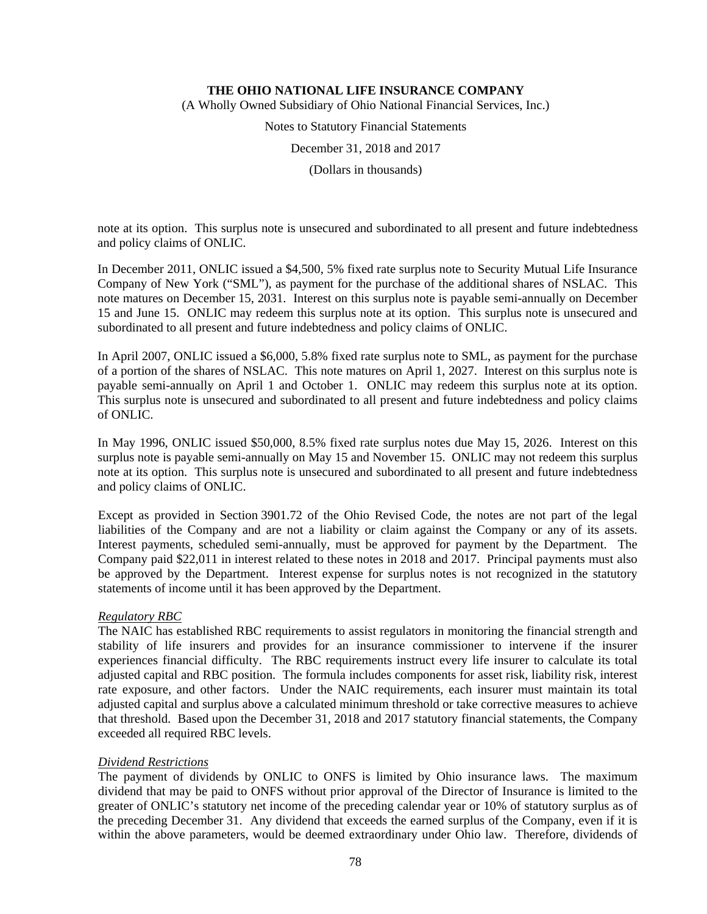note at its option. This surplus note is unsecured and subordinated to all present and future indebtedness and policy claims of ONLIC.

In December 2011, ONLIC issued a $4,500, 5% fixed rate surplus note to Security Mutual Life Insurance Company of New York ("SML"), as payment for the purchase of the additional shares of NSLAC. This note matures on December 15, 2031. Interest on this surplus note is payable semi-annually on December 15 and June 15. ONLIC may redeem this surplus note at its option. This surplus note is unsecured and subordinated to all present and future indebtedness and policy claims of ONLIC.

In April 2007, ONLIC issued a $6,000, 5.8% fixed rate surplus note to SML, as payment for the purchase of a portion of the shares of NSLAC. This note matures on April 1, 2027. Interest on this surplus note is payable semi-annually on April 1 and October 1. ONLIC may redeem this surplus note at its option. This surplus note is unsecured and subordinated to all present and future indebtedness and policy claims of ONLIC.

In May 1996, ONLIC issued $50,000, 8.5% fixed rate surplus notes due May 15, 2026. Interest on this surplus note is payable semi-annually on May 15 and November 15. ONLIC may not redeem this surplus note at its option. This surplus note is unsecured and subordinated to all present and future indebtedness and policy claims of ONLIC.

Except as provided in Section 3901.72 of the Ohio Revised Code, the notes are not part of the legal liabilities of the Company and are not a liability or claim against the Company or any of its assets. Interest payments, scheduled semi-annually, must be approved for payment by the Department. The Company paid $22,011 in interest related to these notes in 2018 and 2017. Principal payments must also be approved by the Department. Interest expense for surplus notes is not recognized in the statutory statements of income until it has been approved by the Department.

*Regulatory RBC*

The NAIC has established RBC requirements to assist regulators in monitoring the financial strength and stability of life insurers and provides for an insurance commissioner to intervene if the insurer experiences financial difficulty. The RBC requirements instruct every life insurer to calculate its total adjusted capital and RBC position. The formula includes components for asset risk, liability risk, interest rate exposure, and other factors. Under the NAIC requirements, each insurer must maintain its total adjusted capital and surplus above a calculated minimum threshold or take corrective measures to achieve that threshold. Based upon the December 31, 2018 and 2017 statutory financial statements, the Company exceeded all required RBC levels.

*Dividend Restrictions*

The payment of dividends by ONLIC to ONFS is limited by Ohio insurance laws. The maximum dividend that may be paid to ONFS without prior approval of the Director of Insurance is limited to the greater of ONLIC's statutory net income of the preceding calendar year or 10% of statutory surplus as of the preceding December 31. Any dividend that exceeds the earned surplus of the Company, even if it is within the above parameters, would be deemed extraordinary under Ohio law. Therefore, dividends of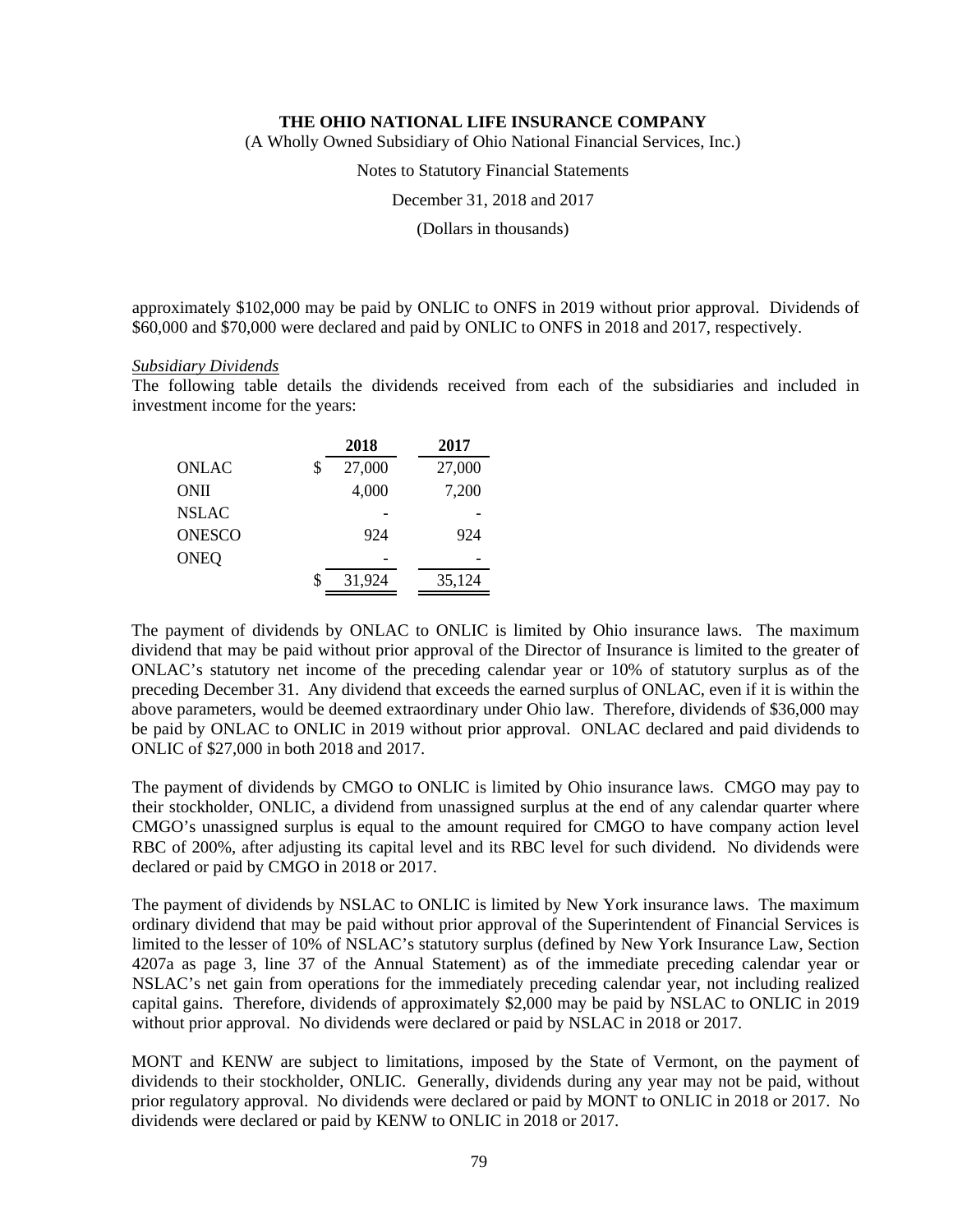approximately $102,000 may be paid by ONLIC to ONFS in 2019 without prior approval. Dividends of $60,000 and $70,000 were declared and paid by ONLIC to ONFS in 2018 and 2017, respectively.

*Subsidiary Dividends*

The following table details the dividends received from each of the subsidiaries and included in investment income for the years:

| | 2018 | 2017 |
|---|---|---|
| ONLAC | $ 27,000 | 27,000 |
| ONII | 4,000 | 7,200 |
| NSLAC | - | - |
| ONESCO | 924 | 924 |
| ONEQ | - | - |
| | $ 31,924 | 35,124 |

The payment of dividends by ONLAC to ONLIC is limited by Ohio insurance laws. The maximum dividend that may be paid without prior approval of the Director of Insurance is limited to the greater of ONLAC's statutory net income of the preceding calendar year or 10% of statutory surplus as of the preceding December 31. Any dividend that exceeds the earned surplus of ONLAC, even if it is within the above parameters, would be deemed extraordinary under Ohio law. Therefore, dividends of $36,000 may be paid by ONLAC to ONLIC in 2019 without prior approval. ONLAC declared and paid dividends to ONLIC of $27,000 in both 2018 and 2017.

The payment of dividends by CMGO to ONLIC is limited by Ohio insurance laws. CMGO may pay to their stockholder, ONLIC, a dividend from unassigned surplus at the end of any calendar quarter where CMGO's unassigned surplus is equal to the amount required for CMGO to have company action level RBC of 200%, after adjusting its capital level and its RBC level for such dividend. No dividends were declared or paid by CMGO in 2018 or 2017.

The payment of dividends by NSLAC to ONLIC is limited by New York insurance laws. The maximum ordinary dividend that may be paid without prior approval of the Superintendent of Financial Services is limited to the lesser of 10% of NSLAC's statutory surplus (defined by New York Insurance Law, Section 4207a as page 3, line 37 of the Annual Statement) as of the immediate preceding calendar year or NSLAC's net gain from operations for the immediately preceding calendar year, not including realized capital gains. Therefore, dividends of approximately $2,000 may be paid by NSLAC to ONLIC in 2019 without prior approval. No dividends were declared or paid by NSLAC in 2018 or 2017.

MONT and KENW are subject to limitations, imposed by the State of Vermont, on the payment of dividends to their stockholder, ONLIC. Generally, dividends during any year may not be paid, without prior regulatory approval. No dividends were declared or paid by MONT to ONLIC in 2018 or 2017. No dividends were declared or paid by KENW to ONLIC in 2018 or 2017.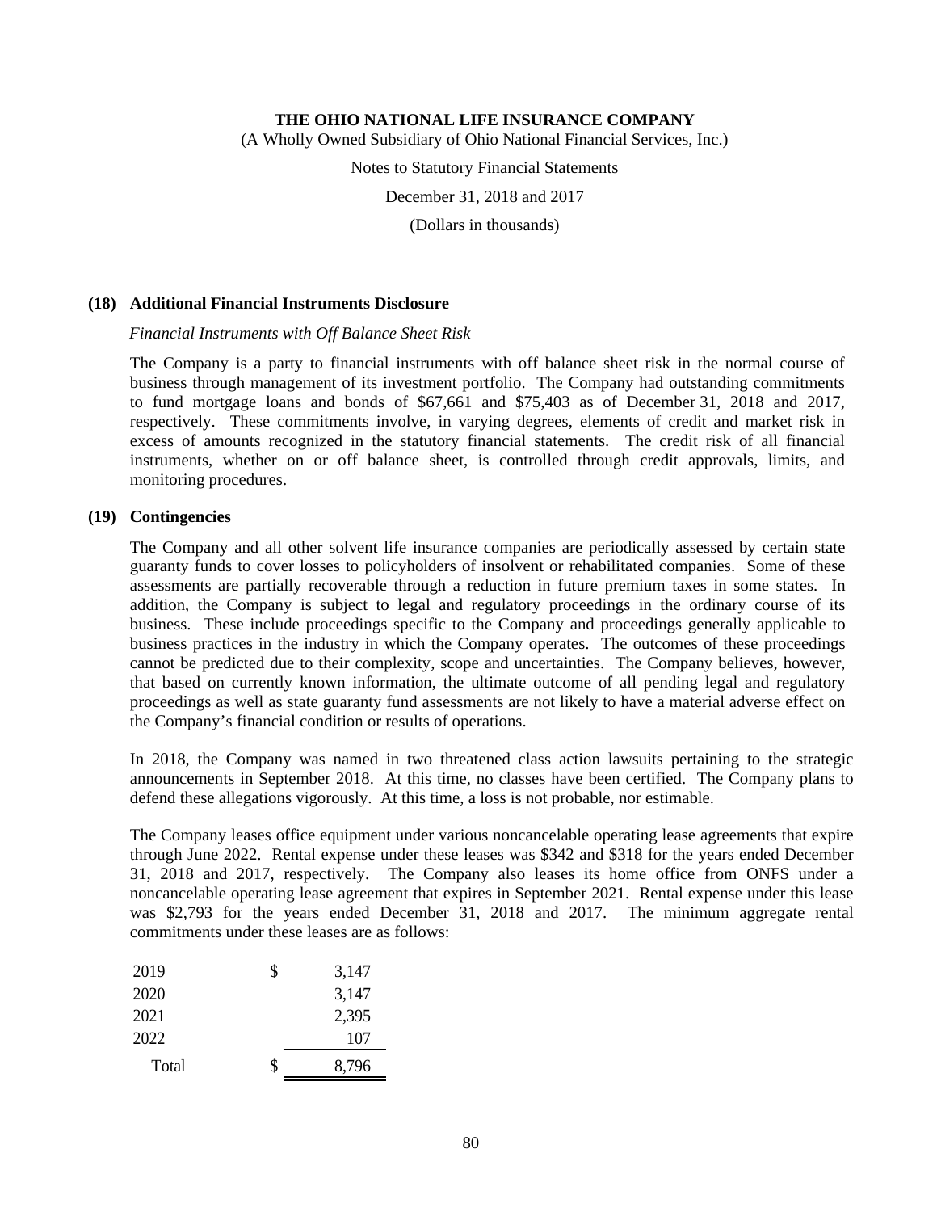## (18) Additional Financial Instruments Disclosure

*Financial Instruments with Off Balance Sheet Risk*

The Company is a party to financial instruments with off balance sheet risk in the normal course of business through management of its investment portfolio. The Company had outstanding commitments to fund mortgage loans and bonds of $67,661 and $75,403 as of December 31, 2018 and 2017, respectively. These commitments involve, in varying degrees, elements of credit and market risk in excess of amounts recognized in the statutory financial statements. The credit risk of all financial instruments, whether on or off balance sheet, is controlled through credit approvals, limits, and monitoring procedures.

## (19) Contingencies

The Company and all other solvent life insurance companies are periodically assessed by certain state guaranty funds to cover losses to policyholders of insolvent or rehabilitated companies. Some of these assessments are partially recoverable through a reduction in future premium taxes in some states. In addition, the Company is subject to legal and regulatory proceedings in the ordinary course of its business. These include proceedings specific to the Company and proceedings generally applicable to business practices in the industry in which the Company operates. The outcomes of these proceedings cannot be predicted due to their complexity, scope and uncertainties. The Company believes, however, that based on currently known information, the ultimate outcome of all pending legal and regulatory proceedings as well as state guaranty fund assessments are not likely to have a material adverse effect on the Company's financial condition or results of operations.

In 2018, the Company was named in two threatened class action lawsuits pertaining to the strategic announcements in September 2018. At this time, no classes have been certified. The Company plans to defend these allegations vigorously. At this time, a loss is not probable, nor estimable.

The Company leases office equipment under various noncancelable operating lease agreements that expire through June 2022. Rental expense under these leases was $342 and $318 for the years ended December 31, 2018 and 2017, respectively. The Company also leases its home office from ONFS under a noncancelable operating lease agreement that expires in September 2021. Rental expense under this lease was $2,793 for the years ended December 31, 2018 and 2017. The minimum aggregate rental commitments under these leases are as follows:

| | |
|---|---|
| 2019 | $ 3,147 |
| 2020 | 3,147 |
| 2021 | 2,395 |
| 2022 | 107 |
| Total | $ 8,796 |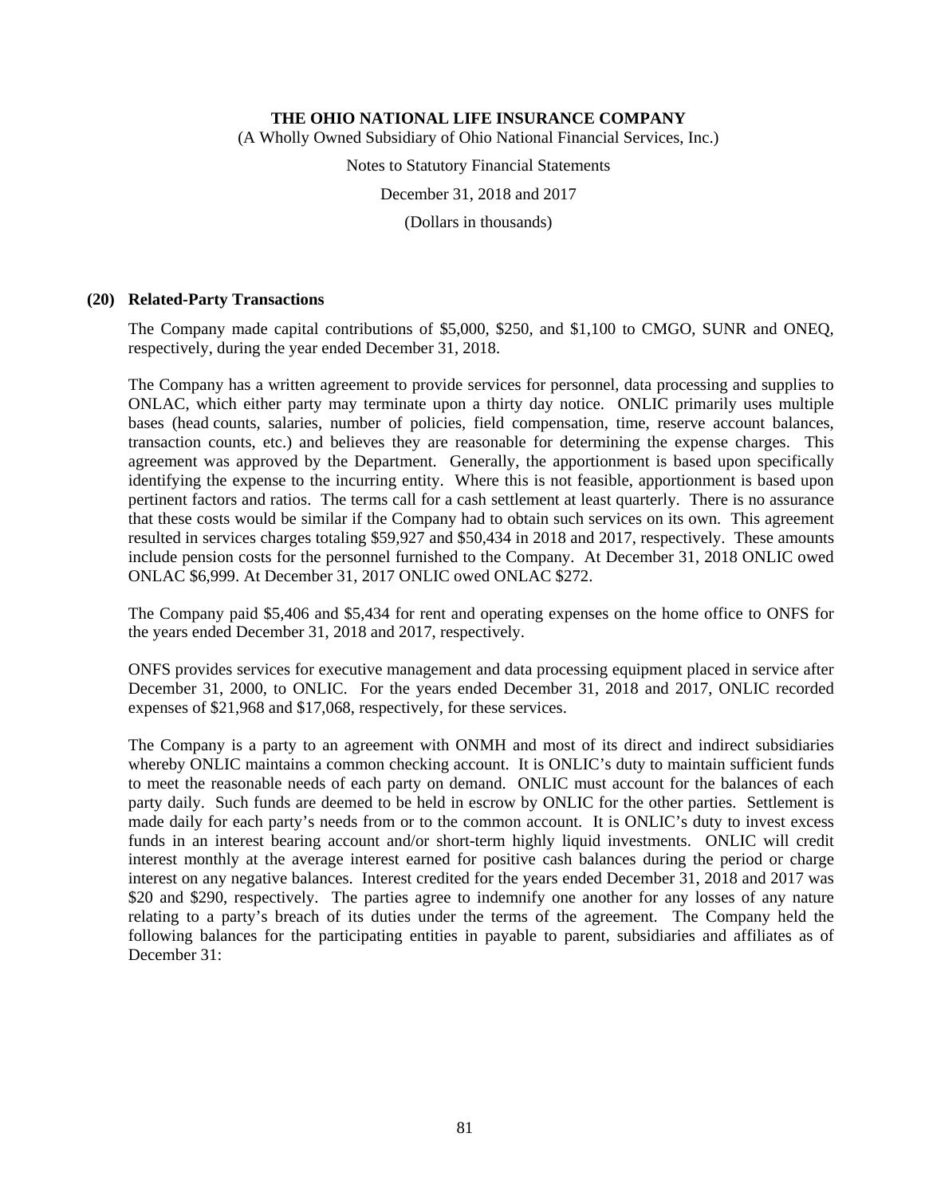### (20) Related-Party Transactions

The Company made capital contributions of $5,000, $250, and $1,100 to CMGO, SUNR and ONEQ, respectively, during the year ended December 31, 2018.

The Company has a written agreement to provide services for personnel, data processing and supplies to ONLAC, which either party may terminate upon a thirty day notice. ONLIC primarily uses multiple bases (head counts, salaries, number of policies, field compensation, time, reserve account balances, transaction counts, etc.) and believes they are reasonable for determining the expense charges. This agreement was approved by the Department. Generally, the apportionment is based upon specifically identifying the expense to the incurring entity. Where this is not feasible, apportionment is based upon pertinent factors and ratios. The terms call for a cash settlement at least quarterly. There is no assurance that these costs would be similar if the Company had to obtain such services on its own. This agreement resulted in services charges totaling $59,927 and $50,434 in 2018 and 2017, respectively. These amounts include pension costs for the personnel furnished to the Company. At December 31, 2018 ONLIC owed ONLAC $6,999. At December 31, 2017 ONLIC owed ONLAC $272.

The Company paid $5,406 and $5,434 for rent and operating expenses on the home office to ONFS for the years ended December 31, 2018 and 2017, respectively.

ONFS provides services for executive management and data processing equipment placed in service after December 31, 2000, to ONLIC. For the years ended December 31, 2018 and 2017, ONLIC recorded expenses of $21,968 and $17,068, respectively, for these services.

The Company is a party to an agreement with ONMH and most of its direct and indirect subsidiaries whereby ONLIC maintains a common checking account. It is ONLIC's duty to maintain sufficient funds to meet the reasonable needs of each party on demand. ONLIC must account for the balances of each party daily. Such funds are deemed to be held in escrow by ONLIC for the other parties. Settlement is made daily for each party's needs from or to the common account. It is ONLIC's duty to invest excess funds in an interest bearing account and/or short-term highly liquid investments. ONLIC will credit interest monthly at the average interest earned for positive cash balances during the period or charge interest on any negative balances. Interest credited for the years ended December 31, 2018 and 2017 was $20 and $290, respectively. The parties agree to indemnify one another for any losses of any nature relating to a party's breach of its duties under the terms of the agreement. The Company held the following balances for the participating entities in payable to parent, subsidiaries and affiliates as of December 31: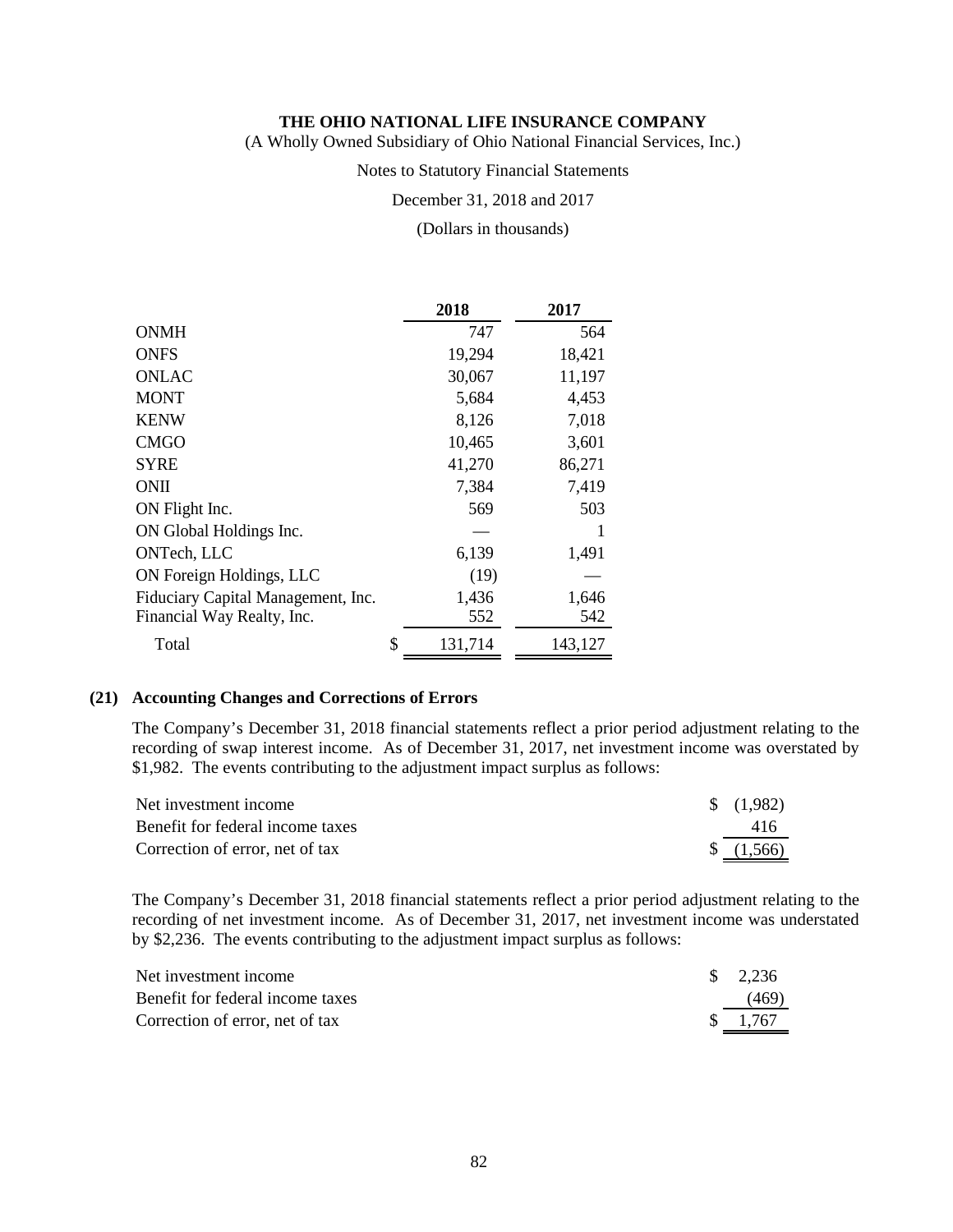| | 2018 | 2017 |
|---|---|---|
| ONMH | 747 | 564 |
| ONFS | 19,294 | 18,421 |
| ONLAC | 30,067 | 11,197 |
| MONT | 5,684 | 4,453 |
| KENW | 8,126 | 7,018 |
| CMGO | 10,465 | 3,601 |
| SYRE | 41,270 | 86,271 |
| ONII | 7,384 | 7,419 |
| ON Flight Inc. | 569 | 503 |
| ON Global Holdings Inc. | — | 1 |
| ONTech, LLC | 6,139 | 1,491 |
| ON Foreign Holdings, LLC | (19) | — |
| Fiduciary Capital Management, Inc. | 1,436 | 1,646 |
| Financial Way Realty, Inc. | 552 | 542 |
| Total | $ 131,714 | 143,127 |

## (21) Accounting Changes and Corrections of Errors

The Company's December 31, 2018 financial statements reflect a prior period adjustment relating to the recording of swap interest income. As of December 31, 2017, net investment income was overstated by $1,982. The events contributing to the adjustment impact surplus as follows:

| | |
|---|---|
| Net investment income | $ (1,982) |
| Benefit for federal income taxes | 416 |
| Correction of error, net of tax | $ (1,566) |

The Company's December 31, 2018 financial statements reflect a prior period adjustment relating to the recording of net investment income. As of December 31, 2017, net investment income was understated by $2,236. The events contributing to the adjustment impact surplus as follows:

| | |
|---|---|
| Net investment income | $ 2,236 |
| Benefit for federal income taxes | (469) |
| Correction of error, net of tax | $ 1,767 |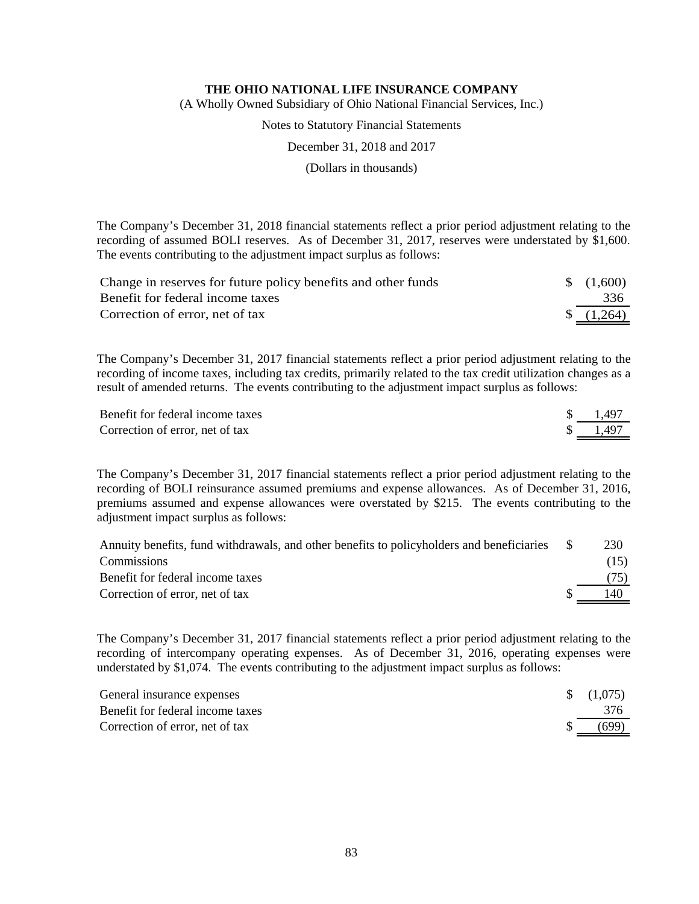The Company's December 31, 2018 financial statements reflect a prior period adjustment relating to the recording of assumed BOLI reserves. As of December 31, 2017, reserves were understated by $1,600. The events contributing to the adjustment impact surplus as follows:

| | |
|---|---|
| Change in reserves for future policy benefits and other funds | $ (1,600) |
| Benefit for federal income taxes | 336 |
| Correction of error, net of tax | $ (1,264) |

The Company's December 31, 2017 financial statements reflect a prior period adjustment relating to the recording of income taxes, including tax credits, primarily related to the tax credit utilization changes as a result of amended returns. The events contributing to the adjustment impact surplus as follows:

| | |
|---|---|
| Benefit for federal income taxes | $ 1,497 |
| Correction of error, net of tax | $ 1,497 |

The Company's December 31, 2017 financial statements reflect a prior period adjustment relating to the recording of BOLI reinsurance assumed premiums and expense allowances. As of December 31, 2016, premiums assumed and expense allowances were overstated by $215. The events contributing to the adjustment impact surplus as follows:

| | |
|---|---|
| Annuity benefits, fund withdrawals, and other benefits to policyholders and beneficiaries | $ 230 |
| Commissions | (15) |
| Benefit for federal income taxes | (75) |
| Correction of error, net of tax | $ 140 |

The Company's December 31, 2017 financial statements reflect a prior period adjustment relating to the recording of intercompany operating expenses. As of December 31, 2016, operating expenses were understated by $1,074. The events contributing to the adjustment impact surplus as follows:

| | |
|---|---|
| General insurance expenses | $ (1,075) |
| Benefit for federal income taxes | 376 |
| Correction of error, net of tax | $ (699) |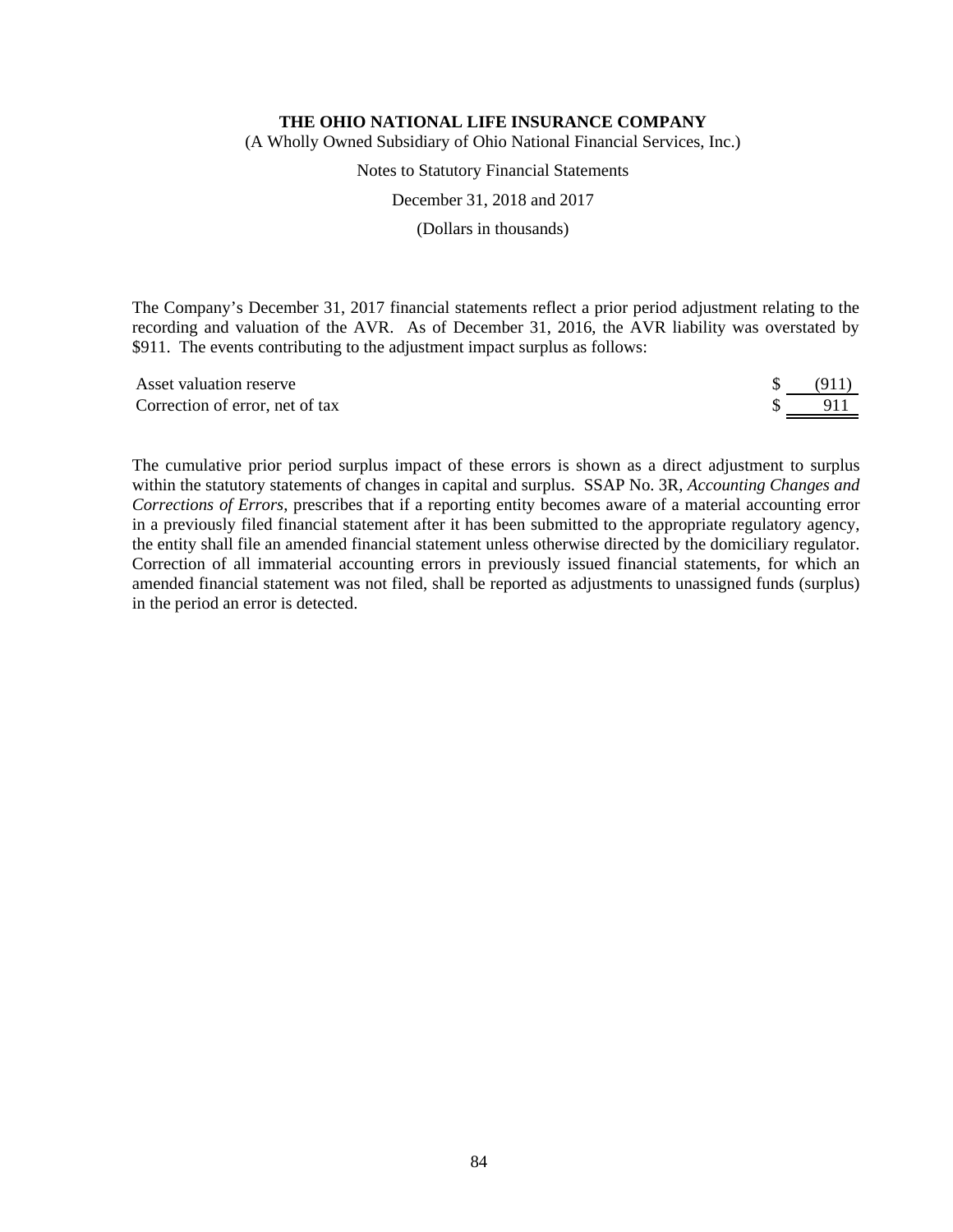The Company's December 31, 2017 financial statements reflect a prior period adjustment relating to the recording and valuation of the AVR. As of December 31, 2016, the AVR liability was overstated by $911. The events contributing to the adjustment impact surplus as follows:

| | |
|---|---|
| Asset valuation reserve | $ (911) |
| Correction of error, net of tax | $ 911 |

The cumulative prior period surplus impact of these errors is shown as a direct adjustment to surplus within the statutory statements of changes in capital and surplus. SSAP No. 3R, *Accounting Changes and Corrections of Errors*, prescribes that if a reporting entity becomes aware of a material accounting error in a previously filed financial statement after it has been submitted to the appropriate regulatory agency, the entity shall file an amended financial statement unless otherwise directed by the domiciliary regulator. Correction of all immaterial accounting errors in previously issued financial statements, for which an amended financial statement was not filed, shall be reported as adjustments to unassigned funds (surplus) in the period an error is detected.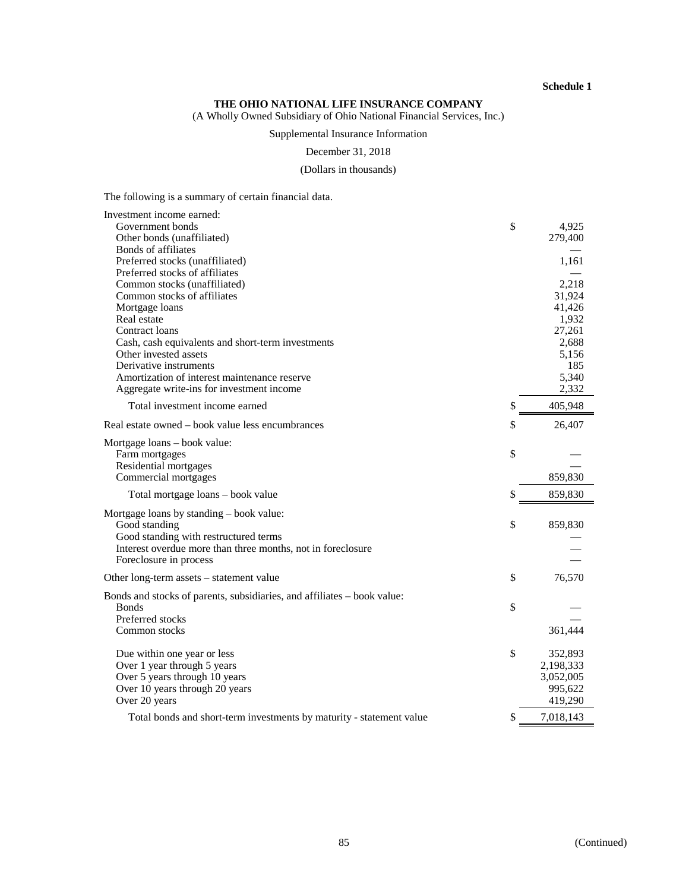**Schedule 1**

**THE OHIO NATIONAL LIFE INSURANCE COMPANY**

(A Wholly Owned Subsidiary of Ohio National Financial Services, Inc.)

Supplemental Insurance Information

December 31, 2018

(Dollars in thousands)

The following is a summary of certain financial data.

| | | |
|---|---|---|
| Investment income earned: | | |
| Government bonds | $ | 4,925 |
| Other bonds (unaffiliated) | | 279,400 |
| Bonds of affiliates | | — |
| Preferred stocks (unaffiliated) | | 1,161 |
| Preferred stocks of affiliates | | — |
| Common stocks (unaffiliated) | | 2,218 |
| Common stocks of affiliates | | 31,924 |
| Mortgage loans | | 41,426 |
| Real estate | | 1,932 |
| Contract loans | | 27,261 |
| Cash, cash equivalents and short-term investments | | 2,688 |
| Other invested assets | | 5,156 |
| Derivative instruments | | 185 |
| Amortization of interest maintenance reserve | | 5,340 |
| Aggregate write-ins for investment income | | 2,332 |
| Total investment income earned | $ | 405,948 |
| Real estate owned – book value less encumbrances | $ | 26,407 |
| Mortgage loans – book value: | | |
| Farm mortgages | $ | — |
| Residential mortgages | | — |
| Commercial mortgages | | 859,830 |
| Total mortgage loans – book value | $ | 859,830 |
| Mortgage loans by standing – book value: | | |
| Good standing | $ | 859,830 |
| Good standing with restructured terms | | — |
| Interest overdue more than three months, not in foreclosure | | — |
| Foreclosure in process | | — |
| Other long-term assets – statement value | $ | 76,570 |
| Bonds and stocks of parents, subsidiaries, and affiliates – book value: | | |
| Bonds | $ | — |
| Preferred stocks | | — |
| Common stocks | | 361,444 |
| Due within one year or less | $ | 352,893 |
| Over 1 year through 5 years | | 2,198,333 |
| Over 5 years through 10 years | | 3,052,005 |
| Over 10 years through 20 years | | 995,622 |
| Over 20 years | | 419,290 |
| Total bonds and short-term investments by maturity - statement value | $ | 7,018,143 |

(Continued)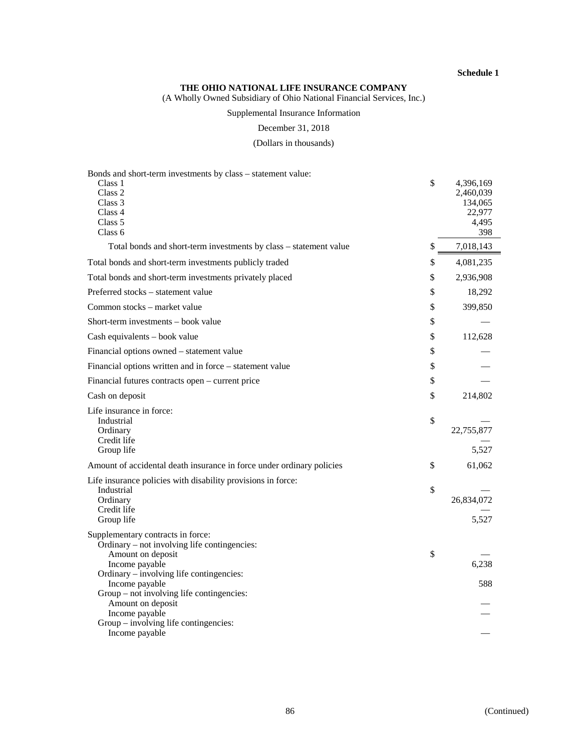**Schedule 1**

**THE OHIO NATIONAL LIFE INSURANCE COMPANY**

(A Wholly Owned Subsidiary of Ohio National Financial Services, Inc.)

Supplemental Insurance Information

December 31, 2018

(Dollars in thousands)

| | | |
|---|---|---|
| Bonds and short-term investments by class – statement value: | | |
| Class 1 | $ | 4,396,169 |
| Class 2 | | 2,460,039 |
| Class 3 | | 134,065 |
| Class 4 | | 22,977 |
| Class 5 | | 4,495 |
| Class 6 | | 398 |
| Total bonds and short-term investments by class – statement value | $ | 7,018,143 |
| Total bonds and short-term investments publicly traded | $ | 4,081,235 |
| Total bonds and short-term investments privately placed | $ | 2,936,908 |
| Preferred stocks – statement value | $ | 18,292 |
| Common stocks – market value | $ | 399,850 |
| Short-term investments – book value | $ | — |
| Cash equivalents – book value | $ | 112,628 |
| Financial options owned – statement value | $ | — |
| Financial options written and in force – statement value | $ | — |
| Financial futures contracts open – current price | $ | — |
| Cash on deposit | $ | 214,802 |
| Life insurance in force: | | |
| Industrial | $ | — |
| Ordinary | | 22,755,877 |
| Credit life | | — |
| Group life | | 5,527 |
| Amount of accidental death insurance in force under ordinary policies | $ | 61,062 |
| Life insurance policies with disability provisions in force: | | |
| Industrial | $ | — |
| Ordinary | | 26,834,072 |
| Credit life | | — |
| Group life | | 5,527 |
| Supplementary contracts in force: | | |
| Ordinary – not involving life contingencies: | | |
| Amount on deposit | $ | — |
| Income payable | | 6,238 |
| Ordinary – involving life contingencies: | | |
| Income payable | | 588 |
| Group – not involving life contingencies: | | |
| Amount on deposit | | — |
| Income payable | | — |
| Group – involving life contingencies: | | |
| Income payable | | — |

(Continued)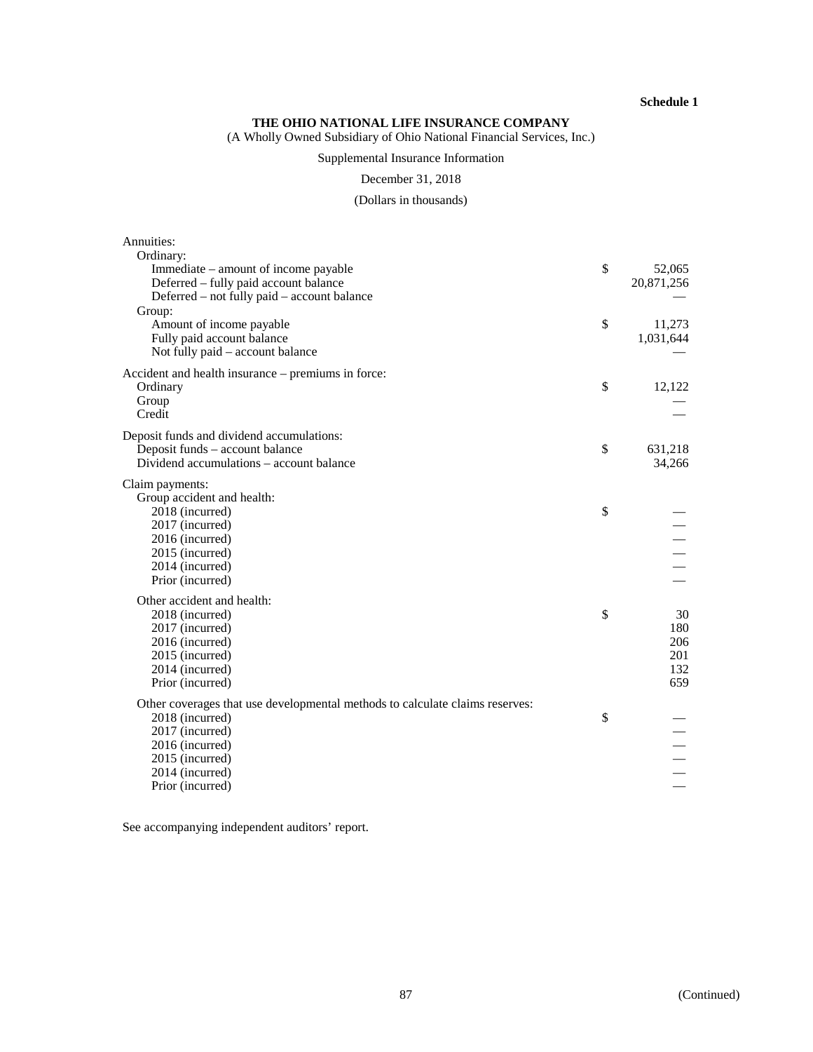**Schedule 1**

**THE OHIO NATIONAL LIFE INSURANCE COMPANY**

(A Wholly Owned Subsidiary of Ohio National Financial Services, Inc.)

Supplemental Insurance Information

December 31, 2018

(Dollars in thousands)

| | | |
|---|---|---|
| Annuities: | | |
| Ordinary: | | |
| Immediate – amount of income payable | $ | 52,065 |
| Deferred – fully paid account balance | | 20,871,256 |
| Deferred – not fully paid – account balance | | — |
| Group: | | |
| Amount of income payable | $ | 11,273 |
| Fully paid account balance | | 1,031,644 |
| Not fully paid – account balance | | — |
| Accident and health insurance – premiums in force: | | |
| Ordinary | $ | 12,122 |
| Group | | — |
| Credit | | — |
| Deposit funds and dividend accumulations: | | |
| Deposit funds – account balance | $ | 631,218 |
| Dividend accumulations – account balance | | 34,266 |
| Claim payments: | | |
| Group accident and health: | | |
| 2018 (incurred) | $ | — |
| 2017 (incurred) | | — |
| 2016 (incurred) | | — |
| 2015 (incurred) | | — |
| 2014 (incurred) | | — |
| Prior (incurred) | | — |
| Other accident and health: | | |
| 2018 (incurred) | $ | 30 |
| 2017 (incurred) | | 180 |
| 2016 (incurred) | | 206 |
| 2015 (incurred) | | 201 |
| 2014 (incurred) | | 132 |
| Prior (incurred) | | 659 |
| Other coverages that use developmental methods to calculate claims reserves: | | |
| 2018 (incurred) | $ | — |
| 2017 (incurred) | | — |
| 2016 (incurred) | | — |
| 2015 (incurred) | | — |
| 2014 (incurred) | | — |
| Prior (incurred) | | — |

See accompanying independent auditors' report.

(Continued)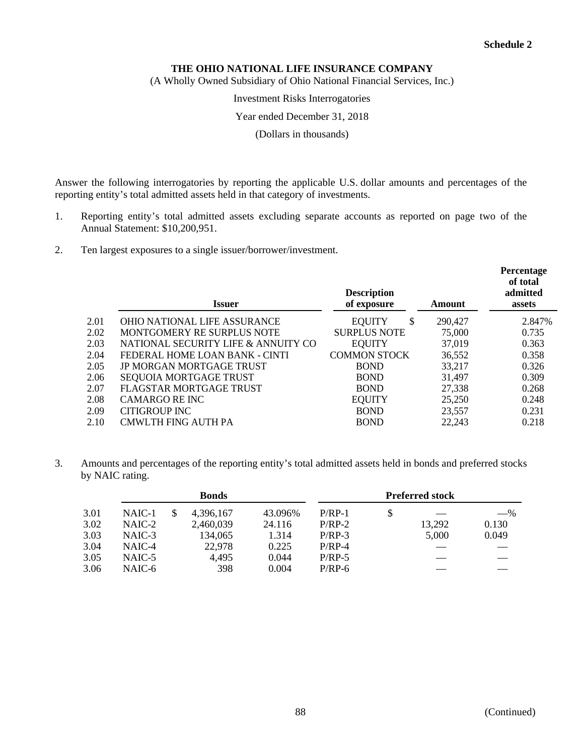**Schedule 2**

# THE OHIO NATIONAL LIFE INSURANCE COMPANY

(A Wholly Owned Subsidiary of Ohio National Financial Services, Inc.)

Investment Risks Interrogatories

Year ended December 31, 2018

(Dollars in thousands)

Answer the following interrogatories by reporting the applicable U.S. dollar amounts and percentages of the reporting entity's total admitted assets held in that category of investments.

1. Reporting entity's total admitted assets excluding separate accounts as reported on page two of the Annual Statement: $10,200,951.

2. Ten largest exposures to a single issuer/borrower/investment.

| | Issuer | Description of exposure | Amount | Percentage of total admitted assets |
|---|---|---|---|---|
| 2.01 | OHIO NATIONAL LIFE ASSURANCE | EQUITY | $ 290,427 | 2.847% |
| 2.02 | MONTGOMERY RE SURPLUS NOTE | SURPLUS NOTE | 75,000 | 0.735 |
| 2.03 | NATIONAL SECURITY LIFE & ANNUITY CO | EQUITY | 37,019 | 0.363 |
| 2.04 | FEDERAL HOME LOAN BANK - CINTI | COMMON STOCK | 36,552 | 0.358 |
| 2.05 | JP MORGAN MORTGAGE TRUST | BOND | 33,217 | 0.326 |
| 2.06 | SEQUOIA MORTGAGE TRUST | BOND | 31,497 | 0.309 |
| 2.07 | FLAGSTAR MORTGAGE TRUST | BOND | 27,338 | 0.268 |
| 2.08 | CAMARGO RE INC | EQUITY | 25,250 | 0.248 |
| 2.09 | CITIGROUP INC | BOND | 23,557 | 0.231 |
| 2.10 | CMWLTH FING AUTH PA | BOND | 22,243 | 0.218 |

3. Amounts and percentages of the reporting entity's total admitted assets held in bonds and preferred stocks by NAIC rating.

| | Bonds | | | Preferred stock | | |
|---|---|---|---|---|---|---|
| 3.01 | NAIC-1 | $ 4,396,167 | 43.096% | P/RP-1 | $ — | —% |
| 3.02 | NAIC-2 | 2,460,039 | 24.116 | P/RP-2 | 13,292 | 0.130 |
| 3.03 | NAIC-3 | 134,065 | 1.314 | P/RP-3 | 5,000 | 0.049 |
| 3.04 | NAIC-4 | 22,978 | 0.225 | P/RP-4 | — | — |
| 3.05 | NAIC-5 | 4,495 | 0.044 | P/RP-5 | — | — |
| 3.06 | NAIC-6 | 398 | 0.004 | P/RP-6 | — | — |

(Continued)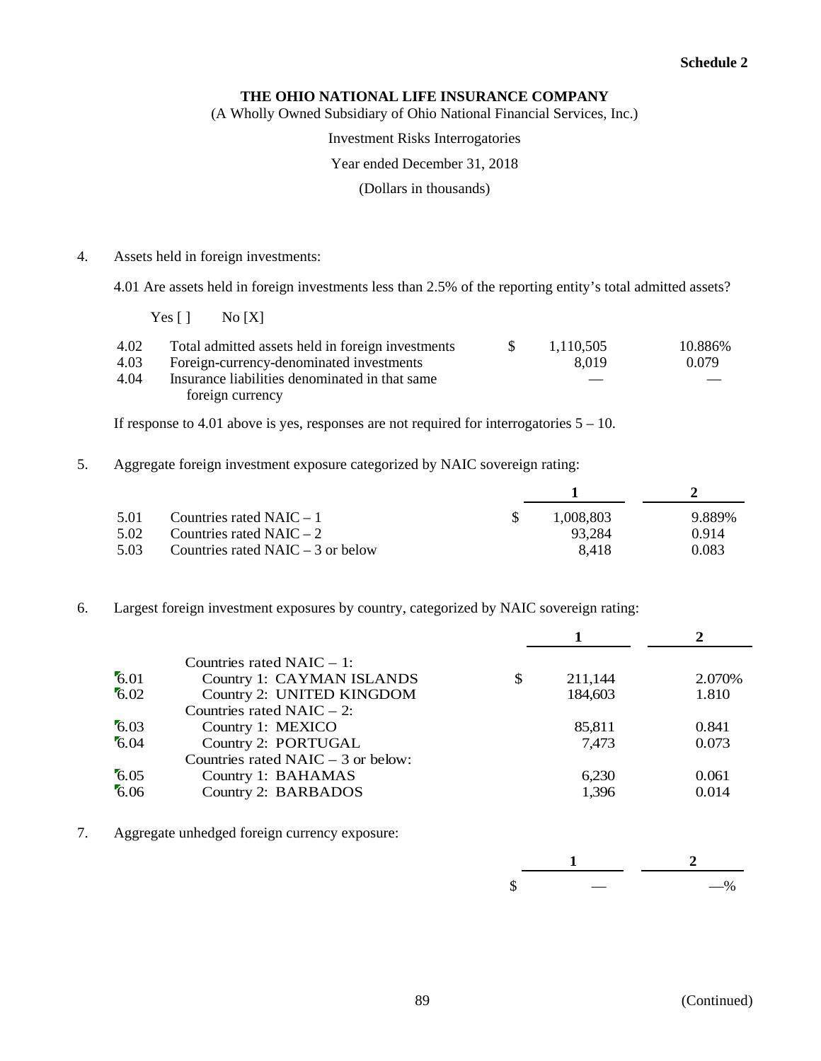**Schedule 2**

**THE OHIO NATIONAL LIFE INSURANCE COMPANY**

(A Wholly Owned Subsidiary of Ohio National Financial Services, Inc.)

Investment Risks Interrogatories

Year ended December 31, 2018

(Dollars in thousands)

4. Assets held in foreign investments:

4.01 Are assets held in foreign investments less than 2.5% of the reporting entity's total admitted assets?

Yes [ ]     No [X]

| | | | |
|---|---|---|---|
| 4.02 | Total admitted assets held in foreign investments | $ 1,110,505 | 10.886% |
| 4.03 | Foreign-currency-denominated investments | 8,019 | 0.079 |
| 4.04 | Insurance liabilities denominated in that same foreign currency | — | — |

If response to 4.01 above is yes, responses are not required for interrogatories 5 – 10.

5. Aggregate foreign investment exposure categorized by NAIC sovereign rating:

| | | 1 | 2 |
|---|---|---|---|
| 5.01 | Countries rated NAIC – 1 | $ 1,008,803 | 9.889% |
| 5.02 | Countries rated NAIC – 2 | 93,284 | 0.914 |
| 5.03 | Countries rated NAIC – 3 or below | 8,418 | 0.083 |

6. Largest foreign investment exposures by country, categorized by NAIC sovereign rating:

| | | 1 | 2 |
|---|---|---|---|
| | Countries rated NAIC – 1: | | |
| 6.01 | Country 1: CAYMAN ISLANDS | $ 211,144 | 2.070% |
| 6.02 | Country 2: UNITED KINGDOM | 184,603 | 1.810 |
| | Countries rated NAIC – 2: | | |
| 6.03 | Country 1: MEXICO | 85,811 | 0.841 |
| 6.04 | Country 2: PORTUGAL | 7,473 | 0.073 |
| | Countries rated NAIC – 3 or below: | | |
| 6.05 | Country 1: BAHAMAS | 6,230 | 0.061 |
| 6.06 | Country 2: BARBADOS | 1,396 | 0.014 |

7. Aggregate unhedged foreign currency exposure:

| 1 | 2 |
|---|---|
| $ — | —% |

(Continued)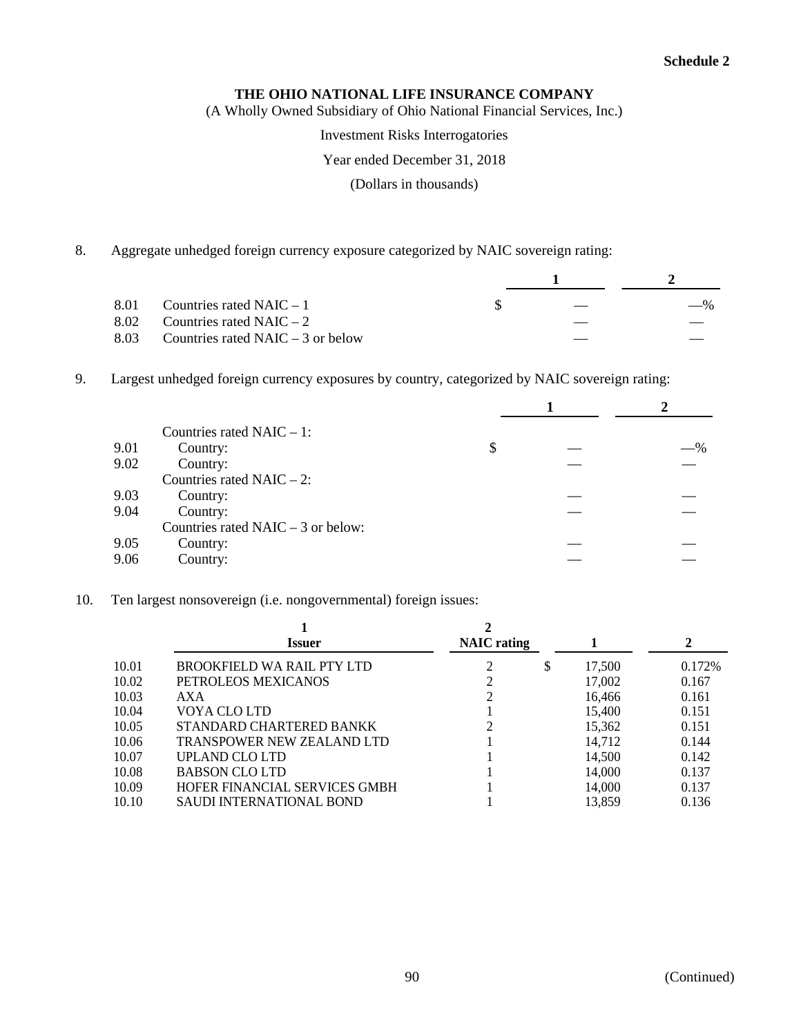Schedule 2

**THE OHIO NATIONAL LIFE INSURANCE COMPANY**

(A Wholly Owned Subsidiary of Ohio National Financial Services, Inc.)

Investment Risks Interrogatories

Year ended December 31, 2018

(Dollars in thousands)

8. Aggregate unhedged foreign currency exposure categorized by NAIC sovereign rating:

| | | 1 | 2 |
|---|---|---|---|
| 8.01 | Countries rated NAIC – 1 | $ — | —% |
| 8.02 | Countries rated NAIC – 2 | — | — |
| 8.03 | Countries rated NAIC – 3 or below | — | — |

9. Largest unhedged foreign currency exposures by country, categorized by NAIC sovereign rating:

| | | 1 | 2 |
|---|---|---|---|
| | Countries rated NAIC – 1: | | |
| 9.01 | Country: | $ — | —% |
| 9.02 | Country: | — | — |
| | Countries rated NAIC – 2: | | |
| 9.03 | Country: | — | — |
| 9.04 | Country: | — | — |
| | Countries rated NAIC – 3 or below: | | |
| 9.05 | Country: | — | — |
| 9.06 | Country: | — | — |

10. Ten largest nonsovereign (i.e. nongovernmental) foreign issues:

| | 1<br>Issuer | 2<br>NAIC rating | 1 | 2 |
|---|---|---|---|---|
| 10.01 | BROOKFIELD WA RAIL PTY LTD | 2 | $ 17,500 | 0.172% |
| 10.02 | PETROLEOS MEXICANOS | 2 | 17,002 | 0.167 |
| 10.03 | AXA | 2 | 16,466 | 0.161 |
| 10.04 | VOYA CLO LTD | 1 | 15,400 | 0.151 |
| 10.05 | STANDARD CHARTERED BANKK | 2 | 15,362 | 0.151 |
| 10.06 | TRANSPOWER NEW ZEALAND LTD | 1 | 14,712 | 0.144 |
| 10.07 | UPLAND CLO LTD | 1 | 14,500 | 0.142 |
| 10.08 | BABSON CLO LTD | 1 | 14,000 | 0.137 |
| 10.09 | HOFER FINANCIAL SERVICES GMBH | 1 | 14,000 | 0.137 |
| 10.10 | SAUDI INTERNATIONAL BOND | 1 | 13,859 | 0.136 |

(Continued)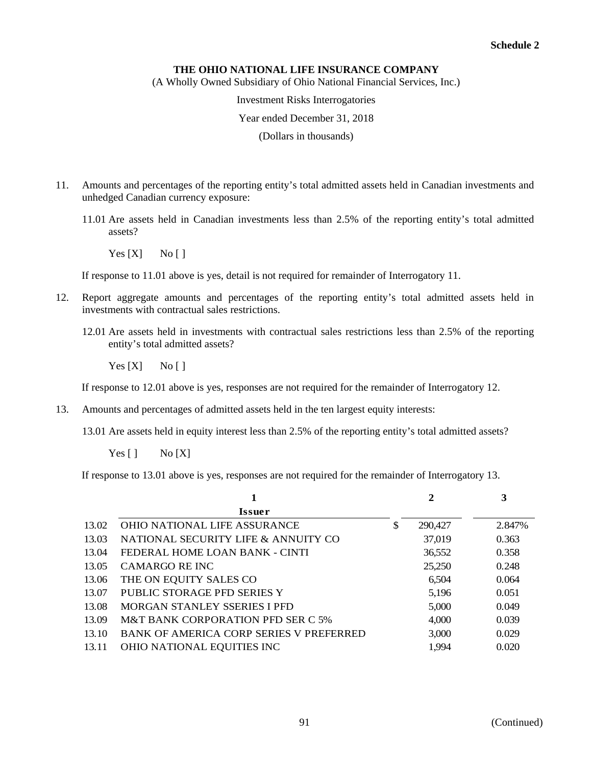**Schedule 2**

**THE OHIO NATIONAL LIFE INSURANCE COMPANY**

(A Wholly Owned Subsidiary of Ohio National Financial Services, Inc.)

Investment Risks Interrogatories

Year ended December 31, 2018

(Dollars in thousands)

11. Amounts and percentages of the reporting entity's total admitted assets held in Canadian investments and unhedged Canadian currency exposure:

    11.01 Are assets held in Canadian investments less than 2.5% of the reporting entity's total admitted assets?

    Yes [X] No [ ]

    If response to 11.01 above is yes, detail is not required for remainder of Interrogatory 11.

12. Report aggregate amounts and percentages of the reporting entity's total admitted assets held in investments with contractual sales restrictions.

    12.01 Are assets held in investments with contractual sales restrictions less than 2.5% of the reporting entity's total admitted assets?

    Yes [X] No [ ]

    If response to 12.01 above is yes, responses are not required for the remainder of Interrogatory 12.

13. Amounts and percentages of admitted assets held in the ten largest equity interests:

    13.01 Are assets held in equity interest less than 2.5% of the reporting entity's total admitted assets?

    Yes [ ] No [X]

    If response to 13.01 above is yes, responses are not required for the remainder of Interrogatory 13.

| | 1<br>**Issuer** | 2 | 3 |
|---|---|---|---|
| 13.02 | OHIO NATIONAL LIFE ASSURANCE | $ 290,427 | 2.847% |
| 13.03 | NATIONAL SECURITY LIFE & ANNUITY CO | 37,019 | 0.363 |
| 13.04 | FEDERAL HOME LOAN BANK - CINTI | 36,552 | 0.358 |
| 13.05 | CAMARGO RE INC | 25,250 | 0.248 |
| 13.06 | THE ON EQUITY SALES CO | 6,504 | 0.064 |
| 13.07 | PUBLIC STORAGE PFD SERIES Y | 5,196 | 0.051 |
| 13.08 | MORGAN STANLEY SSERIES I PFD | 5,000 | 0.049 |
| 13.09 | M&T BANK CORPORATION PFD SER C 5% | 4,000 | 0.039 |
| 13.10 | BANK OF AMERICA CORP SERIES V PREFERRED | 3,000 | 0.029 |
| 13.11 | OHIO NATIONAL EQUITIES INC | 1,994 | 0.020 |

(Continued)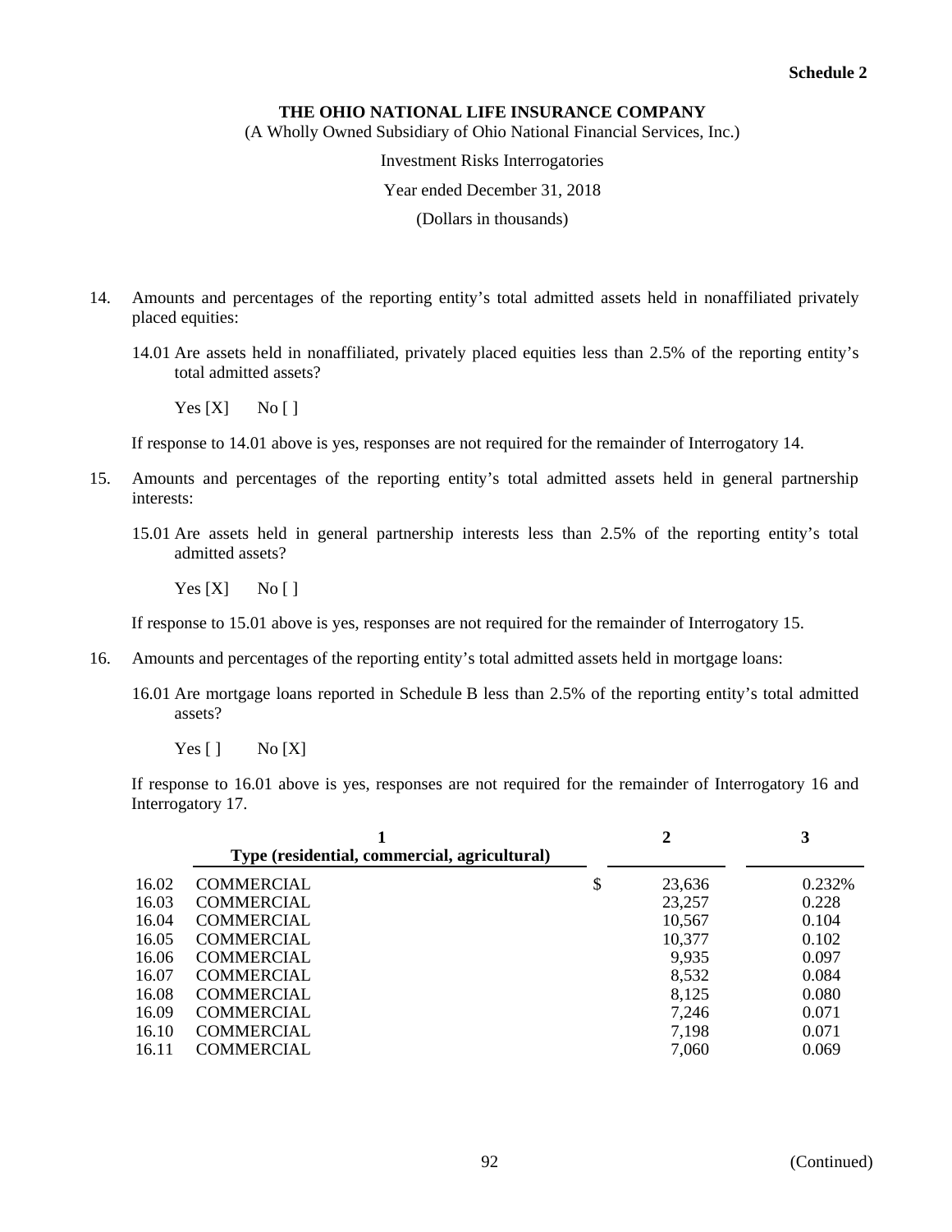**Schedule 2**

**THE OHIO NATIONAL LIFE INSURANCE COMPANY**

(A Wholly Owned Subsidiary of Ohio National Financial Services, Inc.)

Investment Risks Interrogatories

Year ended December 31, 2018

(Dollars in thousands)

14. Amounts and percentages of the reporting entity's total admitted assets held in nonaffiliated privately placed equities:

    14.01 Are assets held in nonaffiliated, privately placed equities less than 2.5% of the reporting entity's total admitted assets?

    Yes [X]  No [ ]

    If response to 14.01 above is yes, responses are not required for the remainder of Interrogatory 14.

15. Amounts and percentages of the reporting entity's total admitted assets held in general partnership interests:

    15.01 Are assets held in general partnership interests less than 2.5% of the reporting entity's total admitted assets?

    Yes [X]  No [ ]

    If response to 15.01 above is yes, responses are not required for the remainder of Interrogatory 15.

16. Amounts and percentages of the reporting entity's total admitted assets held in mortgage loans:

    16.01 Are mortgage loans reported in Schedule B less than 2.5% of the reporting entity's total admitted assets?

    Yes [ ]  No [X]

    If response to 16.01 above is yes, responses are not required for the remainder of Interrogatory 16 and Interrogatory 17.

| | 1<br>Type (residential, commercial, agricultural) | 2 | 3 |
|---|---|---|---|
| 16.02 | COMMERCIAL | $ 23,636 | 0.232% |
| 16.03 | COMMERCIAL | 23,257 | 0.228 |
| 16.04 | COMMERCIAL | 10,567 | 0.104 |
| 16.05 | COMMERCIAL | 10,377 | 0.102 |
| 16.06 | COMMERCIAL | 9,935 | 0.097 |
| 16.07 | COMMERCIAL | 8,532 | 0.084 |
| 16.08 | COMMERCIAL | 8,125 | 0.080 |
| 16.09 | COMMERCIAL | 7,246 | 0.071 |
| 16.10 | COMMERCIAL | 7,198 | 0.071 |
| 16.11 | COMMERCIAL | 7,060 | 0.069 |

(Continued)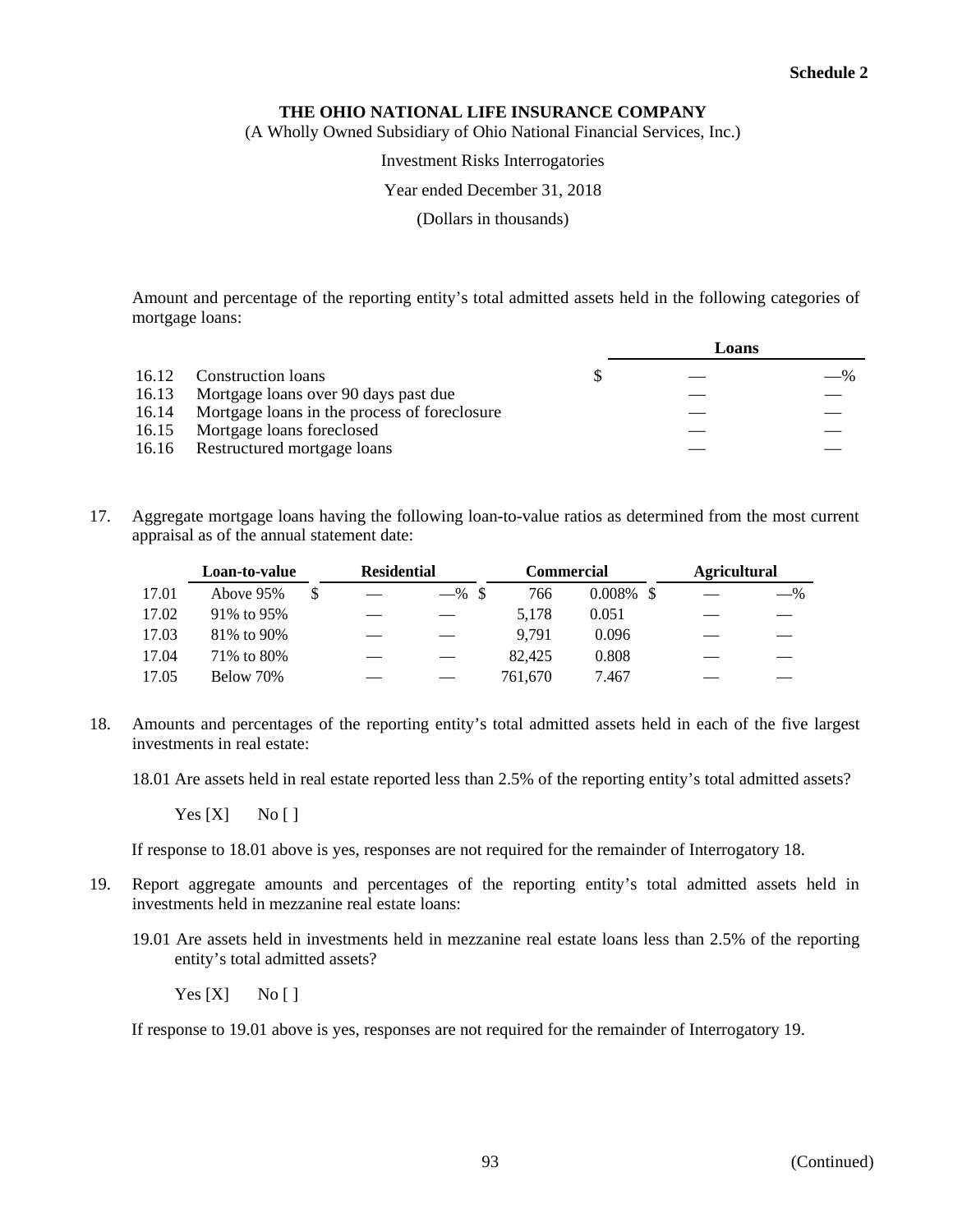**Schedule 2**

**THE OHIO NATIONAL LIFE INSURANCE COMPANY**

(A Wholly Owned Subsidiary of Ohio National Financial Services, Inc.)

Investment Risks Interrogatories

Year ended December 31, 2018

(Dollars in thousands)

Amount and percentage of the reporting entity's total admitted assets held in the following categories of mortgage loans:

| | | Loans | |
|---|---|---|---|
| 16.12 | Construction loans | $ — | —% |
| 16.13 | Mortgage loans over 90 days past due | — | — |
| 16.14 | Mortgage loans in the process of foreclosure | — | — |
| 16.15 | Mortgage loans foreclosed | — | — |
| 16.16 | Restructured mortgage loans | — | — |

17. Aggregate mortgage loans having the following loan-to-value ratios as determined from the most current appraisal as of the annual statement date:

| | Loan-to-value | Residential | | Commercial | | Agricultural | |
|---|---|---|---|---|---|---|---|
| 17.01 | Above 95% | $ — | —% | $ 766 | 0.008% | $ — | —% |
| 17.02 | 91% to 95% | — | — | 5,178 | 0.051 | — | — |
| 17.03 | 81% to 90% | — | — | 9,791 | 0.096 | — | — |
| 17.04 | 71% to 80% | — | — | 82,425 | 0.808 | — | — |
| 17.05 | Below 70% | — | — | 761,670 | 7.467 | — | — |

18. Amounts and percentages of the reporting entity's total admitted assets held in each of the five largest investments in real estate:

    18.01 Are assets held in real estate reported less than 2.5% of the reporting entity's total admitted assets?

    Yes [X]      No [ ]

    If response to 18.01 above is yes, responses are not required for the remainder of Interrogatory 18.

19. Report aggregate amounts and percentages of the reporting entity's total admitted assets held in investments held in mezzanine real estate loans:

    19.01 Are assets held in investments held in mezzanine real estate loans less than 2.5% of the reporting entity's total admitted assets?

    Yes [X]      No [ ]

    If response to 19.01 above is yes, responses are not required for the remainder of Interrogatory 19.

(Continued)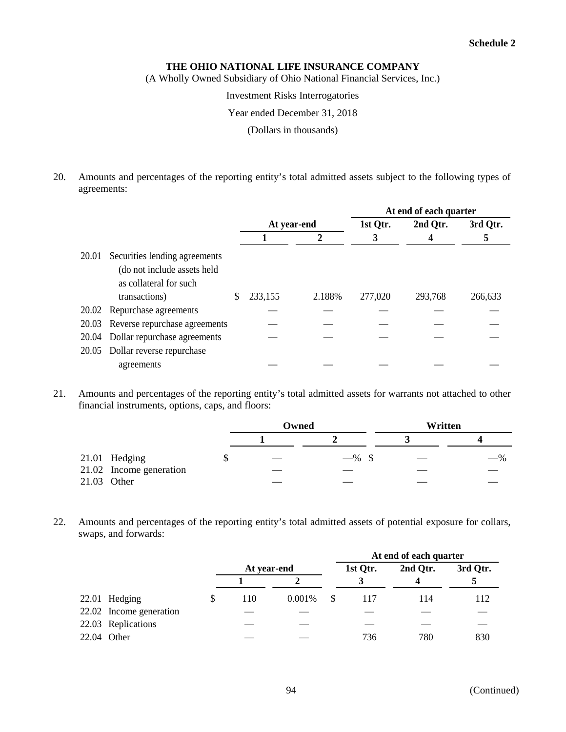**Schedule 2**

**THE OHIO NATIONAL LIFE INSURANCE COMPANY**

(A Wholly Owned Subsidiary of Ohio National Financial Services, Inc.)

Investment Risks Interrogatories

Year ended December 31, 2018

(Dollars in thousands)

20. Amounts and percentages of the reporting entity's total admitted assets subject to the following types of agreements:

| | | At year-end | | At end of each quarter | | |
|---|---|---|---|---|---|---|
| | | | | 1st Qtr. | 2nd Qtr. | 3rd Qtr. |
| | | 1 | 2 | 3 | 4 | 5 |
| 20.01 | Securities lending agreements (do not include assets held as collateral for such transactions) | $ 233,155 | 2.188% | 277,020 | 293,768 | 266,633 |
| 20.02 | Repurchase agreements | — | — | — | — | — |
| 20.03 | Reverse repurchase agreements | — | — | — | — | — |
| 20.04 | Dollar repurchase agreements | — | — | — | — | — |
| 20.05 | Dollar reverse repurchase agreements | — | — | — | — | — |

21. Amounts and percentages of the reporting entity's total admitted assets for warrants not attached to other financial instruments, options, caps, and floors:

| | | Owned | | Written | |
|---|---|---|---|---|---|
| | | 1 | 2 | 3 | 4 |
| 21.01 | Hedging | $ — | —% | $ — | —% |
| 21.02 | Income generation | — | — | — | — |
| 21.03 | Other | — | — | — | — |

22. Amounts and percentages of the reporting entity's total admitted assets of potential exposure for collars, swaps, and forwards:

| | | At year-end | | At end of each quarter | | |
|---|---|---|---|---|---|---|
| | | | | 1st Qtr. | 2nd Qtr. | 3rd Qtr. |
| | | 1 | 2 | 3 | 4 | 5 |
| 22.01 | Hedging | $ 110 | 0.001% | $ 117 | 114 | 112 |
| 22.02 | Income generation | — | — | — | — | — |
| 22.03 | Replications | — | — | — | — | — |
| 22.04 | Other | — | — | 736 | 780 | 830 |

(Continued)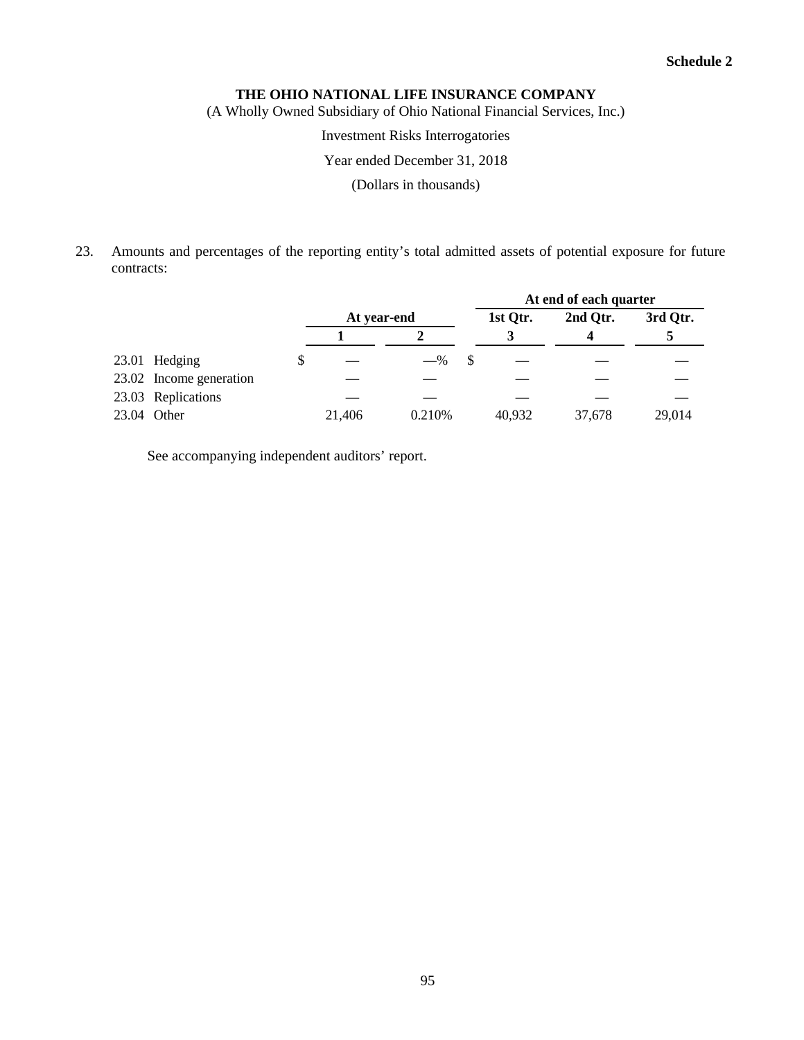**Schedule 2**

**THE OHIO NATIONAL LIFE INSURANCE COMPANY**

(A Wholly Owned Subsidiary of Ohio National Financial Services, Inc.)

Investment Risks Interrogatories

Year ended December 31, 2018

(Dollars in thousands)

23. Amounts and percentages of the reporting entity's total admitted assets of potential exposure for future contracts:

| | At year-end | | At end of each quarter | | |
|---|---|---|---|---|---|
| | | | 1st Qtr. | 2nd Qtr. | 3rd Qtr. |
| | 1 | 2 | 3 | 4 | 5 |
| 23.01 Hedging | $ — | —% | $ — | — | — |
| 23.02 Income generation | — | — | — | — | — |
| 23.03 Replications | — | — | — | — | — |
| 23.04 Other | 21,406 | 0.210% | 40,932 | 37,678 | 29,014 |

See accompanying independent auditors' report.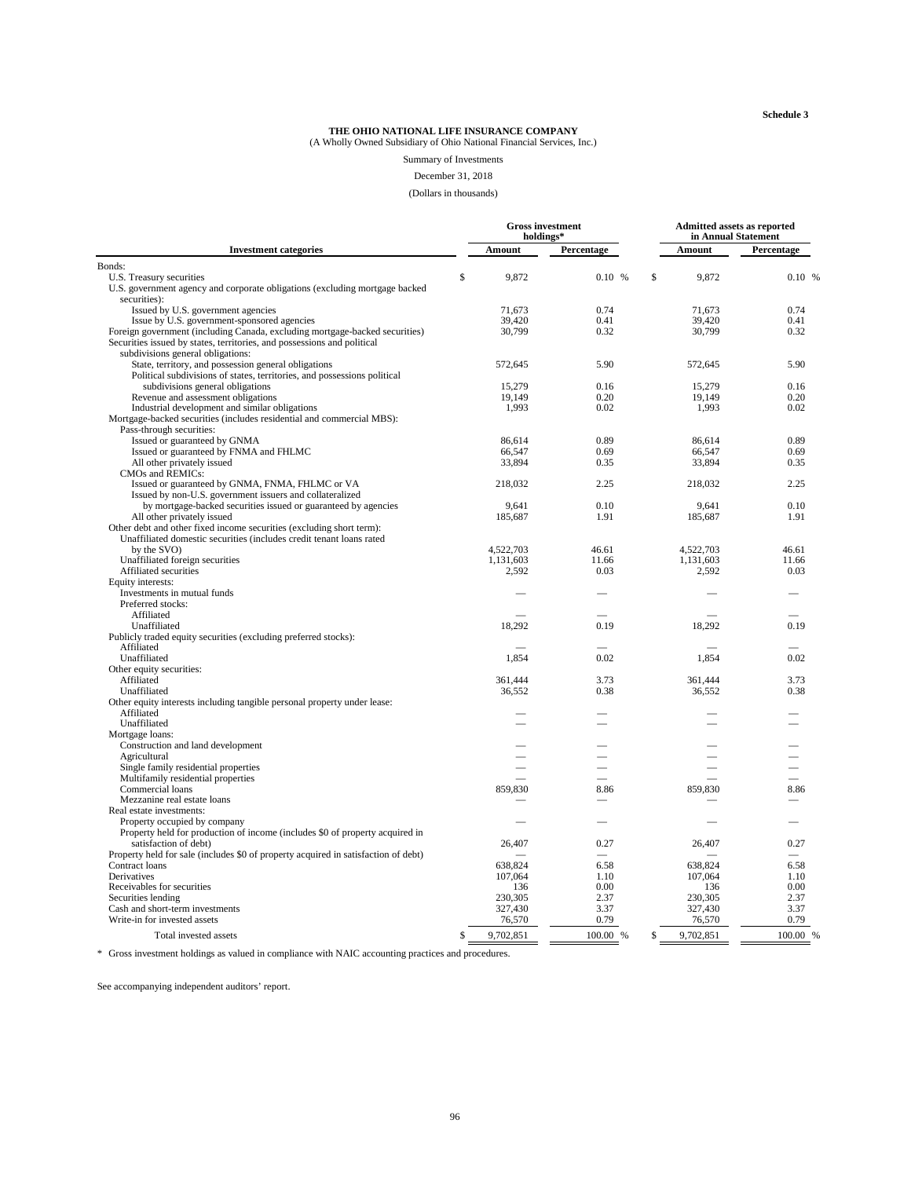Schedule 3

**THE OHIO NATIONAL LIFE INSURANCE COMPANY**
(A Wholly Owned Subsidiary of Ohio National Financial Services, Inc.)

Summary of Investments

December 31, 2018

(Dollars in thousands)

| Investment categories | Gross investment holdings* | | Admitted assets as reported in Annual Statement | |
|---|---|---|---|---|
| | Amount | Percentage | Amount | Percentage |
| Bonds: | | | | |
| U.S. Treasury securities | $ 9,872 | 0.10 % | $ 9,872 | 0.10 % |
| U.S. government agency and corporate obligations (excluding mortgage backed securities): | | | | |
| Issued by U.S. government agencies | 71,673 | 0.74 | 71,673 | 0.74 |
| Issue by U.S. government-sponsored agencies | 39,420 | 0.41 | 39,420 | 0.41 |
| Foreign government (including Canada, excluding mortgage-backed securities) | 30,799 | 0.32 | 30,799 | 0.32 |
| Securities issued by states, territories, and possessions and political subdivisions general obligations: | | | | |
| State, territory, and possession general obligations | 572,645 | 5.90 | 572,645 | 5.90 |
| Political subdivisions of states, territories, and possessions political subdivisions general obligations | 15,279 | 0.16 | 15,279 | 0.16 |
| Revenue and assessment obligations | 19,149 | 0.20 | 19,149 | 0.20 |
| Industrial development and similar obligations | 1,993 | 0.02 | 1,993 | 0.02 |
| Mortgage-backed securities (includes residential and commercial MBS): | | | | |
| Pass-through securities: | | | | |
| Issued or guaranteed by GNMA | 86,614 | 0.89 | 86,614 | 0.89 |
| Issued or guaranteed by FNMA and FHLMC | 66,547 | 0.69 | 66,547 | 0.69 |
| All other privately issued | 33,894 | 0.35 | 33,894 | 0.35 |
| CMOs and REMICs: | | | | |
| Issued or guaranteed by GNMA, FNMA, FHLMC or VA | 218,032 | 2.25 | 218,032 | 2.25 |
| Issued by non-U.S. government issuers and collateralized by mortgage-backed securities issued or guaranteed by agencies | 9,641 | 0.10 | 9,641 | 0.10 |
| All other privately issued | 185,687 | 1.91 | 185,687 | 1.91 |
| Other debt and other fixed income securities (excluding short term): | | | | |
| Unaffiliated domestic securities (includes credit tenant loans rated by the SVO) | 4,522,703 | 46.61 | 4,522,703 | 46.61 |
| Unaffiliated foreign securities | 1,131,603 | 11.66 | 1,131,603 | 11.66 |
| Affiliated securities | 2,592 | 0.03 | 2,592 | 0.03 |
| Equity interests: | | | | |
| Investments in mutual funds | — | — | — | — |
| Preferred stocks: | | | | |
| Affiliated | — | — | — | — |
| Unaffiliated | 18,292 | 0.19 | 18,292 | 0.19 |
| Publicly traded equity securities (excluding preferred stocks): | | | | |
| Affiliated | — | — | — | — |
| Unaffiliated | 1,854 | 0.02 | 1,854 | 0.02 |
| Other equity securities: | | | | |
| Affiliated | 361,444 | 3.73 | 361,444 | 3.73 |
| Unaffiliated | 36,552 | 0.38 | 36,552 | 0.38 |
| Other equity interests including tangible personal property under lease: | | | | |
| Affiliated | — | — | — | — |
| Unaffiliated | — | — | — | — |
| Mortgage loans: | | | | |
| Construction and land development | — | — | — | — |
| Agricultural | — | — | — | — |
| Single family residential properties | — | — | — | — |
| Multifamily residential properties | — | — | — | — |
| Commercial loans | 859,830 | 8.86 | 859,830 | 8.86 |
| Mezzanine real estate loans | — | — | — | — |
| Real estate investments: | | | | |
| Property occupied by company | — | — | — | — |
| Property held for production of income (includes $0 of property acquired in satisfaction of debt) | 26,407 | 0.27 | 26,407 | 0.27 |
| Property held for sale (includes $0 of property acquired in satisfaction of debt) | — | — | — | — |
| Contract loans | 638,824 | 6.58 | 638,824 | 6.58 |
| Derivatives | 107,064 | 1.10 | 107,064 | 1.10 |
| Receivables for securities | 136 | 0.00 | 136 | 0.00 |
| Securities lending | 230,305 | 2.37 | 230,305 | 2.37 |
| Cash and short-term investments | 327,430 | 3.37 | 327,430 | 3.37 |
| Write-in for invested assets | 76,570 | 0.79 | 76,570 | 0.79 |
| Total invested assets | $ 9,702,851 | 100.00 % | $ 9,702,851 | 100.00 % |

\* Gross investment holdings as valued in compliance with NAIC accounting practices and procedures.

See accompanying independent auditors' report.